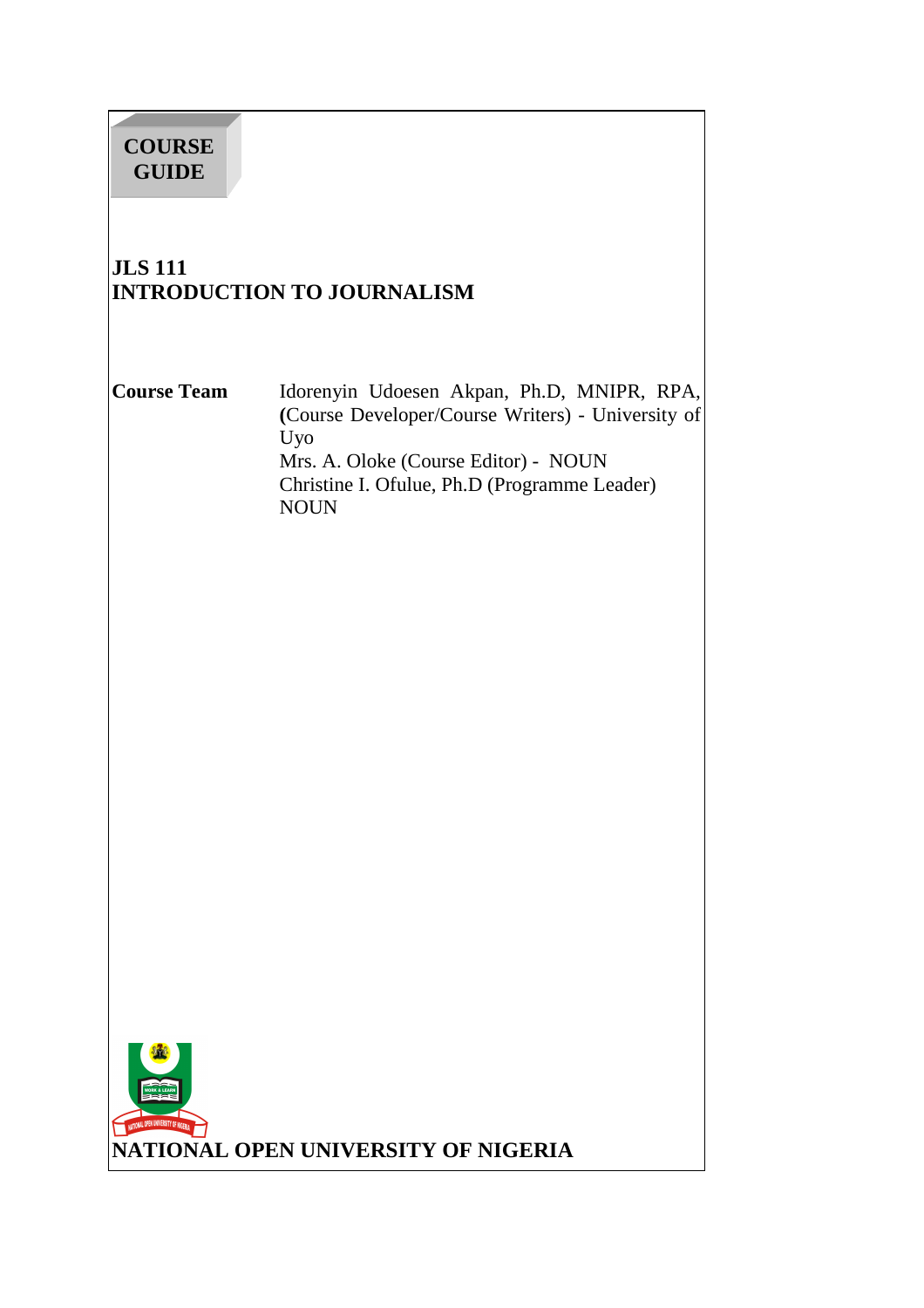**COURSE GUIDE**

# JLS 111
# INTRODUCTION TO JOURNALISM

| | |
|---|---|
| **Course Team** | Idorenyin Udoesen Akpan, Ph.D, MNIPR, RPA, (Course Developer/Course Writers) - University of Uyo<br>Mrs. A. Oloke (Course Editor) - NOUN<br>Christine I. Ofulue, Ph.D (Programme Leader) NOUN |

**NATIONAL OPEN UNIVERSITY OF NIGERIA**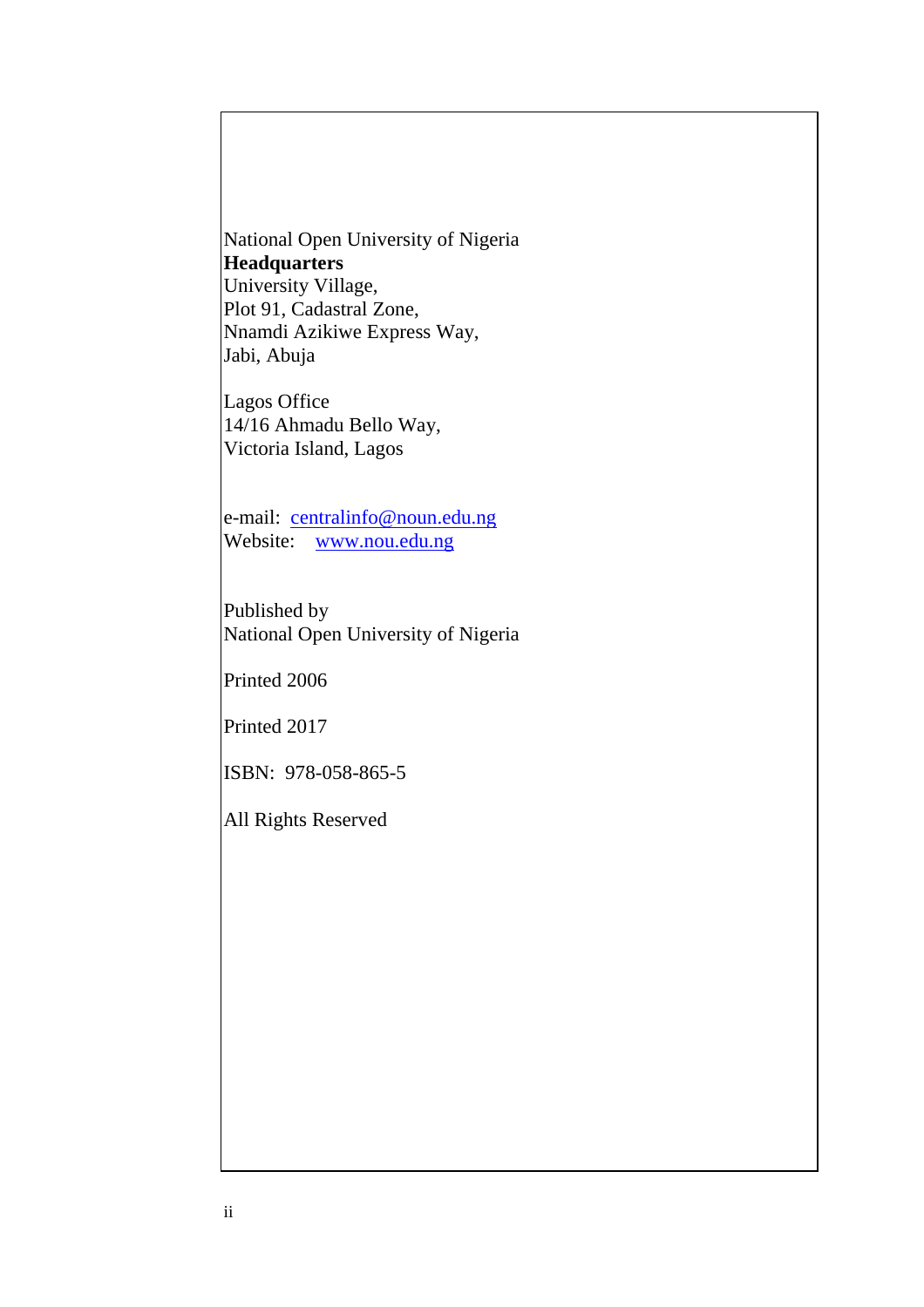National Open University of Nigeria
**Headquarters**
University Village,
Plot 91, Cadastral Zone,
Nnamdi Azikiwe Express Way,
Jabi, Abuja

Lagos Office
14/16 Ahmadu Bello Way,
Victoria Island, Lagos

e-mail: centralinfo@noun.edu.ng
Website: www.nou.edu.ng

Published by
National Open University of Nigeria

Printed 2006

Printed 2017

ISBN: 978-058-865-5

All Rights Reserved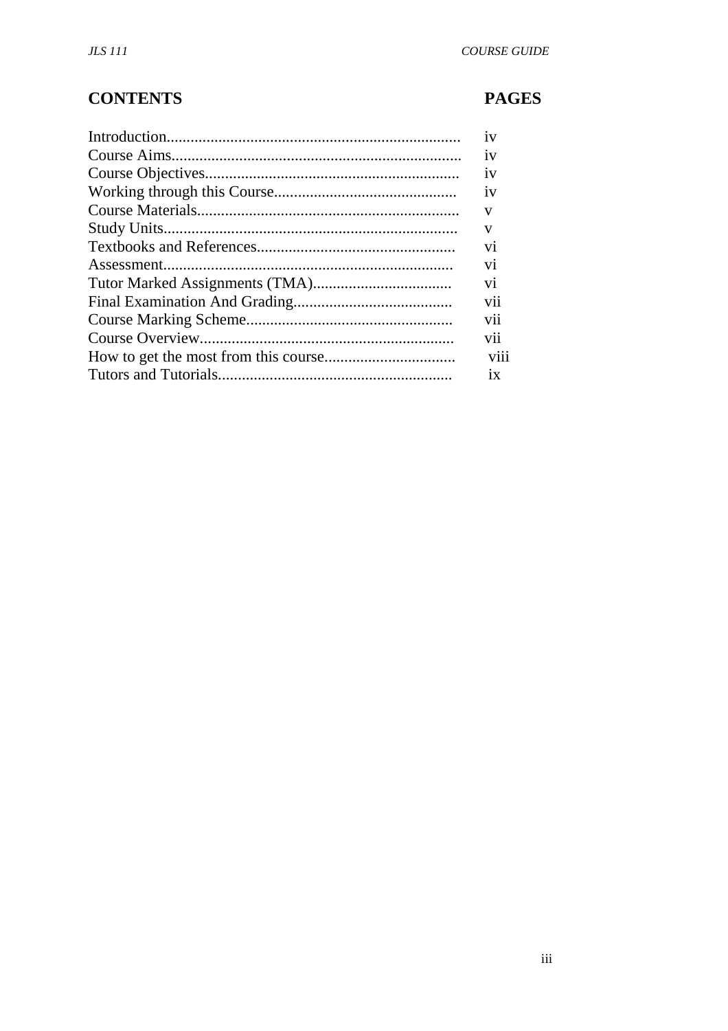| CONTENTS | PAGES |
|---|---|
| Introduction | iv |
| Course Aims | iv |
| Course Objectives | iv |
| Working through this Course | iv |
| Course Materials | v |
| Study Units | v |
| Textbooks and References | vi |
| Assessment | vi |
| Tutor Marked Assignments (TMA) | vi |
| Final Examination And Grading | vii |
| Course Marking Scheme | vii |
| Course Overview | vii |
| How to get the most from this course | viii |
| Tutors and Tutorials | ix |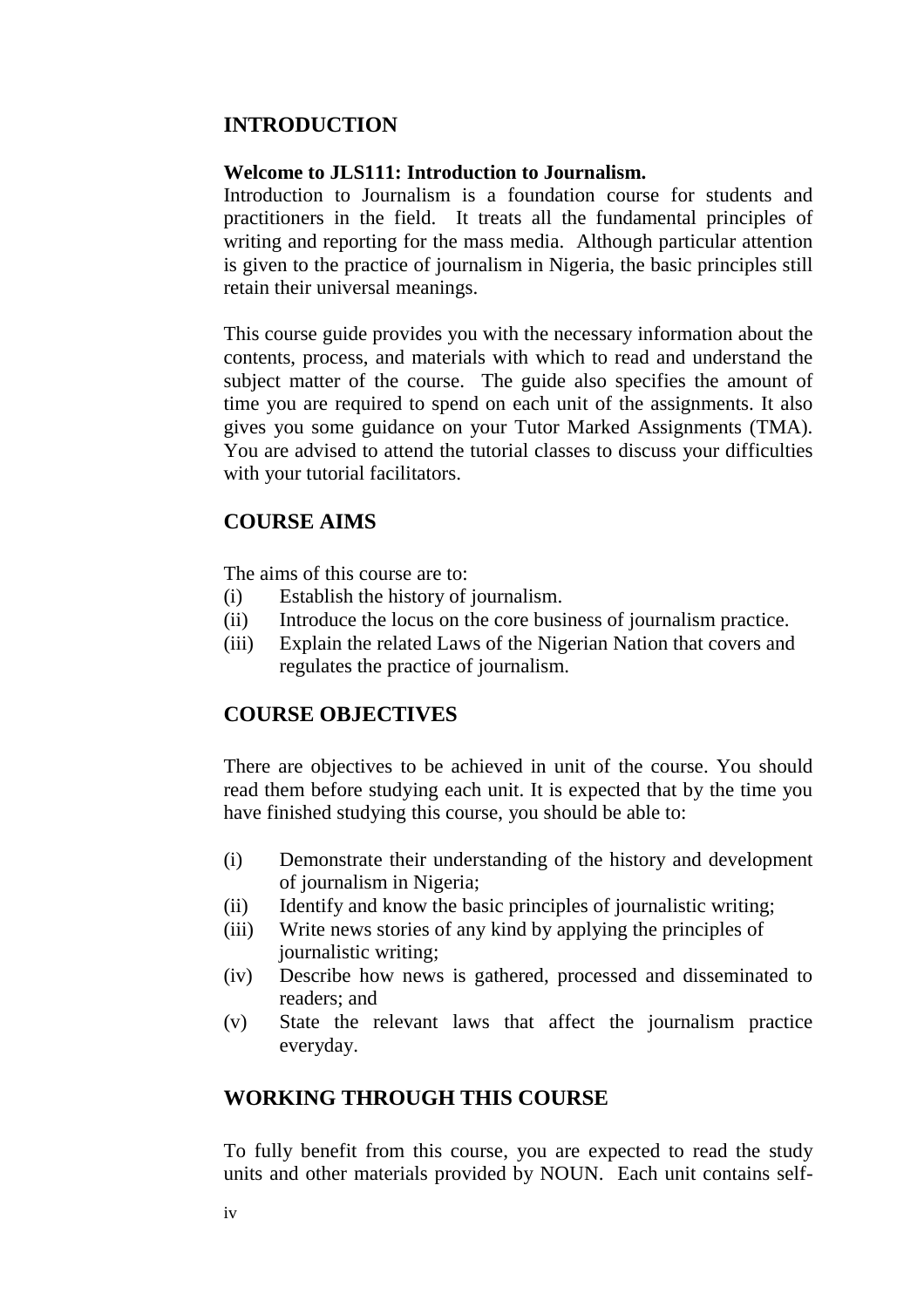## INTRODUCTION

**Welcome to JLS111: Introduction to Journalism.**
Introduction to Journalism is a foundation course for students and practitioners in the field. It treats all the fundamental principles of writing and reporting for the mass media. Although particular attention is given to the practice of journalism in Nigeria, the basic principles still retain their universal meanings.

This course guide provides you with the necessary information about the contents, process, and materials with which to read and understand the subject matter of the course. The guide also specifies the amount of time you are required to spend on each unit of the assignments. It also gives you some guidance on your Tutor Marked Assignments (TMA). You are advised to attend the tutorial classes to discuss your difficulties with your tutorial facilitators.

## COURSE AIMS

The aims of this course are to:

(i) Establish the history of journalism.
(ii) Introduce the locus on the core business of journalism practice.
(iii) Explain the related Laws of the Nigerian Nation that covers and regulates the practice of journalism.

## COURSE OBJECTIVES

There are objectives to be achieved in unit of the course. You should read them before studying each unit. It is expected that by the time you have finished studying this course, you should be able to:

(i) Demonstrate their understanding of the history and development of journalism in Nigeria;
(ii) Identify and know the basic principles of journalistic writing;
(iii) Write news stories of any kind by applying the principles of journalistic writing;
(iv) Describe how news is gathered, processed and disseminated to readers; and
(v) State the relevant laws that affect the journalism practice everyday.

## WORKING THROUGH THIS COURSE

To fully benefit from this course, you are expected to read the study units and other materials provided by NOUN. Each unit contains self-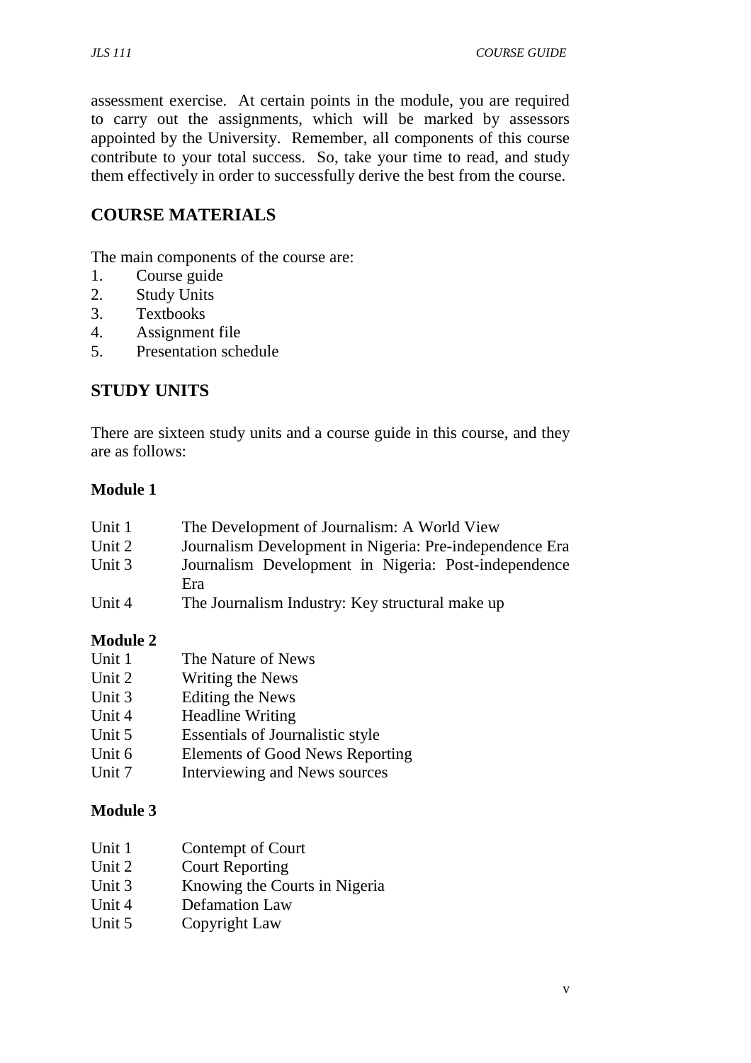assessment exercise. At certain points in the module, you are required to carry out the assignments, which will be marked by assessors appointed by the University. Remember, all components of this course contribute to your total success. So, take your time to read, and study them effectively in order to successfully derive the best from the course.

## COURSE MATERIALS

The main components of the course are:

1. Course guide
2. Study Units
3. Textbooks
4. Assignment file
5. Presentation schedule

## STUDY UNITS

There are sixteen study units and a course guide in this course, and they are as follows:

**Module 1**

Unit 1 The Development of Journalism: A World View
Unit 2 Journalism Development in Nigeria: Pre-independence Era
Unit 3 Journalism Development in Nigeria: Post-independence Era
Unit 4 The Journalism Industry: Key structural make up

**Module 2**

Unit 1 The Nature of News
Unit 2 Writing the News
Unit 3 Editing the News
Unit 4 Headline Writing
Unit 5 Essentials of Journalistic style
Unit 6 Elements of Good News Reporting
Unit 7 Interviewing and News sources

**Module 3**

Unit 1 Contempt of Court
Unit 2 Court Reporting
Unit 3 Knowing the Courts in Nigeria
Unit 4 Defamation Law
Unit 5 Copyright Law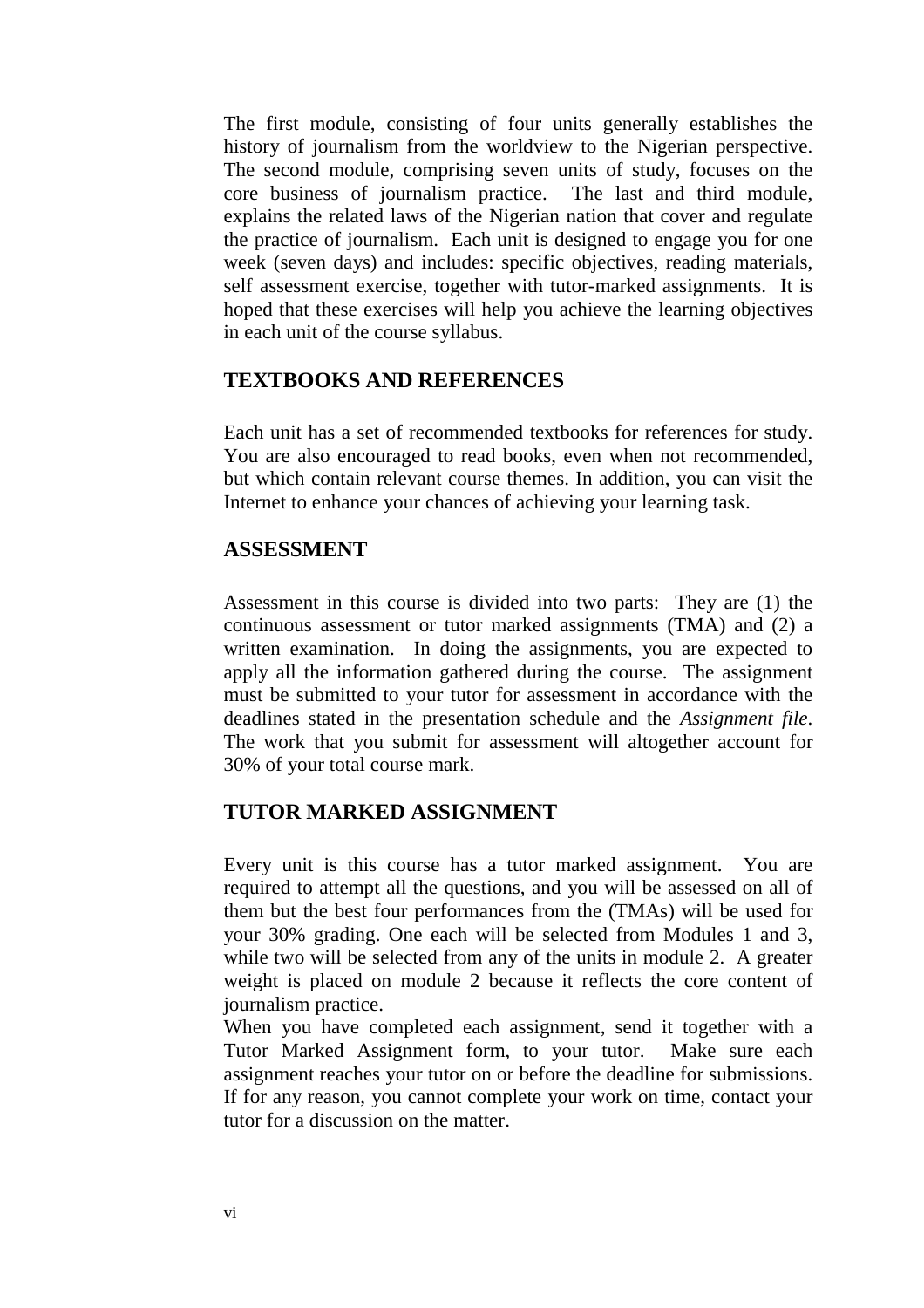The first module, consisting of four units generally establishes the history of journalism from the worldview to the Nigerian perspective. The second module, comprising seven units of study, focuses on the core business of journalism practice. The last and third module, explains the related laws of the Nigerian nation that cover and regulate the practice of journalism. Each unit is designed to engage you for one week (seven days) and includes: specific objectives, reading materials, self assessment exercise, together with tutor-marked assignments. It is hoped that these exercises will help you achieve the learning objectives in each unit of the course syllabus.

## TEXTBOOKS AND REFERENCES

Each unit has a set of recommended textbooks for references for study. You are also encouraged to read books, even when not recommended, but which contain relevant course themes. In addition, you can visit the Internet to enhance your chances of achieving your learning task.

## ASSESSMENT

Assessment in this course is divided into two parts: They are (1) the continuous assessment or tutor marked assignments (TMA) and (2) a written examination. In doing the assignments, you are expected to apply all the information gathered during the course. The assignment must be submitted to your tutor for assessment in accordance with the deadlines stated in the presentation schedule and the *Assignment file*. The work that you submit for assessment will altogether account for 30% of your total course mark.

## TUTOR MARKED ASSIGNMENT

Every unit is this course has a tutor marked assignment. You are required to attempt all the questions, and you will be assessed on all of them but the best four performances from the (TMAs) will be used for your 30% grading. One each will be selected from Modules 1 and 3, while two will be selected from any of the units in module 2. A greater weight is placed on module 2 because it reflects the core content of journalism practice.

When you have completed each assignment, send it together with a Tutor Marked Assignment form, to your tutor. Make sure each assignment reaches your tutor on or before the deadline for submissions. If for any reason, you cannot complete your work on time, contact your tutor for a discussion on the matter.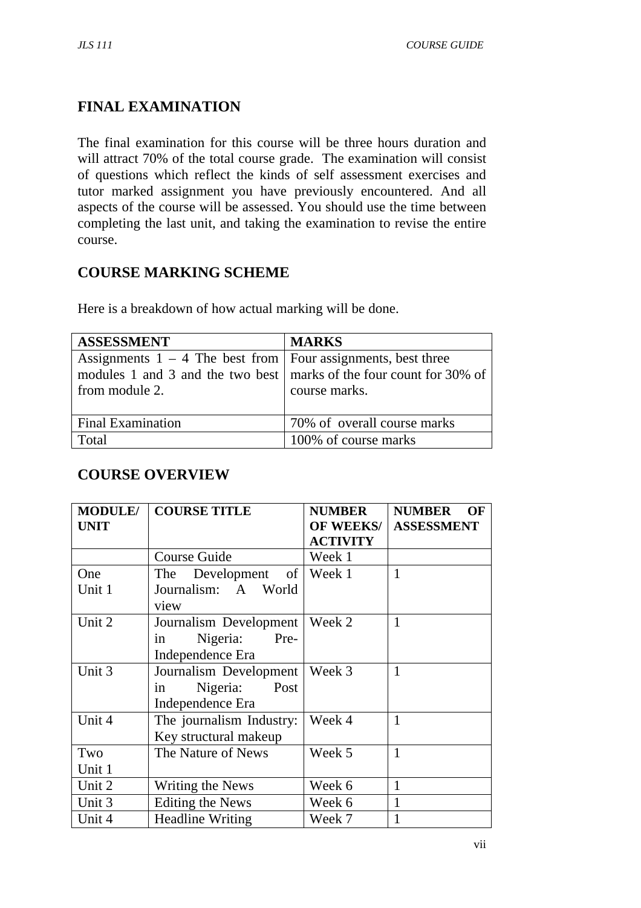## FINAL EXAMINATION

The final examination for this course will be three hours duration and will attract 70% of the total course grade. The examination will consist of questions which reflect the kinds of self assessment exercises and tutor marked assignment you have previously encountered. And all aspects of the course will be assessed. You should use the time between completing the last unit, and taking the examination to revise the entire course.

## COURSE MARKING SCHEME

Here is a breakdown of how actual marking will be done.

| ASSESSMENT | MARKS |
|---|---|
| Assignments 1 – 4 The best from modules 1 and 3 and the two best from module 2. | Four assignments, best three marks of the four count for 30% of course marks. |
| Final Examination | 70% of overall course marks |
| Total | 100% of course marks |

## COURSE OVERVIEW

| MODULE/ UNIT | COURSE TITLE | NUMBER OF WEEKS/ ACTIVITY | NUMBER OF ASSESSMENT |
|---|---|---|---|
| | Course Guide | Week 1 | |
| One Unit 1 | The Development of Journalism: A World view | Week 1 | 1 |
| Unit 2 | Journalism Development in Nigeria: Pre-Independence Era | Week 2 | 1 |
| Unit 3 | Journalism Development in Nigeria: Post Independence Era | Week 3 | 1 |
| Unit 4 | The journalism Industry: Key structural makeup | Week 4 | 1 |
| Two Unit 1 | The Nature of News | Week 5 | 1 |
| Unit 2 | Writing the News | Week 6 | 1 |
| Unit 3 | Editing the News | Week 6 | 1 |
| Unit 4 | Headline Writing | Week 7 | 1 |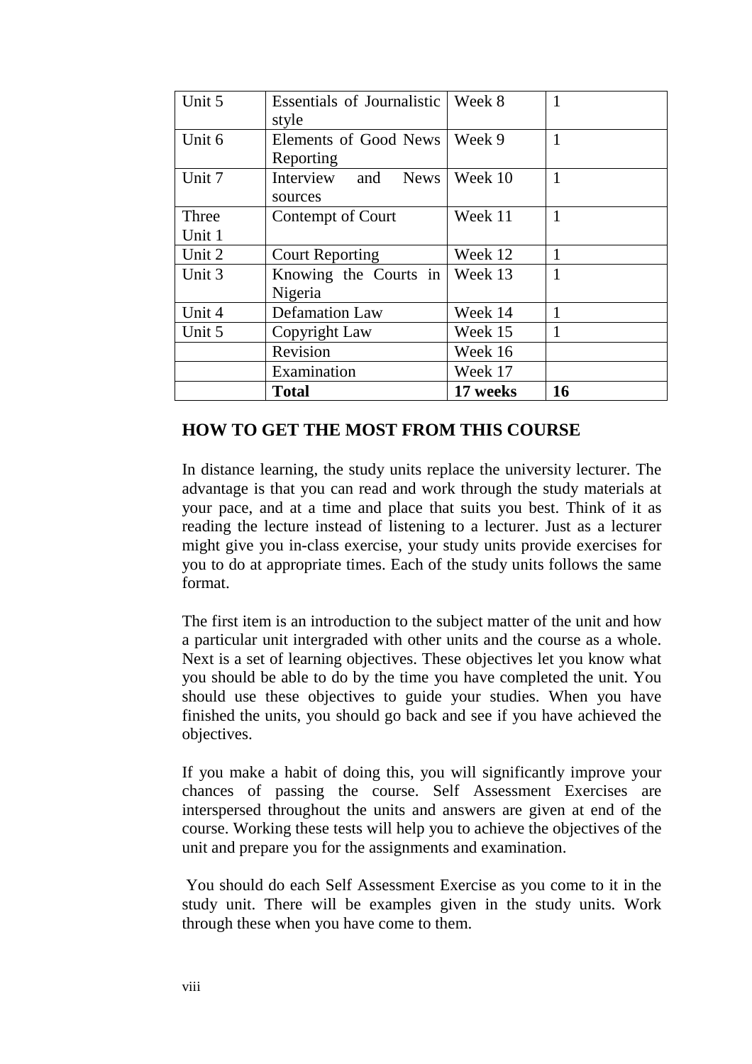| Unit 5 | Essentials of Journalistic style | Week 8 | 1 |
| --- | --- | --- | --- |
| Unit 6 | Elements of Good News Reporting | Week 9 | 1 |
| Unit 7 | Interview and News sources | Week 10 | 1 |
| Three Unit 1 | Contempt of Court | Week 11 | 1 |
| Unit 2 | Court Reporting | Week 12 | 1 |
| Unit 3 | Knowing the Courts in Nigeria | Week 13 | 1 |
| Unit 4 | Defamation Law | Week 14 | 1 |
| Unit 5 | Copyright Law | Week 15 | 1 |
| | Revision | Week 16 | |
| | Examination | Week 17 | |
| | **Total** | **17 weeks** | **16** |

## HOW TO GET THE MOST FROM THIS COURSE

In distance learning, the study units replace the university lecturer. The advantage is that you can read and work through the study materials at your pace, and at a time and place that suits you best. Think of it as reading the lecture instead of listening to a lecturer. Just as a lecturer might give you in-class exercise, your study units provide exercises for you to do at appropriate times. Each of the study units follows the same format.

The first item is an introduction to the subject matter of the unit and how a particular unit intergraded with other units and the course as a whole. Next is a set of learning objectives. These objectives let you know what you should be able to do by the time you have completed the unit. You should use these objectives to guide your studies. When you have finished the units, you should go back and see if you have achieved the objectives.

If you make a habit of doing this, you will significantly improve your chances of passing the course. Self Assessment Exercises are interspersed throughout the units and answers are given at end of the course. Working these tests will help you to achieve the objectives of the unit and prepare you for the assignments and examination.

You should do each Self Assessment Exercise as you come to it in the study unit. There will be examples given in the study units. Work through these when you have come to them.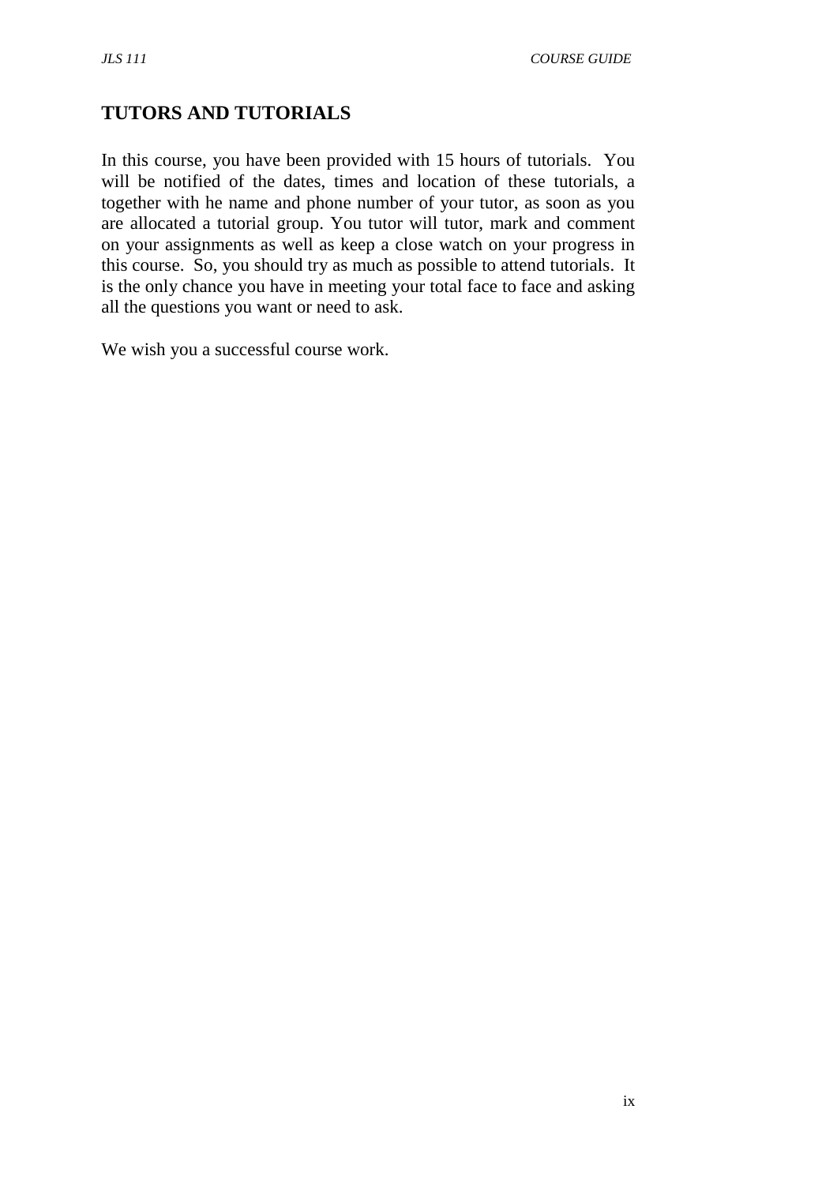## TUTORS AND TUTORIALS

In this course, you have been provided with 15 hours of tutorials. You will be notified of the dates, times and location of these tutorials, a together with he name and phone number of your tutor, as soon as you are allocated a tutorial group. You tutor will tutor, mark and comment on your assignments as well as keep a close watch on your progress in this course. So, you should try as much as possible to attend tutorials. It is the only chance you have in meeting your total face to face and asking all the questions you want or need to ask.

We wish you a successful course work.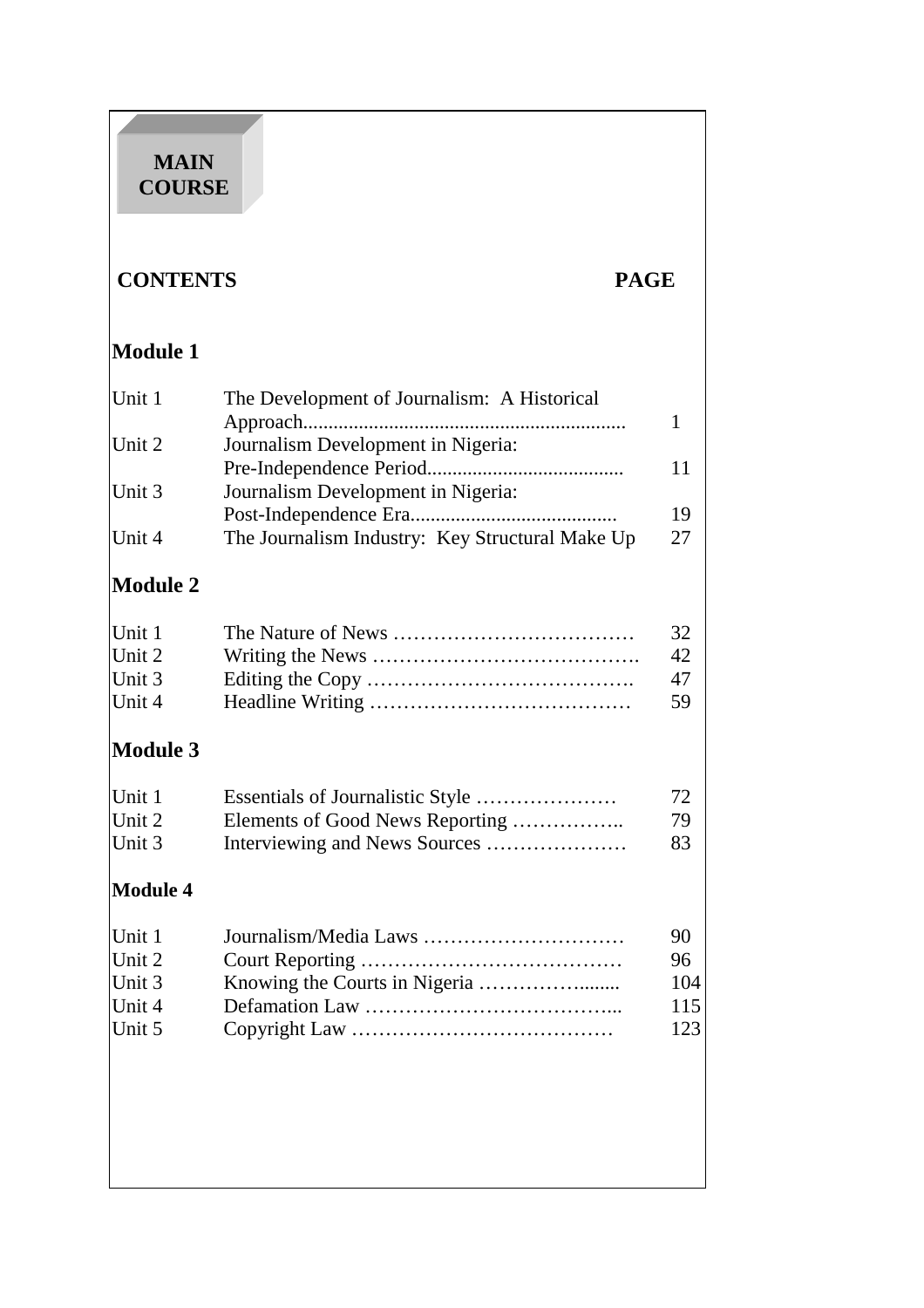**MAIN COURSE**

| CONTENTS | | PAGE |
|---|---|---|
| **Module 1** | | |
| Unit 1 | The Development of Journalism: A Historical Approach................................................................ | 1 |
| Unit 2 | Journalism Development in Nigeria: Pre-Independence Period...................................... | 11 |
| Unit 3 | Journalism Development in Nigeria: Post-Independence Era........................................ | 19 |
| Unit 4 | The Journalism Industry: Key Structural Make Up | 27 |
| **Module 2** | | |
| Unit 1 | The Nature of News ……………………………… | 32 |
| Unit 2 | Writing the News …………………………………. | 42 |
| Unit 3 | Editing the Copy …………………………………. | 47 |
| Unit 4 | Headline Writing ………………………………… | 59 |
| **Module 3** | | |
| Unit 1 | Essentials of Journalistic Style ………………… | 72 |
| Unit 2 | Elements of Good News Reporting …………….. | 79 |
| Unit 3 | Interviewing and News Sources ………………… | 83 |
| **Module 4** | | |
| Unit 1 | Journalism/Media Laws ………………………… | 90 |
| Unit 2 | Court Reporting ………………………………… | 96 |
| Unit 3 | Knowing the Courts in Nigeria …………….…..... | 104 |
| Unit 4 | Defamation Law ……………………………….... | 115 |
| Unit 5 | Copyright Law ………………………………… | 123 |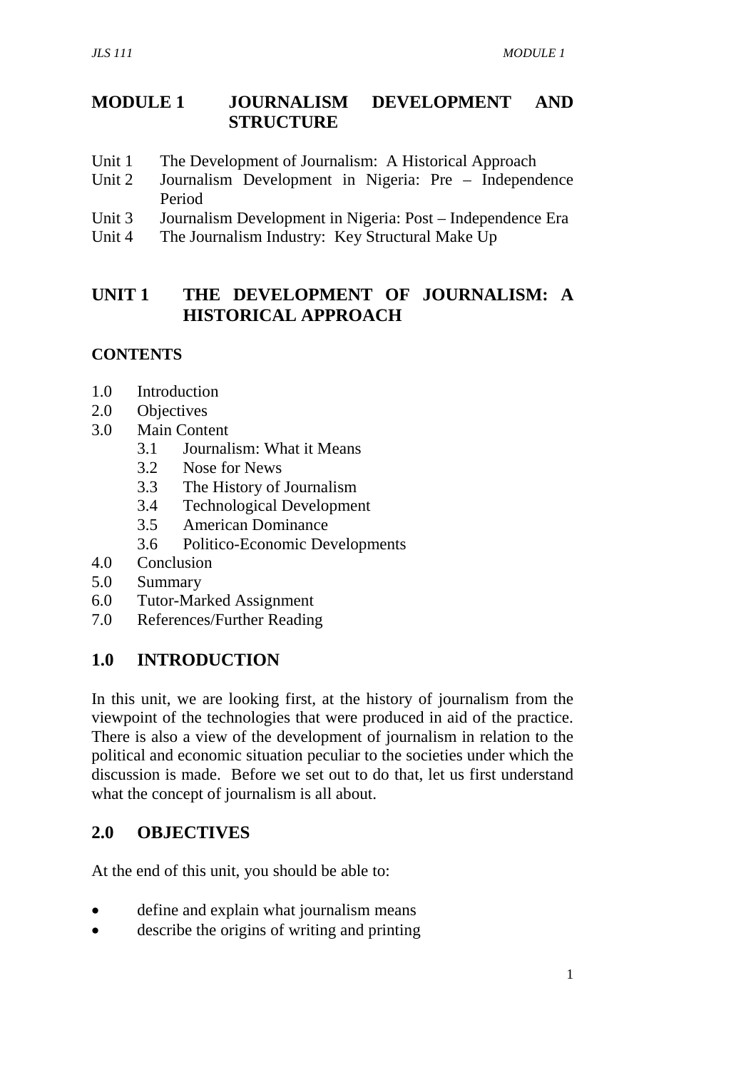# MODULE 1 JOURNALISM DEVELOPMENT AND STRUCTURE

Unit 1 The Development of Journalism: A Historical Approach
Unit 2 Journalism Development in Nigeria: Pre – Independence Period
Unit 3 Journalism Development in Nigeria: Post – Independence Era
Unit 4 The Journalism Industry: Key Structural Make Up

## UNIT 1 THE DEVELOPMENT OF JOURNALISM: A HISTORICAL APPROACH

**CONTENTS**

1.0 Introduction
2.0 Objectives
3.0 Main Content
  3.1 Journalism: What it Means
  3.2 Nose for News
  3.3 The History of Journalism
  3.4 Technological Development
  3.5 American Dominance
  3.6 Politico-Economic Developments
4.0 Conclusion
5.0 Summary
6.0 Tutor-Marked Assignment
7.0 References/Further Reading

## 1.0 INTRODUCTION

In this unit, we are looking first, at the history of journalism from the viewpoint of the technologies that were produced in aid of the practice. There is also a view of the development of journalism in relation to the political and economic situation peculiar to the societies under which the discussion is made. Before we set out to do that, let us first understand what the concept of journalism is all about.

## 2.0 OBJECTIVES

At the end of this unit, you should be able to:

- define and explain what journalism means
- describe the origins of writing and printing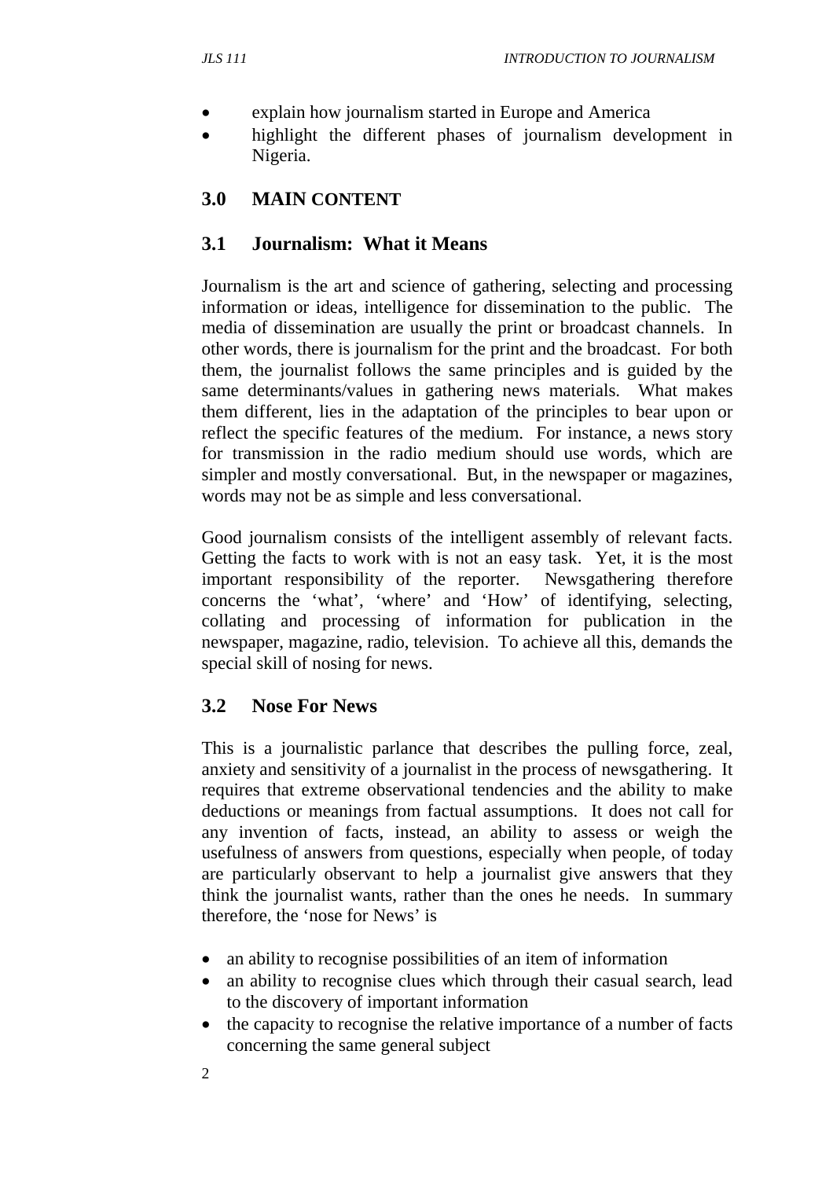- explain how journalism started in Europe and America
- highlight the different phases of journalism development in Nigeria.

## 3.0 MAIN CONTENT

### 3.1 Journalism: What it Means

Journalism is the art and science of gathering, selecting and processing information or ideas, intelligence for dissemination to the public. The media of dissemination are usually the print or broadcast channels. In other words, there is journalism for the print and the broadcast. For both them, the journalist follows the same principles and is guided by the same determinants/values in gathering news materials. What makes them different, lies in the adaptation of the principles to bear upon or reflect the specific features of the medium. For instance, a news story for transmission in the radio medium should use words, which are simpler and mostly conversational. But, in the newspaper or magazines, words may not be as simple and less conversational.

Good journalism consists of the intelligent assembly of relevant facts. Getting the facts to work with is not an easy task. Yet, it is the most important responsibility of the reporter. Newsgathering therefore concerns the 'what', 'where' and 'How' of identifying, selecting, collating and processing of information for publication in the newspaper, magazine, radio, television. To achieve all this, demands the special skill of nosing for news.

### 3.2 Nose For News

This is a journalistic parlance that describes the pulling force, zeal, anxiety and sensitivity of a journalist in the process of newsgathering. It requires that extreme observational tendencies and the ability to make deductions or meanings from factual assumptions. It does not call for any invention of facts, instead, an ability to assess or weigh the usefulness of answers from questions, especially when people, of today are particularly observant to help a journalist give answers that they think the journalist wants, rather than the ones he needs. In summary therefore, the 'nose for News' is

- an ability to recognise possibilities of an item of information
- an ability to recognise clues which through their casual search, lead to the discovery of important information
- the capacity to recognise the relative importance of a number of facts concerning the same general subject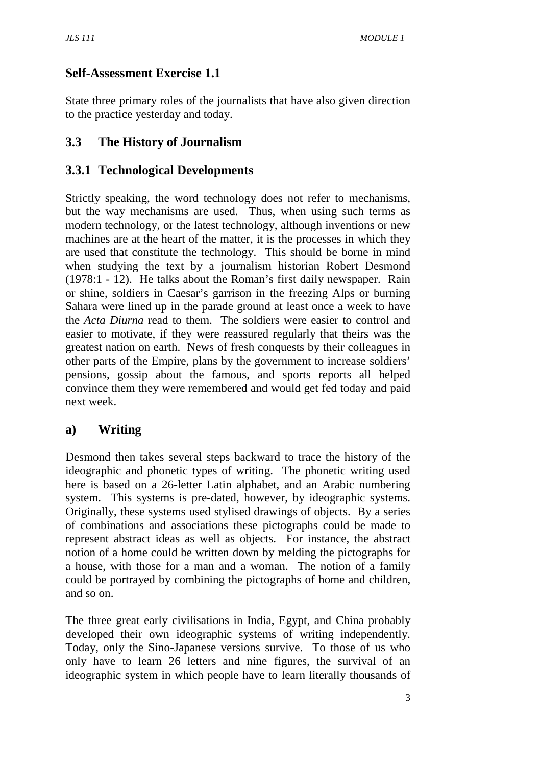## Self-Assessment Exercise 1.1

State three primary roles of the journalists that have also given direction to the practice yesterday and today.

## 3.3 The History of Journalism

### 3.3.1 Technological Developments

Strictly speaking, the word technology does not refer to mechanisms, but the way mechanisms are used. Thus, when using such terms as modern technology, or the latest technology, although inventions or new machines are at the heart of the matter, it is the processes in which they are used that constitute the technology. This should be borne in mind when studying the text by a journalism historian Robert Desmond (1978:1 - 12). He talks about the Roman's first daily newspaper. Rain or shine, soldiers in Caesar's garrison in the freezing Alps or burning Sahara were lined up in the parade ground at least once a week to have the *Acta Diurna* read to them. The soldiers were easier to control and easier to motivate, if they were reassured regularly that theirs was the greatest nation on earth. News of fresh conquests by their colleagues in other parts of the Empire, plans by the government to increase soldiers' pensions, gossip about the famous, and sports reports all helped convince them they were remembered and would get fed today and paid next week.

#### a) Writing

Desmond then takes several steps backward to trace the history of the ideographic and phonetic types of writing. The phonetic writing used here is based on a 26-letter Latin alphabet, and an Arabic numbering system. This systems is pre-dated, however, by ideographic systems. Originally, these systems used stylised drawings of objects. By a series of combinations and associations these pictographs could be made to represent abstract ideas as well as objects. For instance, the abstract notion of a home could be written down by melding the pictographs for a house, with those for a man and a woman. The notion of a family could be portrayed by combining the pictographs of home and children, and so on.

The three great early civilisations in India, Egypt, and China probably developed their own ideographic systems of writing independently. Today, only the Sino-Japanese versions survive. To those of us who only have to learn 26 letters and nine figures, the survival of an ideographic system in which people have to learn literally thousands of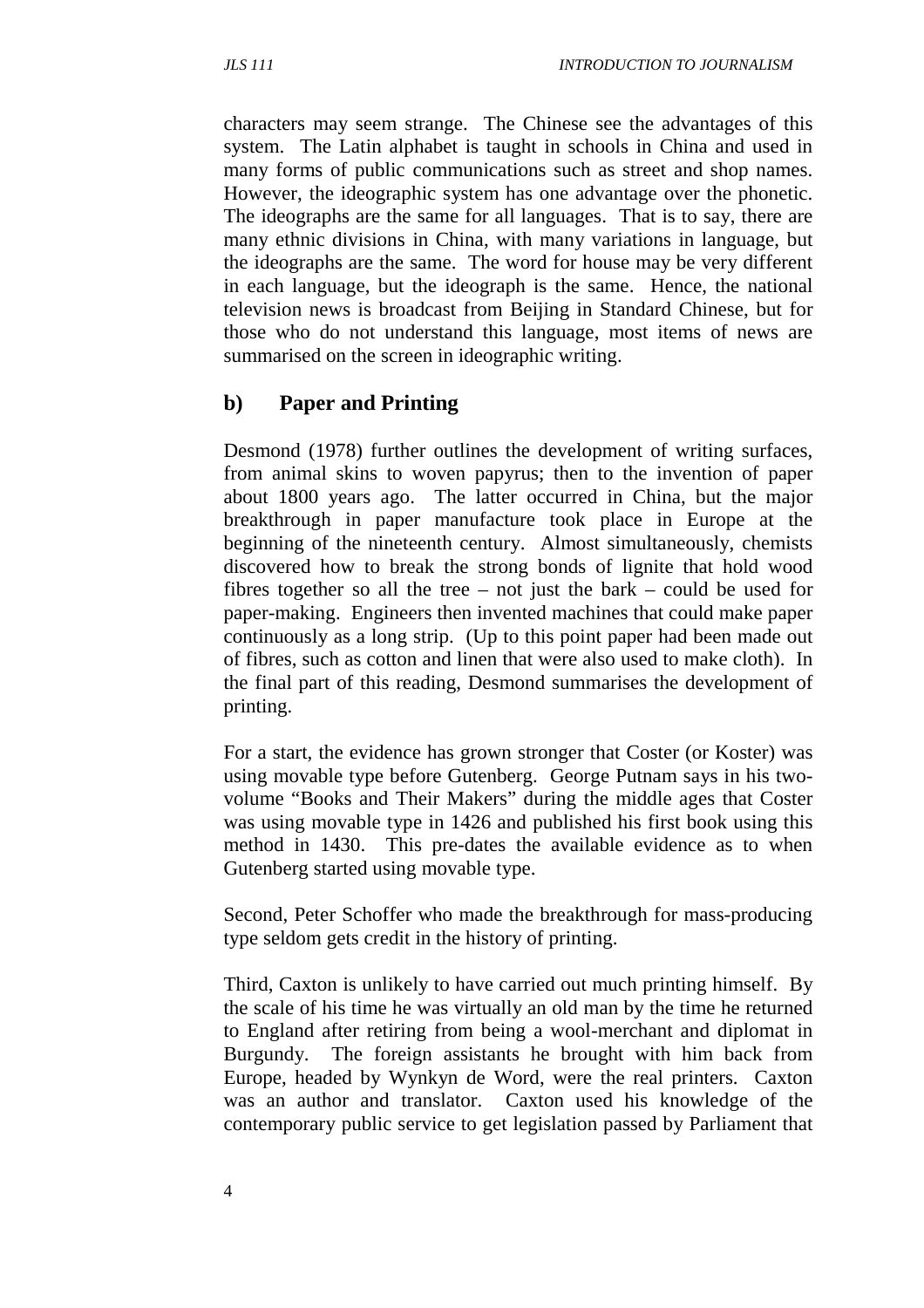characters may seem strange. The Chinese see the advantages of this system. The Latin alphabet is taught in schools in China and used in many forms of public communications such as street and shop names. However, the ideographic system has one advantage over the phonetic. The ideographs are the same for all languages. That is to say, there are many ethnic divisions in China, with many variations in language, but the ideographs are the same. The word for house may be very different in each language, but the ideograph is the same. Hence, the national television news is broadcast from Beijing in Standard Chinese, but for those who do not understand this language, most items of news are summarised on the screen in ideographic writing.

## b) Paper and Printing

Desmond (1978) further outlines the development of writing surfaces, from animal skins to woven papyrus; then to the invention of paper about 1800 years ago. The latter occurred in China, but the major breakthrough in paper manufacture took place in Europe at the beginning of the nineteenth century. Almost simultaneously, chemists discovered how to break the strong bonds of lignite that hold wood fibres together so all the tree – not just the bark – could be used for paper-making. Engineers then invented machines that could make paper continuously as a long strip. (Up to this point paper had been made out of fibres, such as cotton and linen that were also used to make cloth). In the final part of this reading, Desmond summarises the development of printing.

For a start, the evidence has grown stronger that Coster (or Koster) was using movable type before Gutenberg. George Putnam says in his two-volume "Books and Their Makers" during the middle ages that Coster was using movable type in 1426 and published his first book using this method in 1430. This pre-dates the available evidence as to when Gutenberg started using movable type.

Second, Peter Schoffer who made the breakthrough for mass-producing type seldom gets credit in the history of printing.

Third, Caxton is unlikely to have carried out much printing himself. By the scale of his time he was virtually an old man by the time he returned to England after retiring from being a wool-merchant and diplomat in Burgundy. The foreign assistants he brought with him back from Europe, headed by Wynkyn de Word, were the real printers. Caxton was an author and translator. Caxton used his knowledge of the contemporary public service to get legislation passed by Parliament that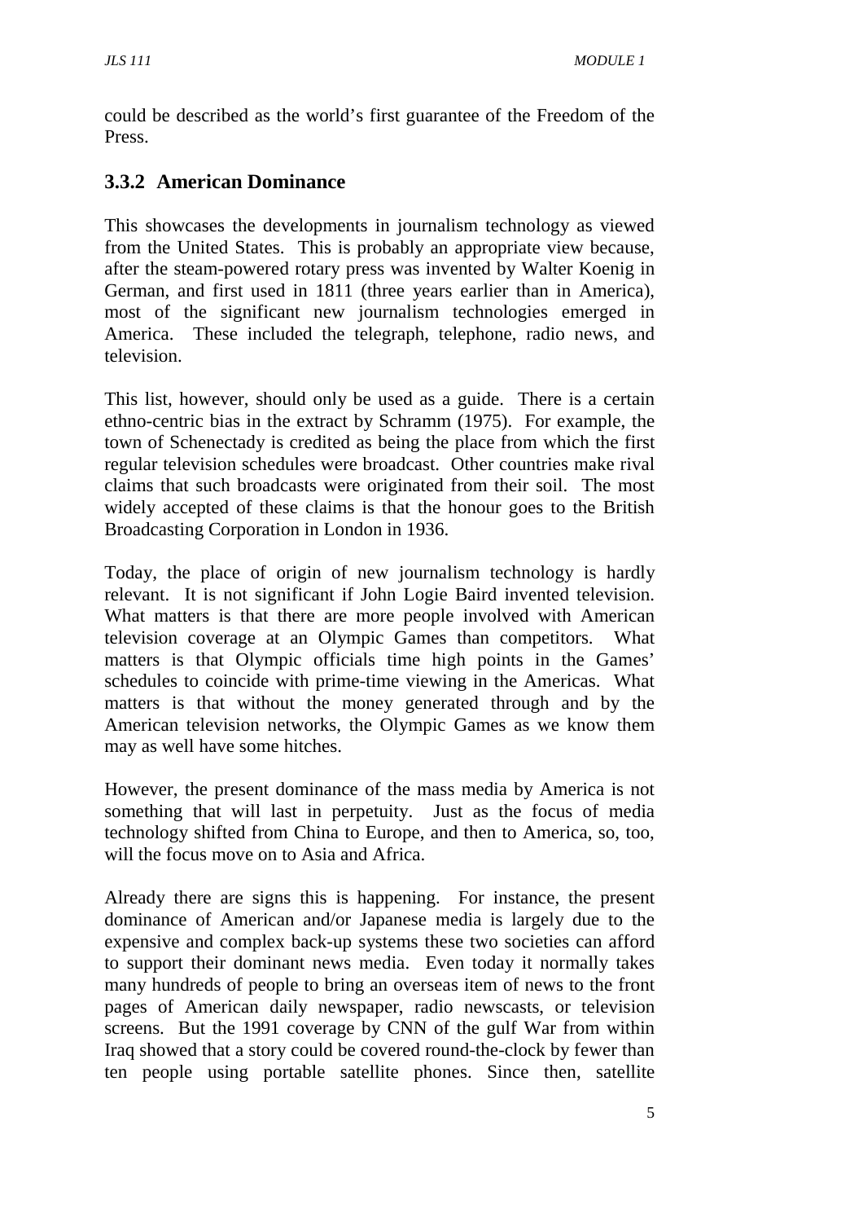could be described as the world's first guarantee of the Freedom of the Press.

### 3.3.2 American Dominance

This showcases the developments in journalism technology as viewed from the United States. This is probably an appropriate view because, after the steam-powered rotary press was invented by Walter Koenig in German, and first used in 1811 (three years earlier than in America), most of the significant new journalism technologies emerged in America. These included the telegraph, telephone, radio news, and television.

This list, however, should only be used as a guide. There is a certain ethno-centric bias in the extract by Schramm (1975). For example, the town of Schenectady is credited as being the place from which the first regular television schedules were broadcast. Other countries make rival claims that such broadcasts were originated from their soil. The most widely accepted of these claims is that the honour goes to the British Broadcasting Corporation in London in 1936.

Today, the place of origin of new journalism technology is hardly relevant. It is not significant if John Logie Baird invented television. What matters is that there are more people involved with American television coverage at an Olympic Games than competitors. What matters is that Olympic officials time high points in the Games' schedules to coincide with prime-time viewing in the Americas. What matters is that without the money generated through and by the American television networks, the Olympic Games as we know them may as well have some hitches.

However, the present dominance of the mass media by America is not something that will last in perpetuity. Just as the focus of media technology shifted from China to Europe, and then to America, so, too, will the focus move on to Asia and Africa.

Already there are signs this is happening. For instance, the present dominance of American and/or Japanese media is largely due to the expensive and complex back-up systems these two societies can afford to support their dominant news media. Even today it normally takes many hundreds of people to bring an overseas item of news to the front pages of American daily newspaper, radio newscasts, or television screens. But the 1991 coverage by CNN of the gulf War from within Iraq showed that a story could be covered round-the-clock by fewer than ten people using portable satellite phones. Since then, satellite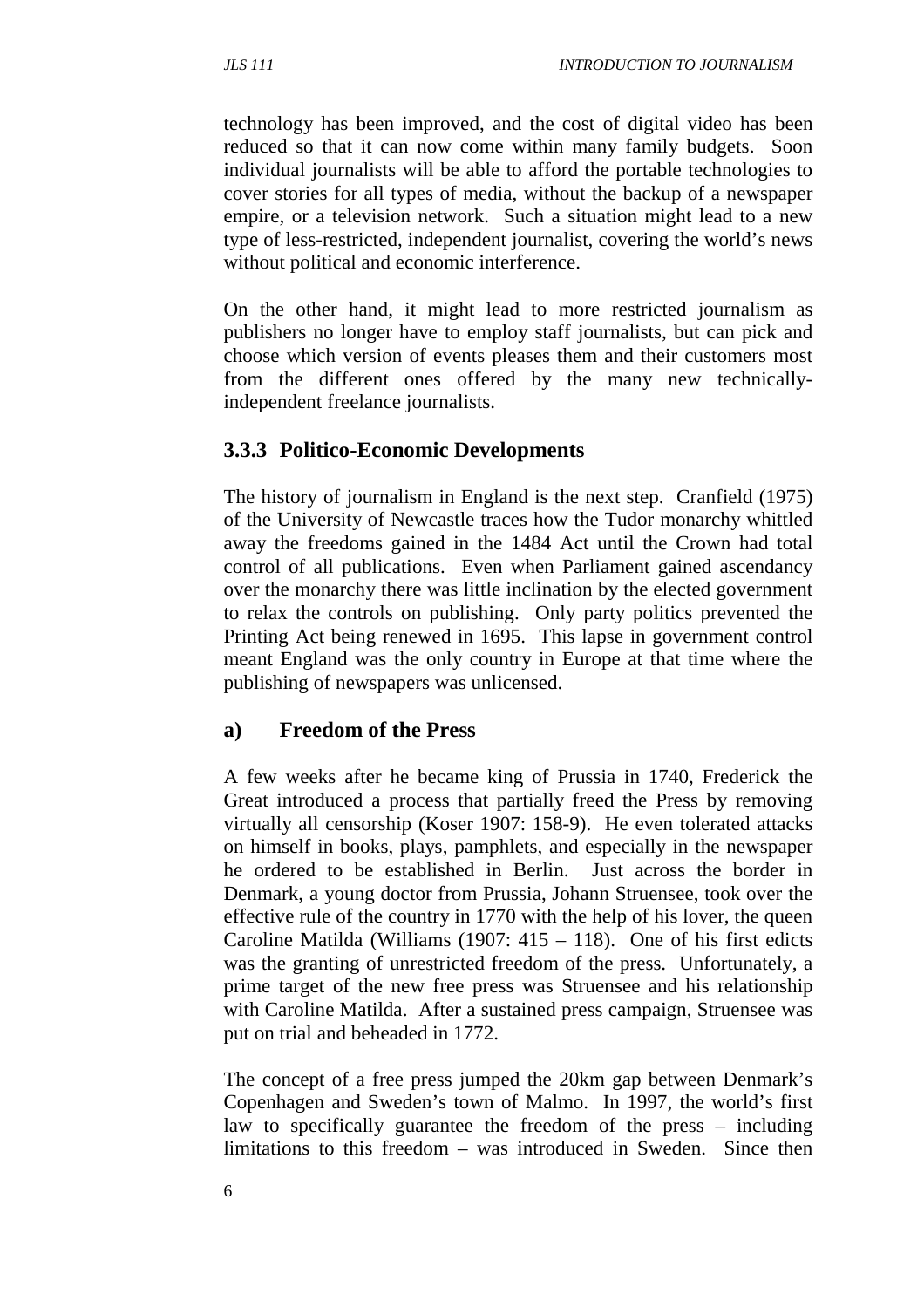technology has been improved, and the cost of digital video has been reduced so that it can now come within many family budgets. Soon individual journalists will be able to afford the portable technologies to cover stories for all types of media, without the backup of a newspaper empire, or a television network. Such a situation might lead to a new type of less-restricted, independent journalist, covering the world's news without political and economic interference.

On the other hand, it might lead to more restricted journalism as publishers no longer have to employ staff journalists, but can pick and choose which version of events pleases them and their customers most from the different ones offered by the many new technically-independent freelance journalists.

### 3.3.3 Politico-Economic Developments

The history of journalism in England is the next step. Cranfield (1975) of the University of Newcastle traces how the Tudor monarchy whittled away the freedoms gained in the 1484 Act until the Crown had total control of all publications. Even when Parliament gained ascendancy over the monarchy there was little inclination by the elected government to relax the controls on publishing. Only party politics prevented the Printing Act being renewed in 1695. This lapse in government control meant England was the only country in Europe at that time where the publishing of newspapers was unlicensed.

#### a) Freedom of the Press

A few weeks after he became king of Prussia in 1740, Frederick the Great introduced a process that partially freed the Press by removing virtually all censorship (Koser 1907: 158-9). He even tolerated attacks on himself in books, plays, pamphlets, and especially in the newspaper he ordered to be established in Berlin. Just across the border in Denmark, a young doctor from Prussia, Johann Struensee, took over the effective rule of the country in 1770 with the help of his lover, the queen Caroline Matilda (Williams (1907: 415 – 118). One of his first edicts was the granting of unrestricted freedom of the press. Unfortunately, a prime target of the new free press was Struensee and his relationship with Caroline Matilda. After a sustained press campaign, Struensee was put on trial and beheaded in 1772.

The concept of a free press jumped the 20km gap between Denmark's Copenhagen and Sweden's town of Malmo. In 1997, the world's first law to specifically guarantee the freedom of the press – including limitations to this freedom – was introduced in Sweden. Since then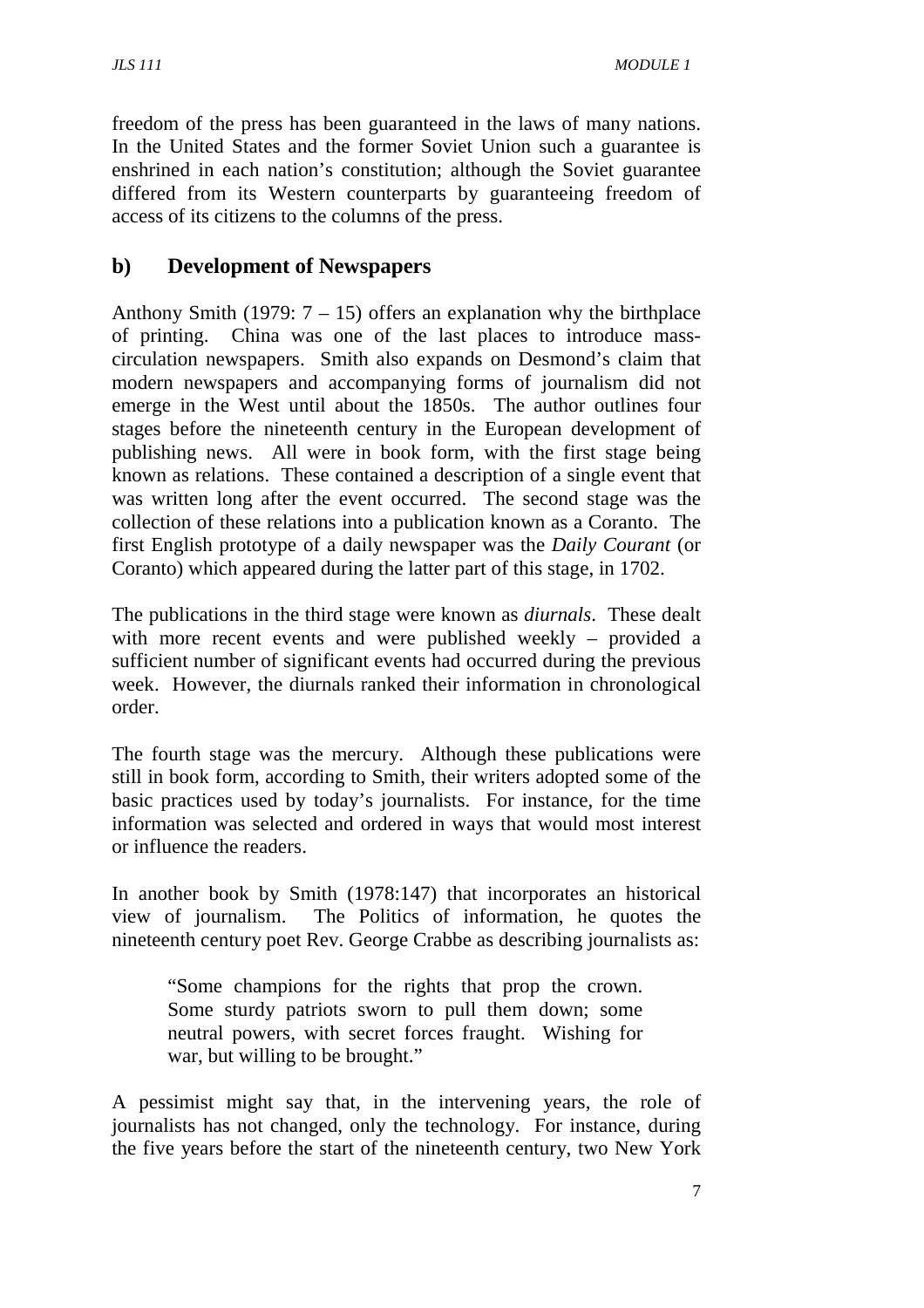freedom of the press has been guaranteed in the laws of many nations. In the United States and the former Soviet Union such a guarantee is enshrined in each nation's constitution; although the Soviet guarantee differed from its Western counterparts by guaranteeing freedom of access of its citizens to the columns of the press.

## b) Development of Newspapers

Anthony Smith (1979: 7 – 15) offers an explanation why the birthplace of printing. China was one of the last places to introduce mass-circulation newspapers. Smith also expands on Desmond's claim that modern newspapers and accompanying forms of journalism did not emerge in the West until about the 1850s. The author outlines four stages before the nineteenth century in the European development of publishing news. All were in book form, with the first stage being known as relations. These contained a description of a single event that was written long after the event occurred. The second stage was the collection of these relations into a publication known as a Coranto. The first English prototype of a daily newspaper was the *Daily Courant* (or Coranto) which appeared during the latter part of this stage, in 1702.

The publications in the third stage were known as *diurnals*. These dealt with more recent events and were published weekly – provided a sufficient number of significant events had occurred during the previous week. However, the diurnals ranked their information in chronological order.

The fourth stage was the mercury. Although these publications were still in book form, according to Smith, their writers adopted some of the basic practices used by today's journalists. For instance, for the time information was selected and ordered in ways that would most interest or influence the readers.

In another book by Smith (1978:147) that incorporates an historical view of journalism. The Politics of information, he quotes the nineteenth century poet Rev. George Crabbe as describing journalists as:

> "Some champions for the rights that prop the crown. Some sturdy patriots sworn to pull them down; some neutral powers, with secret forces fraught. Wishing for war, but willing to be brought."

A pessimist might say that, in the intervening years, the role of journalists has not changed, only the technology. For instance, during the five years before the start of the nineteenth century, two New York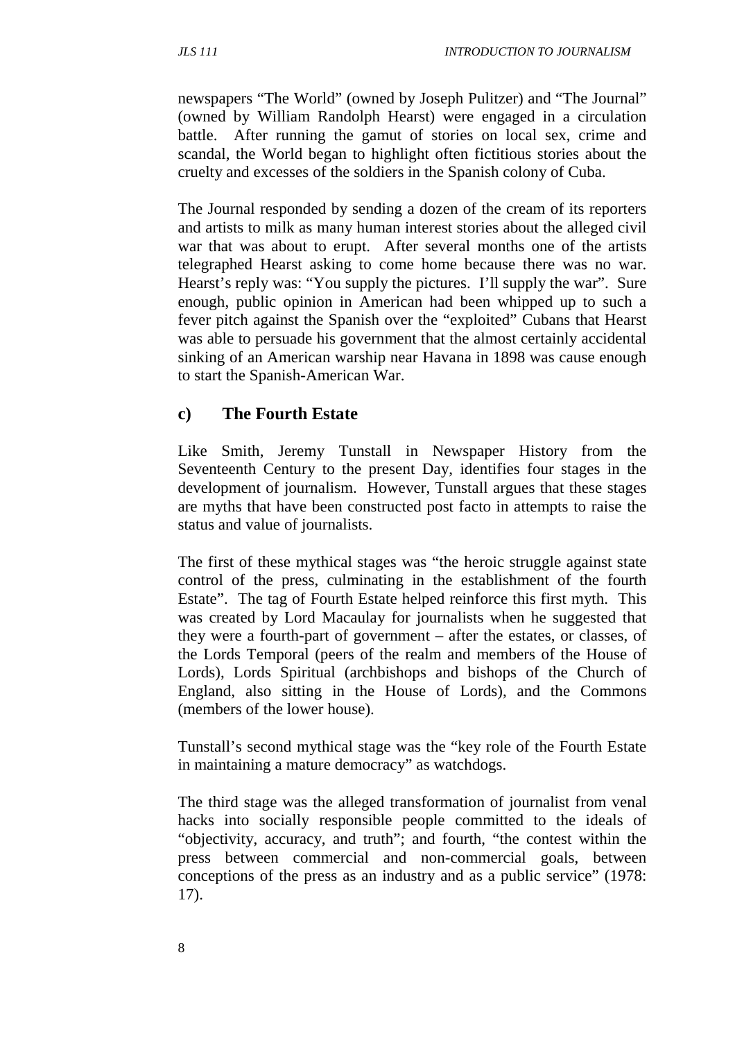newspapers “The World” (owned by Joseph Pulitzer) and “The Journal” (owned by William Randolph Hearst) were engaged in a circulation battle. After running the gamut of stories on local sex, crime and scandal, the World began to highlight often fictitious stories about the cruelty and excesses of the soldiers in the Spanish colony of Cuba.

The Journal responded by sending a dozen of the cream of its reporters and artists to milk as many human interest stories about the alleged civil war that was about to erupt. After several months one of the artists telegraphed Hearst asking to come home because there was no war. Hearst’s reply was: “You supply the pictures. I’ll supply the war”. Sure enough, public opinion in American had been whipped up to such a fever pitch against the Spanish over the “exploited” Cubans that Hearst was able to persuade his government that the almost certainly accidental sinking of an American warship near Havana in 1898 was cause enough to start the Spanish-American War.

## c) The Fourth Estate

Like Smith, Jeremy Tunstall in Newspaper History from the Seventeenth Century to the present Day, identifies four stages in the development of journalism. However, Tunstall argues that these stages are myths that have been constructed post facto in attempts to raise the status and value of journalists.

The first of these mythical stages was “the heroic struggle against state control of the press, culminating in the establishment of the fourth Estate”. The tag of Fourth Estate helped reinforce this first myth. This was created by Lord Macaulay for journalists when he suggested that they were a fourth-part of government – after the estates, or classes, of the Lords Temporal (peers of the realm and members of the House of Lords), Lords Spiritual (archbishops and bishops of the Church of England, also sitting in the House of Lords), and the Commons (members of the lower house).

Tunstall’s second mythical stage was the “key role of the Fourth Estate in maintaining a mature democracy” as watchdogs.

The third stage was the alleged transformation of journalist from venal hacks into socially responsible people committed to the ideals of “objectivity, accuracy, and truth”; and fourth, “the contest within the press between commercial and non-commercial goals, between conceptions of the press as an industry and as a public service” (1978: 17).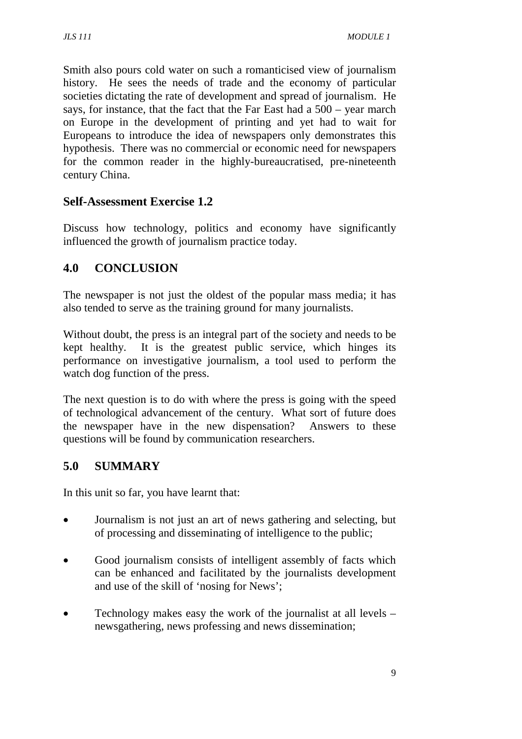Smith also pours cold water on such a romanticised view of journalism history. He sees the needs of trade and the economy of particular societies dictating the rate of development and spread of journalism. He says, for instance, that the fact that the Far East had a 500 – year march on Europe in the development of printing and yet had to wait for Europeans to introduce the idea of newspapers only demonstrates this hypothesis. There was no commercial or economic need for newspapers for the common reader in the highly-bureaucratised, pre-nineteenth century China.

### Self-Assessment Exercise 1.2

Discuss how technology, politics and economy have significantly influenced the growth of journalism practice today.

## 4.0 CONCLUSION

The newspaper is not just the oldest of the popular mass media; it has also tended to serve as the training ground for many journalists.

Without doubt, the press is an integral part of the society and needs to be kept healthy. It is the greatest public service, which hinges its performance on investigative journalism, a tool used to perform the watch dog function of the press.

The next question is to do with where the press is going with the speed of technological advancement of the century. What sort of future does the newspaper have in the new dispensation? Answers to these questions will be found by communication researchers.

## 5.0 SUMMARY

In this unit so far, you have learnt that:

- Journalism is not just an art of news gathering and selecting, but of processing and disseminating of intelligence to the public;
- Good journalism consists of intelligent assembly of facts which can be enhanced and facilitated by the journalists development and use of the skill of 'nosing for News';
- Technology makes easy the work of the journalist at all levels – newsgathering, news professing and news dissemination;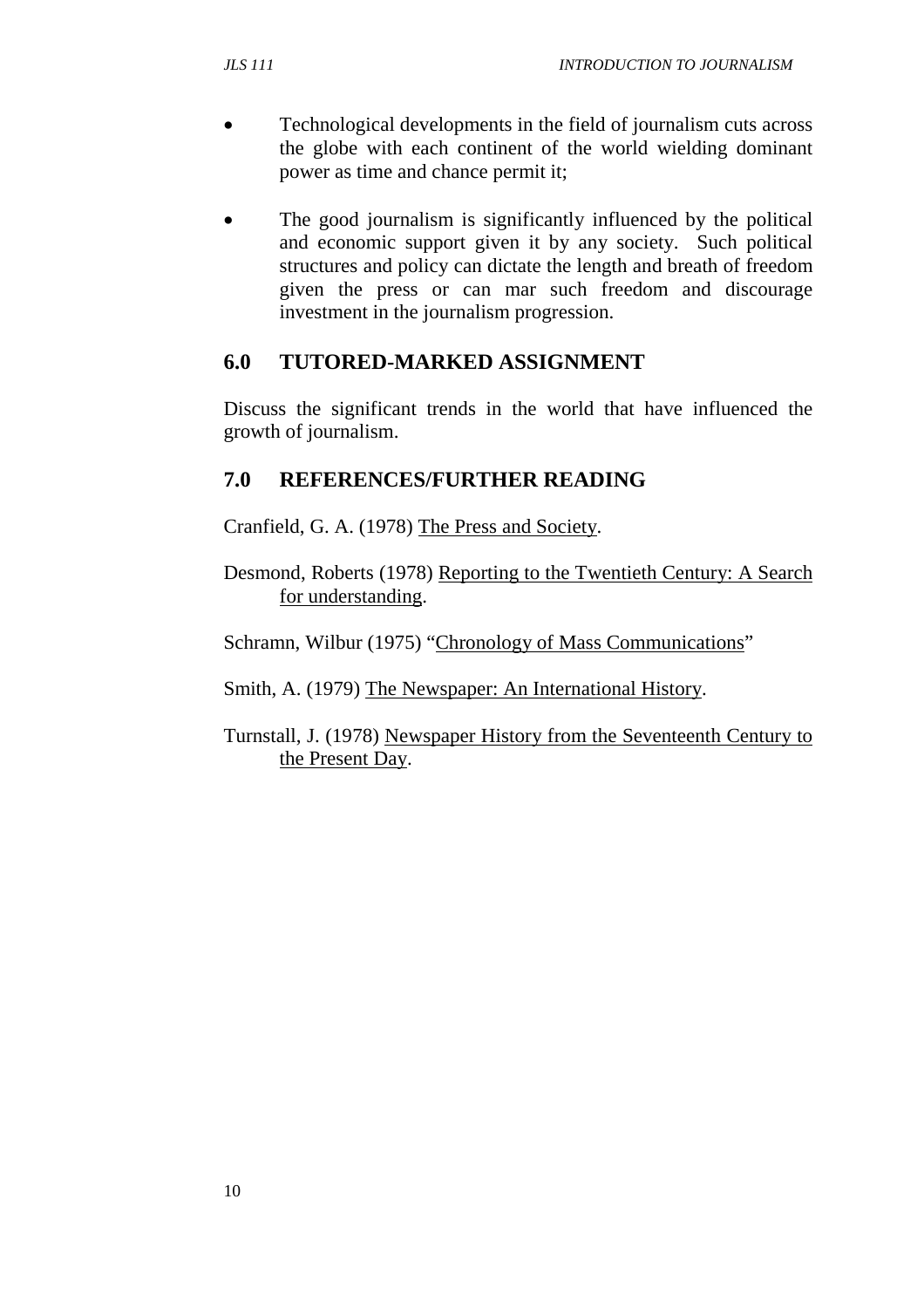- Technological developments in the field of journalism cuts across the globe with each continent of the world wielding dominant power as time and chance permit it;

- The good journalism is significantly influenced by the political and economic support given it by any society. Such political structures and policy can dictate the length and breath of freedom given the press or can mar such freedom and discourage investment in the journalism progression.

## 6.0 TUTORED-MARKED ASSIGNMENT

Discuss the significant trends in the world that have influenced the growth of journalism.

## 7.0 REFERENCES/FURTHER READING

Cranfield, G. A. (1978) The Press and Society.

Desmond, Roberts (1978) Reporting to the Twentieth Century: A Search for understanding.

Schramn, Wilbur (1975) "Chronology of Mass Communications"

Smith, A. (1979) The Newspaper: An International History.

Turnstall, J. (1978) Newspaper History from the Seventeenth Century to the Present Day.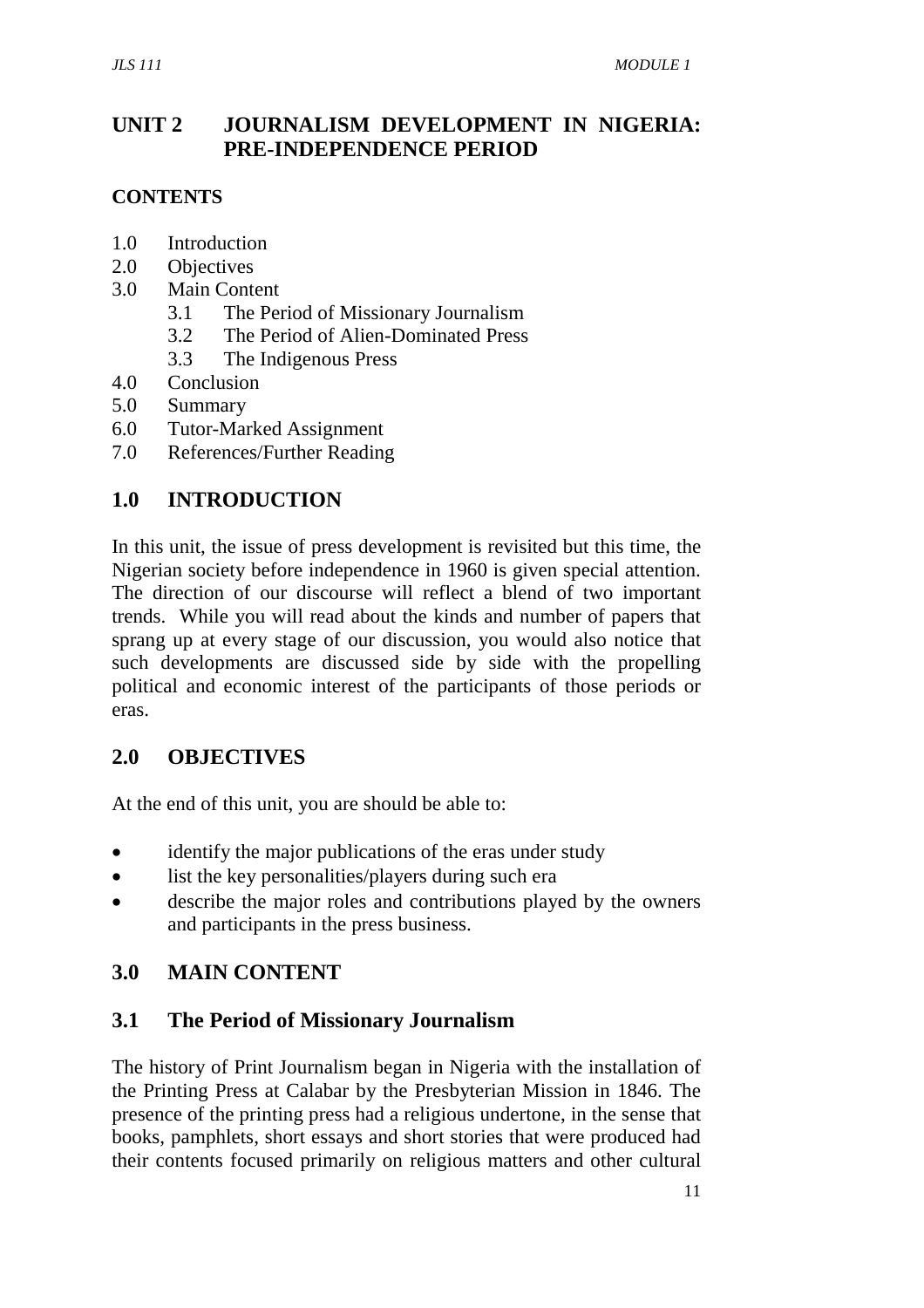# UNIT 2 JOURNALISM DEVELOPMENT IN NIGERIA: PRE-INDEPENDENCE PERIOD

**CONTENTS**

- 1.0 Introduction
- 2.0 Objectives
- 3.0 Main Content
  - 3.1 The Period of Missionary Journalism
  - 3.2 The Period of Alien-Dominated Press
  - 3.3 The Indigenous Press
- 4.0 Conclusion
- 5.0 Summary
- 6.0 Tutor-Marked Assignment
- 7.0 References/Further Reading

## 1.0 INTRODUCTION

In this unit, the issue of press development is revisited but this time, the Nigerian society before independence in 1960 is given special attention. The direction of our discourse will reflect a blend of two important trends. While you will read about the kinds and number of papers that sprang up at every stage of our discussion, you would also notice that such developments are discussed side by side with the propelling political and economic interest of the participants of those periods or eras.

## 2.0 OBJECTIVES

At the end of this unit, you are should be able to:

- identify the major publications of the eras under study
- list the key personalities/players during such era
- describe the major roles and contributions played by the owners and participants in the press business.

## 3.0 MAIN CONTENT

### 3.1 The Period of Missionary Journalism

The history of Print Journalism began in Nigeria with the installation of the Printing Press at Calabar by the Presbyterian Mission in 1846. The presence of the printing press had a religious undertone, in the sense that books, pamphlets, short essays and short stories that were produced had their contents focused primarily on religious matters and other cultural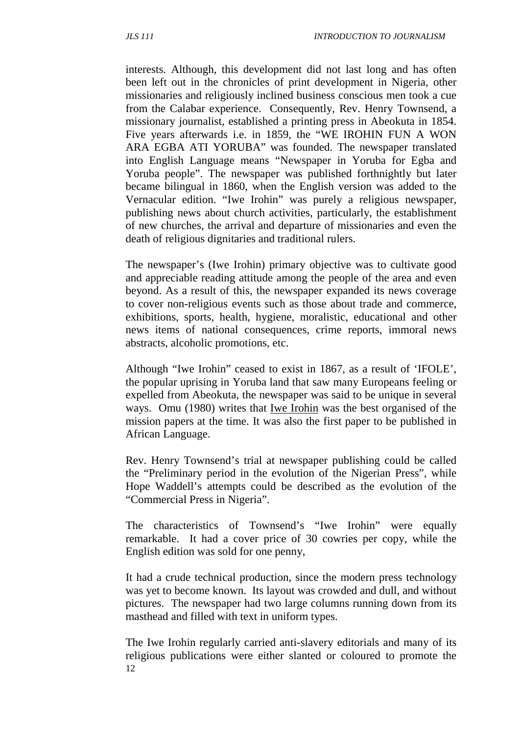interests. Although, this development did not last long and has often been left out in the chronicles of print development in Nigeria, other missionaries and religiously inclined business conscious men took a cue from the Calabar experience. Consequently, Rev. Henry Townsend, a missionary journalist, established a printing press in Abeokuta in 1854. Five years afterwards i.e. in 1859, the "WE IROHIN FUN A WON ARA EGBA ATI YORUBA" was founded. The newspaper translated into English Language means "Newspaper in Yoruba for Egba and Yoruba people". The newspaper was published forthnightly but later became bilingual in 1860, when the English version was added to the Vernacular edition. "Iwe Irohin" was purely a religious newspaper, publishing news about church activities, particularly, the establishment of new churches, the arrival and departure of missionaries and even the death of religious dignitaries and traditional rulers.

The newspaper's (Iwe Irohin) primary objective was to cultivate good and appreciable reading attitude among the people of the area and even beyond. As a result of this, the newspaper expanded its news coverage to cover non-religious events such as those about trade and commerce, exhibitions, sports, health, hygiene, moralistic, educational and other news items of national consequences, crime reports, immoral news abstracts, alcoholic promotions, etc.

Although "Iwe Irohin" ceased to exist in 1867, as a result of 'IFOLE', the popular uprising in Yoruba land that saw many Europeans feeling or expelled from Abeokuta, the newspaper was said to be unique in several ways. Omu (1980) writes that Iwe Irohin was the best organised of the mission papers at the time. It was also the first paper to be published in African Language.

Rev. Henry Townsend's trial at newspaper publishing could be called the "Preliminary period in the evolution of the Nigerian Press", while Hope Waddell's attempts could be described as the evolution of the "Commercial Press in Nigeria".

The characteristics of Townsend's "Iwe Irohin" were equally remarkable. It had a cover price of 30 cowries per copy, while the English edition was sold for one penny,

It had a crude technical production, since the modern press technology was yet to become known. Its layout was crowded and dull, and without pictures. The newspaper had two large columns running down from its masthead and filled with text in uniform types.

The Iwe Irohin regularly carried anti-slavery editorials and many of its religious publications were either slanted or coloured to promote the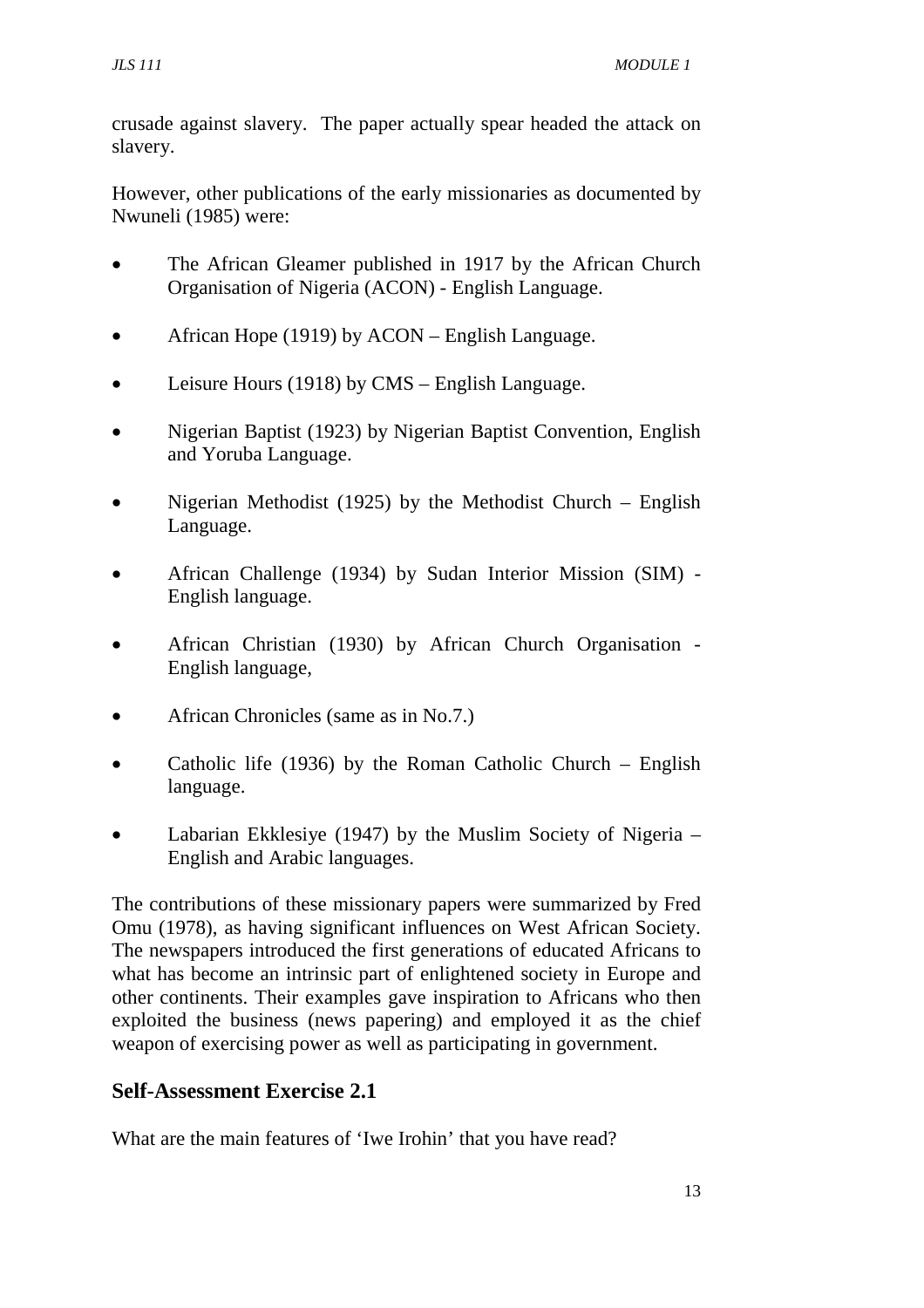crusade against slavery. The paper actually spear headed the attack on slavery.

However, other publications of the early missionaries as documented by Nwuneli (1985) were:

- The African Gleamer published in 1917 by the African Church Organisation of Nigeria (ACON) - English Language.
- African Hope (1919) by ACON – English Language.
- Leisure Hours (1918) by CMS – English Language.
- Nigerian Baptist (1923) by Nigerian Baptist Convention, English and Yoruba Language.
- Nigerian Methodist (1925) by the Methodist Church – English Language.
- African Challenge (1934) by Sudan Interior Mission (SIM) - English language.
- African Christian (1930) by African Church Organisation - English language,
- African Chronicles (same as in No.7.)
- Catholic life (1936) by the Roman Catholic Church – English language.
- Labarian Ekklesiye (1947) by the Muslim Society of Nigeria – English and Arabic languages.

The contributions of these missionary papers were summarized by Fred Omu (1978), as having significant influences on West African Society. The newspapers introduced the first generations of educated Africans to what has become an intrinsic part of enlightened society in Europe and other continents. Their examples gave inspiration to Africans who then exploited the business (news papering) and employed it as the chief weapon of exercising power as well as participating in government.

## Self-Assessment Exercise 2.1

What are the main features of 'Iwe Irohin' that you have read?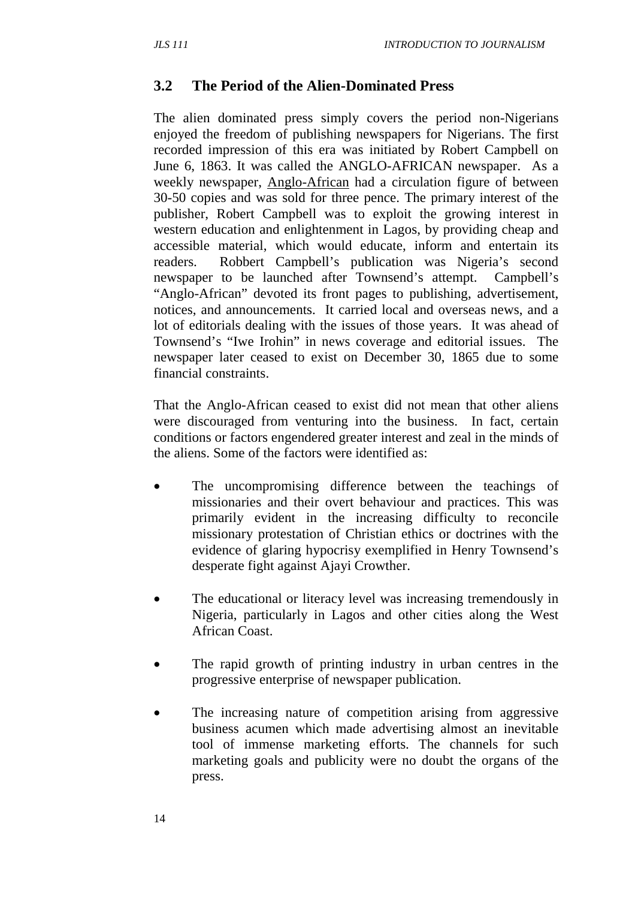## 3.2 The Period of the Alien-Dominated Press

The alien dominated press simply covers the period non-Nigerians enjoyed the freedom of publishing newspapers for Nigerians. The first recorded impression of this era was initiated by Robert Campbell on June 6, 1863. It was called the ANGLO-AFRICAN newspaper. As a weekly newspaper, Anglo-African had a circulation figure of between 30-50 copies and was sold for three pence. The primary interest of the publisher, Robert Campbell was to exploit the growing interest in western education and enlightenment in Lagos, by providing cheap and accessible material, which would educate, inform and entertain its readers. Robbert Campbell's publication was Nigeria's second newspaper to be launched after Townsend's attempt. Campbell's "Anglo-African" devoted its front pages to publishing, advertisement, notices, and announcements. It carried local and overseas news, and a lot of editorials dealing with the issues of those years. It was ahead of Townsend's "Iwe Irohin" in news coverage and editorial issues. The newspaper later ceased to exist on December 30, 1865 due to some financial constraints.

That the Anglo-African ceased to exist did not mean that other aliens were discouraged from venturing into the business. In fact, certain conditions or factors engendered greater interest and zeal in the minds of the aliens. Some of the factors were identified as:

- The uncompromising difference between the teachings of missionaries and their overt behaviour and practices. This was primarily evident in the increasing difficulty to reconcile missionary protestation of Christian ethics or doctrines with the evidence of glaring hypocrisy exemplified in Henry Townsend's desperate fight against Ajayi Crowther.

- The educational or literacy level was increasing tremendously in Nigeria, particularly in Lagos and other cities along the West African Coast.

- The rapid growth of printing industry in urban centres in the progressive enterprise of newspaper publication.

- The increasing nature of competition arising from aggressive business acumen which made advertising almost an inevitable tool of immense marketing efforts. The channels for such marketing goals and publicity were no doubt the organs of the press.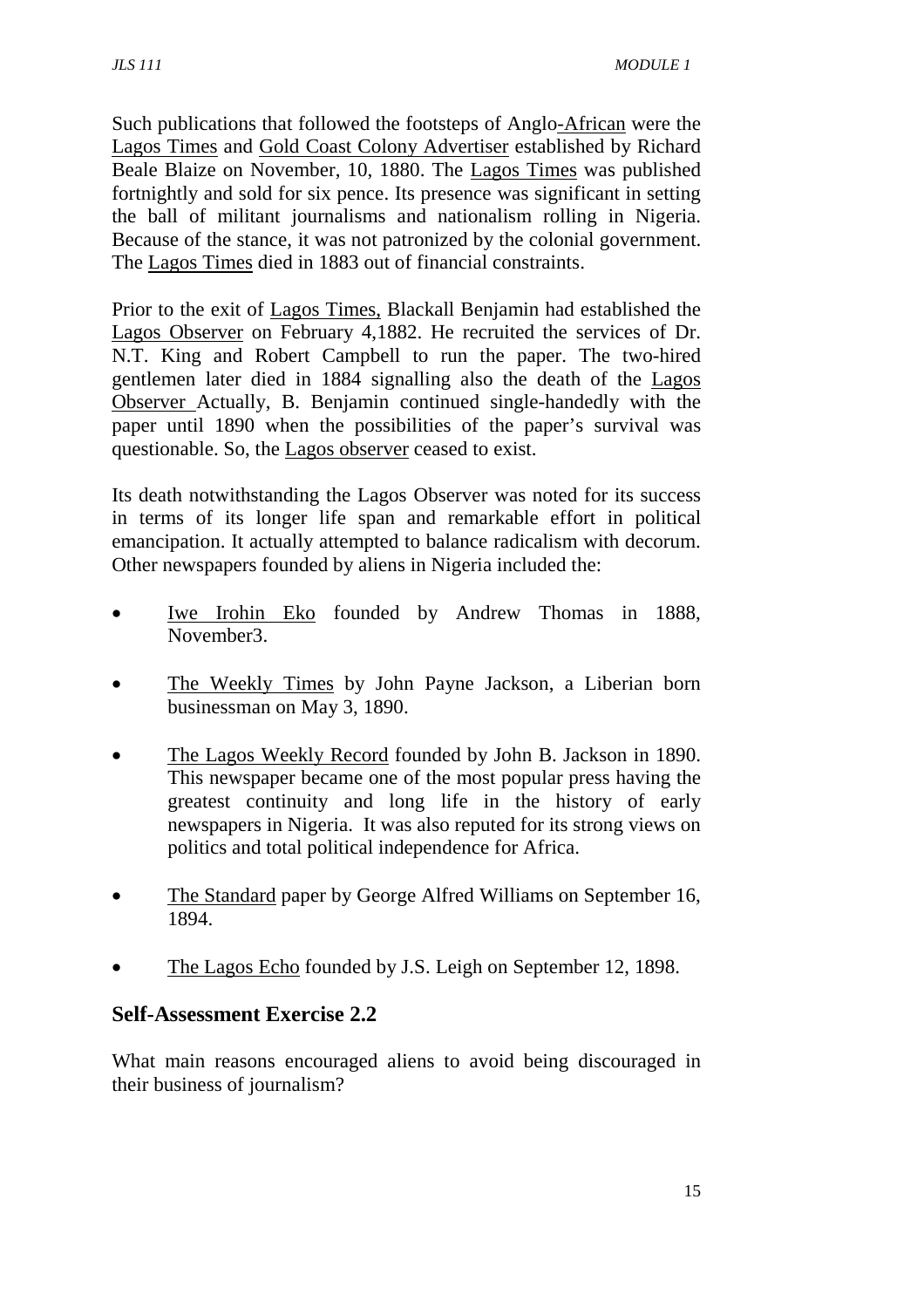Such publications that followed the footsteps of Anglo-African were the Lagos Times and Gold Coast Colony Advertiser established by Richard Beale Blaize on November, 10, 1880. The Lagos Times was published fortnightly and sold for six pence. Its presence was significant in setting the ball of militant journalisms and nationalism rolling in Nigeria. Because of the stance, it was not patronized by the colonial government. The Lagos Times died in 1883 out of financial constraints.

Prior to the exit of Lagos Times, Blackall Benjamin had established the Lagos Observer on February 4,1882. He recruited the services of Dr. N.T. King and Robert Campbell to run the paper. The two-hired gentlemen later died in 1884 signalling also the death of the Lagos Observer Actually, B. Benjamin continued single-handedly with the paper until 1890 when the possibilities of the paper's survival was questionable. So, the Lagos observer ceased to exist.

Its death notwithstanding the Lagos Observer was noted for its success in terms of its longer life span and remarkable effort in political emancipation. It actually attempted to balance radicalism with decorum. Other newspapers founded by aliens in Nigeria included the:

- Iwe Irohin Eko founded by Andrew Thomas in 1888, November3.
- The Weekly Times by John Payne Jackson, a Liberian born businessman on May 3, 1890.
- The Lagos Weekly Record founded by John B. Jackson in 1890. This newspaper became one of the most popular press having the greatest continuity and long life in the history of early newspapers in Nigeria. It was also reputed for its strong views on politics and total political independence for Africa.
- The Standard paper by George Alfred Williams on September 16, 1894.
- The Lagos Echo founded by J.S. Leigh on September 12, 1898.

## Self-Assessment Exercise 2.2

What main reasons encouraged aliens to avoid being discouraged in their business of journalism?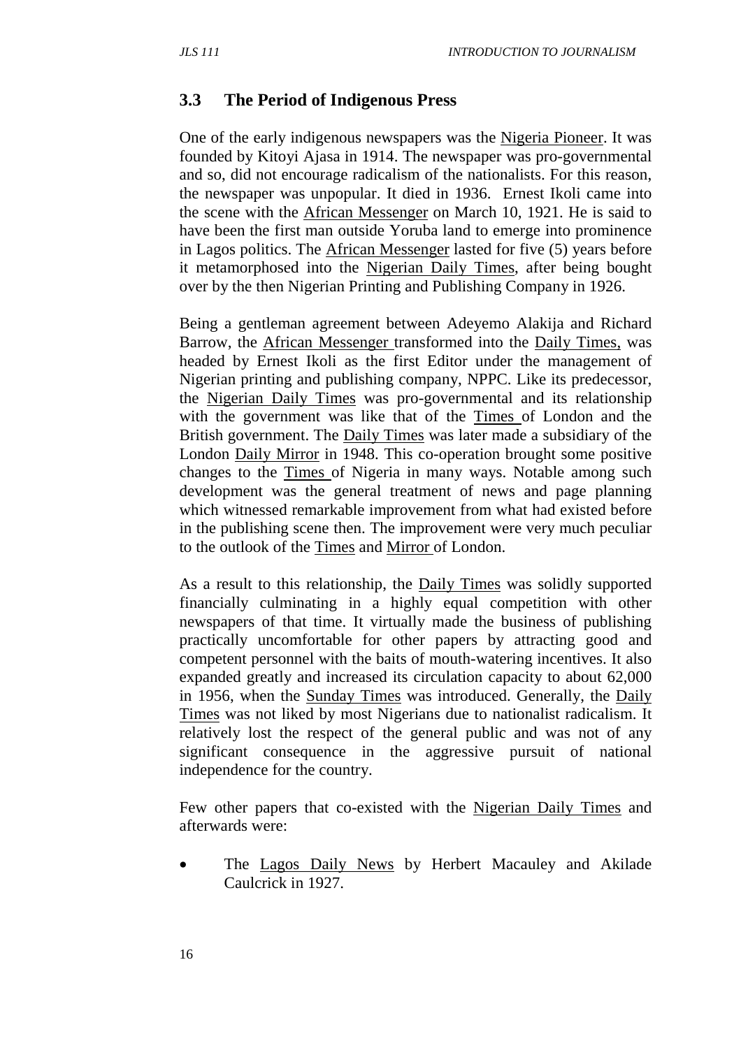### 3.3 The Period of Indigenous Press

One of the early indigenous newspapers was the Nigeria Pioneer. It was founded by Kitoyi Ajasa in 1914. The newspaper was pro-governmental and so, did not encourage radicalism of the nationalists. For this reason, the newspaper was unpopular. It died in 1936. Ernest Ikoli came into the scene with the African Messenger on March 10, 1921. He is said to have been the first man outside Yoruba land to emerge into prominence in Lagos politics. The African Messenger lasted for five (5) years before it metamorphosed into the Nigerian Daily Times, after being bought over by the then Nigerian Printing and Publishing Company in 1926.

Being a gentleman agreement between Adeyemo Alakija and Richard Barrow, the African Messenger transformed into the Daily Times, was headed by Ernest Ikoli as the first Editor under the management of Nigerian printing and publishing company, NPPC. Like its predecessor, the Nigerian Daily Times was pro-governmental and its relationship with the government was like that of the Times of London and the British government. The Daily Times was later made a subsidiary of the London Daily Mirror in 1948. This co-operation brought some positive changes to the Times of Nigeria in many ways. Notable among such development was the general treatment of news and page planning which witnessed remarkable improvement from what had existed before in the publishing scene then. The improvement were very much peculiar to the outlook of the Times and Mirror of London.

As a result to this relationship, the Daily Times was solidly supported financially culminating in a highly equal competition with other newspapers of that time. It virtually made the business of publishing practically uncomfortable for other papers by attracting good and competent personnel with the baits of mouth-watering incentives. It also expanded greatly and increased its circulation capacity to about 62,000 in 1956, when the Sunday Times was introduced. Generally, the Daily Times was not liked by most Nigerians due to nationalist radicalism. It relatively lost the respect of the general public and was not of any significant consequence in the aggressive pursuit of national independence for the country.

Few other papers that co-existed with the Nigerian Daily Times and afterwards were:

- The Lagos Daily News by Herbert Macauley and Akilade Caulcrick in 1927.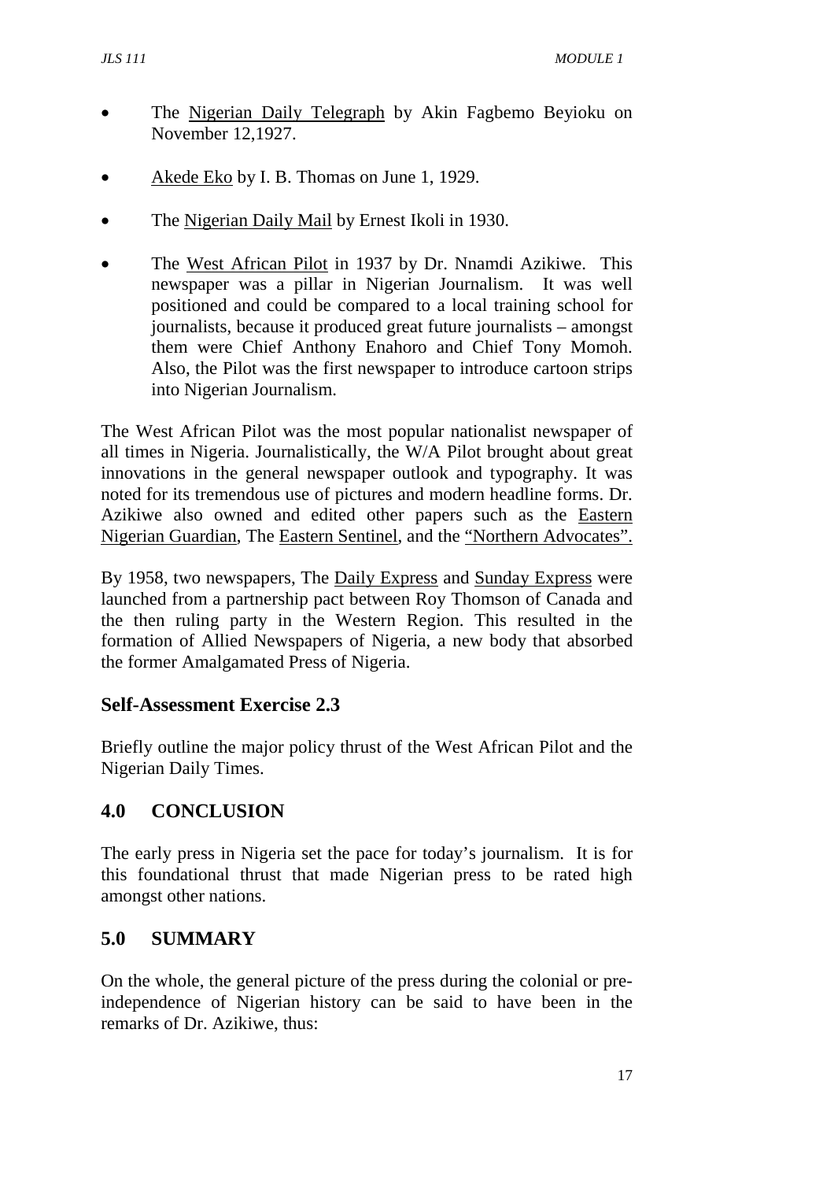- The Nigerian Daily Telegraph by Akin Fagbemo Beyioku on November 12,1927.

- Akede Eko by I. B. Thomas on June 1, 1929.

- The Nigerian Daily Mail by Ernest Ikoli in 1930.

- The West African Pilot in 1937 by Dr. Nnamdi Azikiwe. This newspaper was a pillar in Nigerian Journalism. It was well positioned and could be compared to a local training school for journalists, because it produced great future journalists – amongst them were Chief Anthony Enahoro and Chief Tony Momoh. Also, the Pilot was the first newspaper to introduce cartoon strips into Nigerian Journalism.

The West African Pilot was the most popular nationalist newspaper of all times in Nigeria. Journalistically, the W/A Pilot brought about great innovations in the general newspaper outlook and typography. It was noted for its tremendous use of pictures and modern headline forms. Dr. Azikiwe also owned and edited other papers such as the Eastern Nigerian Guardian, The Eastern Sentinel, and the "Northern Advocates".

By 1958, two newspapers, The Daily Express and Sunday Express were launched from a partnership pact between Roy Thomson of Canada and the then ruling party in the Western Region. This resulted in the formation of Allied Newspapers of Nigeria, a new body that absorbed the former Amalgamated Press of Nigeria.

### Self-Assessment Exercise 2.3

Briefly outline the major policy thrust of the West African Pilot and the Nigerian Daily Times.

## 4.0 CONCLUSION

The early press in Nigeria set the pace for today's journalism. It is for this foundational thrust that made Nigerian press to be rated high amongst other nations.

## 5.0 SUMMARY

On the whole, the general picture of the press during the colonial or pre-independence of Nigerian history can be said to have been in the remarks of Dr. Azikiwe, thus: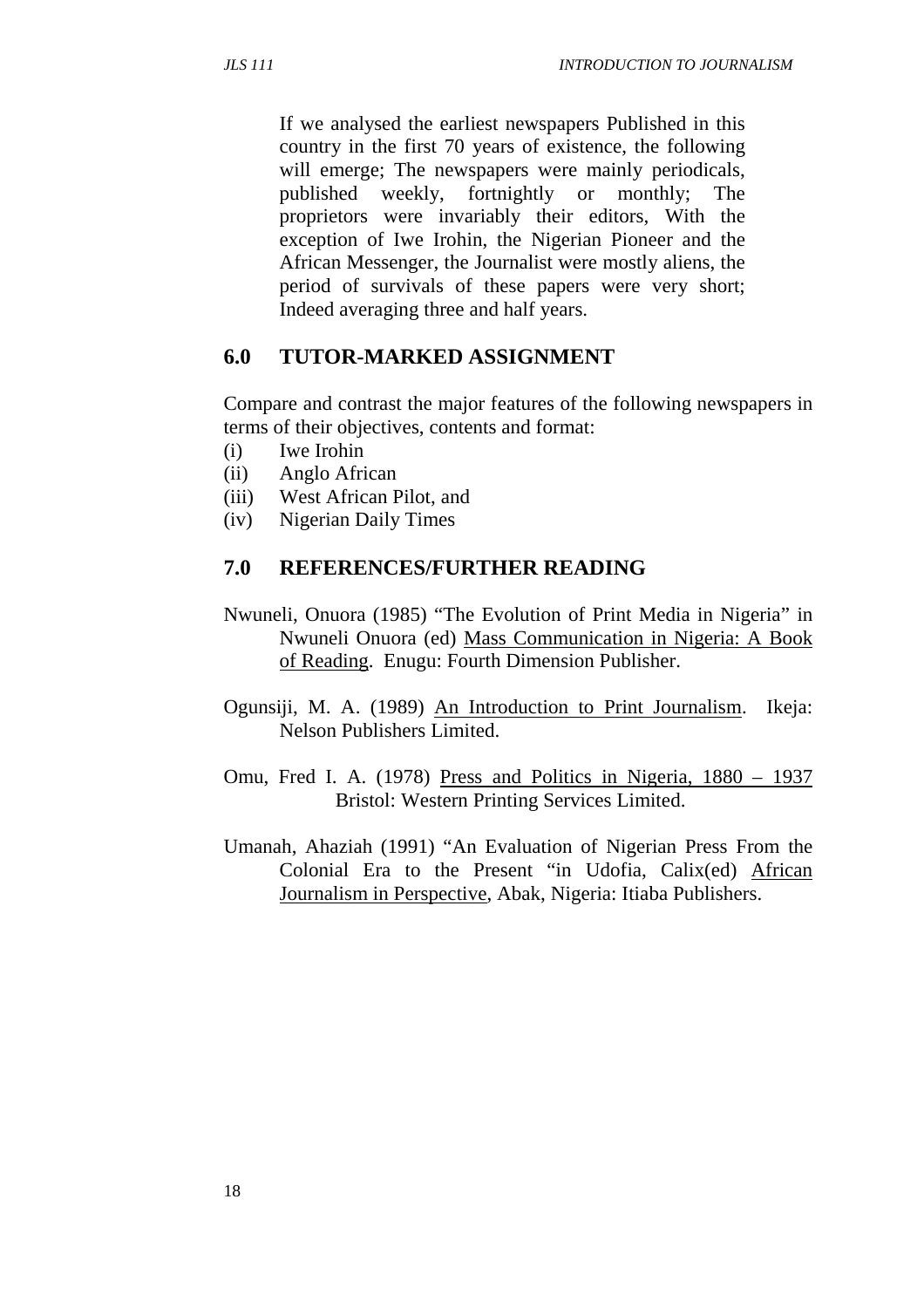If we analysed the earliest newspapers Published in this country in the first 70 years of existence, the following will emerge; The newspapers were mainly periodicals, published weekly, fortnightly or monthly; The proprietors were invariably their editors, With the exception of Iwe Irohin, the Nigerian Pioneer and the African Messenger, the Journalist were mostly aliens, the period of survivals of these papers were very short; Indeed averaging three and half years.

## 6.0 TUTOR-MARKED ASSIGNMENT

Compare and contrast the major features of the following newspapers in terms of their objectives, contents and format:

(i) Iwe Irohin
(ii) Anglo African
(iii) West African Pilot, and
(iv) Nigerian Daily Times

## 7.0 REFERENCES/FURTHER READING

Nwuneli, Onuora (1985) "The Evolution of Print Media in Nigeria" in Nwuneli Onuora (ed) Mass Communication in Nigeria: A Book of Reading. Enugu: Fourth Dimension Publisher.

Ogunsiji, M. A. (1989) An Introduction to Print Journalism. Ikeja: Nelson Publishers Limited.

Omu, Fred I. A. (1978) Press and Politics in Nigeria, 1880 – 1937 Bristol: Western Printing Services Limited.

Umanah, Ahaziah (1991) "An Evaluation of Nigerian Press From the Colonial Era to the Present "in Udofia, Calix(ed) African Journalism in Perspective, Abak, Nigeria: Itiaba Publishers.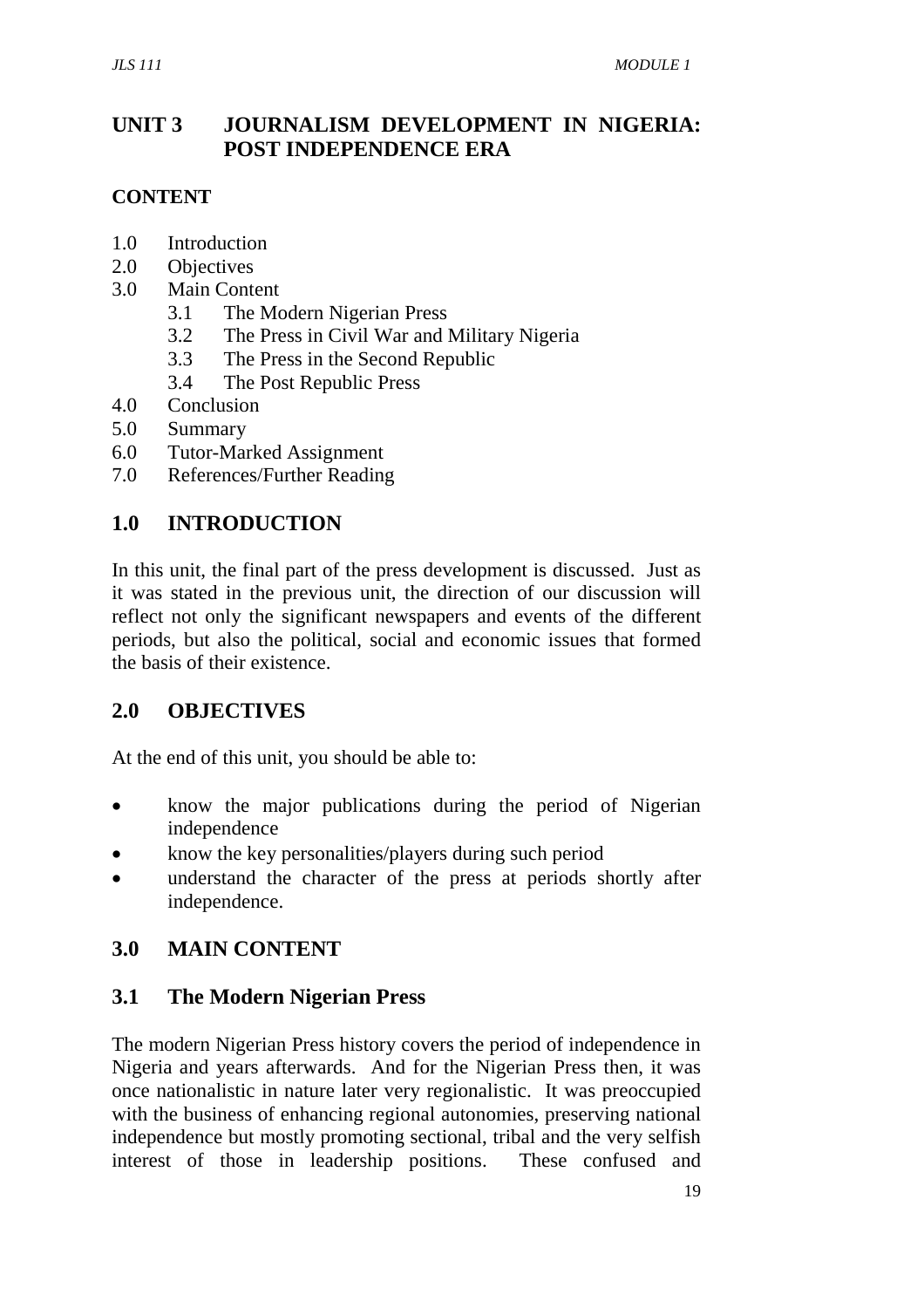## UNIT 3 JOURNALISM DEVELOPMENT IN NIGERIA: POST INDEPENDENCE ERA

**CONTENT**

1.0 Introduction
2.0 Objectives
3.0 Main Content
   3.1 The Modern Nigerian Press
   3.2 The Press in Civil War and Military Nigeria
   3.3 The Press in the Second Republic
   3.4 The Post Republic Press
4.0 Conclusion
5.0 Summary
6.0 Tutor-Marked Assignment
7.0 References/Further Reading

## 1.0 INTRODUCTION

In this unit, the final part of the press development is discussed. Just as it was stated in the previous unit, the direction of our discussion will reflect not only the significant newspapers and events of the different periods, but also the political, social and economic issues that formed the basis of their existence.

## 2.0 OBJECTIVES

At the end of this unit, you should be able to:

- know the major publications during the period of Nigerian independence
- know the key personalities/players during such period
- understand the character of the press at periods shortly after independence.

## 3.0 MAIN CONTENT

### 3.1 The Modern Nigerian Press

The modern Nigerian Press history covers the period of independence in Nigeria and years afterwards. And for the Nigerian Press then, it was once nationalistic in nature later very regionalistic. It was preoccupied with the business of enhancing regional autonomies, preserving national independence but mostly promoting sectional, tribal and the very selfish interest of those in leadership positions. These confused and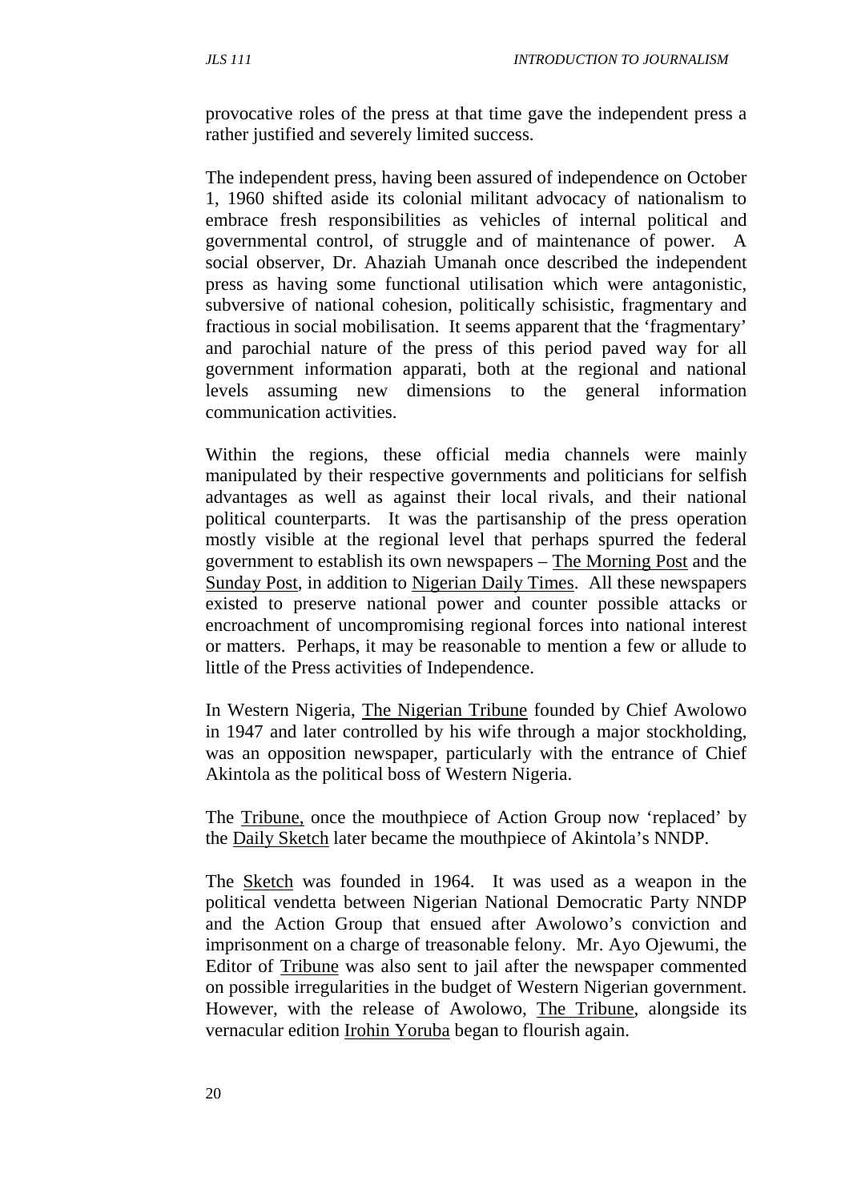provocative roles of the press at that time gave the independent press a rather justified and severely limited success.

The independent press, having been assured of independence on October 1, 1960 shifted aside its colonial militant advocacy of nationalism to embrace fresh responsibilities as vehicles of internal political and governmental control, of struggle and of maintenance of power. A social observer, Dr. Ahaziah Umanah once described the independent press as having some functional utilisation which were antagonistic, subversive of national cohesion, politically schisistic, fragmentary and fractious in social mobilisation. It seems apparent that the 'fragmentary' and parochial nature of the press of this period paved way for all government information apparati, both at the regional and national levels assuming new dimensions to the general information communication activities.

Within the regions, these official media channels were mainly manipulated by their respective governments and politicians for selfish advantages as well as against their local rivals, and their national political counterparts. It was the partisanship of the press operation mostly visible at the regional level that perhaps spurred the federal government to establish its own newspapers – The Morning Post and the Sunday Post, in addition to Nigerian Daily Times. All these newspapers existed to preserve national power and counter possible attacks or encroachment of uncompromising regional forces into national interest or matters. Perhaps, it may be reasonable to mention a few or allude to little of the Press activities of Independence.

In Western Nigeria, The Nigerian Tribune founded by Chief Awolowo in 1947 and later controlled by his wife through a major stockholding, was an opposition newspaper, particularly with the entrance of Chief Akintola as the political boss of Western Nigeria.

The Tribune, once the mouthpiece of Action Group now 'replaced' by the Daily Sketch later became the mouthpiece of Akintola's NNDP.

The Sketch was founded in 1964. It was used as a weapon in the political vendetta between Nigerian National Democratic Party NNDP and the Action Group that ensued after Awolowo's conviction and imprisonment on a charge of treasonable felony. Mr. Ayo Ojewumi, the Editor of Tribune was also sent to jail after the newspaper commented on possible irregularities in the budget of Western Nigerian government. However, with the release of Awolowo, The Tribune, alongside its vernacular edition Irohin Yoruba began to flourish again.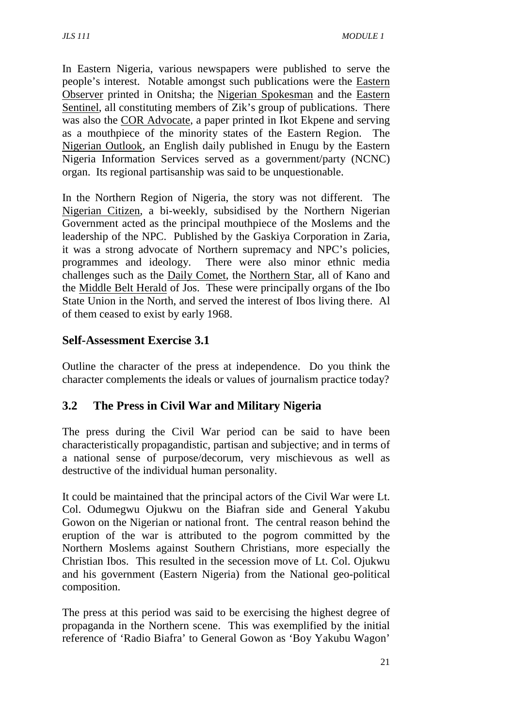In Eastern Nigeria, various newspapers were published to serve the people's interest. Notable amongst such publications were the Eastern Observer printed in Onitsha; the Nigerian Spokesman and the Eastern Sentinel, all constituting members of Zik's group of publications. There was also the COR Advocate, a paper printed in Ikot Ekpene and serving as a mouthpiece of the minority states of the Eastern Region. The Nigerian Outlook, an English daily published in Enugu by the Eastern Nigeria Information Services served as a government/party (NCNC) organ. Its regional partisanship was said to be unquestionable.

In the Northern Region of Nigeria, the story was not different. The Nigerian Citizen, a bi-weekly, subsidised by the Northern Nigerian Government acted as the principal mouthpiece of the Moslems and the leadership of the NPC. Published by the Gaskiya Corporation in Zaria, it was a strong advocate of Northern supremacy and NPC's policies, programmes and ideology. There were also minor ethnic media challenges such as the Daily Comet, the Northern Star, all of Kano and the Middle Belt Herald of Jos. These were principally organs of the Ibo State Union in the North, and served the interest of Ibos living there. Al of them ceased to exist by early 1968.

### Self-Assessment Exercise 3.1

Outline the character of the press at independence. Do you think the character complements the ideals or values of journalism practice today?

## 3.2 The Press in Civil War and Military Nigeria

The press during the Civil War period can be said to have been characteristically propagandistic, partisan and subjective; and in terms of a national sense of purpose/decorum, very mischievous as well as destructive of the individual human personality.

It could be maintained that the principal actors of the Civil War were Lt. Col. Odumegwu Ojukwu on the Biafran side and General Yakubu Gowon on the Nigerian or national front. The central reason behind the eruption of the war is attributed to the pogrom committed by the Northern Moslems against Southern Christians, more especially the Christian Ibos. This resulted in the secession move of Lt. Col. Ojukwu and his government (Eastern Nigeria) from the National geo-political composition.

The press at this period was said to be exercising the highest degree of propaganda in the Northern scene. This was exemplified by the initial reference of 'Radio Biafra' to General Gowon as 'Boy Yakubu Wagon'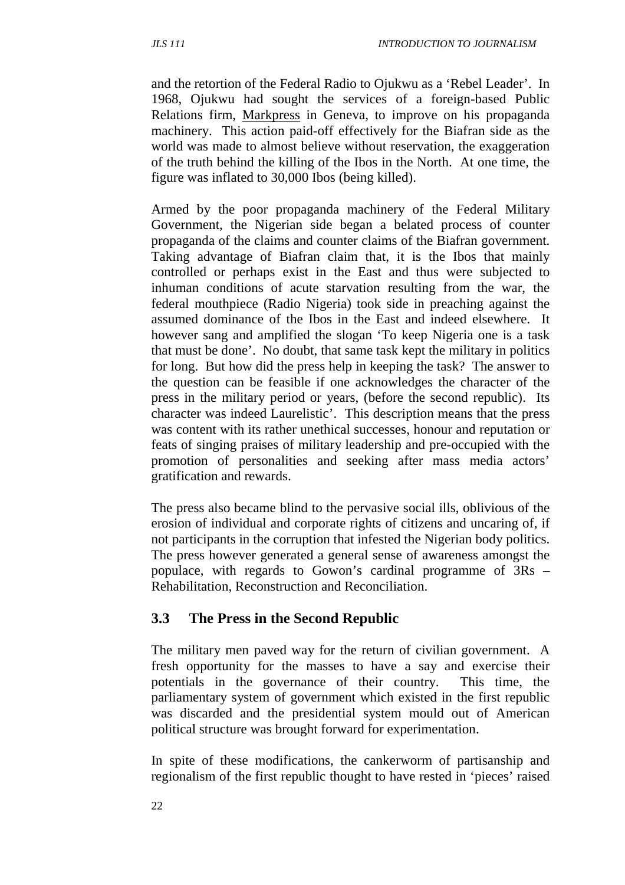and the retortion of the Federal Radio to Ojukwu as a 'Rebel Leader'. In 1968, Ojukwu had sought the services of a foreign-based Public Relations firm, Markpress in Geneva, to improve on his propaganda machinery. This action paid-off effectively for the Biafran side as the world was made to almost believe without reservation, the exaggeration of the truth behind the killing of the Ibos in the North. At one time, the figure was inflated to 30,000 Ibos (being killed).

Armed by the poor propaganda machinery of the Federal Military Government, the Nigerian side began a belated process of counter propaganda of the claims and counter claims of the Biafran government. Taking advantage of Biafran claim that, it is the Ibos that mainly controlled or perhaps exist in the East and thus were subjected to inhuman conditions of acute starvation resulting from the war, the federal mouthpiece (Radio Nigeria) took side in preaching against the assumed dominance of the Ibos in the East and indeed elsewhere. It however sang and amplified the slogan 'To keep Nigeria one is a task that must be done'. No doubt, that same task kept the military in politics for long. But how did the press help in keeping the task? The answer to the question can be feasible if one acknowledges the character of the press in the military period or years, (before the second republic). Its character was indeed Laurelistic'. This description means that the press was content with its rather unethical successes, honour and reputation or feats of singing praises of military leadership and pre-occupied with the promotion of personalities and seeking after mass media actors' gratification and rewards.

The press also became blind to the pervasive social ills, oblivious of the erosion of individual and corporate rights of citizens and uncaring of, if not participants in the corruption that infested the Nigerian body politics. The press however generated a general sense of awareness amongst the populace, with regards to Gowon's cardinal programme of 3Rs – Rehabilitation, Reconstruction and Reconciliation.

## 3.3 The Press in the Second Republic

The military men paved way for the return of civilian government. A fresh opportunity for the masses to have a say and exercise their potentials in the governance of their country. This time, the parliamentary system of government which existed in the first republic was discarded and the presidential system mould out of American political structure was brought forward for experimentation.

In spite of these modifications, the cankerworm of partisanship and regionalism of the first republic thought to have rested in 'pieces' raised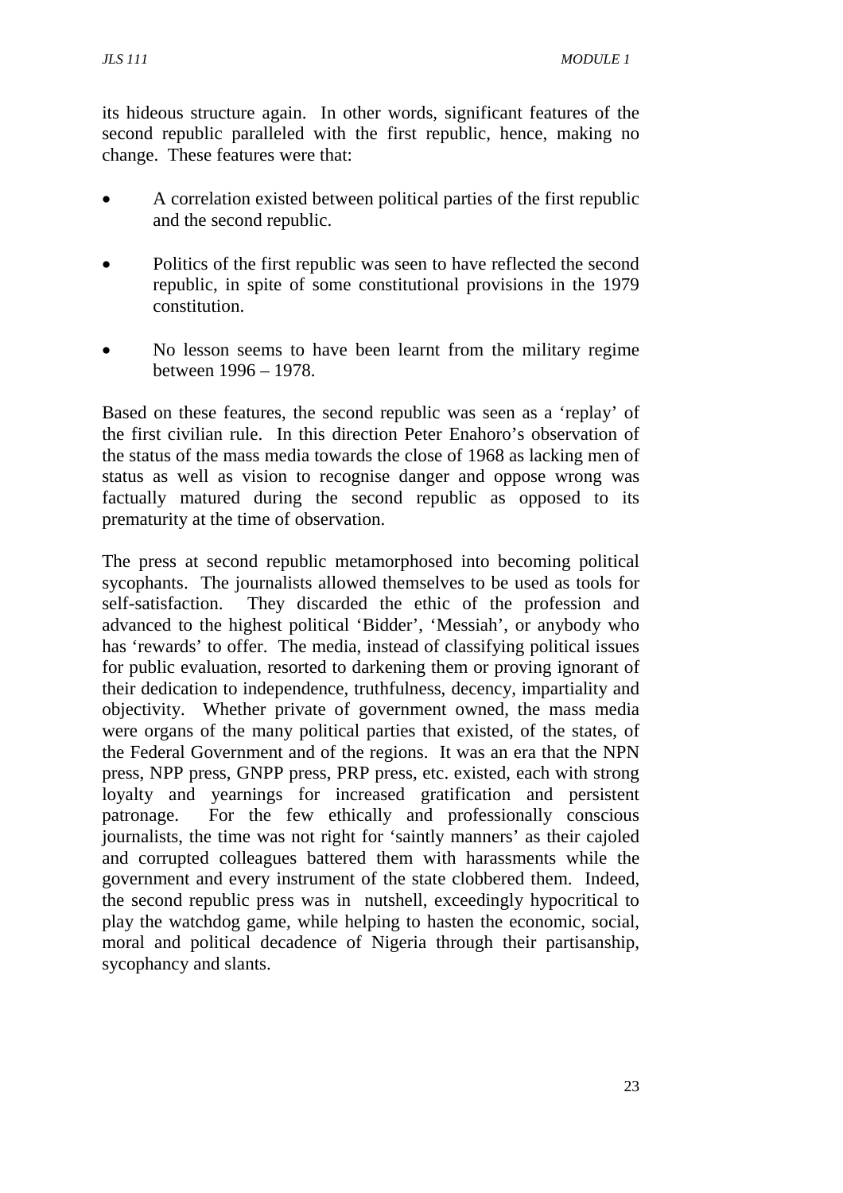its hideous structure again. In other words, significant features of the second republic paralleled with the first republic, hence, making no change. These features were that:

- A correlation existed between political parties of the first republic and the second republic.
- Politics of the first republic was seen to have reflected the second republic, in spite of some constitutional provisions in the 1979 constitution.
- No lesson seems to have been learnt from the military regime between 1996 – 1978.

Based on these features, the second republic was seen as a 'replay' of the first civilian rule. In this direction Peter Enahoro's observation of the status of the mass media towards the close of 1968 as lacking men of status as well as vision to recognise danger and oppose wrong was factually matured during the second republic as opposed to its prematurity at the time of observation.

The press at second republic metamorphosed into becoming political sycophants. The journalists allowed themselves to be used as tools for self-satisfaction. They discarded the ethic of the profession and advanced to the highest political 'Bidder', 'Messiah', or anybody who has 'rewards' to offer. The media, instead of classifying political issues for public evaluation, resorted to darkening them or proving ignorant of their dedication to independence, truthfulness, decency, impartiality and objectivity. Whether private of government owned, the mass media were organs of the many political parties that existed, of the states, of the Federal Government and of the regions. It was an era that the NPN press, NPP press, GNPP press, PRP press, etc. existed, each with strong loyalty and yearnings for increased gratification and persistent patronage. For the few ethically and professionally conscious journalists, the time was not right for 'saintly manners' as their cajoled and corrupted colleagues battered them with harassments while the government and every instrument of the state clobbered them. Indeed, the second republic press was in nutshell, exceedingly hypocritical to play the watchdog game, while helping to hasten the economic, social, moral and political decadence of Nigeria through their partisanship, sycophancy and slants.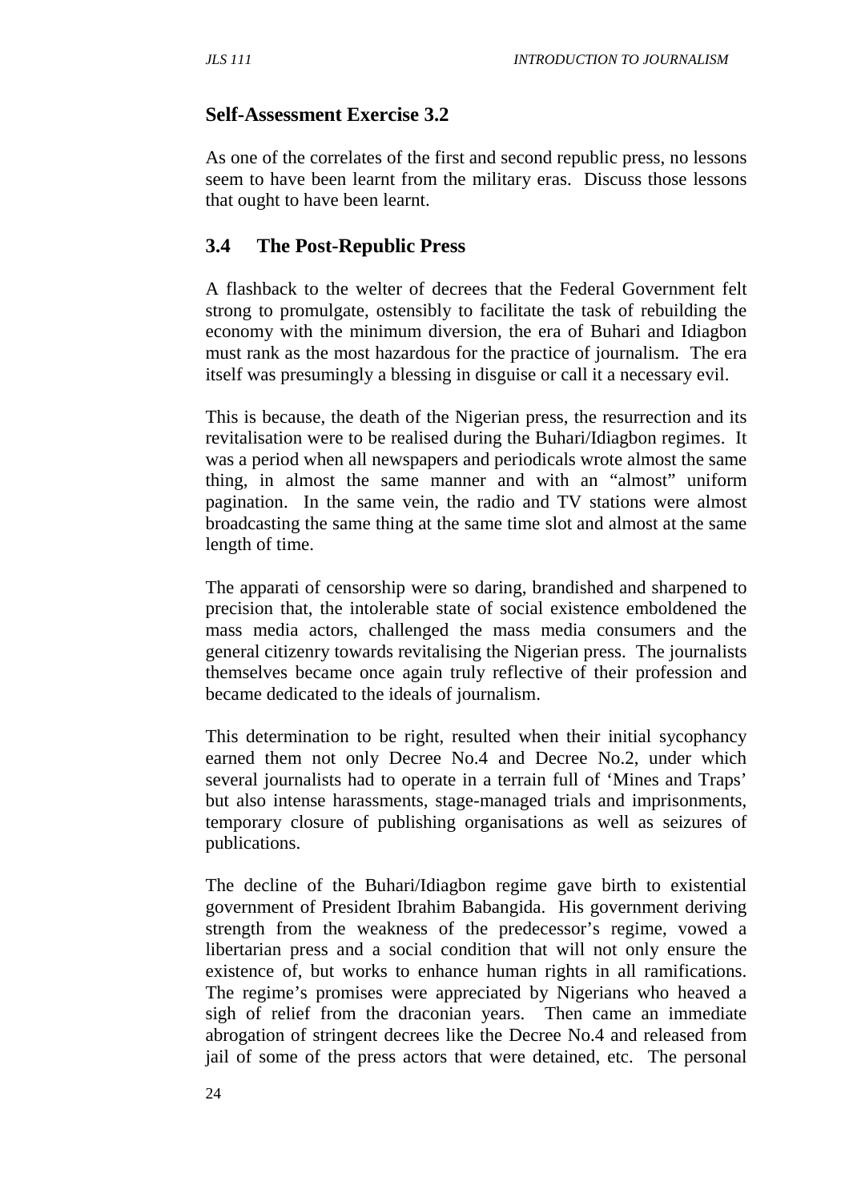**Self-Assessment Exercise 3.2**

As one of the correlates of the first and second republic press, no lessons seem to have been learnt from the military eras. Discuss those lessons that ought to have been learnt.

## 3.4 The Post-Republic Press

A flashback to the welter of decrees that the Federal Government felt strong to promulgate, ostensibly to facilitate the task of rebuilding the economy with the minimum diversion, the era of Buhari and Idiagbon must rank as the most hazardous for the practice of journalism. The era itself was presumingly a blessing in disguise or call it a necessary evil.

This is because, the death of the Nigerian press, the resurrection and its revitalisation were to be realised during the Buhari/Idiagbon regimes. It was a period when all newspapers and periodicals wrote almost the same thing, in almost the same manner and with an "almost" uniform pagination. In the same vein, the radio and TV stations were almost broadcasting the same thing at the same time slot and almost at the same length of time.

The apparati of censorship were so daring, brandished and sharpened to precision that, the intolerable state of social existence emboldened the mass media actors, challenged the mass media consumers and the general citizenry towards revitalising the Nigerian press. The journalists themselves became once again truly reflective of their profession and became dedicated to the ideals of journalism.

This determination to be right, resulted when their initial sycophancy earned them not only Decree No.4 and Decree No.2, under which several journalists had to operate in a terrain full of 'Mines and Traps' but also intense harassments, stage-managed trials and imprisonments, temporary closure of publishing organisations as well as seizures of publications.

The decline of the Buhari/Idiagbon regime gave birth to existential government of President Ibrahim Babangida. His government deriving strength from the weakness of the predecessor's regime, vowed a libertarian press and a social condition that will not only ensure the existence of, but works to enhance human rights in all ramifications. The regime's promises were appreciated by Nigerians who heaved a sigh of relief from the draconian years. Then came an immediate abrogation of stringent decrees like the Decree No.4 and released from jail of some of the press actors that were detained, etc. The personal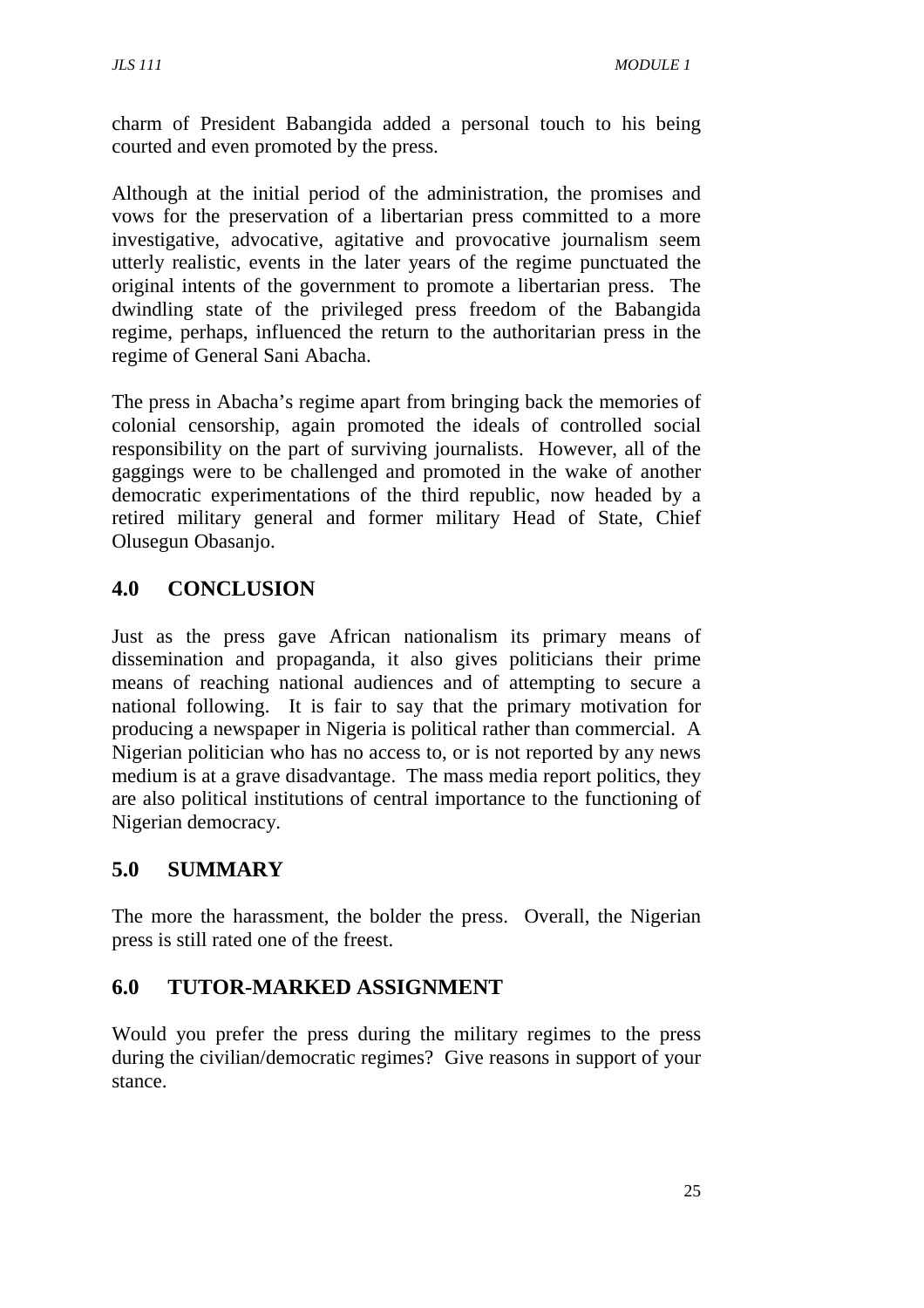charm of President Babangida added a personal touch to his being courted and even promoted by the press.

Although at the initial period of the administration, the promises and vows for the preservation of a libertarian press committed to a more investigative, advocative, agitative and provocative journalism seem utterly realistic, events in the later years of the regime punctuated the original intents of the government to promote a libertarian press. The dwindling state of the privileged press freedom of the Babangida regime, perhaps, influenced the return to the authoritarian press in the regime of General Sani Abacha.

The press in Abacha's regime apart from bringing back the memories of colonial censorship, again promoted the ideals of controlled social responsibility on the part of surviving journalists. However, all of the gaggings were to be challenged and promoted in the wake of another democratic experimentations of the third republic, now headed by a retired military general and former military Head of State, Chief Olusegun Obasanjo.

## 4.0 CONCLUSION

Just as the press gave African nationalism its primary means of dissemination and propaganda, it also gives politicians their prime means of reaching national audiences and of attempting to secure a national following. It is fair to say that the primary motivation for producing a newspaper in Nigeria is political rather than commercial. A Nigerian politician who has no access to, or is not reported by any news medium is at a grave disadvantage. The mass media report politics, they are also political institutions of central importance to the functioning of Nigerian democracy.

## 5.0 SUMMARY

The more the harassment, the bolder the press. Overall, the Nigerian press is still rated one of the freest.

## 6.0 TUTOR-MARKED ASSIGNMENT

Would you prefer the press during the military regimes to the press during the civilian/democratic regimes? Give reasons in support of your stance.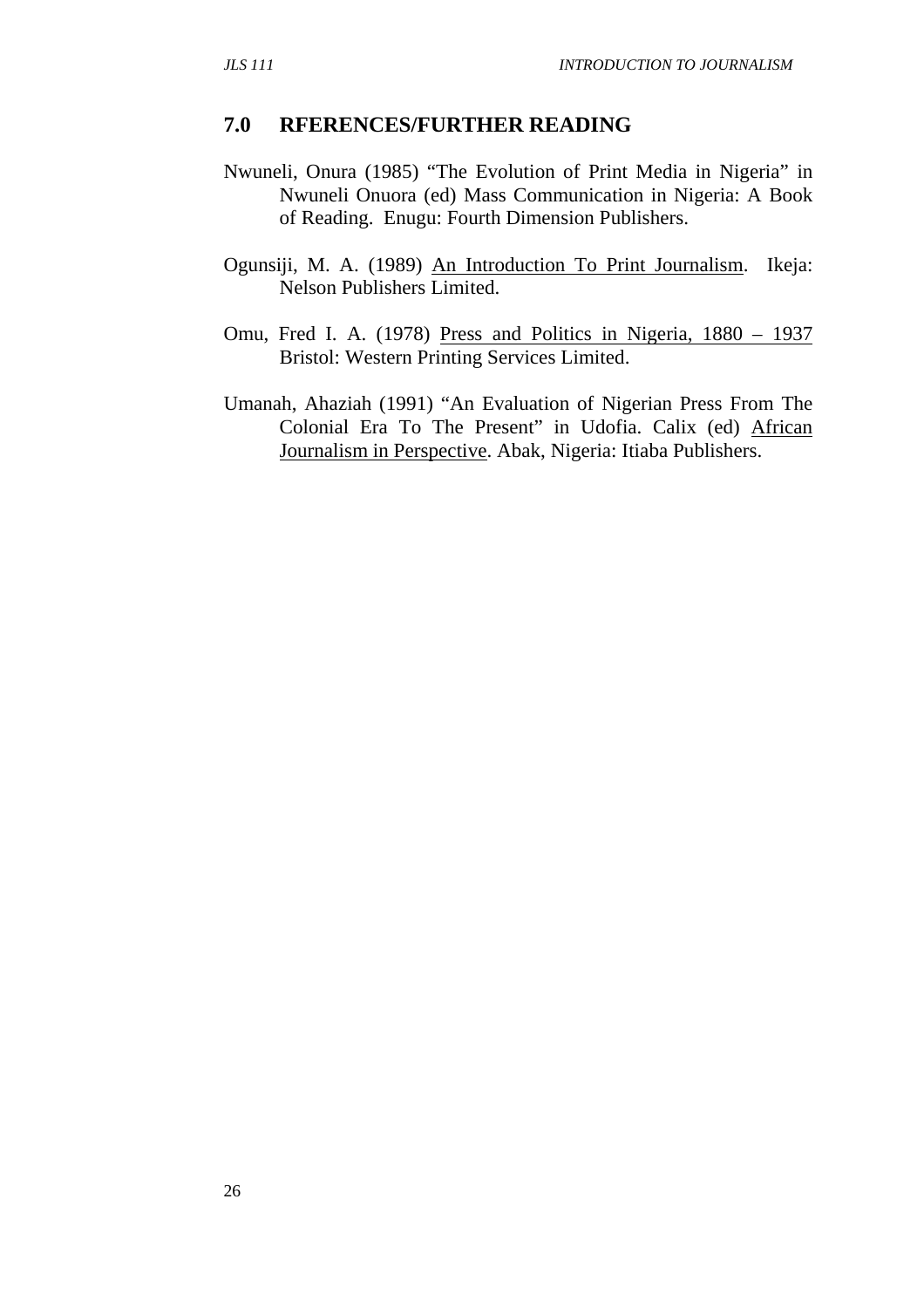## 7.0 RFERENCES/FURTHER READING

Nwuneli, Onura (1985) "The Evolution of Print Media in Nigeria" in Nwuneli Onuora (ed) Mass Communication in Nigeria: A Book of Reading. Enugu: Fourth Dimension Publishers.

Ogunsiji, M. A. (1989) An Introduction To Print Journalism. Ikeja: Nelson Publishers Limited.

Omu, Fred I. A. (1978) Press and Politics in Nigeria, 1880 – 1937 Bristol: Western Printing Services Limited.

Umanah, Ahaziah (1991) "An Evaluation of Nigerian Press From The Colonial Era To The Present" in Udofia. Calix (ed) African Journalism in Perspective. Abak, Nigeria: Itiaba Publishers.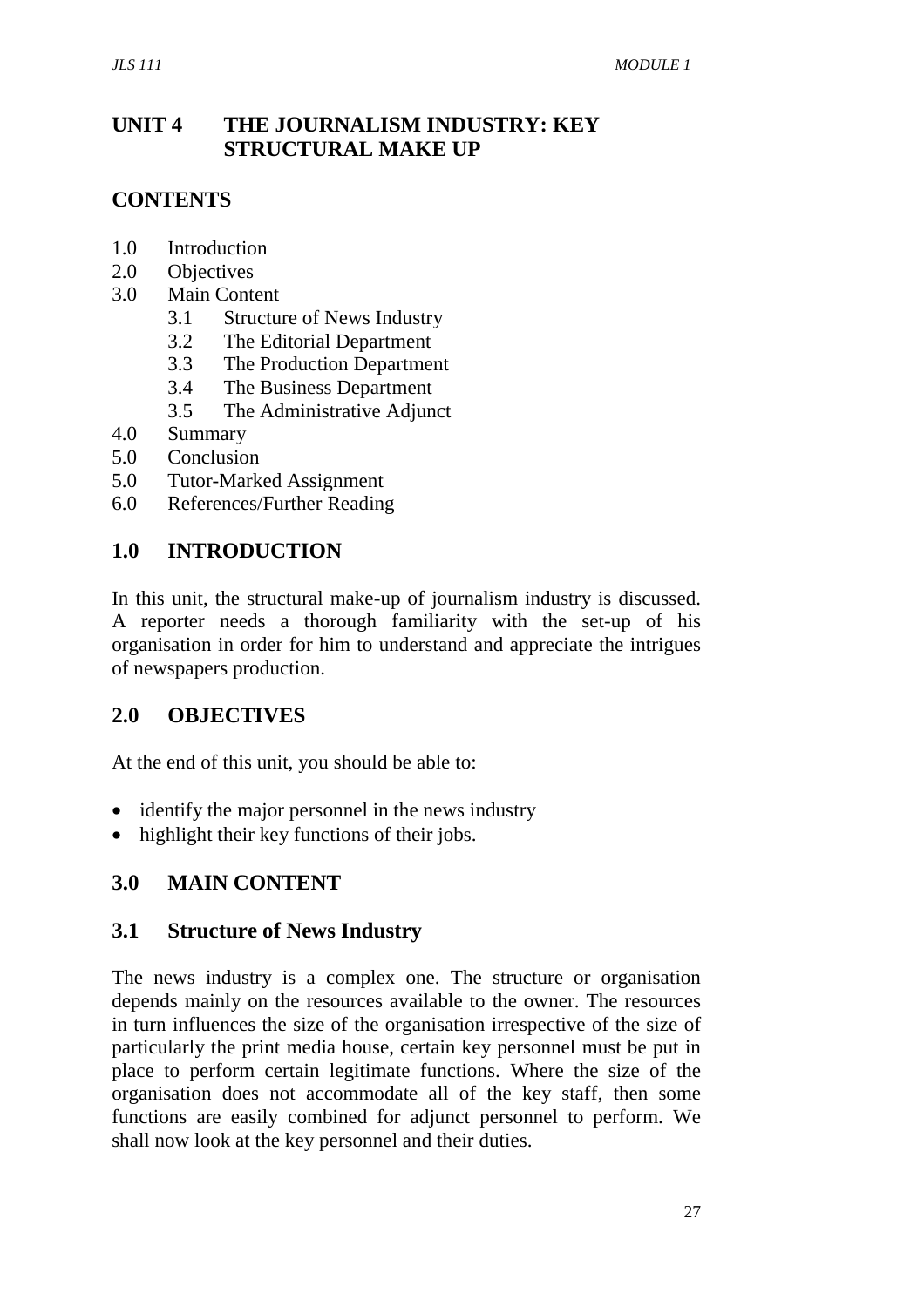## UNIT 4 THE JOURNALISM INDUSTRY: KEY STRUCTURAL MAKE UP

## CONTENTS

1.0 Introduction
2.0 Objectives
3.0 Main Content
  3.1 Structure of News Industry
  3.2 The Editorial Department
  3.3 The Production Department
  3.4 The Business Department
  3.5 The Administrative Adjunct
4.0 Summary
5.0 Conclusion
5.0 Tutor-Marked Assignment
6.0 References/Further Reading

## 1.0 INTRODUCTION

In this unit, the structural make-up of journalism industry is discussed. A reporter needs a thorough familiarity with the set-up of his organisation in order for him to understand and appreciate the intrigues of newspapers production.

## 2.0 OBJECTIVES

At the end of this unit, you should be able to:

- identify the major personnel in the news industry
- highlight their key functions of their jobs.

## 3.0 MAIN CONTENT

### 3.1 Structure of News Industry

The news industry is a complex one. The structure or organisation depends mainly on the resources available to the owner. The resources in turn influences the size of the organisation irrespective of the size of particularly the print media house, certain key personnel must be put in place to perform certain legitimate functions. Where the size of the organisation does not accommodate all of the key staff, then some functions are easily combined for adjunct personnel to perform. We shall now look at the key personnel and their duties.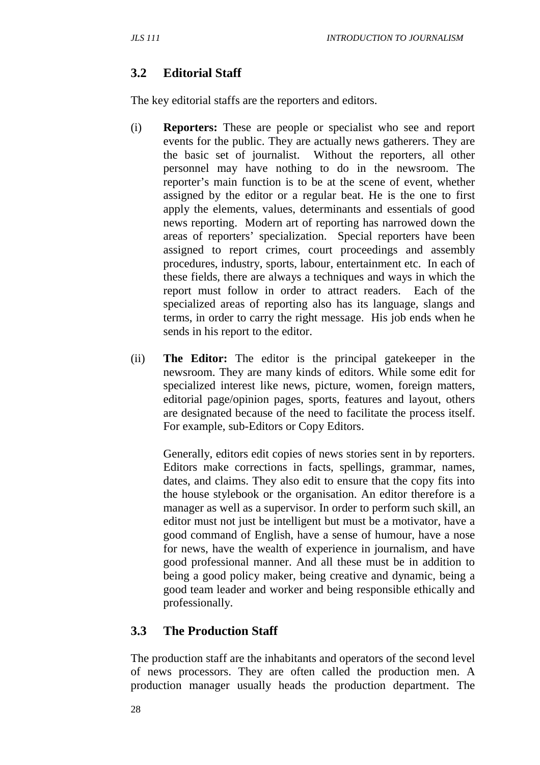## 3.2 Editorial Staff

The key editorial staffs are the reporters and editors.

(i) **Reporters:** These are people or specialist who see and report events for the public. They are actually news gatherers. They are the basic set of journalist. Without the reporters, all other personnel may have nothing to do in the newsroom. The reporter's main function is to be at the scene of event, whether assigned by the editor or a regular beat. He is the one to first apply the elements, values, determinants and essentials of good news reporting. Modern art of reporting has narrowed down the areas of reporters' specialization. Special reporters have been assigned to report crimes, court proceedings and assembly procedures, industry, sports, labour, entertainment etc. In each of these fields, there are always a techniques and ways in which the report must follow in order to attract readers. Each of the specialized areas of reporting also has its language, slangs and terms, in order to carry the right message. His job ends when he sends in his report to the editor.

(ii) **The Editor:** The editor is the principal gatekeeper in the newsroom. They are many kinds of editors. While some edit for specialized interest like news, picture, women, foreign matters, editorial page/opinion pages, sports, features and layout, others are designated because of the need to facilitate the process itself. For example, sub-Editors or Copy Editors.

Generally, editors edit copies of news stories sent in by reporters. Editors make corrections in facts, spellings, grammar, names, dates, and claims. They also edit to ensure that the copy fits into the house stylebook or the organisation. An editor therefore is a manager as well as a supervisor. In order to perform such skill, an editor must not just be intelligent but must be a motivator, have a good command of English, have a sense of humour, have a nose for news, have the wealth of experience in journalism, and have good professional manner. And all these must be in addition to being a good policy maker, being creative and dynamic, being a good team leader and worker and being responsible ethically and professionally.

## 3.3 The Production Staff

The production staff are the inhabitants and operators of the second level of news processors. They are often called the production men. A production manager usually heads the production department. The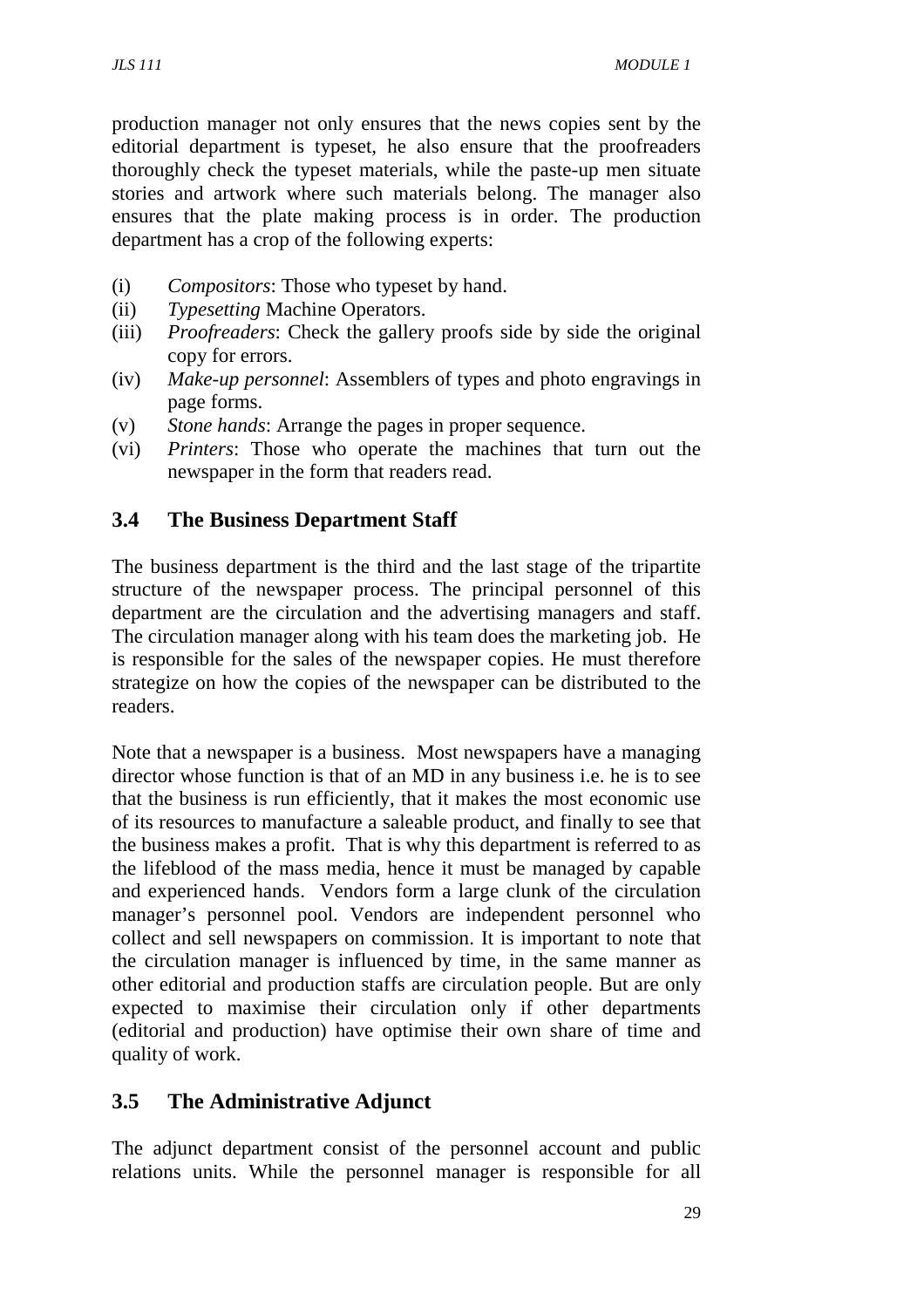production manager not only ensures that the news copies sent by the editorial department is typeset, he also ensure that the proofreaders thoroughly check the typeset materials, while the paste-up men situate stories and artwork where such materials belong. The manager also ensures that the plate making process is in order. The production department has a crop of the following experts:

(i) *Compositors*: Those who typeset by hand.
(ii) *Typesetting* Machine Operators.
(iii) *Proofreaders*: Check the gallery proofs side by side the original copy for errors.
(iv) *Make-up personnel*: Assemblers of types and photo engravings in page forms.
(v) *Stone hands*: Arrange the pages in proper sequence.
(vi) *Printers*: Those who operate the machines that turn out the newspaper in the form that readers read.

## 3.4 The Business Department Staff

The business department is the third and the last stage of the tripartite structure of the newspaper process. The principal personnel of this department are the circulation and the advertising managers and staff. The circulation manager along with his team does the marketing job. He is responsible for the sales of the newspaper copies. He must therefore strategize on how the copies of the newspaper can be distributed to the readers.

Note that a newspaper is a business. Most newspapers have a managing director whose function is that of an MD in any business i.e. he is to see that the business is run efficiently, that it makes the most economic use of its resources to manufacture a saleable product, and finally to see that the business makes a profit. That is why this department is referred to as the lifeblood of the mass media, hence it must be managed by capable and experienced hands. Vendors form a large clunk of the circulation manager's personnel pool. Vendors are independent personnel who collect and sell newspapers on commission. It is important to note that the circulation manager is influenced by time, in the same manner as other editorial and production staffs are circulation people. But are only expected to maximise their circulation only if other departments (editorial and production) have optimise their own share of time and quality of work.

## 3.5 The Administrative Adjunct

The adjunct department consist of the personnel account and public relations units. While the personnel manager is responsible for all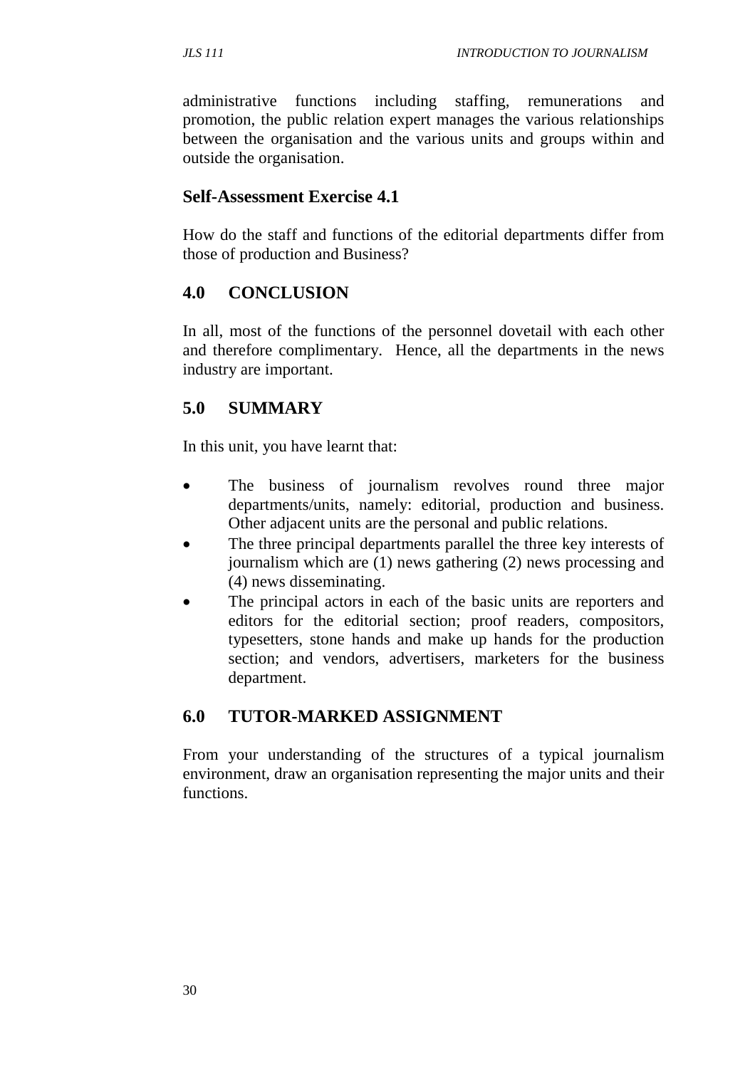administrative functions including staffing, remunerations and promotion, the public relation expert manages the various relationships between the organisation and the various units and groups within and outside the organisation.

**Self-Assessment Exercise 4.1**

How do the staff and functions of the editorial departments differ from those of production and Business?

## 4.0 CONCLUSION

In all, most of the functions of the personnel dovetail with each other and therefore complimentary. Hence, all the departments in the news industry are important.

## 5.0 SUMMARY

In this unit, you have learnt that:

- The business of journalism revolves round three major departments/units, namely: editorial, production and business. Other adjacent units are the personal and public relations.
- The three principal departments parallel the three key interests of journalism which are (1) news gathering (2) news processing and (4) news disseminating.
- The principal actors in each of the basic units are reporters and editors for the editorial section; proof readers, compositors, typesetters, stone hands and make up hands for the production section; and vendors, advertisers, marketers for the business department.

## 6.0 TUTOR-MARKED ASSIGNMENT

From your understanding of the structures of a typical journalism environment, draw an organisation representing the major units and their functions.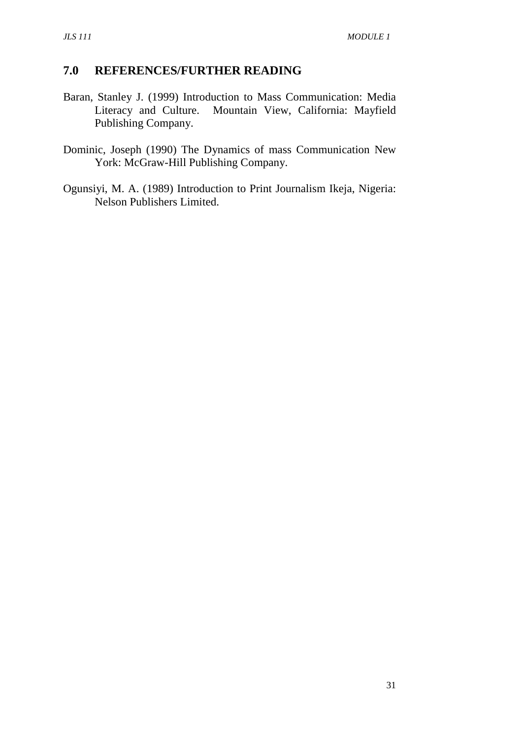## 7.0 REFERENCES/FURTHER READING

Baran, Stanley J. (1999) Introduction to Mass Communication: Media Literacy and Culture. Mountain View, California: Mayfield Publishing Company.

Dominic, Joseph (1990) The Dynamics of mass Communication New York: McGraw-Hill Publishing Company.

Ogunsiyi, M. A. (1989) Introduction to Print Journalism Ikeja, Nigeria: Nelson Publishers Limited.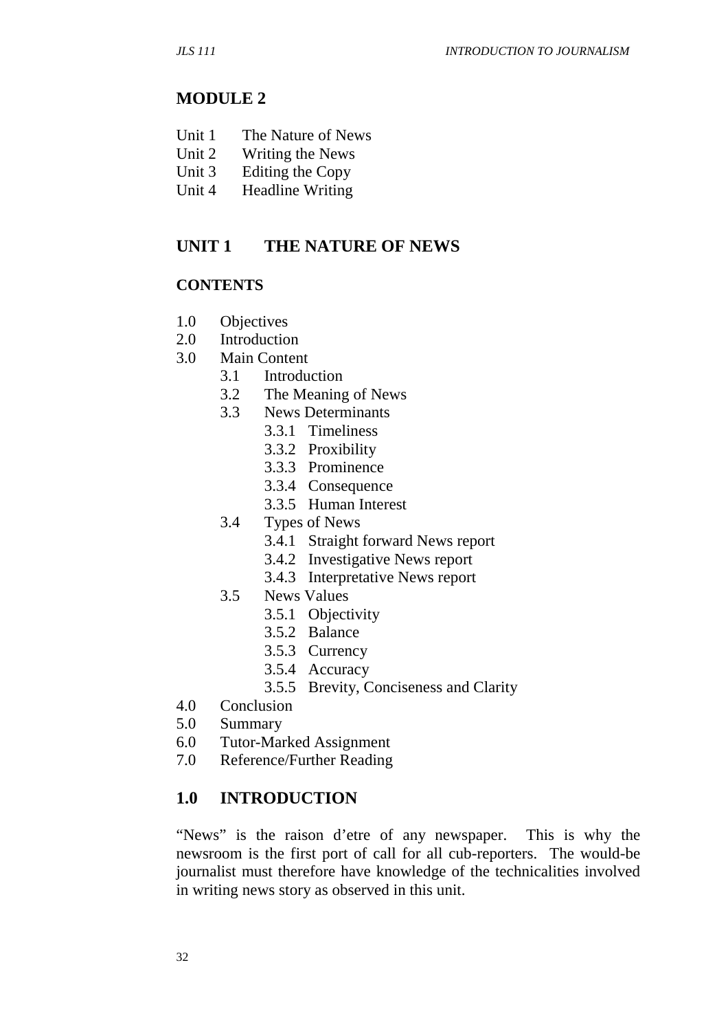# MODULE 2

Unit 1 The Nature of News
Unit 2 Writing the News
Unit 3 Editing the Copy
Unit 4 Headline Writing

## UNIT 1 THE NATURE OF NEWS

### CONTENTS

- 1.0 Objectives
- 2.0 Introduction
- 3.0 Main Content
    - 3.1 Introduction
    - 3.2 The Meaning of News
    - 3.3 News Determinants
        - 3.3.1 Timeliness
        - 3.3.2 Proxibility
        - 3.3.3 Prominence
        - 3.3.4 Consequence
        - 3.3.5 Human Interest
    - 3.4 Types of News
        - 3.4.1 Straight forward News report
        - 3.4.2 Investigative News report
        - 3.4.3 Interpretative News report
    - 3.5 News Values
        - 3.5.1 Objectivity
        - 3.5.2 Balance
        - 3.5.3 Currency
        - 3.5.4 Accuracy
        - 3.5.5 Brevity, Conciseness and Clarity
- 4.0 Conclusion
- 5.0 Summary
- 6.0 Tutor-Marked Assignment
- 7.0 Reference/Further Reading

## 1.0 INTRODUCTION

"News" is the raison d'etre of any newspaper. This is why the newsroom is the first port of call for all cub-reporters. The would-be journalist must therefore have knowledge of the technicalities involved in writing news story as observed in this unit.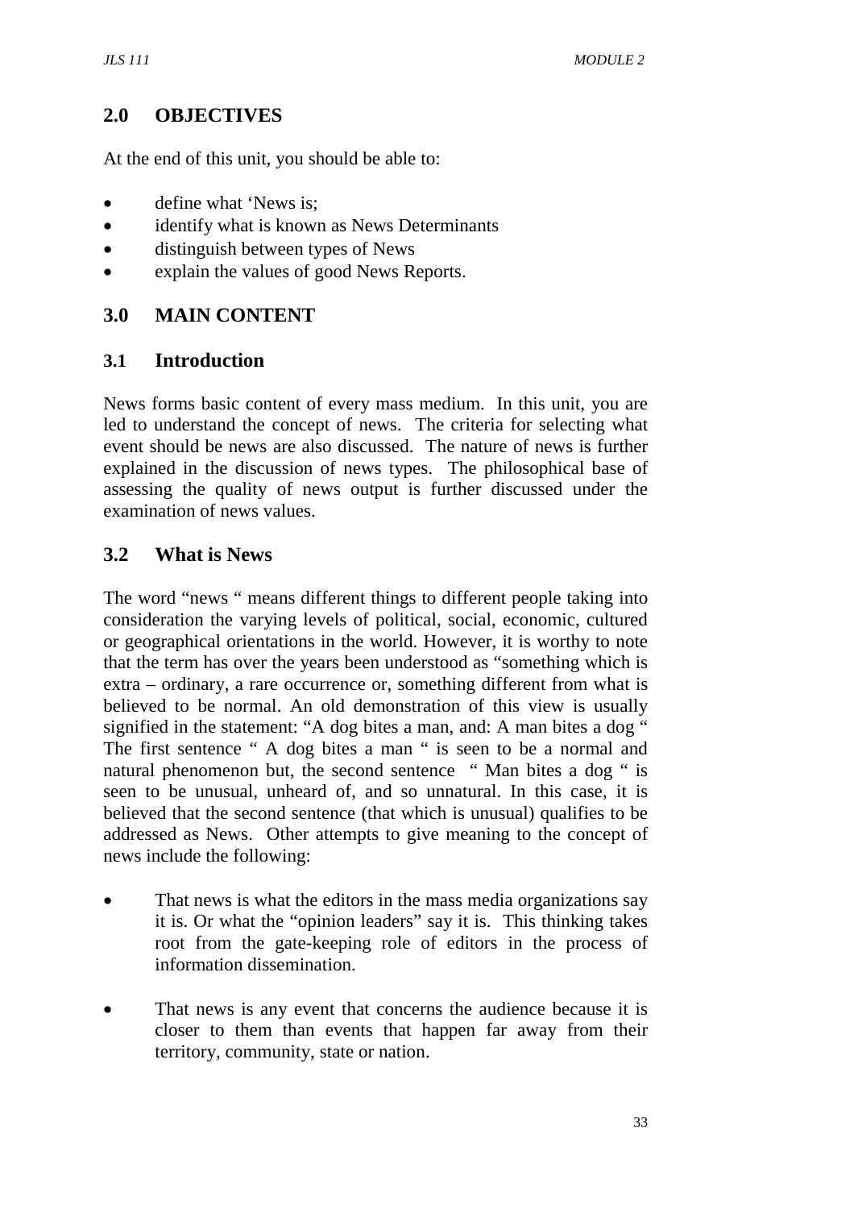## 2.0 OBJECTIVES

At the end of this unit, you should be able to:

- define what 'News is;
- identify what is known as News Determinants
- distinguish between types of News
- explain the values of good News Reports.

## 3.0 MAIN CONTENT

### 3.1 Introduction

News forms basic content of every mass medium. In this unit, you are led to understand the concept of news. The criteria for selecting what event should be news are also discussed. The nature of news is further explained in the discussion of news types. The philosophical base of assessing the quality of news output is further discussed under the examination of news values.

### 3.2 What is News

The word "news " means different things to different people taking into consideration the varying levels of political, social, economic, cultured or geographical orientations in the world. However, it is worthy to note that the term has over the years been understood as "something which is extra – ordinary, a rare occurrence or, something different from what is believed to be normal. An old demonstration of this view is usually signified in the statement: "A dog bites a man, and: A man bites a dog " The first sentence " A dog bites a man " is seen to be a normal and natural phenomenon but, the second sentence " Man bites a dog " is seen to be unusual, unheard of, and so unnatural. In this case, it is believed that the second sentence (that which is unusual) qualifies to be addressed as News. Other attempts to give meaning to the concept of news include the following:

- That news is what the editors in the mass media organizations say it is. Or what the "opinion leaders" say it is. This thinking takes root from the gate-keeping role of editors in the process of information dissemination.

- That news is any event that concerns the audience because it is closer to them than events that happen far away from their territory, community, state or nation.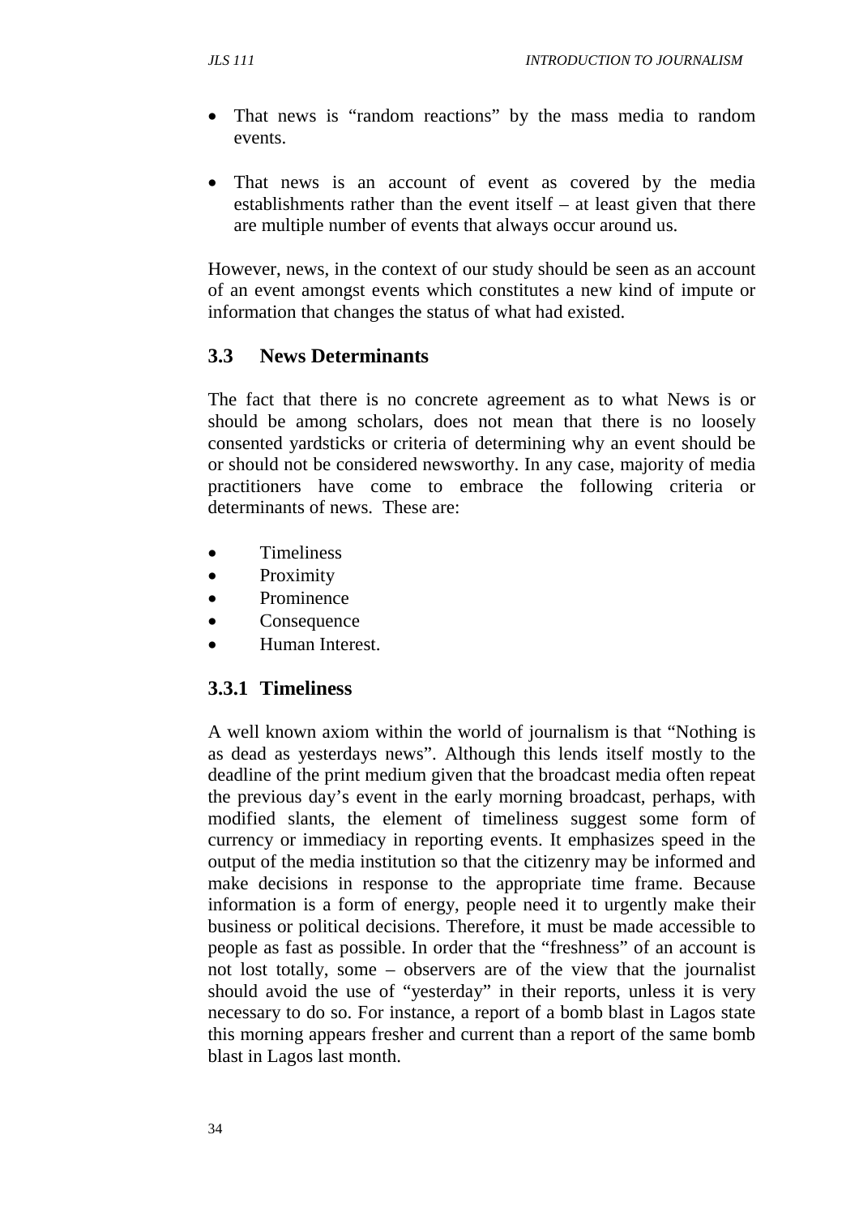- That news is "random reactions" by the mass media to random events.

- That news is an account of event as covered by the media establishments rather than the event itself – at least given that there are multiple number of events that always occur around us.

However, news, in the context of our study should be seen as an account of an event amongst events which constitutes a new kind of impute or information that changes the status of what had existed.

## 3.3 News Determinants

The fact that there is no concrete agreement as to what News is or should be among scholars, does not mean that there is no loosely consented yardsticks or criteria of determining why an event should be or should not be considered newsworthy. In any case, majority of media practitioners have come to embrace the following criteria or determinants of news. These are:

- Timeliness
- Proximity
- Prominence
- Consequence
- Human Interest.

### 3.3.1 Timeliness

A well known axiom within the world of journalism is that "Nothing is as dead as yesterdays news". Although this lends itself mostly to the deadline of the print medium given that the broadcast media often repeat the previous day's event in the early morning broadcast, perhaps, with modified slants, the element of timeliness suggest some form of currency or immediacy in reporting events. It emphasizes speed in the output of the media institution so that the citizenry may be informed and make decisions in response to the appropriate time frame. Because information is a form of energy, people need it to urgently make their business or political decisions. Therefore, it must be made accessible to people as fast as possible. In order that the "freshness" of an account is not lost totally, some – observers are of the view that the journalist should avoid the use of "yesterday" in their reports, unless it is very necessary to do so. For instance, a report of a bomb blast in Lagos state this morning appears fresher and current than a report of the same bomb blast in Lagos last month.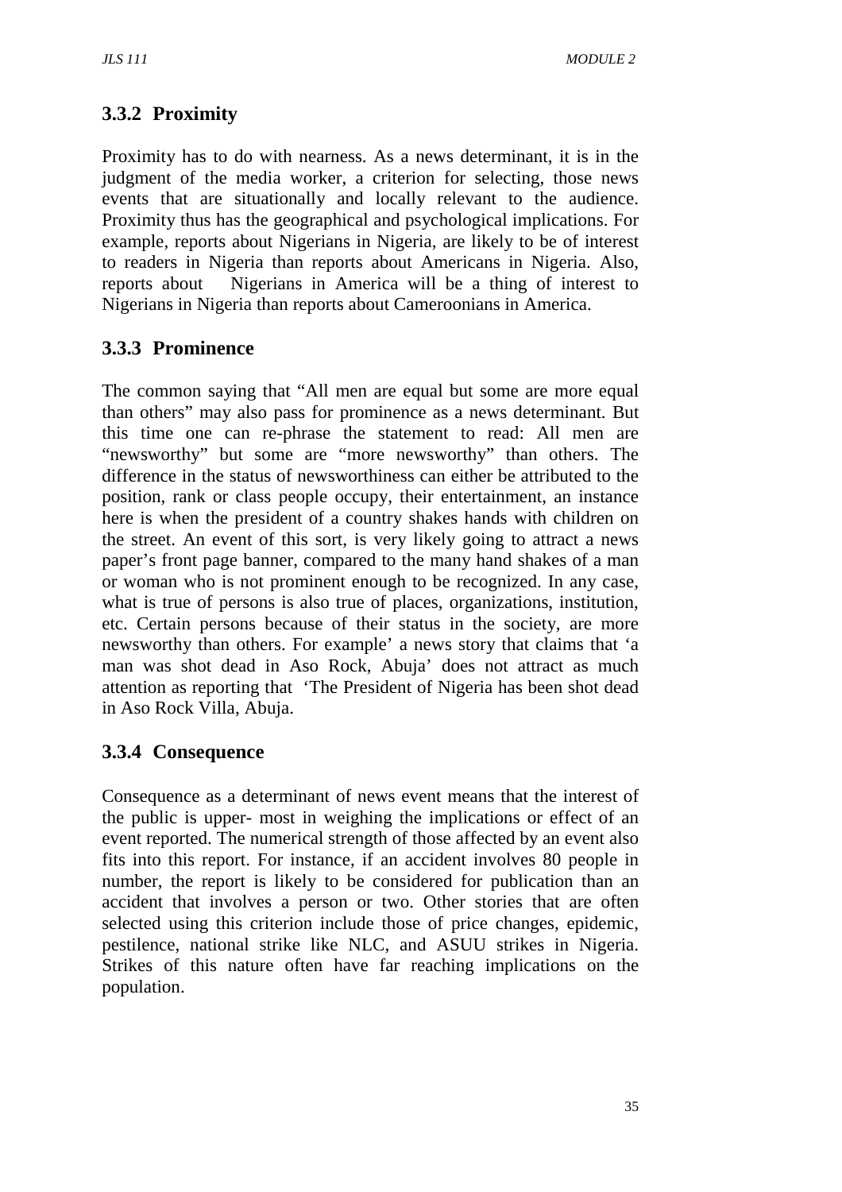### 3.3.2 Proximity

Proximity has to do with nearness. As a news determinant, it is in the judgment of the media worker, a criterion for selecting, those news events that are situationally and locally relevant to the audience. Proximity thus has the geographical and psychological implications. For example, reports about Nigerians in Nigeria, are likely to be of interest to readers in Nigeria than reports about Americans in Nigeria. Also, reports about Nigerians in America will be a thing of interest to Nigerians in Nigeria than reports about Cameroonians in America.

### 3.3.3 Prominence

The common saying that "All men are equal but some are more equal than others" may also pass for prominence as a news determinant. But this time one can re-phrase the statement to read: All men are "newsworthy" but some are "more newsworthy" than others. The difference in the status of newsworthiness can either be attributed to the position, rank or class people occupy, their entertainment, an instance here is when the president of a country shakes hands with children on the street. An event of this sort, is very likely going to attract a news paper's front page banner, compared to the many hand shakes of a man or woman who is not prominent enough to be recognized. In any case, what is true of persons is also true of places, organizations, institution, etc. Certain persons because of their status in the society, are more newsworthy than others. For example' a news story that claims that 'a man was shot dead in Aso Rock, Abuja' does not attract as much attention as reporting that 'The President of Nigeria has been shot dead in Aso Rock Villa, Abuja.

### 3.3.4 Consequence

Consequence as a determinant of news event means that the interest of the public is upper- most in weighing the implications or effect of an event reported. The numerical strength of those affected by an event also fits into this report. For instance, if an accident involves 80 people in number, the report is likely to be considered for publication than an accident that involves a person or two. Other stories that are often selected using this criterion include those of price changes, epidemic, pestilence, national strike like NLC, and ASUU strikes in Nigeria. Strikes of this nature often have far reaching implications on the population.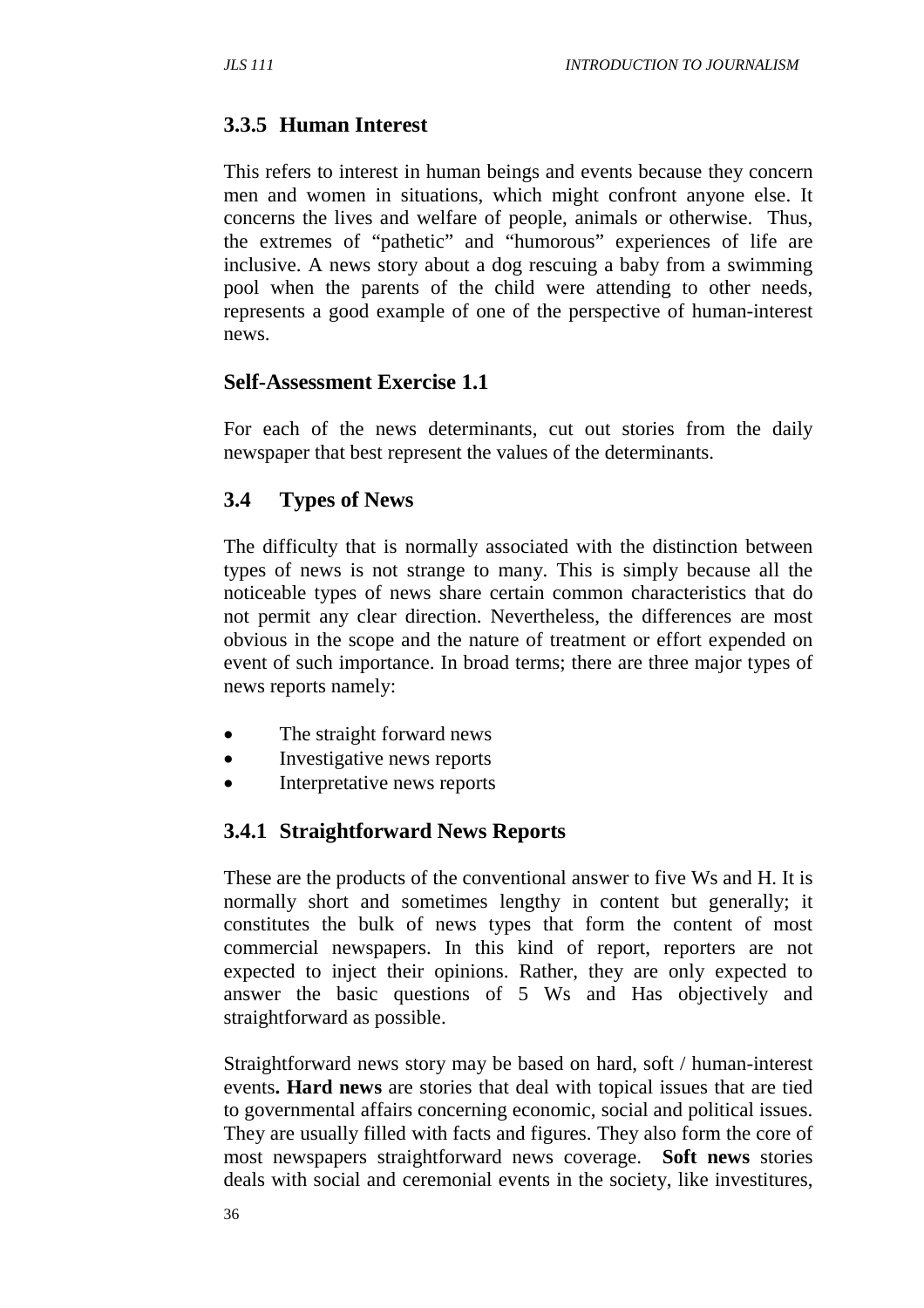### 3.3.5 Human Interest

This refers to interest in human beings and events because they concern men and women in situations, which might confront anyone else. It concerns the lives and welfare of people, animals or otherwise. Thus, the extremes of "pathetic" and "humorous" experiences of life are inclusive. A news story about a dog rescuing a baby from a swimming pool when the parents of the child were attending to other needs, represents a good example of one of the perspective of human-interest news.

### Self-Assessment Exercise 1.1

For each of the news determinants, cut out stories from the daily newspaper that best represent the values of the determinants.

## 3.4 Types of News

The difficulty that is normally associated with the distinction between types of news is not strange to many. This is simply because all the noticeable types of news share certain common characteristics that do not permit any clear direction. Nevertheless, the differences are most obvious in the scope and the nature of treatment or effort expended on event of such importance. In broad terms; there are three major types of news reports namely:

- The straight forward news
- Investigative news reports
- Interpretative news reports

### 3.4.1 Straightforward News Reports

These are the products of the conventional answer to five Ws and H. It is normally short and sometimes lengthy in content but generally; it constitutes the bulk of news types that form the content of most commercial newspapers. In this kind of report, reporters are not expected to inject their opinions. Rather, they are only expected to answer the basic questions of 5 Ws and Has objectively and straightforward as possible.

Straightforward news story may be based on hard, soft / human-interest events**.** **Hard news** are stories that deal with topical issues that are tied to governmental affairs concerning economic, social and political issues. They are usually filled with facts and figures. They also form the core of most newspapers straightforward news coverage. **Soft news** stories deals with social and ceremonial events in the society, like investitures,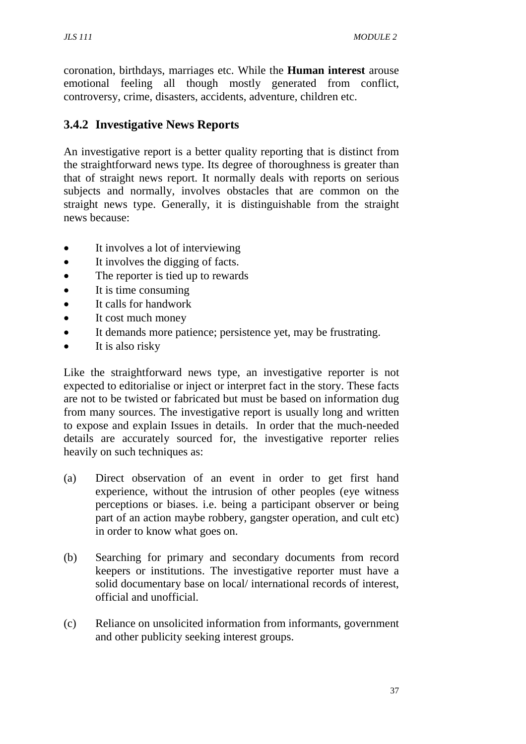coronation, birthdays, marriages etc. While the **Human interest** arouse emotional feeling all though mostly generated from conflict, controversy, crime, disasters, accidents, adventure, children etc.

### 3.4.2 Investigative News Reports

An investigative report is a better quality reporting that is distinct from the straightforward news type. Its degree of thoroughness is greater than that of straight news report. It normally deals with reports on serious subjects and normally, involves obstacles that are common on the straight news type. Generally, it is distinguishable from the straight news because:

- It involves a lot of interviewing
- It involves the digging of facts.
- The reporter is tied up to rewards
- It is time consuming
- It calls for handwork
- It cost much money
- It demands more patience; persistence yet, may be frustrating.
- It is also risky

Like the straightforward news type, an investigative reporter is not expected to editorialise or inject or interpret fact in the story. These facts are not to be twisted or fabricated but must be based on information dug from many sources. The investigative report is usually long and written to expose and explain Issues in details. In order that the much-needed details are accurately sourced for, the investigative reporter relies heavily on such techniques as:

(a) Direct observation of an event in order to get first hand experience, without the intrusion of other peoples (eye witness perceptions or biases. i.e. being a participant observer or being part of an action maybe robbery, gangster operation, and cult etc) in order to know what goes on.

(b) Searching for primary and secondary documents from record keepers or institutions. The investigative reporter must have a solid documentary base on local/ international records of interest, official and unofficial.

(c) Reliance on unsolicited information from informants, government and other publicity seeking interest groups.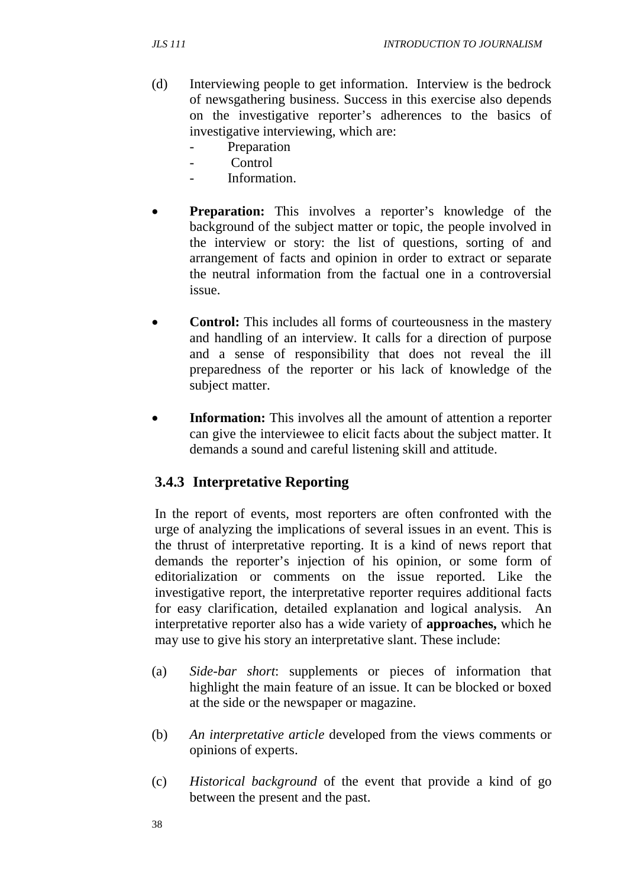(d) Interviewing people to get information. Interview is the bedrock of newsgathering business. Success in this exercise also depends on the investigative reporter's adherences to the basics of investigative interviewing, which are:
  - Preparation
  - Control
  - Information.

- **Preparation:** This involves a reporter's knowledge of the background of the subject matter or topic, the people involved in the interview or story: the list of questions, sorting of and arrangement of facts and opinion in order to extract or separate the neutral information from the factual one in a controversial issue.

- **Control:** This includes all forms of courteousness in the mastery and handling of an interview. It calls for a direction of purpose and a sense of responsibility that does not reveal the ill preparedness of the reporter or his lack of knowledge of the subject matter.

- **Information:** This involves all the amount of attention a reporter can give the interviewee to elicit facts about the subject matter. It demands a sound and careful listening skill and attitude.

### 3.4.3 Interpretative Reporting

In the report of events, most reporters are often confronted with the urge of analyzing the implications of several issues in an event. This is the thrust of interpretative reporting. It is a kind of news report that demands the reporter's injection of his opinion, or some form of editorialization or comments on the issue reported. Like the investigative report, the interpretative reporter requires additional facts for easy clarification, detailed explanation and logical analysis. An interpretative reporter also has a wide variety of **approaches,** which he may use to give his story an interpretative slant. These include:

(a) *Side-bar short*: supplements or pieces of information that highlight the main feature of an issue. It can be blocked or boxed at the side or the newspaper or magazine.

(b) *An interpretative article* developed from the views comments or opinions of experts.

(c) *Historical background* of the event that provide a kind of go between the present and the past.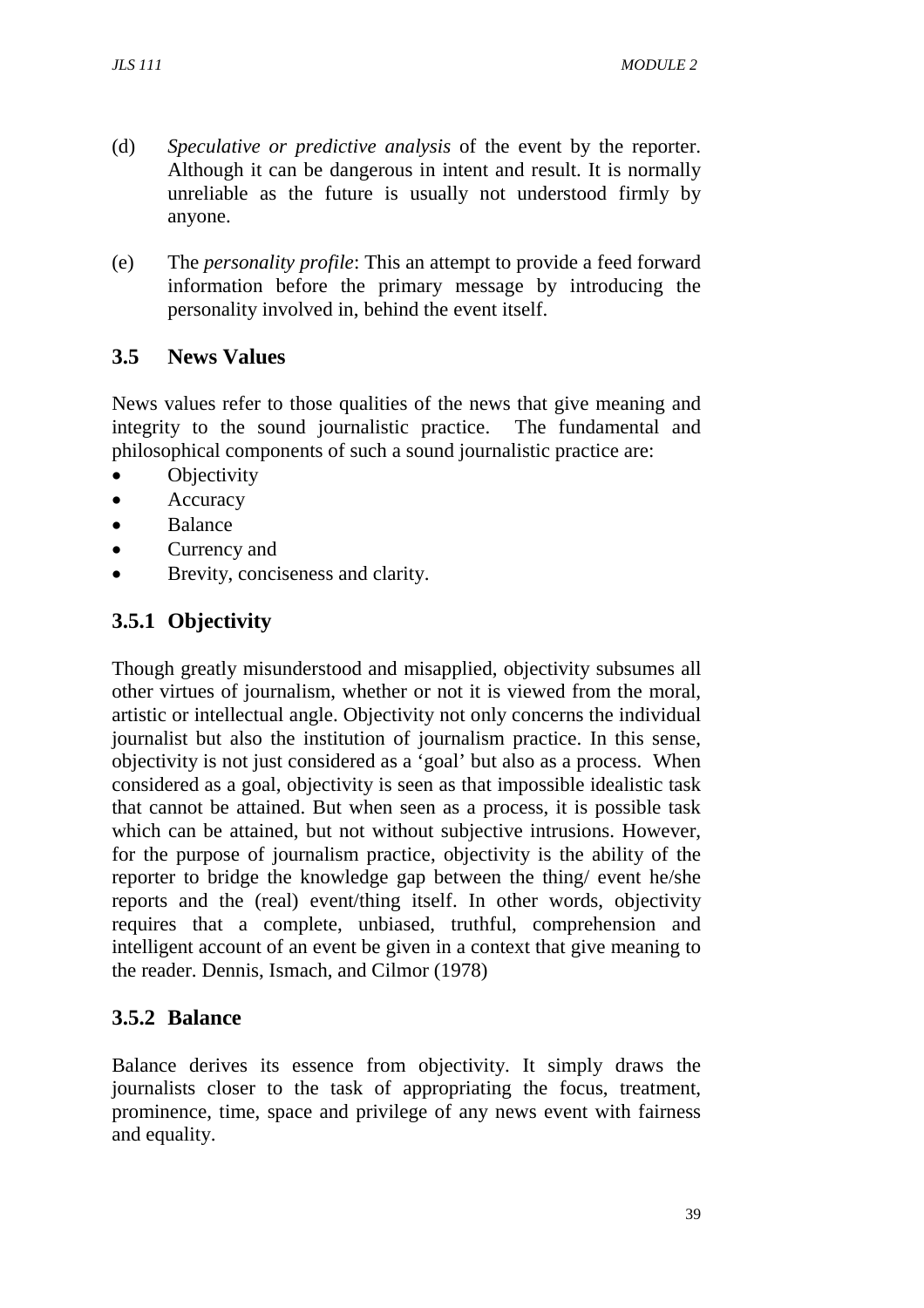(d) *Speculative or predictive analysis* of the event by the reporter. Although it can be dangerous in intent and result. It is normally unreliable as the future is usually not understood firmly by anyone.

(e) The *personality profile*: This an attempt to provide a feed forward information before the primary message by introducing the personality involved in, behind the event itself.

## 3.5 News Values

News values refer to those qualities of the news that give meaning and integrity to the sound journalistic practice. The fundamental and philosophical components of such a sound journalistic practice are:

- Objectivity
- Accuracy
- Balance
- Currency and
- Brevity, conciseness and clarity.

### 3.5.1 Objectivity

Though greatly misunderstood and misapplied, objectivity subsumes all other virtues of journalism, whether or not it is viewed from the moral, artistic or intellectual angle. Objectivity not only concerns the individual journalist but also the institution of journalism practice. In this sense, objectivity is not just considered as a 'goal' but also as a process. When considered as a goal, objectivity is seen as that impossible idealistic task that cannot be attained. But when seen as a process, it is possible task which can be attained, but not without subjective intrusions. However, for the purpose of journalism practice, objectivity is the ability of the reporter to bridge the knowledge gap between the thing/ event he/she reports and the (real) event/thing itself. In other words, objectivity requires that a complete, unbiased, truthful, comprehension and intelligent account of an event be given in a context that give meaning to the reader. Dennis, Ismach, and Cilmor (1978)

### 3.5.2 Balance

Balance derives its essence from objectivity. It simply draws the journalists closer to the task of appropriating the focus, treatment, prominence, time, space and privilege of any news event with fairness and equality.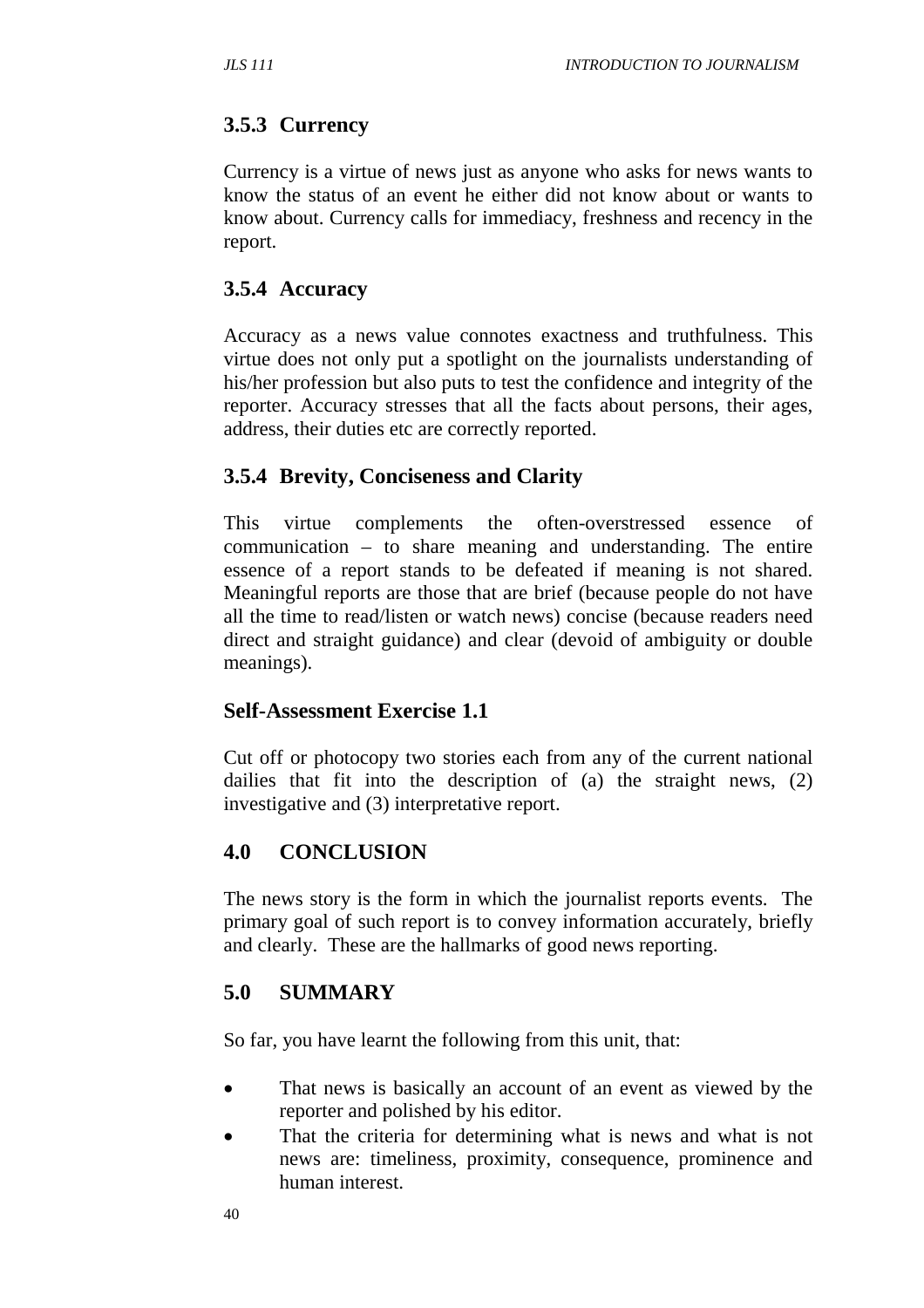### 3.5.3 Currency

Currency is a virtue of news just as anyone who asks for news wants to know the status of an event he either did not know about or wants to know about. Currency calls for immediacy, freshness and recency in the report.

### 3.5.4 Accuracy

Accuracy as a news value connotes exactness and truthfulness. This virtue does not only put a spotlight on the journalists understanding of his/her profession but also puts to test the confidence and integrity of the reporter. Accuracy stresses that all the facts about persons, their ages, address, their duties etc are correctly reported.

### 3.5.4 Brevity, Conciseness and Clarity

This virtue complements the often-overstressed essence of communication – to share meaning and understanding. The entire essence of a report stands to be defeated if meaning is not shared. Meaningful reports are those that are brief (because people do not have all the time to read/listen or watch news) concise (because readers need direct and straight guidance) and clear (devoid of ambiguity or double meanings).

### Self-Assessment Exercise 1.1

Cut off or photocopy two stories each from any of the current national dailies that fit into the description of (a) the straight news, (2) investigative and (3) interpretative report.

## 4.0 CONCLUSION

The news story is the form in which the journalist reports events. The primary goal of such report is to convey information accurately, briefly and clearly. These are the hallmarks of good news reporting.

## 5.0 SUMMARY

So far, you have learnt the following from this unit, that:

- That news is basically an account of an event as viewed by the reporter and polished by his editor.
- That the criteria for determining what is news and what is not news are: timeliness, proximity, consequence, prominence and human interest.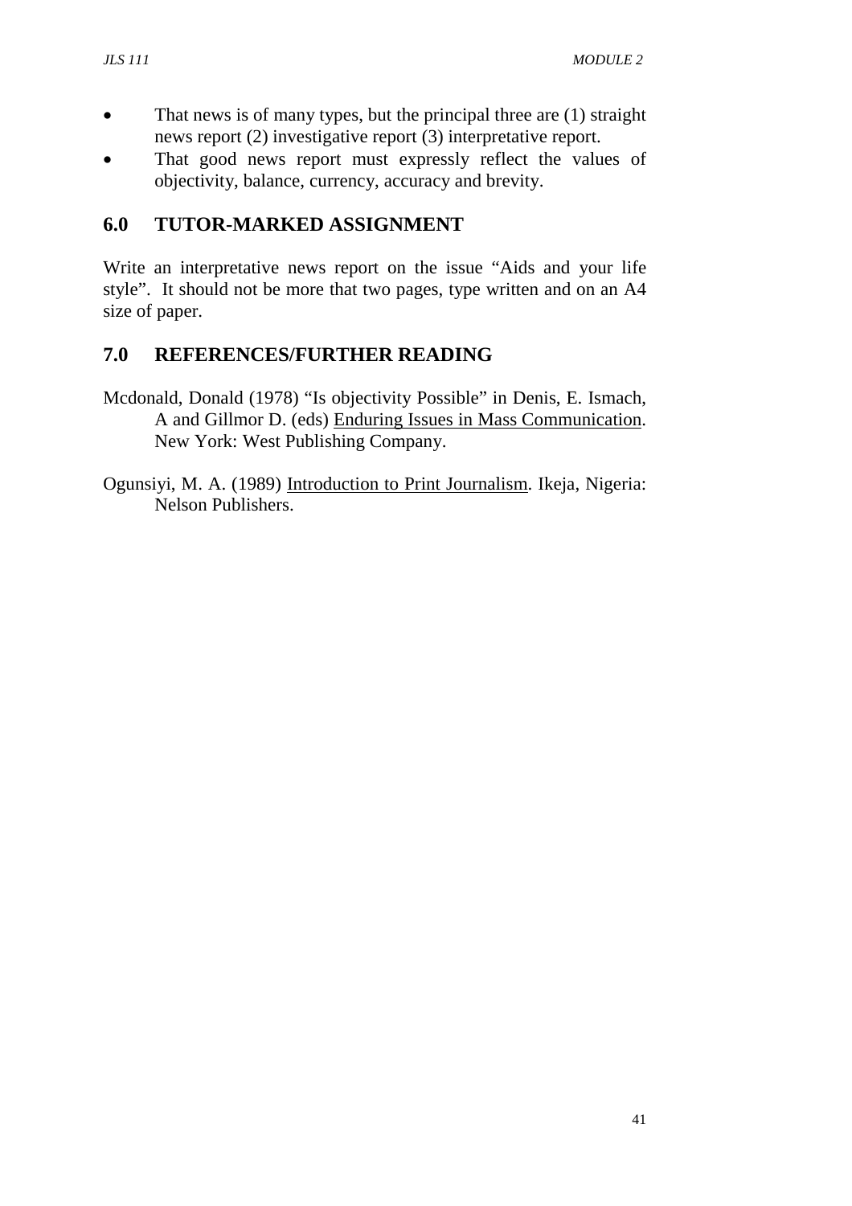- That news is of many types, but the principal three are (1) straight news report (2) investigative report (3) interpretative report.
- That good news report must expressly reflect the values of objectivity, balance, currency, accuracy and brevity.

## 6.0 TUTOR-MARKED ASSIGNMENT

Write an interpretative news report on the issue "Aids and your life style". It should not be more that two pages, type written and on an A4 size of paper.

## 7.0 REFERENCES/FURTHER READING

Mcdonald, Donald (1978) "Is objectivity Possible" in Denis, E. Ismach, A and Gillmor D. (eds) Enduring Issues in Mass Communication. New York: West Publishing Company.

Ogunsiyi, M. A. (1989) Introduction to Print Journalism. Ikeja, Nigeria: Nelson Publishers.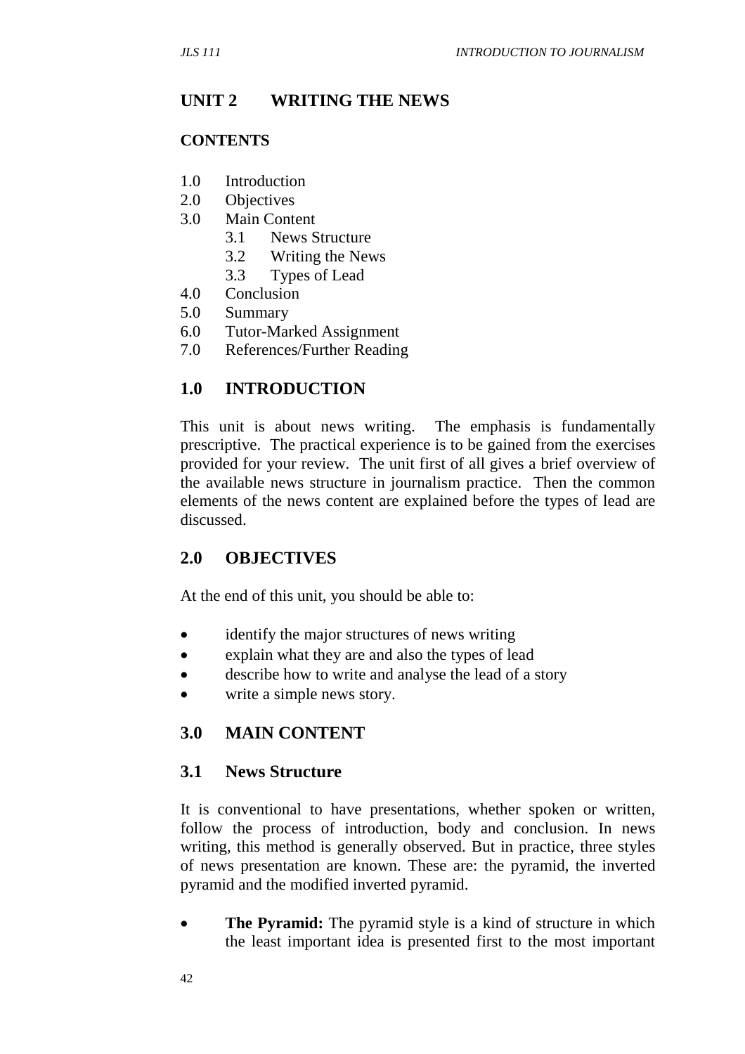## UNIT 2 WRITING THE NEWS

### CONTENTS

- 1.0 Introduction
- 2.0 Objectives
- 3.0 Main Content
  - 3.1 News Structure
  - 3.2 Writing the News
  - 3.3 Types of Lead
- 4.0 Conclusion
- 5.0 Summary
- 6.0 Tutor-Marked Assignment
- 7.0 References/Further Reading

## 1.0 INTRODUCTION

This unit is about news writing. The emphasis is fundamentally prescriptive. The practical experience is to be gained from the exercises provided for your review. The unit first of all gives a brief overview of the available news structure in journalism practice. Then the common elements of the news content are explained before the types of lead are discussed.

## 2.0 OBJECTIVES

At the end of this unit, you should be able to:

- identify the major structures of news writing
- explain what they are and also the types of lead
- describe how to write and analyse the lead of a story
- write a simple news story.

## 3.0 MAIN CONTENT

### 3.1 News Structure

It is conventional to have presentations, whether spoken or written, follow the process of introduction, body and conclusion. In news writing, this method is generally observed. But in practice, three styles of news presentation are known. These are: the pyramid, the inverted pyramid and the modified inverted pyramid.

- **The Pyramid:** The pyramid style is a kind of structure in which the least important idea is presented first to the most important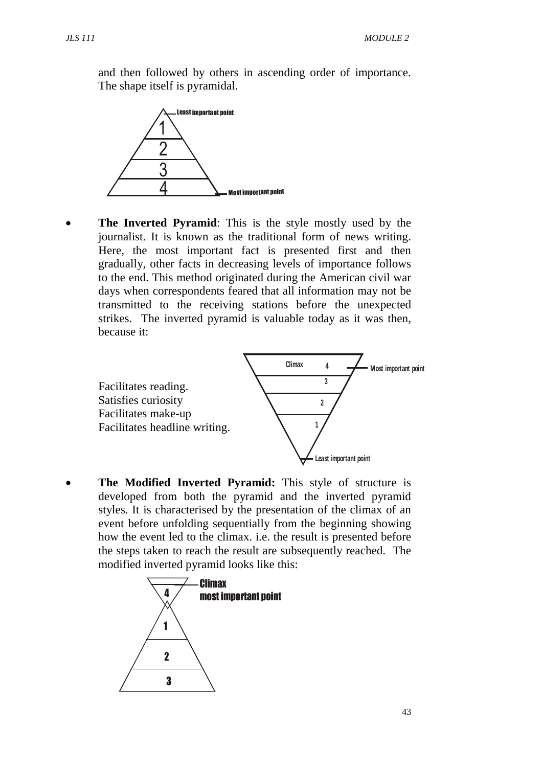and then followed by others in ascending order of importance. The shape itself is pyramidal.

- **The Inverted Pyramid**: This is the style mostly used by the journalist. It is known as the traditional form of news writing. Here, the most important fact is presented first and then gradually, other facts in decreasing levels of importance follows to the end. This method originated during the American civil war days when correspondents feared that all information may not be transmitted to the receiving stations before the unexpected strikes. The inverted pyramid is valuable today as it was then, because it:

  Facilitates reading.
  Satisfies curiosity
  Facilitates make-up
  Facilitates headline writing.

- **The Modified Inverted Pyramid:** This style of structure is developed from both the pyramid and the inverted pyramid styles. It is characterised by the presentation of the climax of an event before unfolding sequentially from the beginning showing how the event led to the climax. i.e. the result is presented before the steps taken to reach the result are subsequently reached. The modified inverted pyramid looks like this: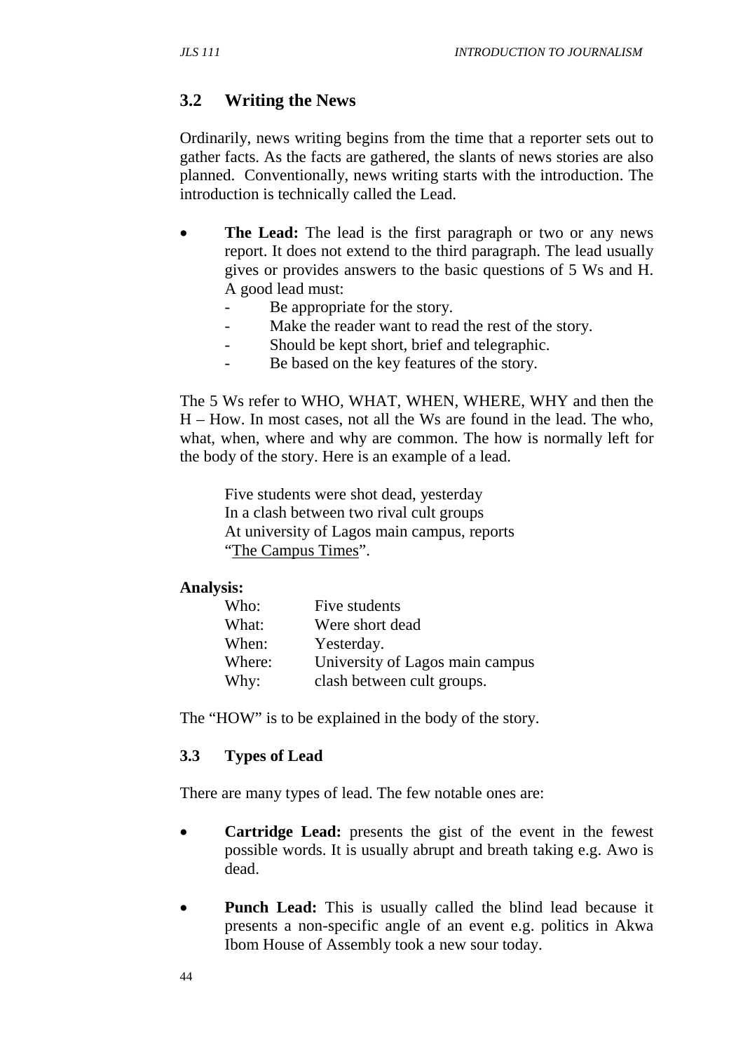## 3.2 Writing the News

Ordinarily, news writing begins from the time that a reporter sets out to gather facts. As the facts are gathered, the slants of news stories are also planned. Conventionally, news writing starts with the introduction. The introduction is technically called the Lead.

- **The Lead:** The lead is the first paragraph or two or any news report. It does not extend to the third paragraph. The lead usually gives or provides answers to the basic questions of 5 Ws and H. A good lead must:
  - Be appropriate for the story.
  - Make the reader want to read the rest of the story.
  - Should be kept short, brief and telegraphic.
  - Be based on the key features of the story.

The 5 Ws refer to WHO, WHAT, WHEN, WHERE, WHY and then the H – How. In most cases, not all the Ws are found in the lead. The who, what, when, where and why are common. The how is normally left for the body of the story. Here is an example of a lead.

> Five students were shot dead, yesterday
> In a clash between two rival cult groups
> At university of Lagos main campus, reports
> "The Campus Times".

**Analysis:**

| | |
|---|---|
| Who: | Five students |
| What: | Were short dead |
| When: | Yesterday. |
| Where: | University of Lagos main campus |
| Why: | clash between cult groups. |

The "HOW" is to be explained in the body of the story.

### 3.3 Types of Lead

There are many types of lead. The few notable ones are:

- **Cartridge Lead:** presents the gist of the event in the fewest possible words. It is usually abrupt and breath taking e.g. Awo is dead.

- **Punch Lead:** This is usually called the blind lead because it presents a non-specific angle of an event e.g. politics in Akwa Ibom House of Assembly took a new sour today.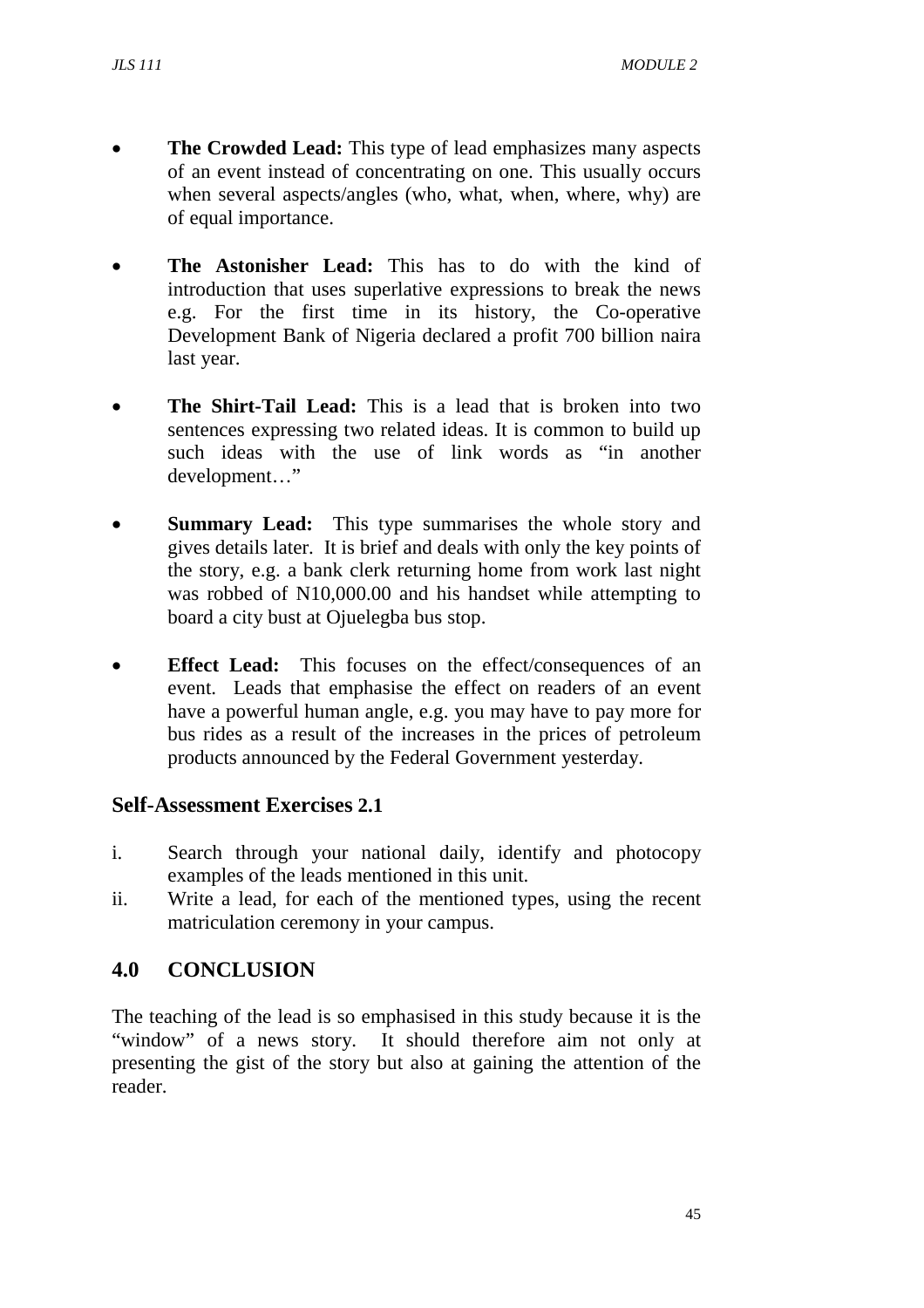- **The Crowded Lead:** This type of lead emphasizes many aspects of an event instead of concentrating on one. This usually occurs when several aspects/angles (who, what, when, where, why) are of equal importance.

- **The Astonisher Lead:** This has to do with the kind of introduction that uses superlative expressions to break the news e.g. For the first time in its history, the Co-operative Development Bank of Nigeria declared a profit 700 billion naira last year.

- **The Shirt-Tail Lead:** This is a lead that is broken into two sentences expressing two related ideas. It is common to build up such ideas with the use of link words as "in another development…"

- **Summary Lead:** This type summarises the whole story and gives details later. It is brief and deals with only the key points of the story, e.g. a bank clerk returning home from work last night was robbed of N10,000.00 and his handset while attempting to board a city bust at Ojuelegba bus stop.

- **Effect Lead:** This focuses on the effect/consequences of an event. Leads that emphasise the effect on readers of an event have a powerful human angle, e.g. you may have to pay more for bus rides as a result of the increases in the prices of petroleum products announced by the Federal Government yesterday.

### Self-Assessment Exercises 2.1

i. Search through your national daily, identify and photocopy examples of the leads mentioned in this unit.
ii. Write a lead, for each of the mentioned types, using the recent matriculation ceremony in your campus.

## 4.0 CONCLUSION

The teaching of the lead is so emphasised in this study because it is the "window" of a news story. It should therefore aim not only at presenting the gist of the story but also at gaining the attention of the reader.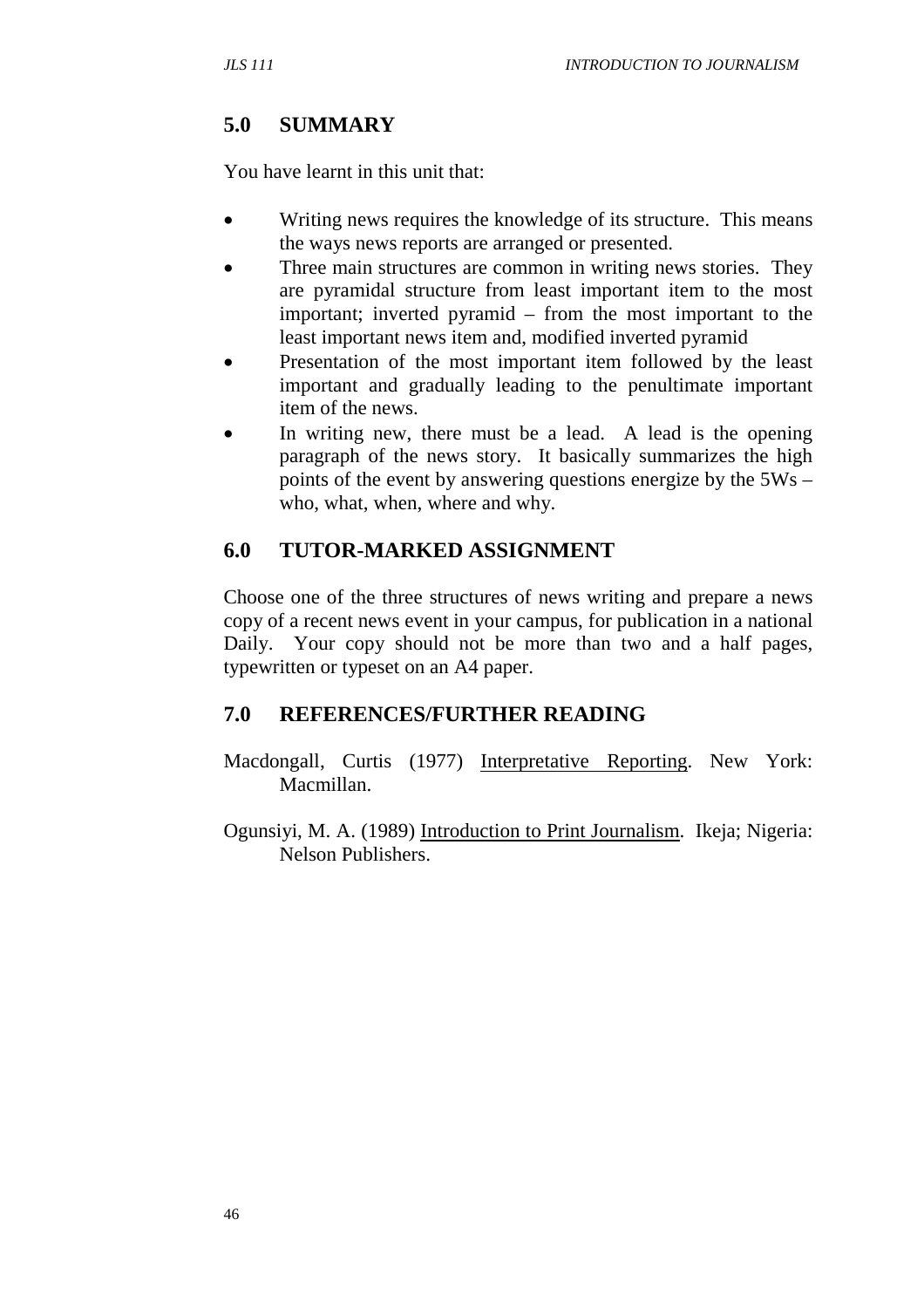## 5.0 SUMMARY

You have learnt in this unit that:

- Writing news requires the knowledge of its structure. This means the ways news reports are arranged or presented.
- Three main structures are common in writing news stories. They are pyramidal structure from least important item to the most important; inverted pyramid – from the most important to the least important news item and, modified inverted pyramid
- Presentation of the most important item followed by the least important and gradually leading to the penultimate important item of the news.
- In writing new, there must be a lead. A lead is the opening paragraph of the news story. It basically summarizes the high points of the event by answering questions energize by the 5Ws – who, what, when, where and why.

## 6.0 TUTOR-MARKED ASSIGNMENT

Choose one of the three structures of news writing and prepare a news copy of a recent news event in your campus, for publication in a national Daily. Your copy should not be more than two and a half pages, typewritten or typeset on an A4 paper.

## 7.0 REFERENCES/FURTHER READING

Macdongall, Curtis (1977) Interpretative Reporting. New York: Macmillan.

Ogunsiyi, M. A. (1989) Introduction to Print Journalism. Ikeja; Nigeria: Nelson Publishers.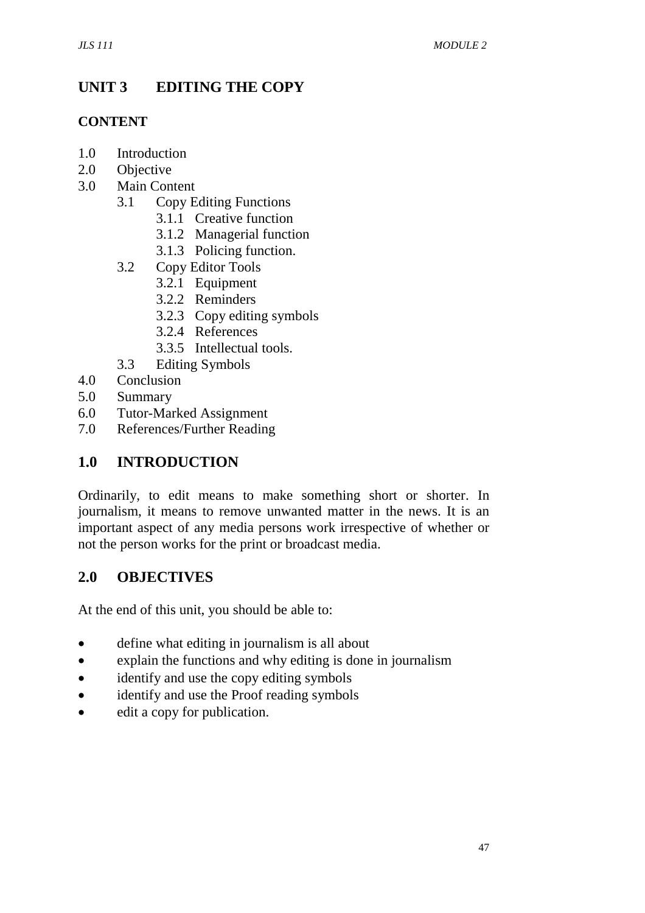# UNIT 3 EDITING THE COPY

## CONTENT

1.0 Introduction
2.0 Objective
3.0 Main Content
    3.1 Copy Editing Functions
        3.1.1 Creative function
        3.1.2 Managerial function
        3.1.3 Policing function.
    3.2 Copy Editor Tools
        3.2.1 Equipment
        3.2.2 Reminders
        3.2.3 Copy editing symbols
        3.2.4 References
        3.3.5 Intellectual tools.
    3.3 Editing Symbols
4.0 Conclusion
5.0 Summary
6.0 Tutor-Marked Assignment
7.0 References/Further Reading

## 1.0 INTRODUCTION

Ordinarily, to edit means to make something short or shorter. In journalism, it means to remove unwanted matter in the news. It is an important aspect of any media persons work irrespective of whether or not the person works for the print or broadcast media.

## 2.0 OBJECTIVES

At the end of this unit, you should be able to:

- define what editing in journalism is all about
- explain the functions and why editing is done in journalism
- identify and use the copy editing symbols
- identify and use the Proof reading symbols
- edit a copy for publication.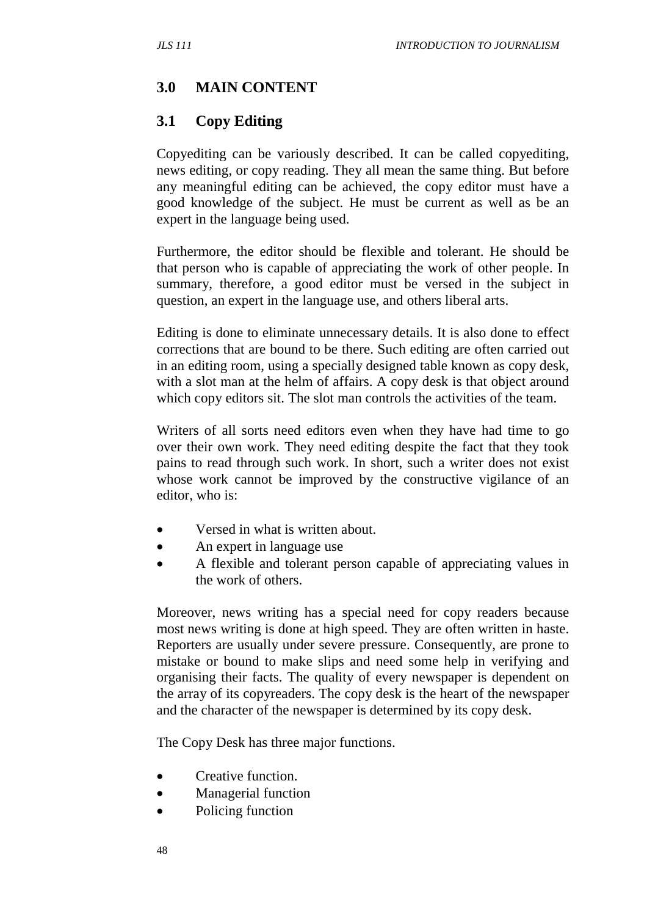## 3.0 MAIN CONTENT

### 3.1 Copy Editing

Copyediting can be variously described. It can be called copyediting, news editing, or copy reading. They all mean the same thing. But before any meaningful editing can be achieved, the copy editor must have a good knowledge of the subject. He must be current as well as be an expert in the language being used.

Furthermore, the editor should be flexible and tolerant. He should be that person who is capable of appreciating the work of other people. In summary, therefore, a good editor must be versed in the subject in question, an expert in the language use, and others liberal arts.

Editing is done to eliminate unnecessary details. It is also done to effect corrections that are bound to be there. Such editing are often carried out in an editing room, using a specially designed table known as copy desk, with a slot man at the helm of affairs. A copy desk is that object around which copy editors sit. The slot man controls the activities of the team.

Writers of all sorts need editors even when they have had time to go over their own work. They need editing despite the fact that they took pains to read through such work. In short, such a writer does not exist whose work cannot be improved by the constructive vigilance of an editor, who is:

- Versed in what is written about.
- An expert in language use
- A flexible and tolerant person capable of appreciating values in the work of others.

Moreover, news writing has a special need for copy readers because most news writing is done at high speed. They are often written in haste. Reporters are usually under severe pressure. Consequently, are prone to mistake or bound to make slips and need some help in verifying and organising their facts. The quality of every newspaper is dependent on the array of its copyreaders. The copy desk is the heart of the newspaper and the character of the newspaper is determined by its copy desk.

The Copy Desk has three major functions.

- Creative function.
- Managerial function
- Policing function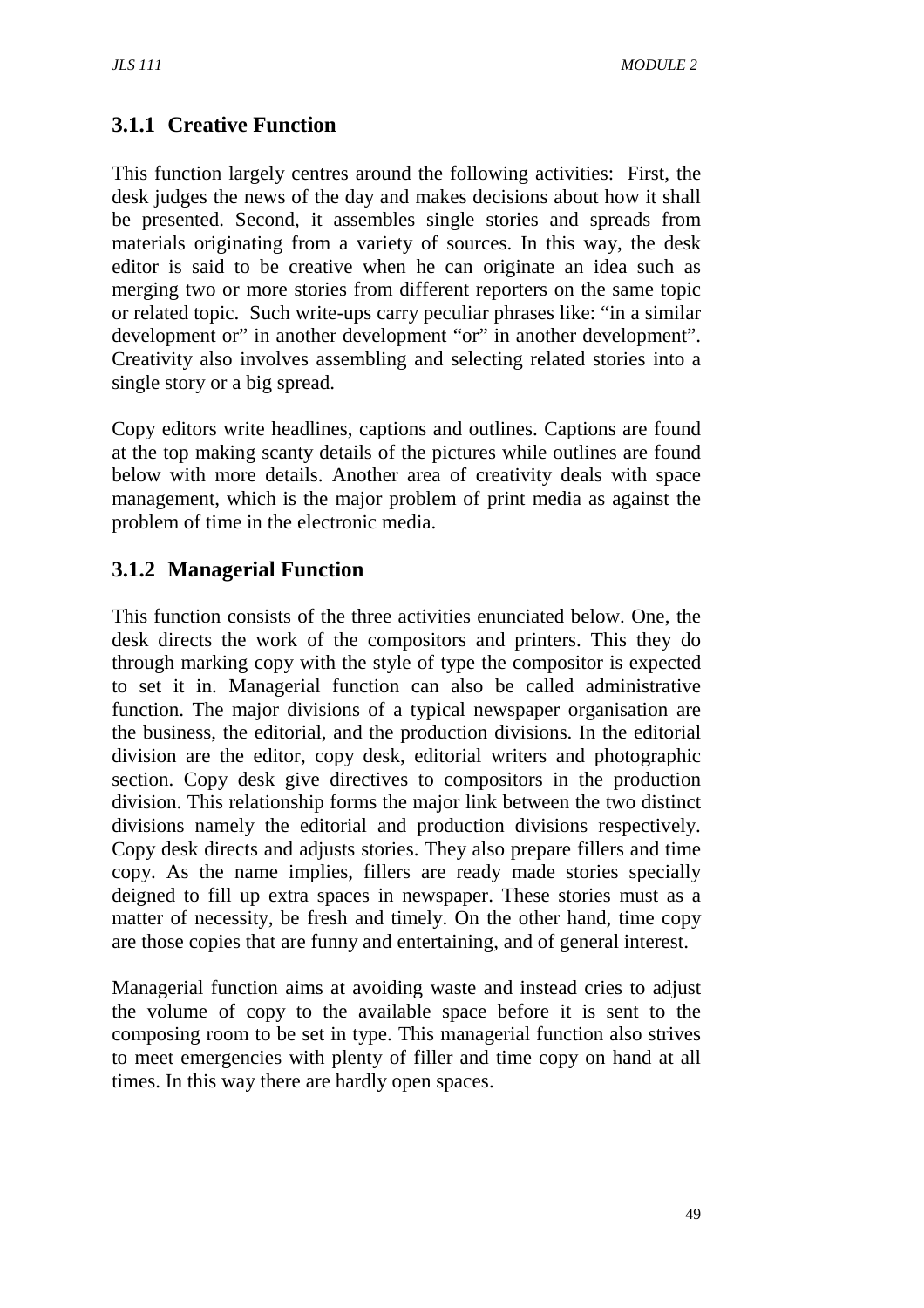### 3.1.1 Creative Function

This function largely centres around the following activities: First, the desk judges the news of the day and makes decisions about how it shall be presented. Second, it assembles single stories and spreads from materials originating from a variety of sources. In this way, the desk editor is said to be creative when he can originate an idea such as merging two or more stories from different reporters on the same topic or related topic. Such write-ups carry peculiar phrases like: "in a similar development or" in another development "or" in another development". Creativity also involves assembling and selecting related stories into a single story or a big spread.

Copy editors write headlines, captions and outlines. Captions are found at the top making scanty details of the pictures while outlines are found below with more details. Another area of creativity deals with space management, which is the major problem of print media as against the problem of time in the electronic media.

### 3.1.2 Managerial Function

This function consists of the three activities enunciated below. One, the desk directs the work of the compositors and printers. This they do through marking copy with the style of type the compositor is expected to set it in. Managerial function can also be called administrative function. The major divisions of a typical newspaper organisation are the business, the editorial, and the production divisions. In the editorial division are the editor, copy desk, editorial writers and photographic section. Copy desk give directives to compositors in the production division. This relationship forms the major link between the two distinct divisions namely the editorial and production divisions respectively. Copy desk directs and adjusts stories. They also prepare fillers and time copy. As the name implies, fillers are ready made stories specially deigned to fill up extra spaces in newspaper. These stories must as a matter of necessity, be fresh and timely. On the other hand, time copy are those copies that are funny and entertaining, and of general interest.

Managerial function aims at avoiding waste and instead cries to adjust the volume of copy to the available space before it is sent to the composing room to be set in type. This managerial function also strives to meet emergencies with plenty of filler and time copy on hand at all times. In this way there are hardly open spaces.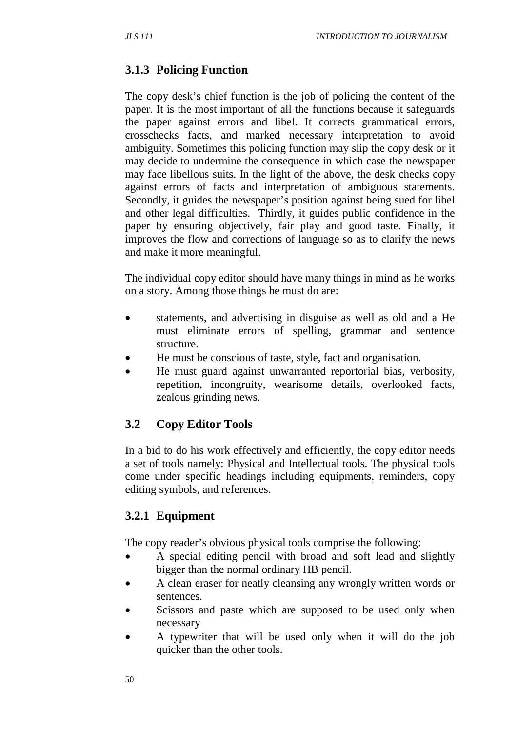### 3.1.3 Policing Function

The copy desk's chief function is the job of policing the content of the paper. It is the most important of all the functions because it safeguards the paper against errors and libel. It corrects grammatical errors, crosschecks facts, and marked necessary interpretation to avoid ambiguity. Sometimes this policing function may slip the copy desk or it may decide to undermine the consequence in which case the newspaper may face libellous suits. In the light of the above, the desk checks copy against errors of facts and interpretation of ambiguous statements. Secondly, it guides the newspaper's position against being sued for libel and other legal difficulties. Thirdly, it guides public confidence in the paper by ensuring objectively, fair play and good taste. Finally, it improves the flow and corrections of language so as to clarify the news and make it more meaningful.

The individual copy editor should have many things in mind as he works on a story. Among those things he must do are:

- statements, and advertising in disguise as well as old and a He must eliminate errors of spelling, grammar and sentence structure.
- He must be conscious of taste, style, fact and organisation.
- He must guard against unwarranted reportorial bias, verbosity, repetition, incongruity, wearisome details, overlooked facts, zealous grinding news.

## 3.2 Copy Editor Tools

In a bid to do his work effectively and efficiently, the copy editor needs a set of tools namely: Physical and Intellectual tools. The physical tools come under specific headings including equipments, reminders, copy editing symbols, and references.

### 3.2.1 Equipment

The copy reader's obvious physical tools comprise the following:

- A special editing pencil with broad and soft lead and slightly bigger than the normal ordinary HB pencil.
- A clean eraser for neatly cleansing any wrongly written words or sentences.
- Scissors and paste which are supposed to be used only when necessary
- A typewriter that will be used only when it will do the job quicker than the other tools.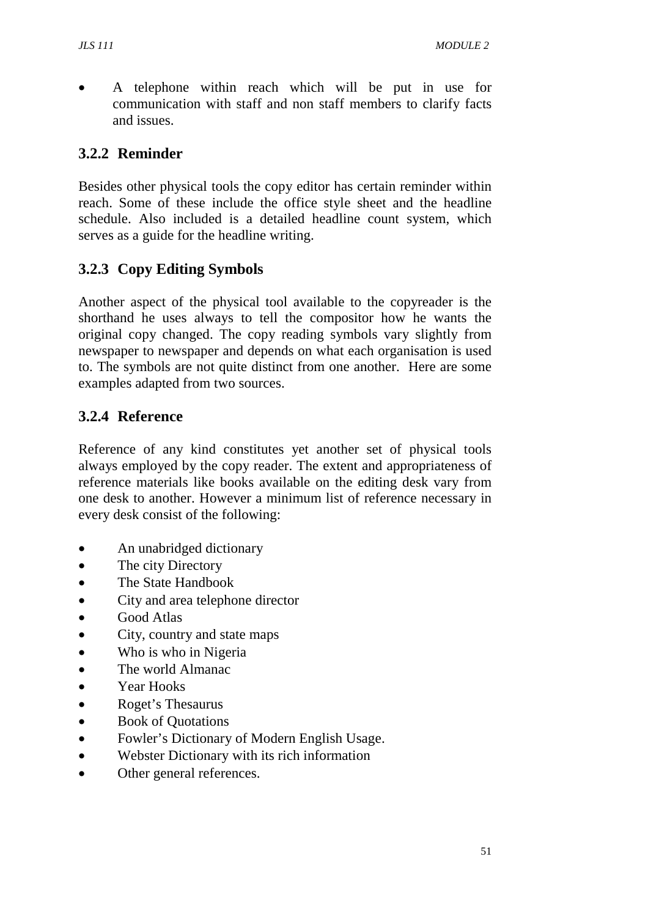- A telephone within reach which will be put in use for communication with staff and non staff members to clarify facts and issues.

### 3.2.2 Reminder

Besides other physical tools the copy editor has certain reminder within reach. Some of these include the office style sheet and the headline schedule. Also included is a detailed headline count system, which serves as a guide for the headline writing.

### 3.2.3 Copy Editing Symbols

Another aspect of the physical tool available to the copyreader is the shorthand he uses always to tell the compositor how he wants the original copy changed. The copy reading symbols vary slightly from newspaper to newspaper and depends on what each organisation is used to. The symbols are not quite distinct from one another. Here are some examples adapted from two sources.

### 3.2.4 Reference

Reference of any kind constitutes yet another set of physical tools always employed by the copy reader. The extent and appropriateness of reference materials like books available on the editing desk vary from one desk to another. However a minimum list of reference necessary in every desk consist of the following:

- An unabridged dictionary
- The city Directory
- The State Handbook
- City and area telephone director
- Good Atlas
- City, country and state maps
- Who is who in Nigeria
- The world Almanac
- Year Hooks
- Roget's Thesaurus
- Book of Quotations
- Fowler's Dictionary of Modern English Usage.
- Webster Dictionary with its rich information
- Other general references.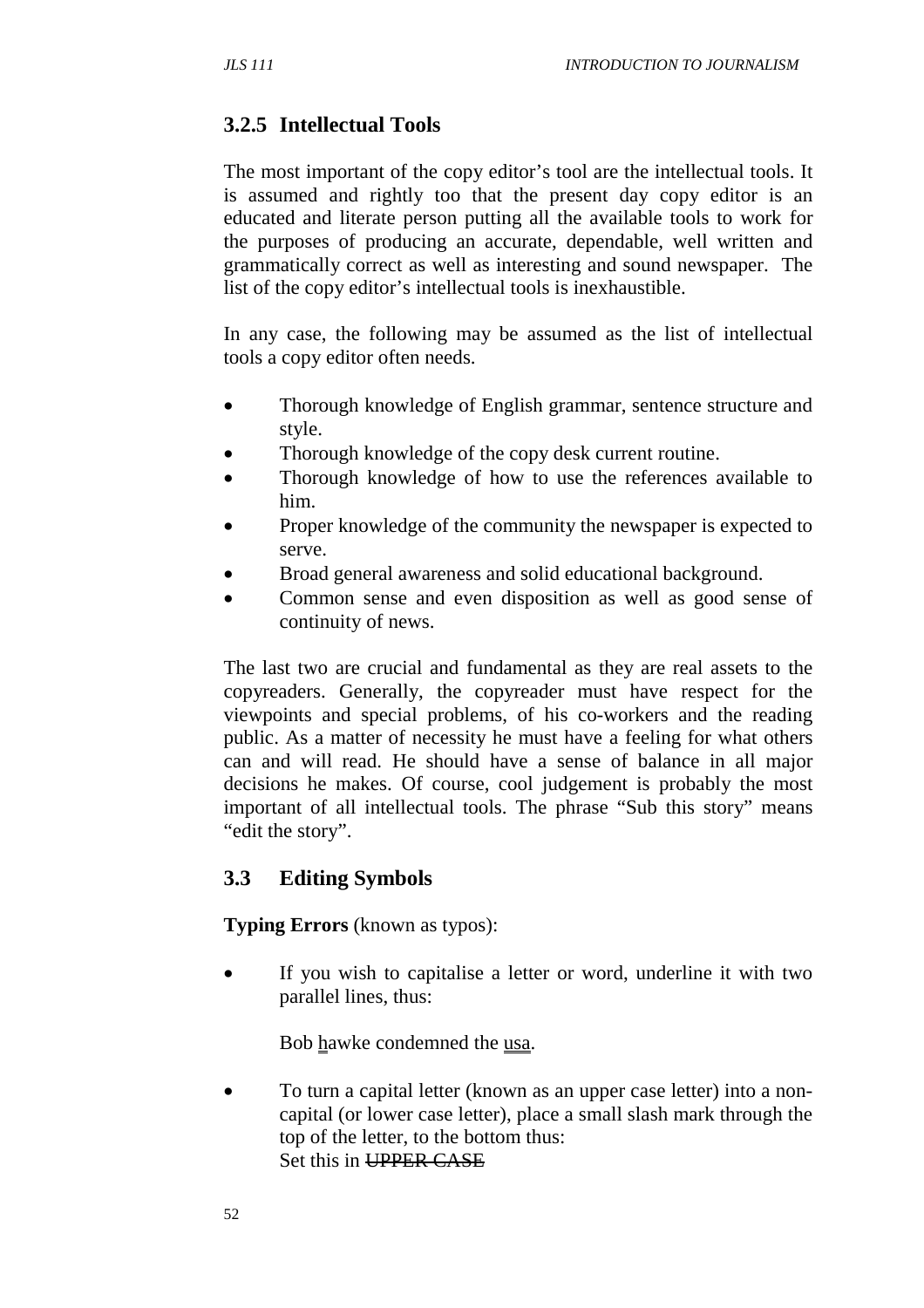### 3.2.5 Intellectual Tools

The most important of the copy editor's tool are the intellectual tools. It is assumed and rightly too that the present day copy editor is an educated and literate person putting all the available tools to work for the purposes of producing an accurate, dependable, well written and grammatically correct as well as interesting and sound newspaper. The list of the copy editor's intellectual tools is inexhaustible.

In any case, the following may be assumed as the list of intellectual tools a copy editor often needs.

- Thorough knowledge of English grammar, sentence structure and style.
- Thorough knowledge of the copy desk current routine.
- Thorough knowledge of how to use the references available to him.
- Proper knowledge of the community the newspaper is expected to serve.
- Broad general awareness and solid educational background.
- Common sense and even disposition as well as good sense of continuity of news.

The last two are crucial and fundamental as they are real assets to the copyreaders. Generally, the copyreader must have respect for the viewpoints and special problems, of his co-workers and the reading public. As a matter of necessity he must have a feeling for what others can and will read. He should have a sense of balance in all major decisions he makes. Of course, cool judgement is probably the most important of all intellectual tools. The phrase "Sub this story" means "edit the story".

## 3.3 Editing Symbols

**Typing Errors** (known as typos):

- If you wish to capitalise a letter or word, underline it with two parallel lines, thus:

  Bob <u>h</u>awke condemned the <u>usa</u>.

- To turn a capital letter (known as an upper case letter) into a non-capital (or lower case letter), place a small slash mark through the top of the letter, to the bottom thus:
  Set this in ~~UPPER CASE~~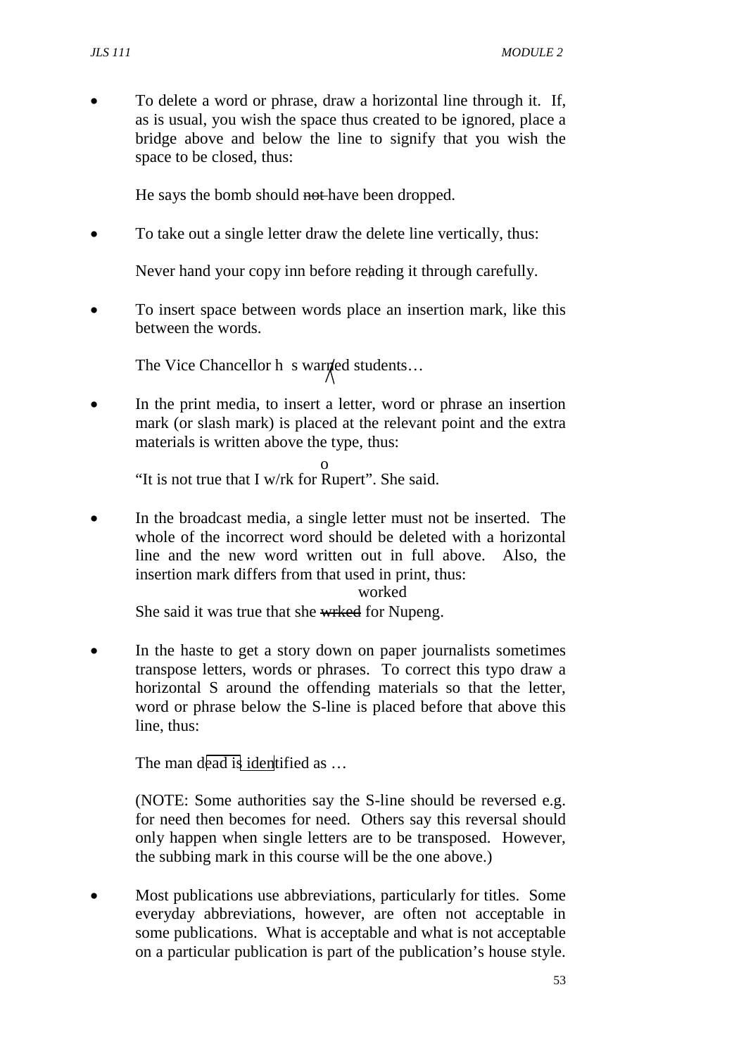- To delete a word or phrase, draw a horizontal line through it. If, as is usual, you wish the space thus created to be ignored, place a bridge above and below the line to signify that you wish the space to be closed, thus:

  He says the bomb should ~~not~~ have been dropped.

- To take out a single letter draw the delete line vertically, thus:

  Never hand your copy inn before reading it through carefully.

- To insert space between words place an insertion mark, like this between the words.

  The Vice Chancellor h s warned students…

- In the print media, to insert a letter, word or phrase an insertion mark (or slash mark) is placed at the relevant point and the extra materials is written above the type, thus:

  o
  "It is not true that I w/rk for Rupert". She said.

- In the broadcast media, a single letter must not be inserted. The whole of the incorrect word should be deleted with a horizontal line and the new word written out in full above. Also, the insertion mark differs from that used in print, thus:

  worked
  She said it was true that she ~~wrked~~ for Nupeng.

- In the haste to get a story down on paper journalists sometimes transpose letters, words or phrases. To correct this typo draw a horizontal S around the offending materials so that the letter, word or phrase below the S-line is placed before that above this line, thus:

  The man dead is identified as …

  (NOTE: Some authorities say the S-line should be reversed e.g. for need then becomes for need. Others say this reversal should only happen when single letters are to be transposed. However, the subbing mark in this course will be the one above.)

- Most publications use abbreviations, particularly for titles. Some everyday abbreviations, however, are often not acceptable in some publications. What is acceptable and what is not acceptable on a particular publication is part of the publication's house style.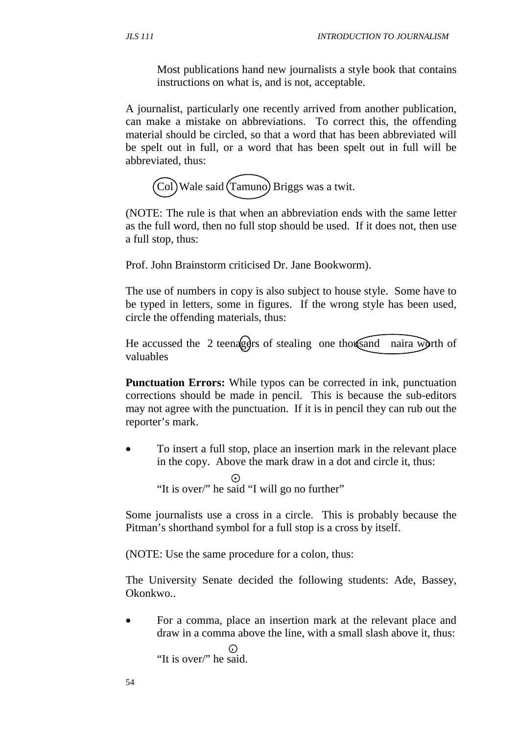Most publications hand new journalists a style book that contains instructions on what is, and is not, acceptable.

A journalist, particularly one recently arrived from another publication, can make a mistake on abbreviations. To correct this, the offending material should be circled, so that a word that has been abbreviated will be spelt out in full, or a word that has been spelt out in full will be abbreviated, thus:

Col Wale said Tamuno Briggs was a twit.

(NOTE: The rule is that when an abbreviation ends with the same letter as the full word, then no full stop should be used. If it does not, then use a full stop, thus:

Prof. John Brainstorm criticised Dr. Jane Bookworm).

The use of numbers in copy is also subject to house style. Some have to be typed in letters, some in figures. If the wrong style has been used, circle the offending materials, thus:

He accussed the 2 teenagers of stealing one thousand naira worth of valuables

**Punctuation Errors:** While typos can be corrected in ink, punctuation corrections should be made in pencil. This is because the sub-editors may not agree with the punctuation. If it is in pencil they can rub out the reporter's mark.

- To insert a full stop, place an insertion mark in the relevant place in the copy. Above the mark draw in a dot and circle it, thus:

  "It is over/" he said "I will go no further"

Some journalists use a cross in a circle. This is probably because the Pitman's shorthand symbol for a full stop is a cross by itself.

(NOTE: Use the same procedure for a colon, thus:

The University Senate decided the following students: Ade, Bassey, Okonkwo..

- For a comma, place an insertion mark at the relevant place and draw in a comma above the line, with a small slash above it, thus:

  "It is over/" he said.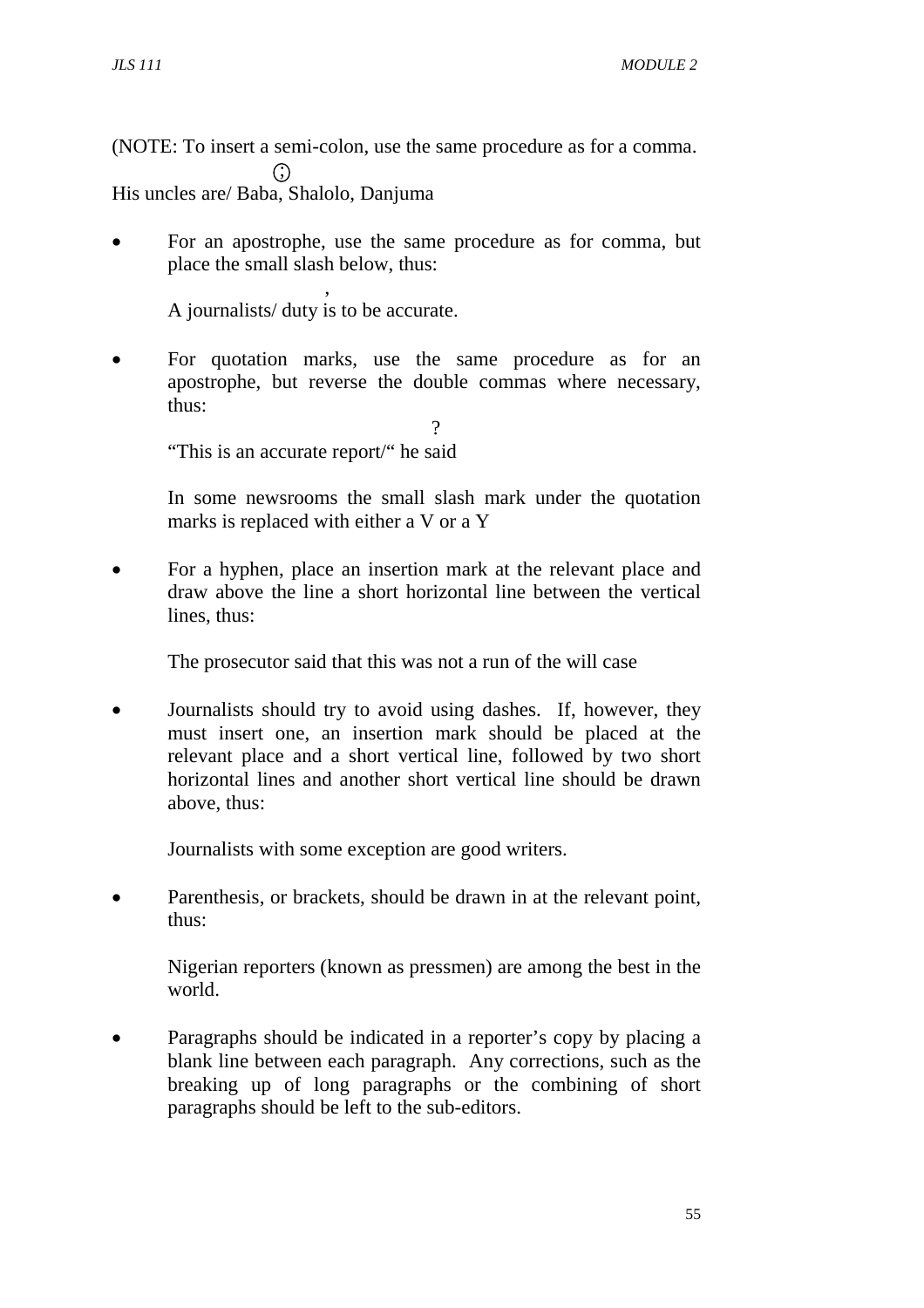(NOTE: To insert a semi-colon, use the same procedure as for a comma.

;

His uncles are/ Baba, Shalolo, Danjuma

- For an apostrophe, use the same procedure as for comma, but place the small slash below, thus:

  ,

  A journalists/ duty is to be accurate.

- For quotation marks, use the same procedure as for an apostrophe, but reverse the double commas where necessary, thus:

  ?

  “This is an accurate report/“ he said

  In some newsrooms the small slash mark under the quotation marks is replaced with either a V or a Y

- For a hyphen, place an insertion mark at the relevant place and draw above the line a short horizontal line between the vertical lines, thus:

  The prosecutor said that this was not a run of the will case

- Journalists should try to avoid using dashes. If, however, they must insert one, an insertion mark should be placed at the relevant place and a short vertical line, followed by two short horizontal lines and another short vertical line should be drawn above, thus:

  Journalists with some exception are good writers.

- Parenthesis, or brackets, should be drawn in at the relevant point, thus:

  Nigerian reporters (known as pressmen) are among the best in the world.

- Paragraphs should be indicated in a reporter’s copy by placing a blank line between each paragraph. Any corrections, such as the breaking up of long paragraphs or the combining of short paragraphs should be left to the sub-editors.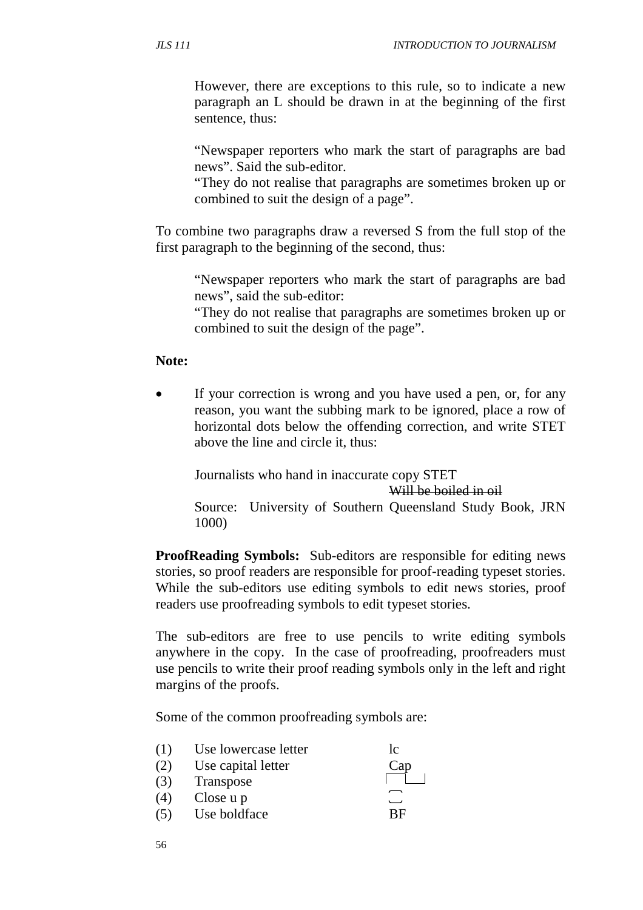However, there are exceptions to this rule, so to indicate a new paragraph an L should be drawn in at the beginning of the first sentence, thus:

"Newspaper reporters who mark the start of paragraphs are bad news". Said the sub-editor.
"They do not realise that paragraphs are sometimes broken up or combined to suit the design of a page".

To combine two paragraphs draw a reversed S from the full stop of the first paragraph to the beginning of the second, thus:

"Newspaper reporters who mark the start of paragraphs are bad news", said the sub-editor:
"They do not realise that paragraphs are sometimes broken up or combined to suit the design of the page".

**Note:**

- If your correction is wrong and you have used a pen, or, for any reason, you want the subbing mark to be ignored, place a row of horizontal dots below the offending correction, and write STET above the line and circle it, thus:

  Journalists who hand in inaccurate copy STET
  ~~Will be boiled in oil~~
  Source: University of Southern Queensland Study Book, JRN 1000)

**ProofReading Symbols:** Sub-editors are responsible for editing news stories, so proof readers are responsible for proof-reading typeset stories. While the sub-editors use editing symbols to edit news stories, proof readers use proofreading symbols to edit typeset stories.

The sub-editors are free to use pencils to write editing symbols anywhere in the copy. In the case of proofreading, proofreaders must use pencils to write their proof reading symbols only in the left and right margins of the proofs.

Some of the common proofreading symbols are:

| | | |
|---|---|---|
| (1) | Use lowercase letter | lc |
| (2) | Use capital letter | Cap |
| (3) | Transpose | ⎾⎿ |
| (4) | Close u p | ⁀‿ |
| (5) | Use boldface | BF |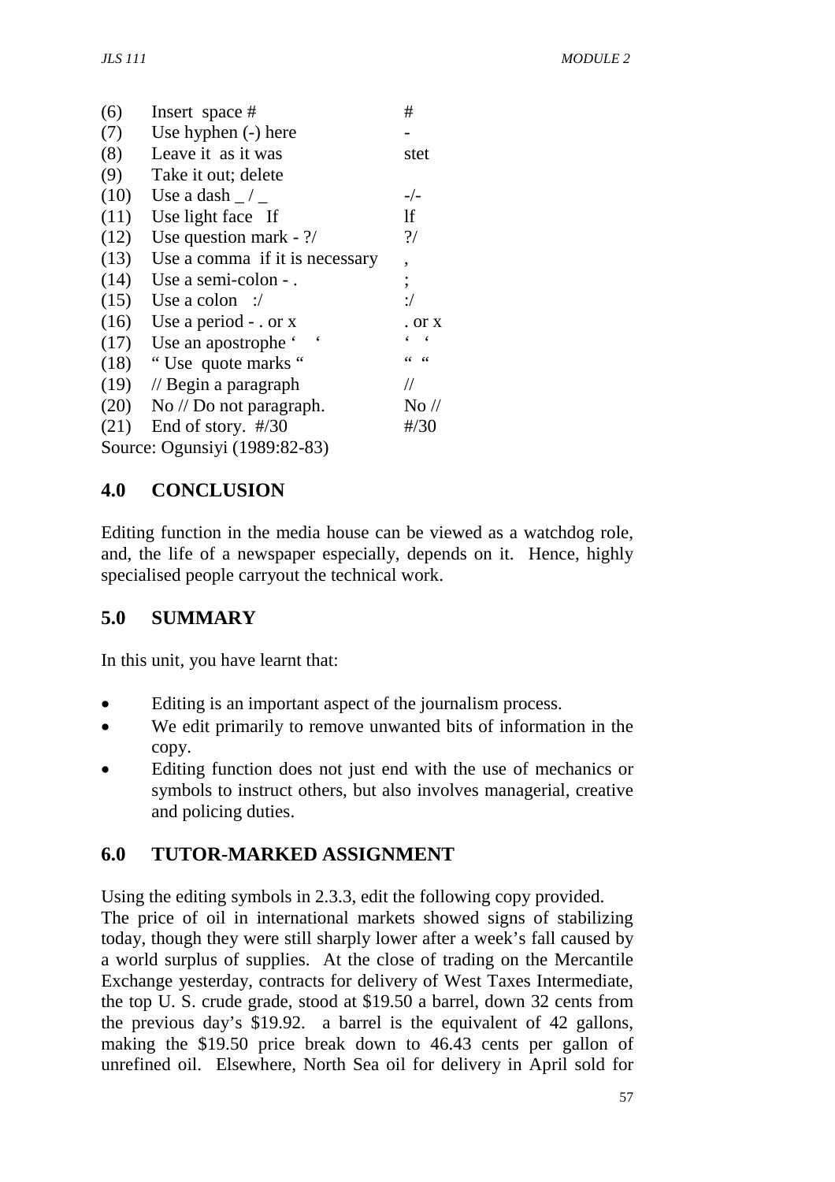| | | |
|---|---|---|
| (6) | Insert space # | # |
| (7) | Use hyphen (-) here | - |
| (8) | Leave it as it was | stet |
| (9) | Take it out; delete | |
| (10) | Use a dash _ / _ | -/- |
| (11) | Use light face If | lf |
| (12) | Use question mark - ?/ | ?/ |
| (13) | Use a comma if it is necessary | , |
| (14) | Use a semi-colon - . | ; |
| (15) | Use a colon :/ | :/ |
| (16) | Use a period - . or x | . or x |
| (17) | Use an apostrophe ‘ ‘ | ‘ ‘ |
| (18) | “ Use quote marks “ | “ “ |
| (19) | // Begin a paragraph | // |
| (20) | No // Do not paragraph. | No // |
| (21) | End of story. #/30 | #/30 |

Source: Ogunsiyi (1989:82-83)

## 4.0 CONCLUSION

Editing function in the media house can be viewed as a watchdog role, and, the life of a newspaper especially, depends on it. Hence, highly specialised people carryout the technical work.

## 5.0 SUMMARY

In this unit, you have learnt that:

- Editing is an important aspect of the journalism process.
- We edit primarily to remove unwanted bits of information in the copy.
- Editing function does not just end with the use of mechanics or symbols to instruct others, but also involves managerial, creative and policing duties.

## 6.0 TUTOR-MARKED ASSIGNMENT

Using the editing symbols in 2.3.3, edit the following copy provided.

The price of oil in international markets showed signs of stabilizing today, though they were still sharply lower after a week’s fall caused by a world surplus of supplies. At the close of trading on the Mercantile Exchange yesterday, contracts for delivery of West Taxes Intermediate, the top U. S. crude grade, stood at $19.50 a barrel, down 32 cents from the previous day’s $19.92. a barrel is the equivalent of 42 gallons, making the $19.50 price break down to 46.43 cents per gallon of unrefined oil. Elsewhere, North Sea oil for delivery in April sold for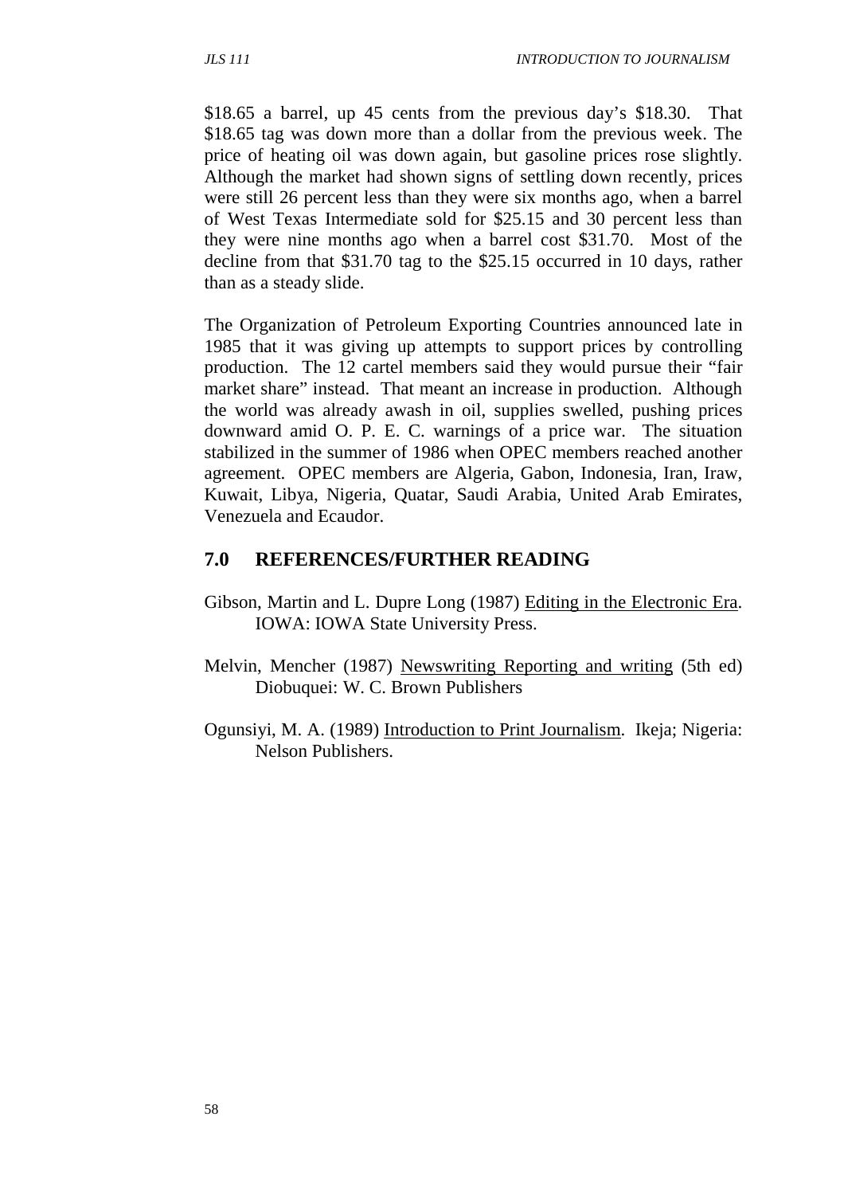$18.65 a barrel, up 45 cents from the previous day's $18.30. That $18.65 tag was down more than a dollar from the previous week. The price of heating oil was down again, but gasoline prices rose slightly. Although the market had shown signs of settling down recently, prices were still 26 percent less than they were six months ago, when a barrel of West Texas Intermediate sold for $25.15 and 30 percent less than they were nine months ago when a barrel cost $31.70. Most of the decline from that $31.70 tag to the $25.15 occurred in 10 days, rather than as a steady slide.

The Organization of Petroleum Exporting Countries announced late in 1985 that it was giving up attempts to support prices by controlling production. The 12 cartel members said they would pursue their "fair market share" instead. That meant an increase in production. Although the world was already awash in oil, supplies swelled, pushing prices downward amid O. P. E. C. warnings of a price war. The situation stabilized in the summer of 1986 when OPEC members reached another agreement. OPEC members are Algeria, Gabon, Indonesia, Iran, Iraw, Kuwait, Libya, Nigeria, Quatar, Saudi Arabia, United Arab Emirates, Venezuela and Ecaudor.

## 7.0 REFERENCES/FURTHER READING

Gibson, Martin and L. Dupre Long (1987) Editing in the Electronic Era. IOWA: IOWA State University Press.

Melvin, Mencher (1987) Newswriting Reporting and writing (5th ed) Diobuquei: W. C. Brown Publishers

Ogunsiyi, M. A. (1989) Introduction to Print Journalism. Ikeja; Nigeria: Nelson Publishers.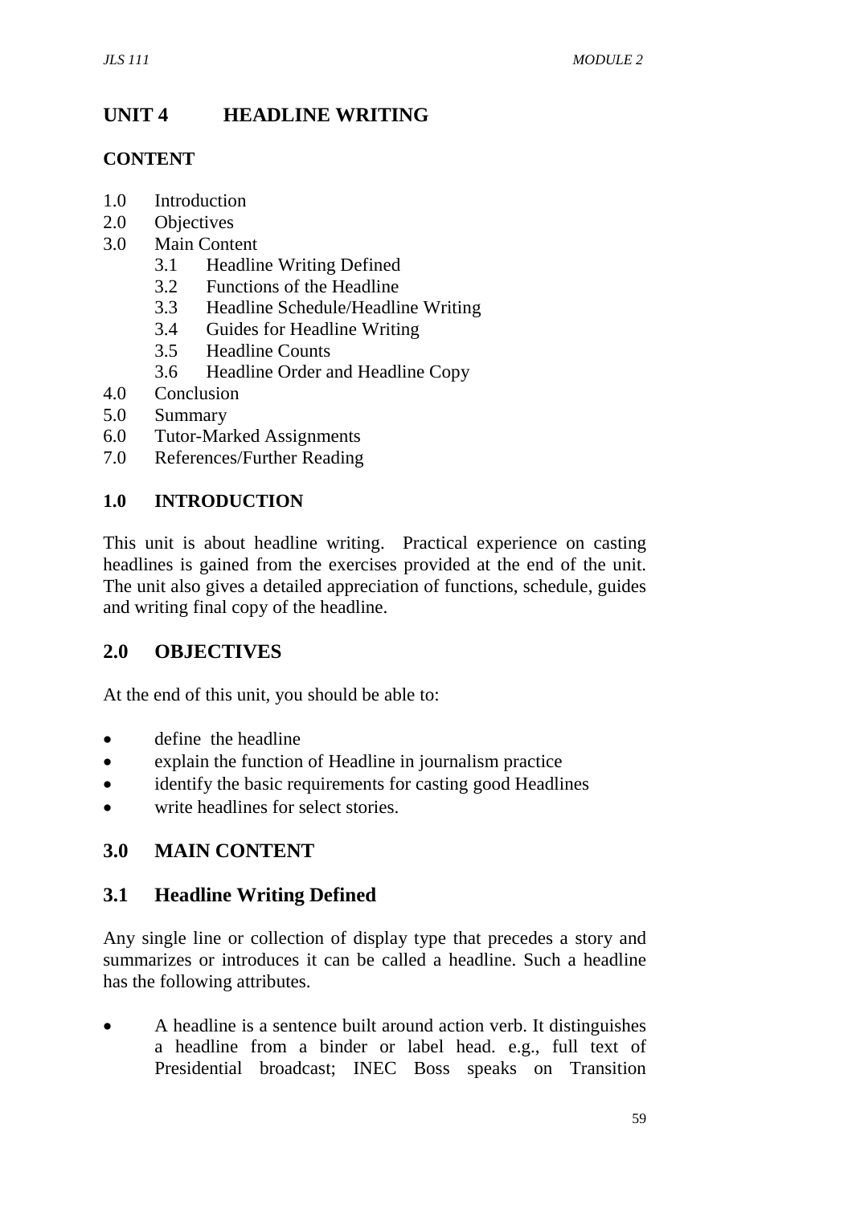# UNIT 4 HEADLINE WRITING

**CONTENT**

1.0 Introduction
2.0 Objectives
3.0 Main Content
  3.1 Headline Writing Defined
  3.2 Functions of the Headline
  3.3 Headline Schedule/Headline Writing
  3.4 Guides for Headline Writing
  3.5 Headline Counts
  3.6 Headline Order and Headline Copy
4.0 Conclusion
5.0 Summary
6.0 Tutor-Marked Assignments
7.0 References/Further Reading

## 1.0 INTRODUCTION

This unit is about headline writing. Practical experience on casting headlines is gained from the exercises provided at the end of the unit. The unit also gives a detailed appreciation of functions, schedule, guides and writing final copy of the headline.

## 2.0 OBJECTIVES

At the end of this unit, you should be able to:

- define the headline
- explain the function of Headline in journalism practice
- identify the basic requirements for casting good Headlines
- write headlines for select stories.

## 3.0 MAIN CONTENT

### 3.1 Headline Writing Defined

Any single line or collection of display type that precedes a story and summarizes or introduces it can be called a headline. Such a headline has the following attributes.

- A headline is a sentence built around action verb. It distinguishes a headline from a binder or label head. e.g., full text of Presidential broadcast; INEC Boss speaks on Transition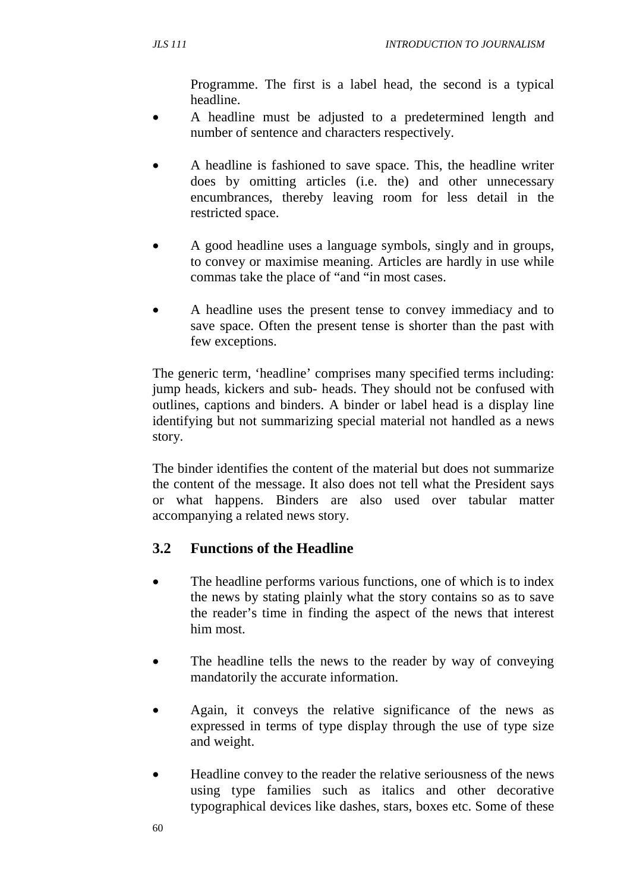Programme. The first is a label head, the second is a typical headline.

- A headline must be adjusted to a predetermined length and number of sentence and characters respectively.

- A headline is fashioned to save space. This, the headline writer does by omitting articles (i.e. the) and other unnecessary encumbrances, thereby leaving room for less detail in the restricted space.

- A good headline uses a language symbols, singly and in groups, to convey or maximise meaning. Articles are hardly in use while commas take the place of “and “in most cases.

- A headline uses the present tense to convey immediacy and to save space. Often the present tense is shorter than the past with few exceptions.

The generic term, ‘headline’ comprises many specified terms including: jump heads, kickers and sub- heads. They should not be confused with outlines, captions and binders. A binder or label head is a display line identifying but not summarizing special material not handled as a news story.

The binder identifies the content of the material but does not summarize the content of the message. It also does not tell what the President says or what happens. Binders are also used over tabular matter accompanying a related news story.

### 3.2 Functions of the Headline

- The headline performs various functions, one of which is to index the news by stating plainly what the story contains so as to save the reader’s time in finding the aspect of the news that interest him most.

- The headline tells the news to the reader by way of conveying mandatorily the accurate information.

- Again, it conveys the relative significance of the news as expressed in terms of type display through the use of type size and weight.

- Headline convey to the reader the relative seriousness of the news using type families such as italics and other decorative typographical devices like dashes, stars, boxes etc. Some of these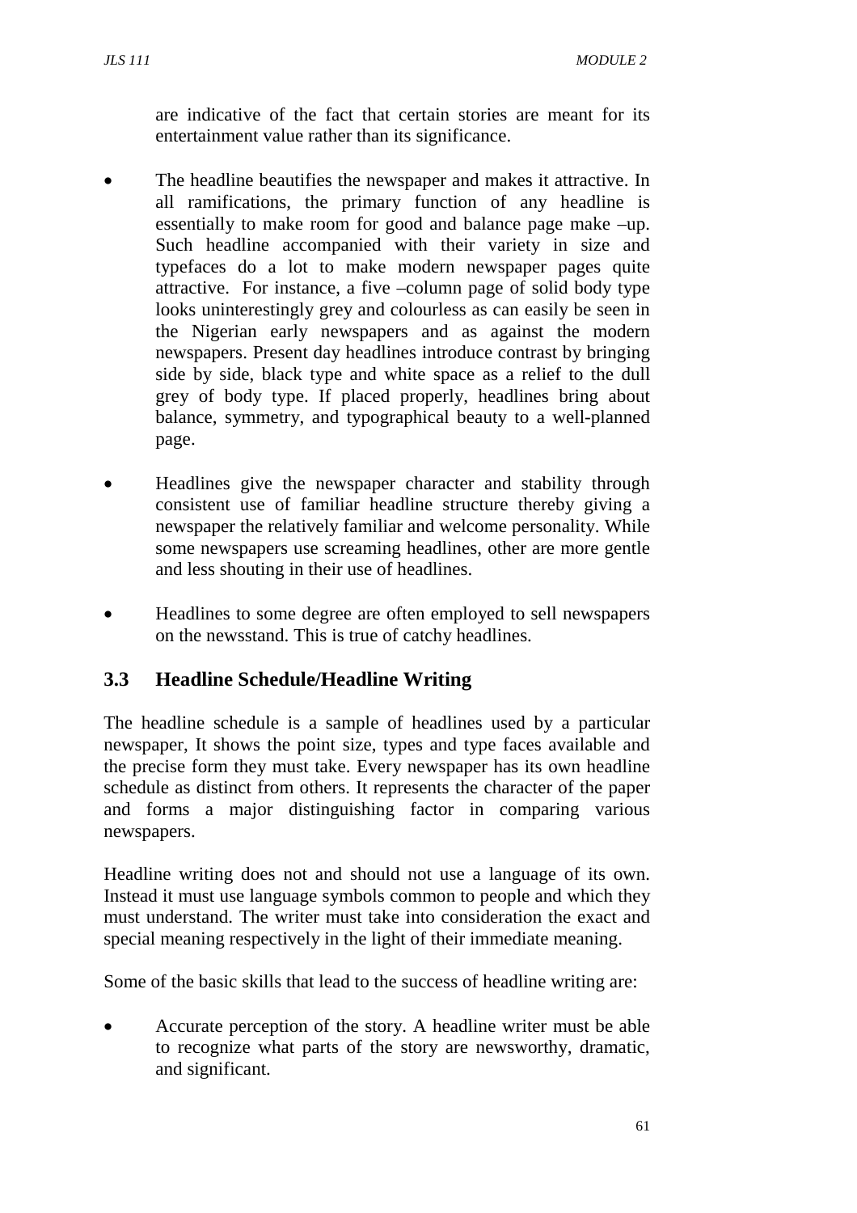are indicative of the fact that certain stories are meant for its entertainment value rather than its significance.

- The headline beautifies the newspaper and makes it attractive. In all ramifications, the primary function of any headline is essentially to make room for good and balance page make –up. Such headline accompanied with their variety in size and typefaces do a lot to make modern newspaper pages quite attractive. For instance, a five –column page of solid body type looks uninterestingly grey and colourless as can easily be seen in the Nigerian early newspapers and as against the modern newspapers. Present day headlines introduce contrast by bringing side by side, black type and white space as a relief to the dull grey of body type. If placed properly, headlines bring about balance, symmetry, and typographical beauty to a well-planned page.

- Headlines give the newspaper character and stability through consistent use of familiar headline structure thereby giving a newspaper the relatively familiar and welcome personality. While some newspapers use screaming headlines, other are more gentle and less shouting in their use of headlines.

- Headlines to some degree are often employed to sell newspapers on the newsstand. This is true of catchy headlines.

## 3.3 Headline Schedule/Headline Writing

The headline schedule is a sample of headlines used by a particular newspaper, It shows the point size, types and type faces available and the precise form they must take. Every newspaper has its own headline schedule as distinct from others. It represents the character of the paper and forms a major distinguishing factor in comparing various newspapers.

Headline writing does not and should not use a language of its own. Instead it must use language symbols common to people and which they must understand. The writer must take into consideration the exact and special meaning respectively in the light of their immediate meaning.

Some of the basic skills that lead to the success of headline writing are:

- Accurate perception of the story. A headline writer must be able to recognize what parts of the story are newsworthy, dramatic, and significant.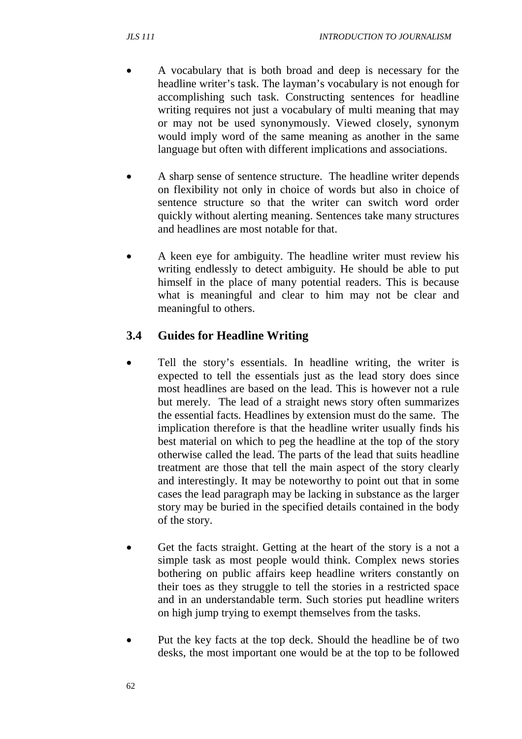- A vocabulary that is both broad and deep is necessary for the headline writer's task. The layman's vocabulary is not enough for accomplishing such task. Constructing sentences for headline writing requires not just a vocabulary of multi meaning that may or may not be used synonymously. Viewed closely, synonym would imply word of the same meaning as another in the same language but often with different implications and associations.

- A sharp sense of sentence structure. The headline writer depends on flexibility not only in choice of words but also in choice of sentence structure so that the writer can switch word order quickly without alerting meaning. Sentences take many structures and headlines are most notable for that.

- A keen eye for ambiguity. The headline writer must review his writing endlessly to detect ambiguity. He should be able to put himself in the place of many potential readers. This is because what is meaningful and clear to him may not be clear and meaningful to others.

## 3.4 Guides for Headline Writing

- Tell the story's essentials. In headline writing, the writer is expected to tell the essentials just as the lead story does since most headlines are based on the lead. This is however not a rule but merely. The lead of a straight news story often summarizes the essential facts. Headlines by extension must do the same. The implication therefore is that the headline writer usually finds his best material on which to peg the headline at the top of the story otherwise called the lead. The parts of the lead that suits headline treatment are those that tell the main aspect of the story clearly and interestingly. It may be noteworthy to point out that in some cases the lead paragraph may be lacking in substance as the larger story may be buried in the specified details contained in the body of the story.

- Get the facts straight. Getting at the heart of the story is a not a simple task as most people would think. Complex news stories bothering on public affairs keep headline writers constantly on their toes as they struggle to tell the stories in a restricted space and in an understandable term. Such stories put headline writers on high jump trying to exempt themselves from the tasks.

- Put the key facts at the top deck. Should the headline be of two desks, the most important one would be at the top to be followed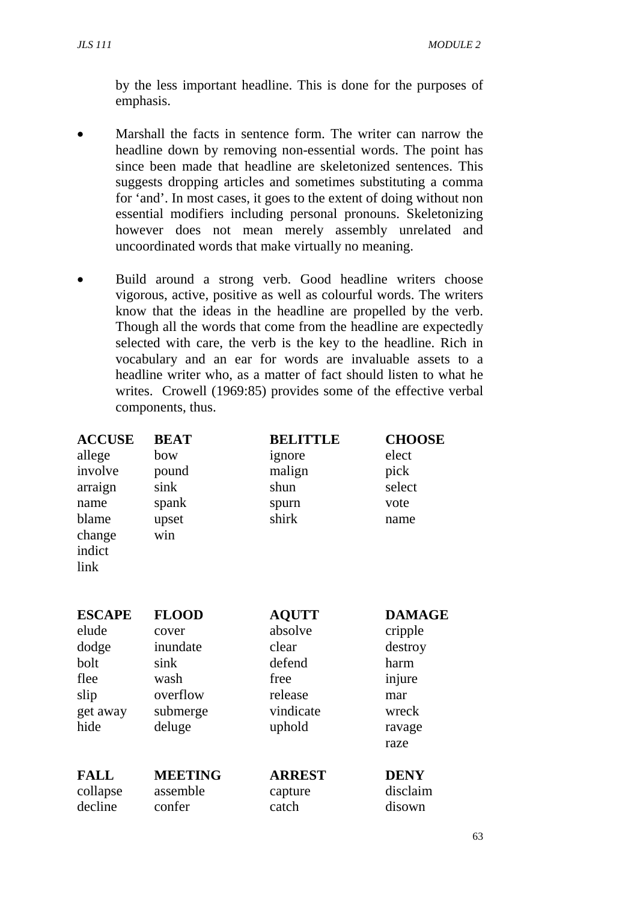by the less important headline. This is done for the purposes of emphasis.

- Marshall the facts in sentence form. The writer can narrow the headline down by removing non-essential words. The point has since been made that headline are skeletonized sentences. This suggests dropping articles and sometimes substituting a comma for 'and'. In most cases, it goes to the extent of doing without non essential modifiers including personal pronouns. Skeletonizing however does not mean merely assembly unrelated and uncoordinated words that make virtually no meaning.

- Build around a strong verb. Good headline writers choose vigorous, active, positive as well as colourful words. The writers know that the ideas in the headline are propelled by the verb. Though all the words that come from the headline are expectedly selected with care, the verb is the key to the headline. Rich in vocabulary and an ear for words are invaluable assets to a headline writer who, as a matter of fact should listen to what he writes. Crowell (1969:85) provides some of the effective verbal components, thus.

| **ACCUSE** | **BEAT** | **BELITTLE** | **CHOOSE** |
|---|---|---|---|
| allege | bow | ignore | elect |
| involve | pound | malign | pick |
| arraign | sink | shun | select |
| name | spank | spurn | vote |
| blame | upset | shirk | name |
| change | win | | |
| indict | | | |
| link | | | |

| **ESCAPE** | **FLOOD** | **AQUTT** | **DAMAGE** |
|---|---|---|---|
| elude | cover | absolve | cripple |
| dodge | inundate | clear | destroy |
| bolt | sink | defend | harm |
| flee | wash | free | injure |
| slip | overflow | release | mar |
| get away | submerge | vindicate | wreck |
| hide | deluge | uphold | ravage |
| | | | raze |

| **FALL** | **MEETING** | **ARREST** | **DENY** |
|---|---|---|---|
| collapse | assemble | capture | disclaim |
| decline | confer | catch | disown |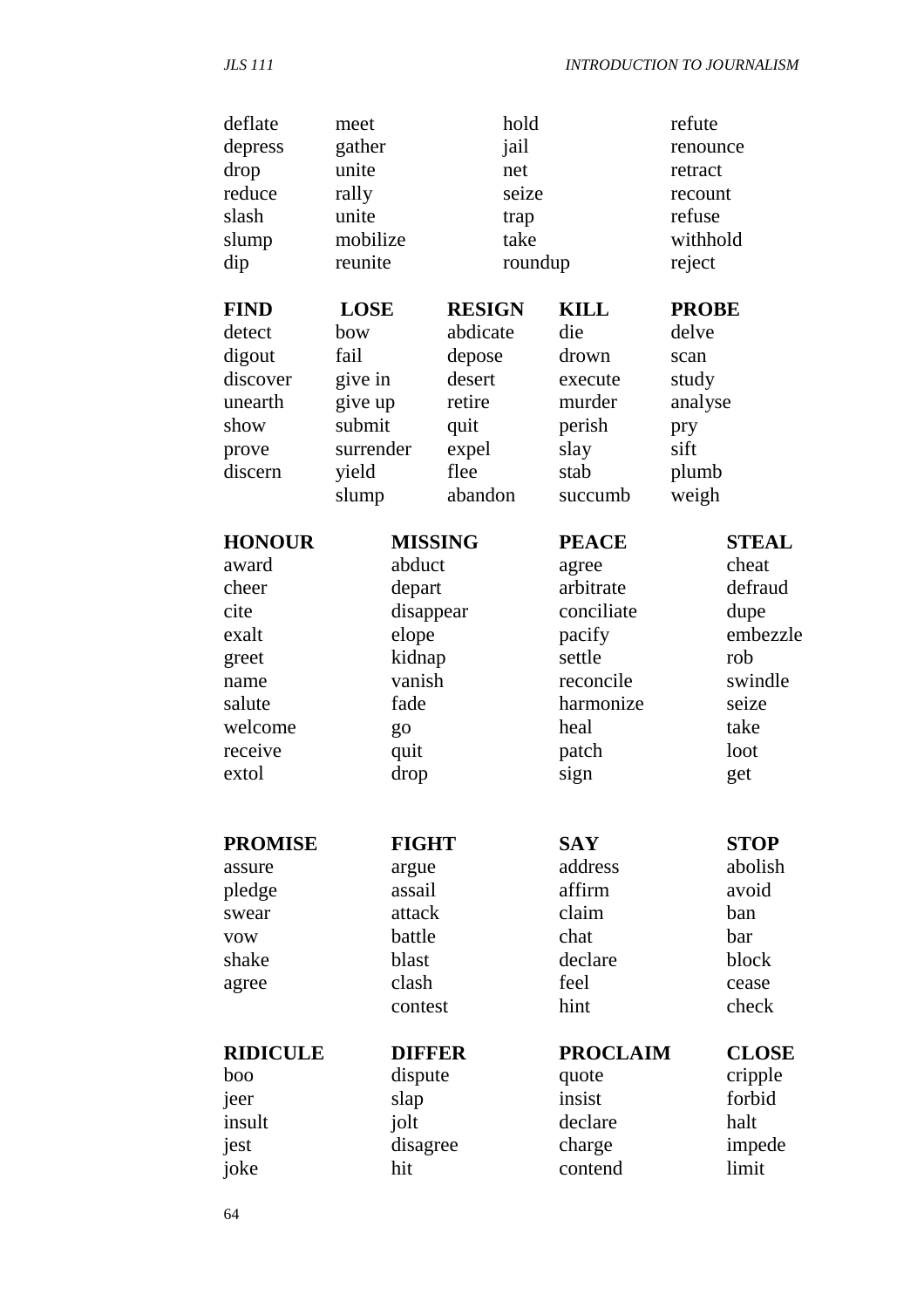| | | | |
|---|---|---|---|
| deflate | meet | hold | refute |
| depress | gather | jail | renounce |
| drop | unite | net | retract |
| reduce | rally | seize | recount |
| slash | unite | trap | refuse |
| slump | mobilize | take | withhold |
| dip | reunite | roundup | reject |

| **FIND** | **LOSE** | **RESIGN** | **KILL** | **PROBE** |
|---|---|---|---|---|
| detect | bow | abdicate | die | delve |
| digout | fail | depose | drown | scan |
| discover | give in | desert | execute | study |
| unearth | give up | retire | murder | analyse |
| show | submit | quit | perish | pry |
| prove | surrender | expel | slay | sift |
| discern | yield | flee | stab | plumb |
| | slump | abandon | succumb | weigh |

| **HONOUR** | **MISSING** | **PEACE** | **STEAL** |
|---|---|---|---|
| award | abduct | agree | cheat |
| cheer | depart | arbitrate | defraud |
| cite | disappear | conciliate | dupe |
| exalt | elope | pacify | embezzle |
| greet | kidnap | settle | rob |
| name | vanish | reconcile | swindle |
| salute | fade | harmonize | seize |
| welcome | go | heal | take |
| receive | quit | patch | loot |
| extol | drop | sign | get |

| **PROMISE** | **FIGHT** | **SAY** | **STOP** |
|---|---|---|---|
| assure | argue | address | abolish |
| pledge | assail | affirm | avoid |
| swear | attack | claim | ban |
| vow | battle | chat | bar |
| shake | blast | declare | block |
| agree | clash | feel | cease |
| | contest | hint | check |

| **RIDICULE** | **DIFFER** | **PROCLAIM** | **CLOSE** |
|---|---|---|---|
| boo | dispute | quote | cripple |
| jeer | slap | insist | forbid |
| insult | jolt | declare | halt |
| jest | disagree | charge | impede |
| joke | hit | contend | limit |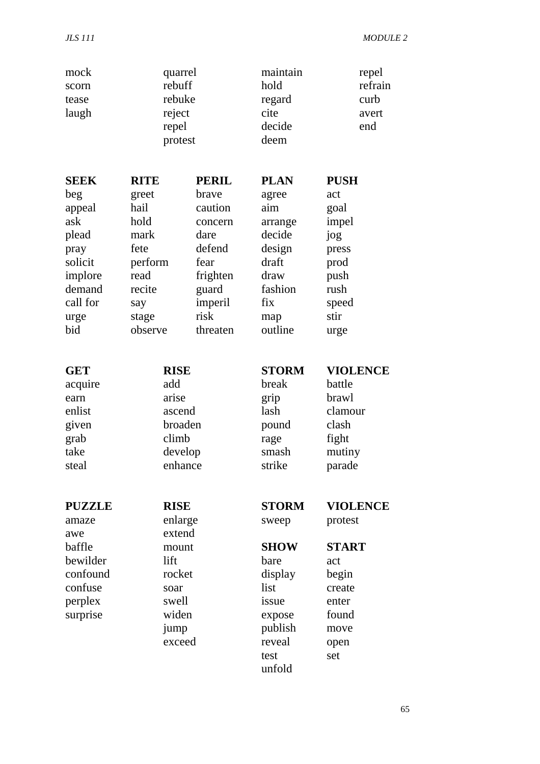| | | | |
|---|---|---|---|
| mock | quarrel | maintain | repel |
| scorn | rebuff | hold | refrain |
| tease | rebuke | regard | curb |
| laugh | reject | cite | avert |
| | repel | decide | end |
| | protest | deem | |

| **SEEK** | **RITE** | **PERIL** | **PLAN** | **PUSH** |
|---|---|---|---|---|
| beg | greet | brave | agree | act |
| appeal | hail | caution | aim | goal |
| ask | hold | concern | arrange | impel |
| plead | mark | dare | decide | jog |
| pray | fete | defend | design | press |
| solicit | perform | fear | draft | prod |
| implore | read | frighten | draw | push |
| demand | recite | guard | fashion | rush |
| call for | say | imperil | fix | speed |
| urge | stage | risk | map | stir |
| bid | observe | threaten | outline | urge |

| **GET** | **RISE** | **STORM** | **VIOLENCE** |
|---|---|---|---|
| acquire | add | break | battle |
| earn | arise | grip | brawl |
| enlist | ascend | lash | clamour |
| given | broaden | pound | clash |
| grab | climb | rage | fight |
| take | develop | smash | mutiny |
| steal | enhance | strike | parade |

| **PUZZLE** | **RISE** | **STORM** | **VIOLENCE** |
|---|---|---|---|
| amaze | enlarge | sweep | protest |
| awe | extend | | |
| baffle | mount | **SHOW** | **START** |
| bewilder | lift | bare | act |
| confound | rocket | display | begin |
| confuse | soar | list | create |
| perplex | swell | issue | enter |
| surprise | widen | expose | found |
| | jump | publish | move |
| | exceed | reveal | open |
| | | test | set |
| | | unfold | |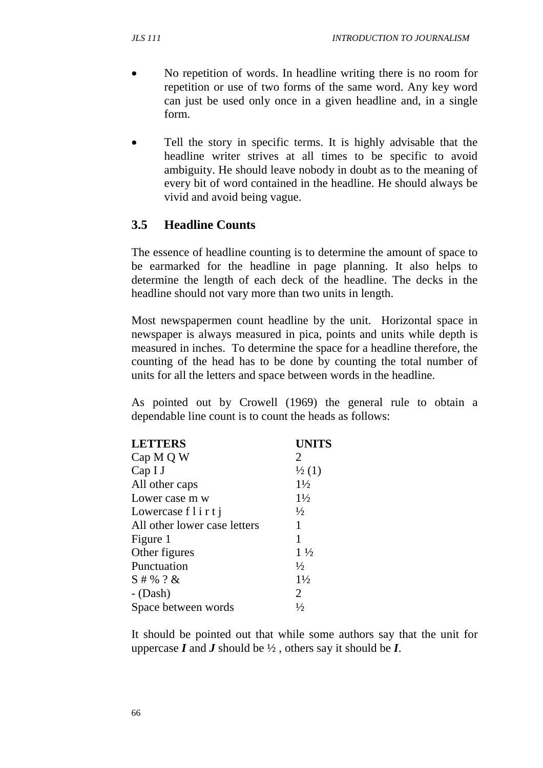- No repetition of words. In headline writing there is no room for repetition or use of two forms of the same word. Any key word can just be used only once in a given headline and, in a single form.

- Tell the story in specific terms. It is highly advisable that the headline writer strives at all times to be specific to avoid ambiguity. He should leave nobody in doubt as to the meaning of every bit of word contained in the headline. He should always be vivid and avoid being vague.

## 3.5 Headline Counts

The essence of headline counting is to determine the amount of space to be earmarked for the headline in page planning. It also helps to determine the length of each deck of the headline. The decks in the headline should not vary more than two units in length.

Most newspapermen count headline by the unit. Horizontal space in newspaper is always measured in pica, points and units while depth is measured in inches. To determine the space for a headline therefore, the counting of the head has to be done by counting the total number of units for all the letters and space between words in the headline.

As pointed out by Crowell (1969) the general rule to obtain a dependable line count is to count the heads as follows:

| LETTERS | UNITS |
|---|---|
| Cap M Q W | 2 |
| Cap I J | ½ (1) |
| All other caps | 1½ |
| Lower case m w | 1½ |
| Lowercase f l i r t j | ½ |
| All other lower case letters | 1 |
| Figure 1 | 1 |
| Other figures | 1 ½ |
| Punctuation | ½ |
| S # % ? & | 1½ |
| - (Dash) | 2 |
| Space between words | ½ |

It should be pointed out that while some authors say that the unit for uppercase ***I*** and ***J*** should be ½ , others say it should be ***I***.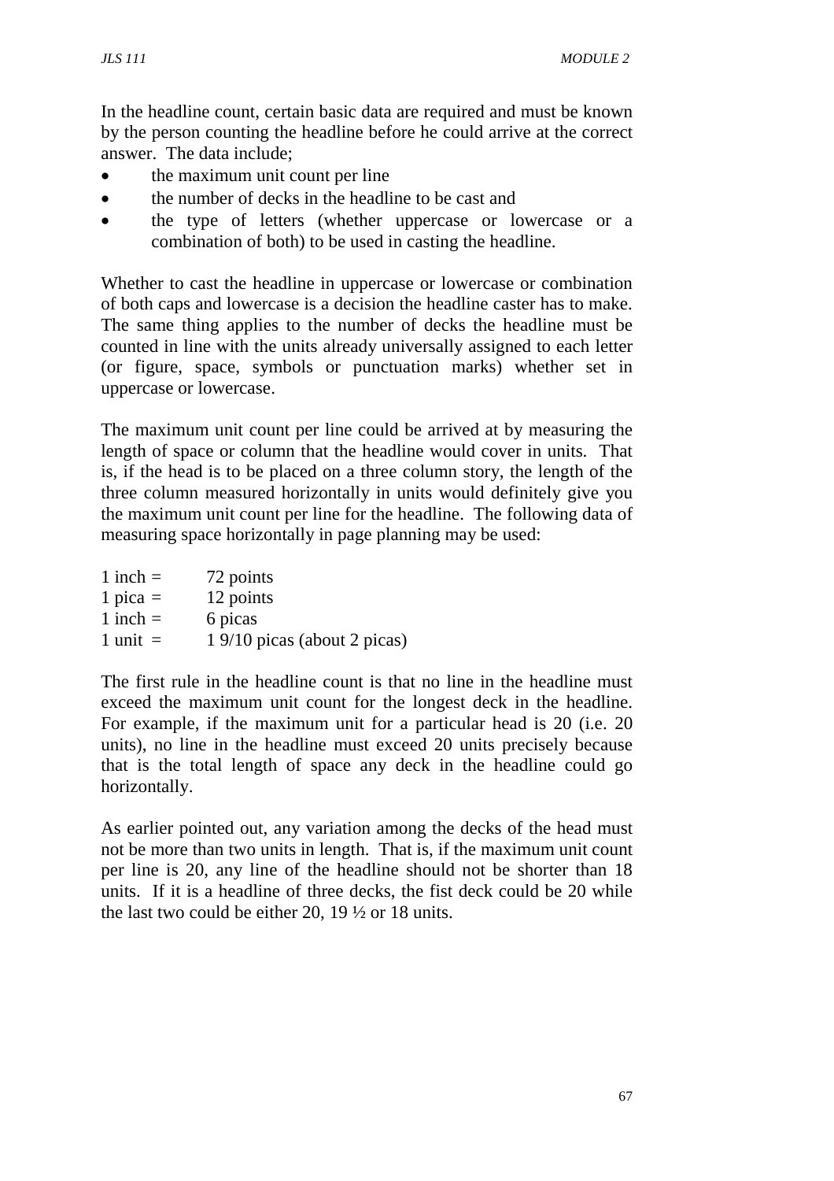In the headline count, certain basic data are required and must be known by the person counting the headline before he could arrive at the correct answer. The data include;

- the maximum unit count per line
- the number of decks in the headline to be cast and
- the type of letters (whether uppercase or lowercase or a combination of both) to be used in casting the headline.

Whether to cast the headline in uppercase or lowercase or combination of both caps and lowercase is a decision the headline caster has to make. The same thing applies to the number of decks the headline must be counted in line with the units already universally assigned to each letter (or figure, space, symbols or punctuation marks) whether set in uppercase or lowercase.

The maximum unit count per line could be arrived at by measuring the length of space or column that the headline would cover in units. That is, if the head is to be placed on a three column story, the length of the three column measured horizontally in units would definitely give you the maximum unit count per line for the headline. The following data of measuring space horizontally in page planning may be used:

1 inch = 72 points
1 pica = 12 points
1 inch = 6 picas
1 unit = 1 9/10 picas (about 2 picas)

The first rule in the headline count is that no line in the headline must exceed the maximum unit count for the longest deck in the headline. For example, if the maximum unit for a particular head is 20 (i.e. 20 units), no line in the headline must exceed 20 units precisely because that is the total length of space any deck in the headline could go horizontally.

As earlier pointed out, any variation among the decks of the head must not be more than two units in length. That is, if the maximum unit count per line is 20, any line of the headline should not be shorter than 18 units. If it is a headline of three decks, the fist deck could be 20 while the last two could be either 20, 19 ½ or 18 units.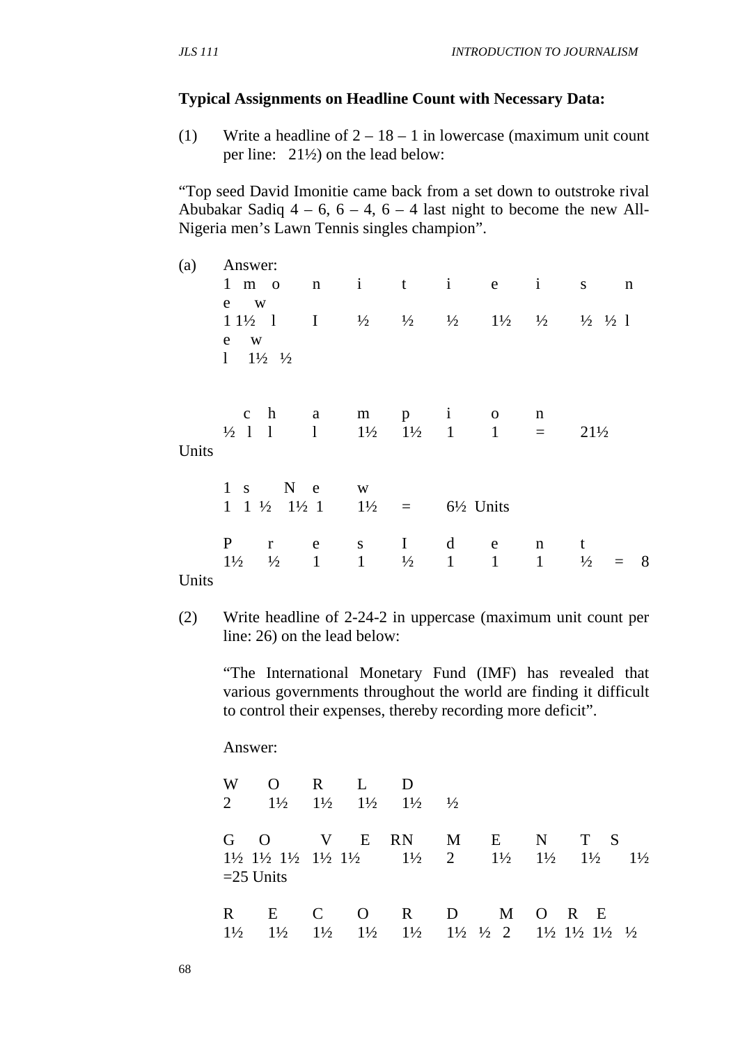**Typical Assignments on Headline Count with Necessary Data:**

(1) Write a headline of 2 – 18 – 1 in lowercase (maximum unit count per line: 21½) on the lead below:

"Top seed David Imonitie came back from a set down to outstroke rival Abubakar Sadiq 4 – 6, 6 – 4, 6 – 4 last night to become the new All-Nigeria men's Lawn Tennis singles champion".

(a) Answer:

1 m o n i t i e i s n e w
1 1½ l I ½ ½ ½ 1½ ½ ½ ½ l e w
l 1½ ½

c h a m p i o n
½ l l l 1½ 1½ 1 1 = 21½ Units

1 s N e w
1 1 ½ 1½ 1 1½ = 6½ Units

P r e s I d e n t
1½ ½ 1 1 ½ 1 1 1 ½ = 8 Units

(2) Write headline of 2-24-2 in uppercase (maximum unit count per line: 26) on the lead below:

"The International Monetary Fund (IMF) has revealed that various governments throughout the world are finding it difficult to control their expenses, thereby recording more deficit".

Answer:

W O R L D
2 1½ 1½ 1½ 1½ ½

G O V E RN M E N T S
1½ 1½ 1½ 1½ 1½ 1½ 2 1½ 1½ 1½ 1½
=25 Units

R E C O R D M O R E
1½ 1½ 1½ 1½ 1½ 1½ ½ 2 1½ 1½ 1½ ½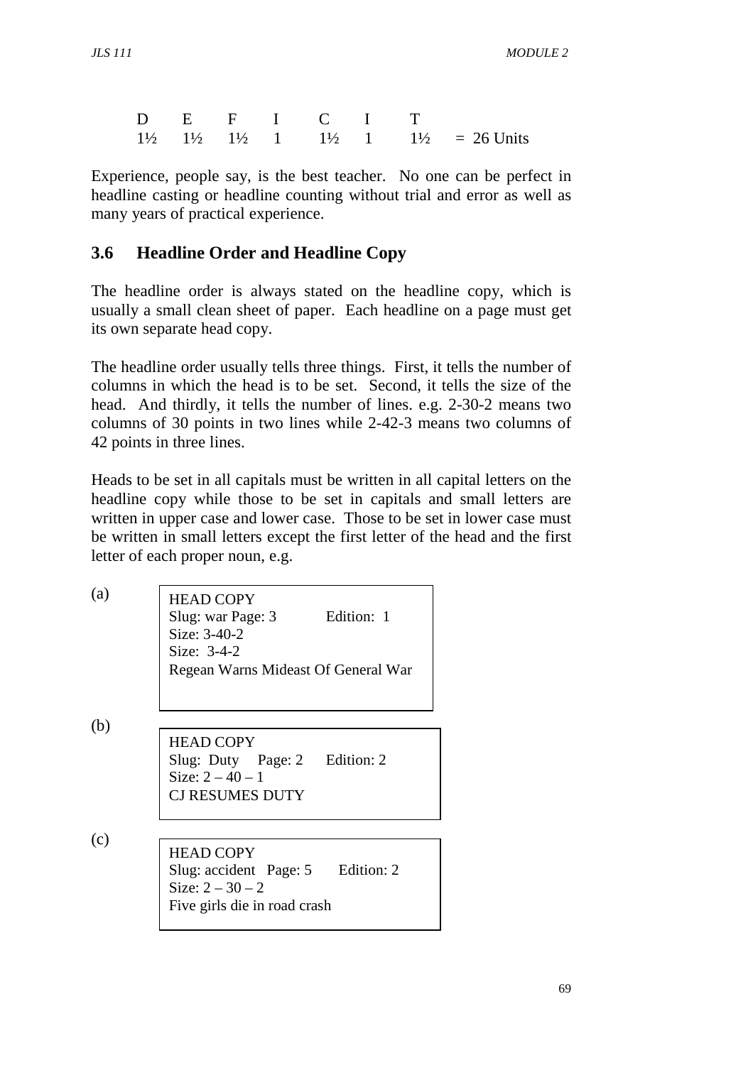| D | E | F | I | C | I | T | |
|---|---|---|---|---|---|---|---|
| 1½ | 1½ | 1½ | 1 | 1½ | 1 | 1½ | = 26 Units |

Experience, people say, is the best teacher. No one can be perfect in headline casting or headline counting without trial and error as well as many years of practical experience.

## 3.6 Headline Order and Headline Copy

The headline order is always stated on the headline copy, which is usually a small clean sheet of paper. Each headline on a page must get its own separate head copy.

The headline order usually tells three things. First, it tells the number of columns in which the head is to be set. Second, it tells the size of the head. And thirdly, it tells the number of lines. e.g. 2-30-2 means two columns of 30 points in two lines while 2-42-3 means two columns of 42 points in three lines.

Heads to be set in all capitals must be written in all capital letters on the headline copy while those to be set in capitals and small letters are written in upper case and lower case. Those to be set in lower case must be written in small letters except the first letter of the head and the first letter of each proper noun, e.g.

(a)

```
HEAD COPY
Slug: war Page: 3        Edition: 1
Size: 3-40-2
Size:  3-4-2
Regean Warns Mideast Of General War
```

(b)

```
HEAD COPY
Slug: Duty   Page: 2    Edition: 2
Size: 2 – 40 – 1
CJ RESUMES DUTY
```

(c)

```
HEAD COPY
Slug: accident  Page: 5     Edition: 2
Size: 2 – 30 – 2
Five girls die in road crash
```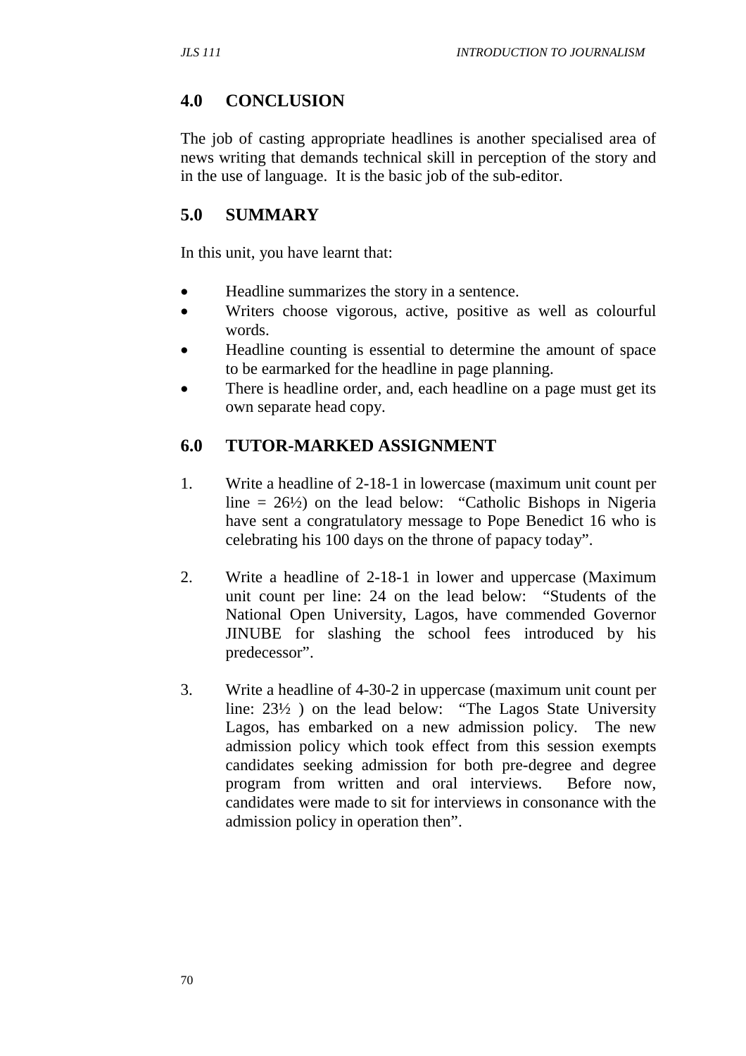## 4.0 CONCLUSION

The job of casting appropriate headlines is another specialised area of news writing that demands technical skill in perception of the story and in the use of language. It is the basic job of the sub-editor.

## 5.0 SUMMARY

In this unit, you have learnt that:

- Headline summarizes the story in a sentence.
- Writers choose vigorous, active, positive as well as colourful words.
- Headline counting is essential to determine the amount of space to be earmarked for the headline in page planning.
- There is headline order, and, each headline on a page must get its own separate head copy.

## 6.0 TUTOR-MARKED ASSIGNMENT

1. Write a headline of 2-18-1 in lowercase (maximum unit count per line = 26½) on the lead below: "Catholic Bishops in Nigeria have sent a congratulatory message to Pope Benedict 16 who is celebrating his 100 days on the throne of papacy today".

2. Write a headline of 2-18-1 in lower and uppercase (Maximum unit count per line: 24 on the lead below: "Students of the National Open University, Lagos, have commended Governor JINUBE for slashing the school fees introduced by his predecessor".

3. Write a headline of 4-30-2 in uppercase (maximum unit count per line: 23½ ) on the lead below: "The Lagos State University Lagos, has embarked on a new admission policy. The new admission policy which took effect from this session exempts candidates seeking admission for both pre-degree and degree program from written and oral interviews. Before now, candidates were made to sit for interviews in consonance with the admission policy in operation then".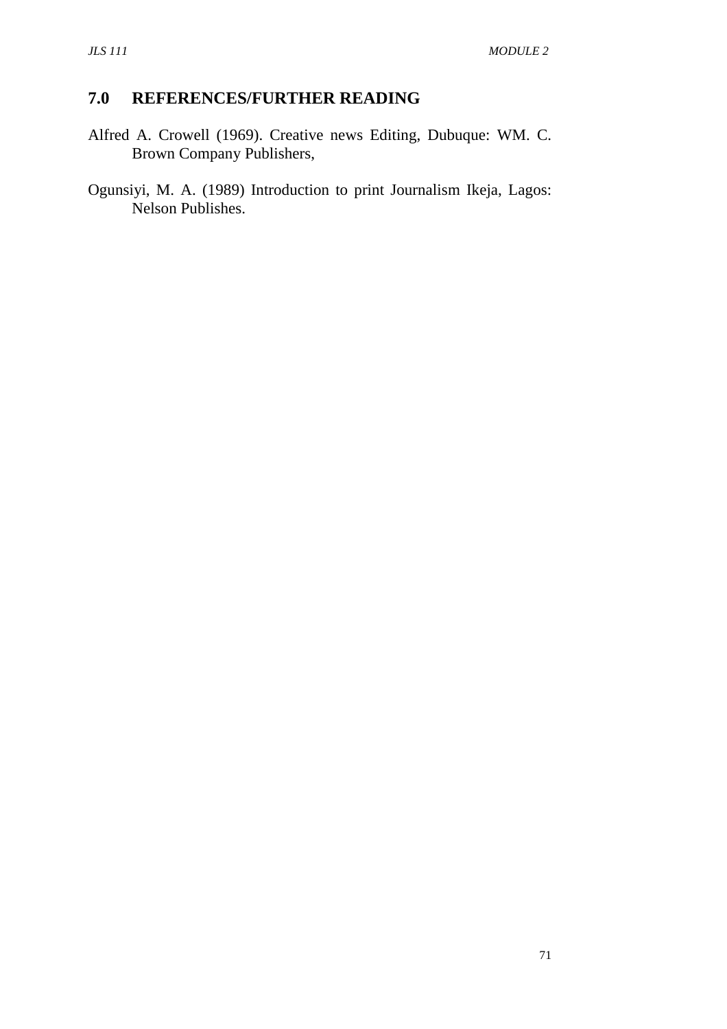## 7.0 REFERENCES/FURTHER READING

Alfred A. Crowell (1969). Creative news Editing, Dubuque: WM. C. Brown Company Publishers,

Ogunsiyi, M. A. (1989) Introduction to print Journalism Ikeja, Lagos: Nelson Publishes.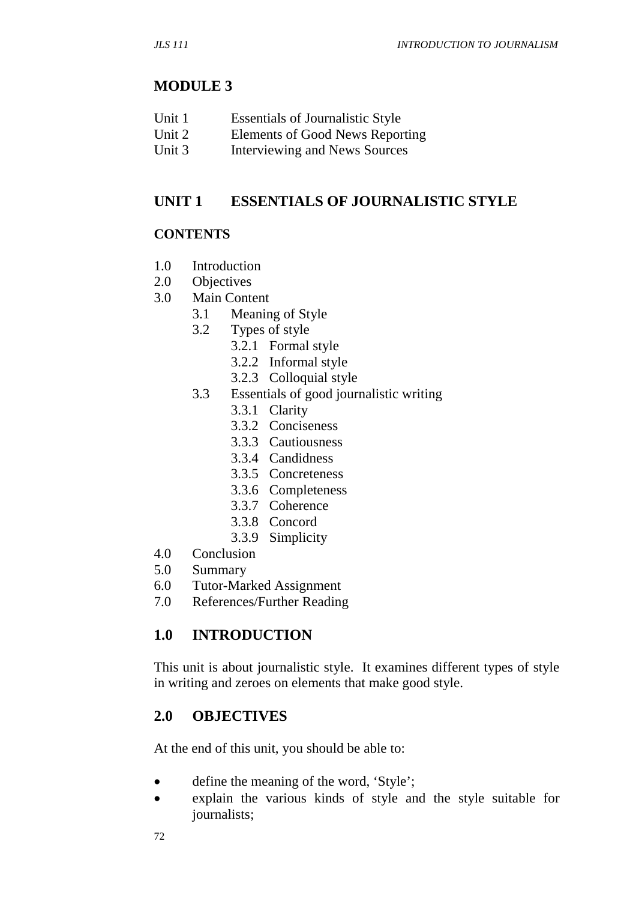# MODULE 3

Unit 1 Essentials of Journalistic Style
Unit 2 Elements of Good News Reporting
Unit 3 Interviewing and News Sources

## UNIT 1 ESSENTIALS OF JOURNALISTIC STYLE

### CONTENTS

1.0 Introduction
2.0 Objectives
3.0 Main Content
- 3.1 Meaning of Style
- 3.2 Types of style
  - 3.2.1 Formal style
  - 3.2.2 Informal style
  - 3.2.3 Colloquial style
- 3.3 Essentials of good journalistic writing
  - 3.3.1 Clarity
  - 3.3.2 Conciseness
  - 3.3.3 Cautiousness
  - 3.3.4 Candidness
  - 3.3.5 Concreteness
  - 3.3.6 Completeness
  - 3.3.7 Coherence
  - 3.3.8 Concord
  - 3.3.9 Simplicity

4.0 Conclusion
5.0 Summary
6.0 Tutor-Marked Assignment
7.0 References/Further Reading

## 1.0 INTRODUCTION

This unit is about journalistic style. It examines different types of style in writing and zeroes on elements that make good style.

## 2.0 OBJECTIVES

At the end of this unit, you should be able to:

- define the meaning of the word, 'Style';
- explain the various kinds of style and the style suitable for journalists;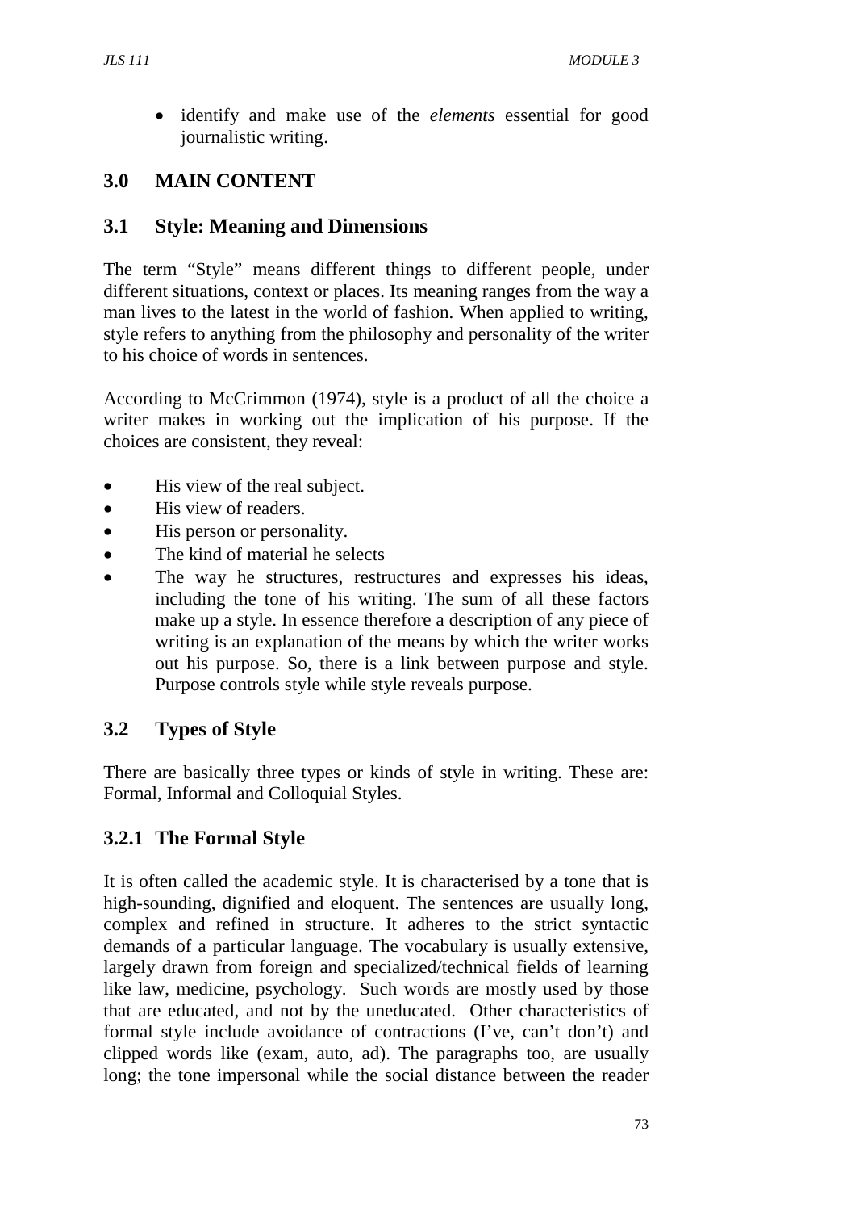- identify and make use of the *elements* essential for good journalistic writing.

## 3.0 MAIN CONTENT

### 3.1 Style: Meaning and Dimensions

The term "Style" means different things to different people, under different situations, context or places. Its meaning ranges from the way a man lives to the latest in the world of fashion. When applied to writing, style refers to anything from the philosophy and personality of the writer to his choice of words in sentences.

According to McCrimmon (1974), style is a product of all the choice a writer makes in working out the implication of his purpose. If the choices are consistent, they reveal:

- His view of the real subject.
- His view of readers.
- His person or personality.
- The kind of material he selects
- The way he structures, restructures and expresses his ideas, including the tone of his writing. The sum of all these factors make up a style. In essence therefore a description of any piece of writing is an explanation of the means by which the writer works out his purpose. So, there is a link between purpose and style. Purpose controls style while style reveals purpose.

### 3.2 Types of Style

There are basically three types or kinds of style in writing. These are: Formal, Informal and Colloquial Styles.

#### 3.2.1 The Formal Style

It is often called the academic style. It is characterised by a tone that is high-sounding, dignified and eloquent. The sentences are usually long, complex and refined in structure. It adheres to the strict syntactic demands of a particular language. The vocabulary is usually extensive, largely drawn from foreign and specialized/technical fields of learning like law, medicine, psychology. Such words are mostly used by those that are educated, and not by the uneducated. Other characteristics of formal style include avoidance of contractions (I've, can't don't) and clipped words like (exam, auto, ad). The paragraphs too, are usually long; the tone impersonal while the social distance between the reader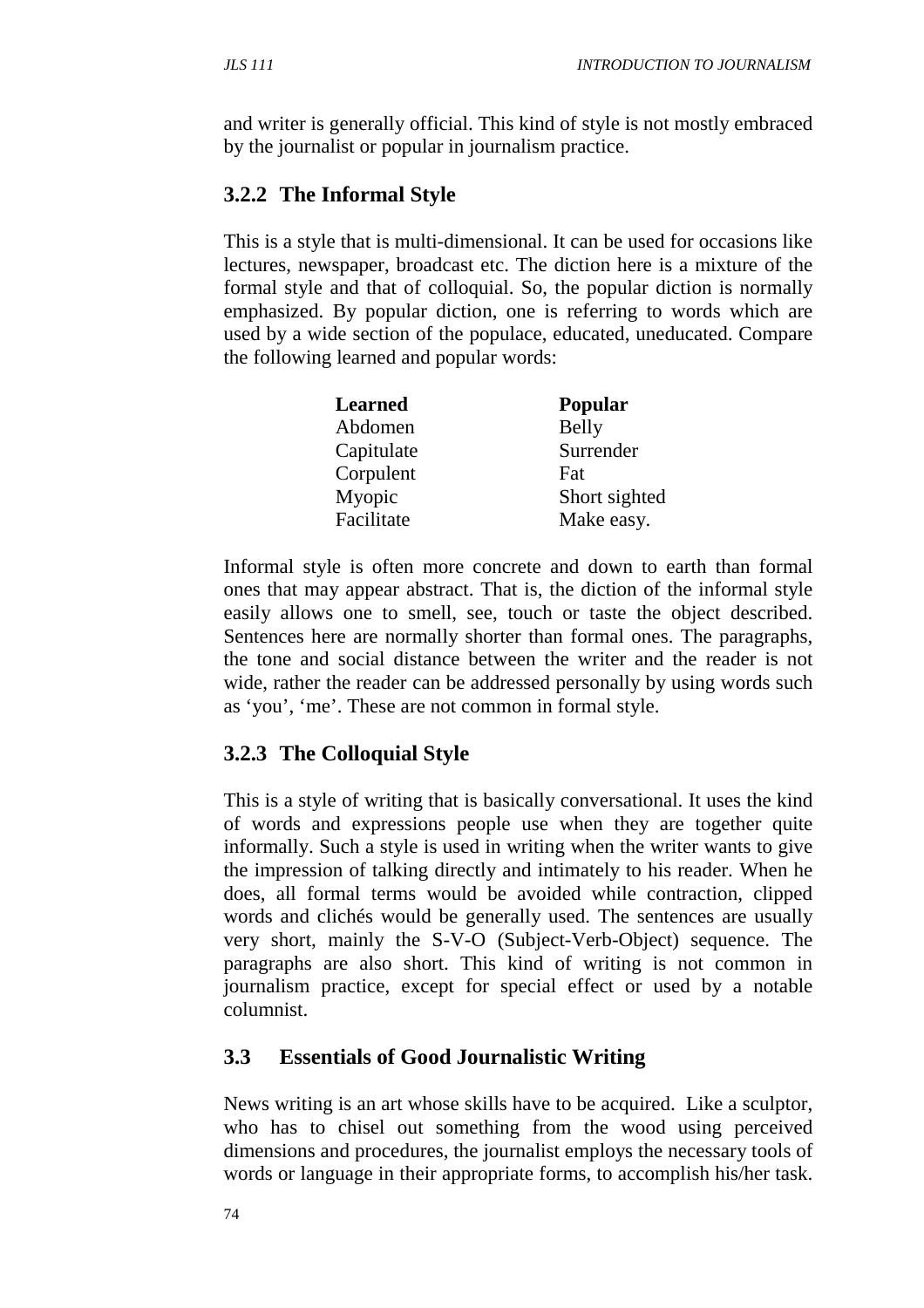and writer is generally official. This kind of style is not mostly embraced by the journalist or popular in journalism practice.

### 3.2.2 The Informal Style

This is a style that is multi-dimensional. It can be used for occasions like lectures, newspaper, broadcast etc. The diction here is a mixture of the formal style and that of colloquial. So, the popular diction is normally emphasized. By popular diction, one is referring to words which are used by a wide section of the populace, educated, uneducated. Compare the following learned and popular words:

| **Learned** | **Popular** |
|---|---|
| Abdomen | Belly |
| Capitulate | Surrender |
| Corpulent | Fat |
| Myopic | Short sighted |
| Facilitate | Make easy. |

Informal style is often more concrete and down to earth than formal ones that may appear abstract. That is, the diction of the informal style easily allows one to smell, see, touch or taste the object described. Sentences here are normally shorter than formal ones. The paragraphs, the tone and social distance between the writer and the reader is not wide, rather the reader can be addressed personally by using words such as 'you', 'me'. These are not common in formal style.

### 3.2.3 The Colloquial Style

This is a style of writing that is basically conversational. It uses the kind of words and expressions people use when they are together quite informally. Such a style is used in writing when the writer wants to give the impression of talking directly and intimately to his reader. When he does, all formal terms would be avoided while contraction, clipped words and clichés would be generally used. The sentences are usually very short, mainly the S-V-O (Subject-Verb-Object) sequence. The paragraphs are also short. This kind of writing is not common in journalism practice, except for special effect or used by a notable columnist.

## 3.3 Essentials of Good Journalistic Writing

News writing is an art whose skills have to be acquired. Like a sculptor, who has to chisel out something from the wood using perceived dimensions and procedures, the journalist employs the necessary tools of words or language in their appropriate forms, to accomplish his/her task.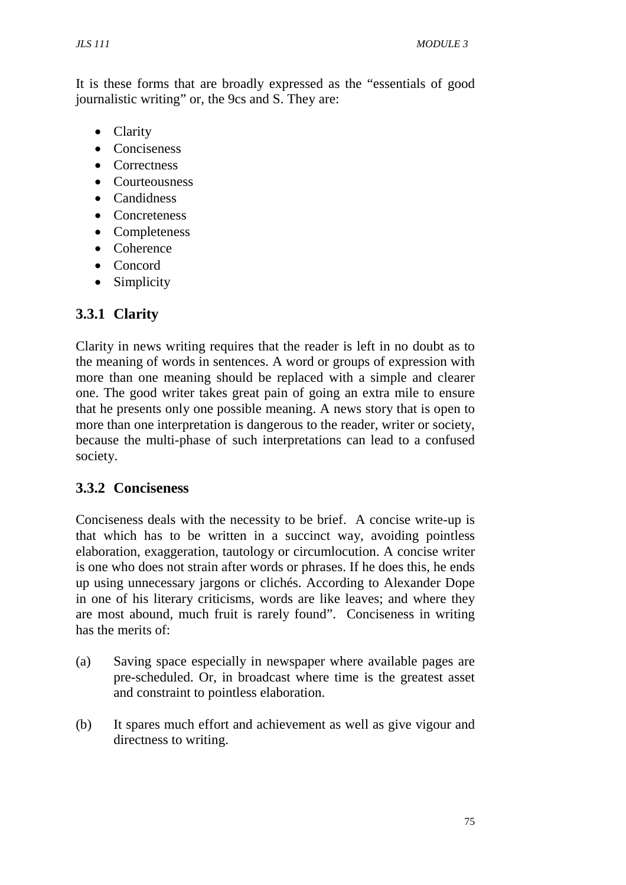It is these forms that are broadly expressed as the “essentials of good journalistic writing” or, the 9cs and S. They are:

- Clarity
- Conciseness
- Correctness
- Courteousness
- Candidness
- Concreteness
- Completeness
- Coherence
- Concord
- Simplicity

### 3.3.1 Clarity

Clarity in news writing requires that the reader is left in no doubt as to the meaning of words in sentences. A word or groups of expression with more than one meaning should be replaced with a simple and clearer one. The good writer takes great pain of going an extra mile to ensure that he presents only one possible meaning. A news story that is open to more than one interpretation is dangerous to the reader, writer or society, because the multi-phase of such interpretations can lead to a confused society.

### 3.3.2 Conciseness

Conciseness deals with the necessity to be brief. A concise write-up is that which has to be written in a succinct way, avoiding pointless elaboration, exaggeration, tautology or circumlocution. A concise writer is one who does not strain after words or phrases. If he does this, he ends up using unnecessary jargons or clichés. According to Alexander Dope in one of his literary criticisms, words are like leaves; and where they are most abound, much fruit is rarely found”. Conciseness in writing has the merits of:

(a) Saving space especially in newspaper where available pages are pre-scheduled. Or, in broadcast where time is the greatest asset and constraint to pointless elaboration.

(b) It spares much effort and achievement as well as give vigour and directness to writing.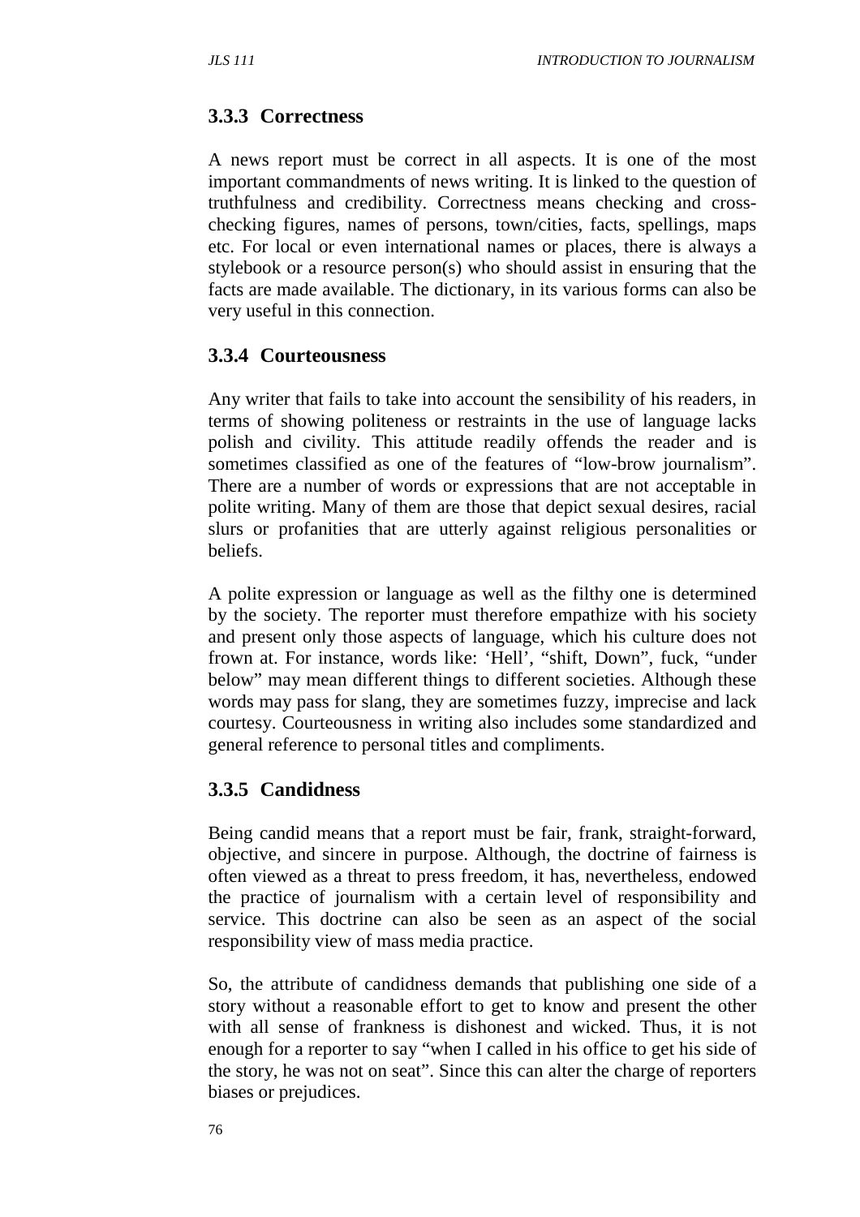### 3.3.3 Correctness

A news report must be correct in all aspects. It is one of the most important commandments of news writing. It is linked to the question of truthfulness and credibility. Correctness means checking and cross-checking figures, names of persons, town/cities, facts, spellings, maps etc. For local or even international names or places, there is always a stylebook or a resource person(s) who should assist in ensuring that the facts are made available. The dictionary, in its various forms can also be very useful in this connection.

### 3.3.4 Courteousness

Any writer that fails to take into account the sensibility of his readers, in terms of showing politeness or restraints in the use of language lacks polish and civility. This attitude readily offends the reader and is sometimes classified as one of the features of "low-brow journalism". There are a number of words or expressions that are not acceptable in polite writing. Many of them are those that depict sexual desires, racial slurs or profanities that are utterly against religious personalities or beliefs.

A polite expression or language as well as the filthy one is determined by the society. The reporter must therefore empathize with his society and present only those aspects of language, which his culture does not frown at. For instance, words like: 'Hell', "shift, Down", fuck, "under below" may mean different things to different societies. Although these words may pass for slang, they are sometimes fuzzy, imprecise and lack courtesy. Courteousness in writing also includes some standardized and general reference to personal titles and compliments.

### 3.3.5 Candidness

Being candid means that a report must be fair, frank, straight-forward, objective, and sincere in purpose. Although, the doctrine of fairness is often viewed as a threat to press freedom, it has, nevertheless, endowed the practice of journalism with a certain level of responsibility and service. This doctrine can also be seen as an aspect of the social responsibility view of mass media practice.

So, the attribute of candidness demands that publishing one side of a story without a reasonable effort to get to know and present the other with all sense of frankness is dishonest and wicked. Thus, it is not enough for a reporter to say "when I called in his office to get his side of the story, he was not on seat". Since this can alter the charge of reporters biases or prejudices.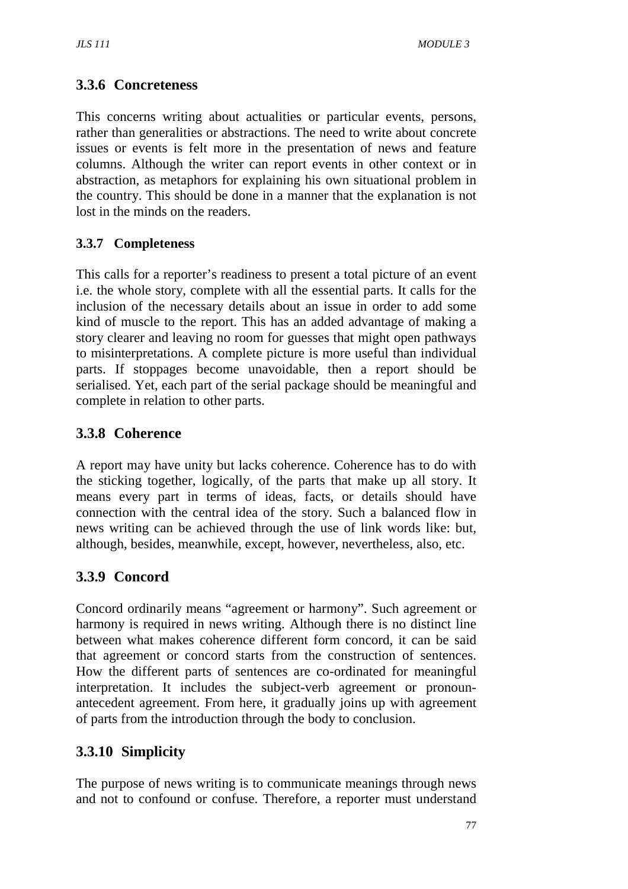### 3.3.6 Concreteness

This concerns writing about actualities or particular events, persons, rather than generalities or abstractions. The need to write about concrete issues or events is felt more in the presentation of news and feature columns. Although the writer can report events in other context or in abstraction, as metaphors for explaining his own situational problem in the country. This should be done in a manner that the explanation is not lost in the minds on the readers.

### 3.3.7 Completeness

This calls for a reporter's readiness to present a total picture of an event i.e. the whole story, complete with all the essential parts. It calls for the inclusion of the necessary details about an issue in order to add some kind of muscle to the report. This has an added advantage of making a story clearer and leaving no room for guesses that might open pathways to misinterpretations. A complete picture is more useful than individual parts. If stoppages become unavoidable, then a report should be serialised. Yet, each part of the serial package should be meaningful and complete in relation to other parts.

### 3.3.8 Coherence

A report may have unity but lacks coherence. Coherence has to do with the sticking together, logically, of the parts that make up all story. It means every part in terms of ideas, facts, or details should have connection with the central idea of the story. Such a balanced flow in news writing can be achieved through the use of link words like: but, although, besides, meanwhile, except, however, nevertheless, also, etc.

### 3.3.9 Concord

Concord ordinarily means "agreement or harmony". Such agreement or harmony is required in news writing. Although there is no distinct line between what makes coherence different form concord, it can be said that agreement or concord starts from the construction of sentences. How the different parts of sentences are co-ordinated for meaningful interpretation. It includes the subject-verb agreement or pronoun-antecedent agreement. From here, it gradually joins up with agreement of parts from the introduction through the body to conclusion.

### 3.3.10 Simplicity

The purpose of news writing is to communicate meanings through news and not to confound or confuse. Therefore, a reporter must understand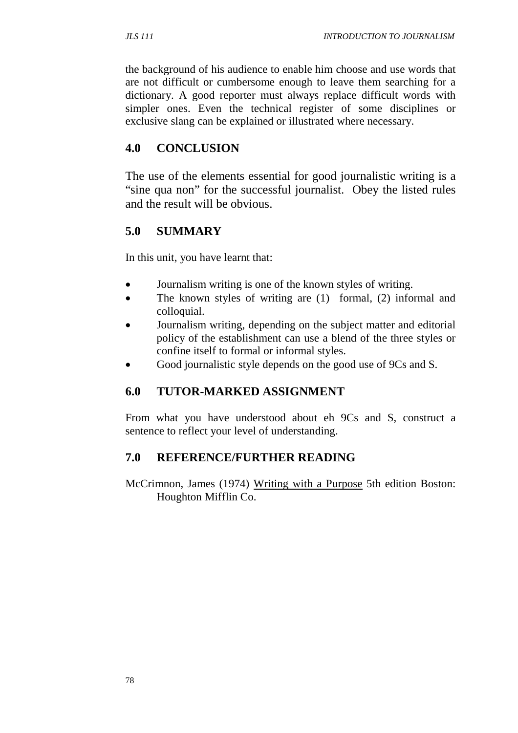the background of his audience to enable him choose and use words that are not difficult or cumbersome enough to leave them searching for a dictionary. A good reporter must always replace difficult words with simpler ones. Even the technical register of some disciplines or exclusive slang can be explained or illustrated where necessary.

## 4.0 CONCLUSION

The use of the elements essential for good journalistic writing is a "sine qua non" for the successful journalist. Obey the listed rules and the result will be obvious.

## 5.0 SUMMARY

In this unit, you have learnt that:

- Journalism writing is one of the known styles of writing.
- The known styles of writing are (1) formal, (2) informal and colloquial.
- Journalism writing, depending on the subject matter and editorial policy of the establishment can use a blend of the three styles or confine itself to formal or informal styles.
- Good journalistic style depends on the good use of 9Cs and S.

## 6.0 TUTOR-MARKED ASSIGNMENT

From what you have understood about eh 9Cs and S, construct a sentence to reflect your level of understanding.

## 7.0 REFERENCE/FURTHER READING

McCrimnon, James (1974) Writing with a Purpose 5th edition Boston: Houghton Mifflin Co.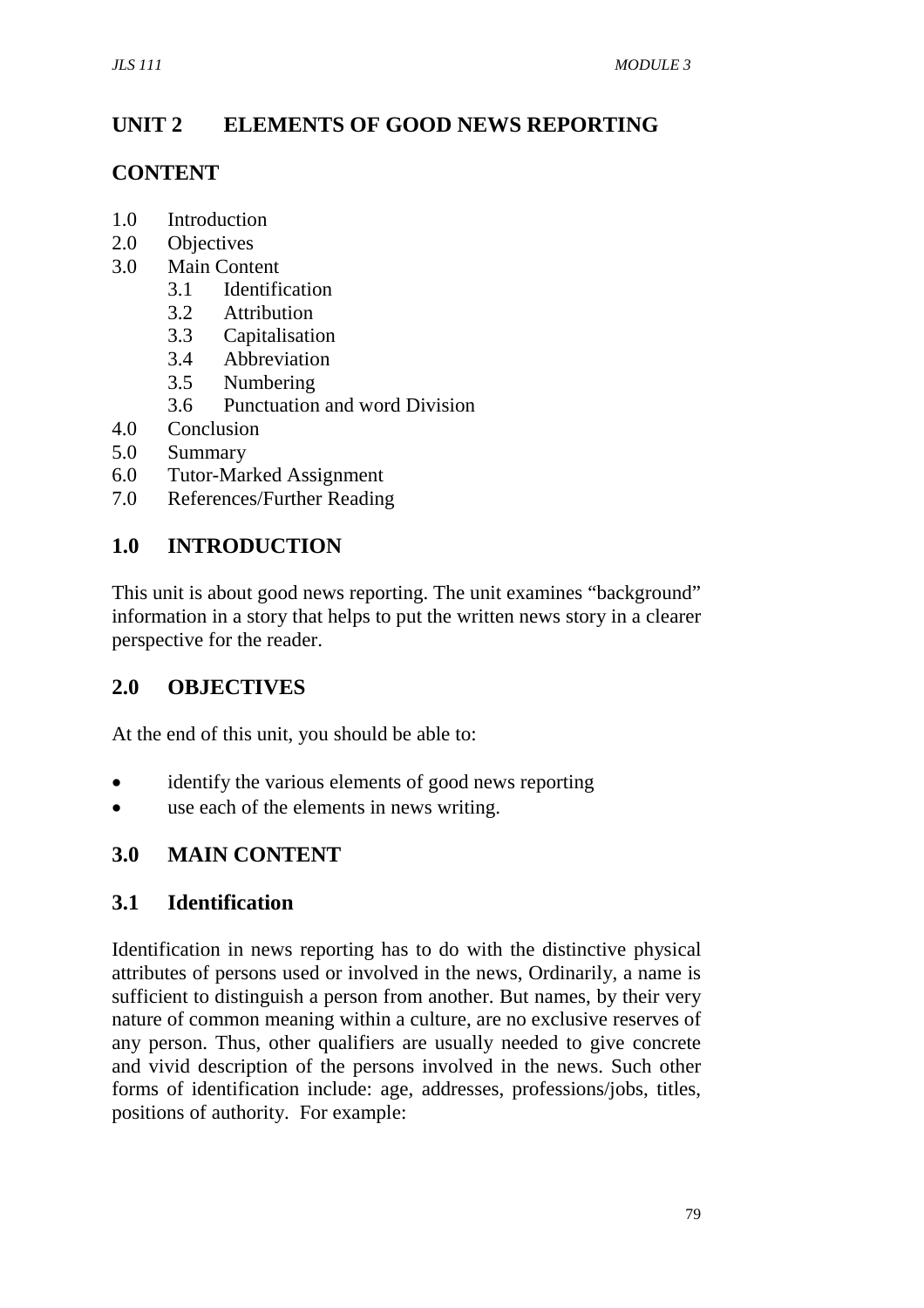## UNIT 2 ELEMENTS OF GOOD NEWS REPORTING

### CONTENT

1.0 Introduction
2.0 Objectives
3.0 Main Content
   3.1 Identification
   3.2 Attribution
   3.3 Capitalisation
   3.4 Abbreviation
   3.5 Numbering
   3.6 Punctuation and word Division
4.0 Conclusion
5.0 Summary
6.0 Tutor-Marked Assignment
7.0 References/Further Reading

### 1.0 INTRODUCTION

This unit is about good news reporting. The unit examines "background" information in a story that helps to put the written news story in a clearer perspective for the reader.

### 2.0 OBJECTIVES

At the end of this unit, you should be able to:

- identify the various elements of good news reporting
- use each of the elements in news writing.

### 3.0 MAIN CONTENT

### 3.1 Identification

Identification in news reporting has to do with the distinctive physical attributes of persons used or involved in the news, Ordinarily, a name is sufficient to distinguish a person from another. But names, by their very nature of common meaning within a culture, are no exclusive reserves of any person. Thus, other qualifiers are usually needed to give concrete and vivid description of the persons involved in the news. Such other forms of identification include: age, addresses, professions/jobs, titles, positions of authority. For example: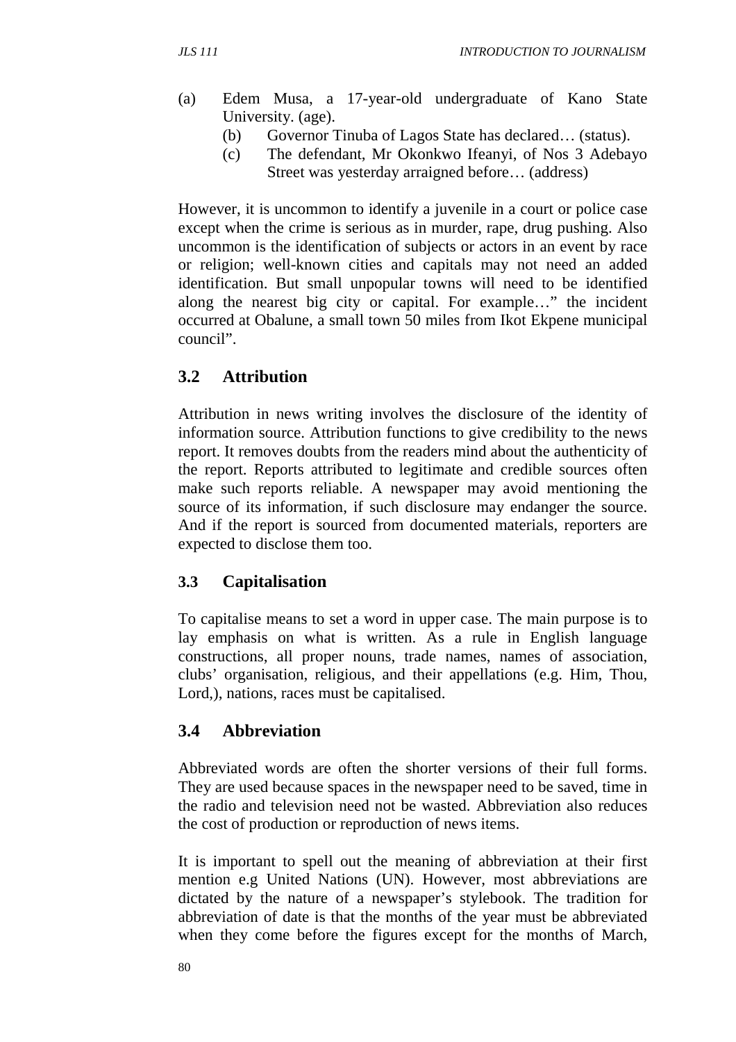(a) Edem Musa, a 17-year-old undergraduate of Kano State University. (age).

   (b) Governor Tinuba of Lagos State has declared… (status).

   (c) The defendant, Mr Okonkwo Ifeanyi, of Nos 3 Adebayo Street was yesterday arraigned before… (address)

However, it is uncommon to identify a juvenile in a court or police case except when the crime is serious as in murder, rape, drug pushing. Also uncommon is the identification of subjects or actors in an event by race or religion; well-known cities and capitals may not need an added identification. But small unpopular towns will need to be identified along the nearest big city or capital. For example…" the incident occurred at Obalune, a small town 50 miles from Ikot Ekpene municipal council".

## 3.2 Attribution

Attribution in news writing involves the disclosure of the identity of information source. Attribution functions to give credibility to the news report. It removes doubts from the readers mind about the authenticity of the report. Reports attributed to legitimate and credible sources often make such reports reliable. A newspaper may avoid mentioning the source of its information, if such disclosure may endanger the source. And if the report is sourced from documented materials, reporters are expected to disclose them too.

## 3.3 Capitalisation

To capitalise means to set a word in upper case. The main purpose is to lay emphasis on what is written. As a rule in English language constructions, all proper nouns, trade names, names of association, clubs' organisation, religious, and their appellations (e.g. Him, Thou, Lord,), nations, races must be capitalised.

## 3.4 Abbreviation

Abbreviated words are often the shorter versions of their full forms. They are used because spaces in the newspaper need to be saved, time in the radio and television need not be wasted. Abbreviation also reduces the cost of production or reproduction of news items.

It is important to spell out the meaning of abbreviation at their first mention e.g United Nations (UN). However, most abbreviations are dictated by the nature of a newspaper's stylebook. The tradition for abbreviation of date is that the months of the year must be abbreviated when they come before the figures except for the months of March,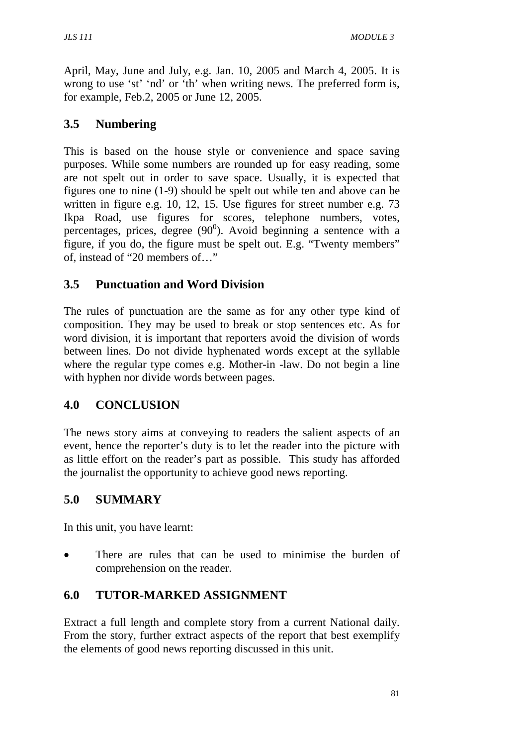April, May, June and July, e.g. Jan. 10, 2005 and March 4, 2005. It is wrong to use 'st' 'nd' or 'th' when writing news. The preferred form is, for example, Feb.2, 2005 or June 12, 2005.

## 3.5 Numbering

This is based on the house style or convenience and space saving purposes. While some numbers are rounded up for easy reading, some are not spelt out in order to save space. Usually, it is expected that figures one to nine (1-9) should be spelt out while ten and above can be written in figure e.g. 10, 12, 15. Use figures for street number e.g. 73 Ikpa Road, use figures for scores, telephone numbers, votes, percentages, prices, degree ($90^0$). Avoid beginning a sentence with a figure, if you do, the figure must be spelt out. E.g. "Twenty members" of, instead of "20 members of…"

## 3.5 Punctuation and Word Division

The rules of punctuation are the same as for any other type kind of composition. They may be used to break or stop sentences etc. As for word division, it is important that reporters avoid the division of words between lines. Do not divide hyphenated words except at the syllable where the regular type comes e.g. Mother-in -law. Do not begin a line with hyphen nor divide words between pages.

## 4.0 CONCLUSION

The news story aims at conveying to readers the salient aspects of an event, hence the reporter's duty is to let the reader into the picture with as little effort on the reader's part as possible. This study has afforded the journalist the opportunity to achieve good news reporting.

## 5.0 SUMMARY

In this unit, you have learnt:

- There are rules that can be used to minimise the burden of comprehension on the reader.

## 6.0 TUTOR-MARKED ASSIGNMENT

Extract a full length and complete story from a current National daily. From the story, further extract aspects of the report that best exemplify the elements of good news reporting discussed in this unit.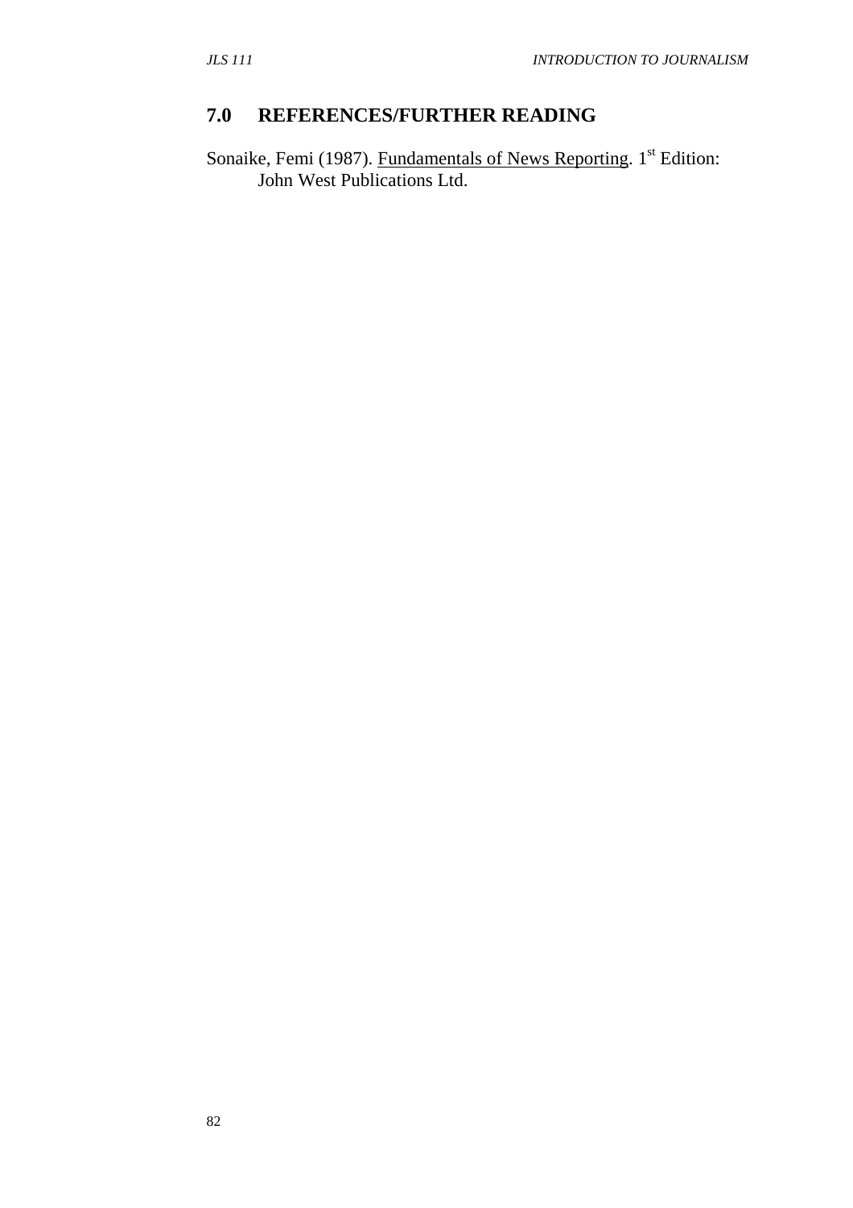## 7.0 REFERENCES/FURTHER READING

Sonaike, Femi (1987). Fundamentals of News Reporting. 1st Edition: John West Publications Ltd.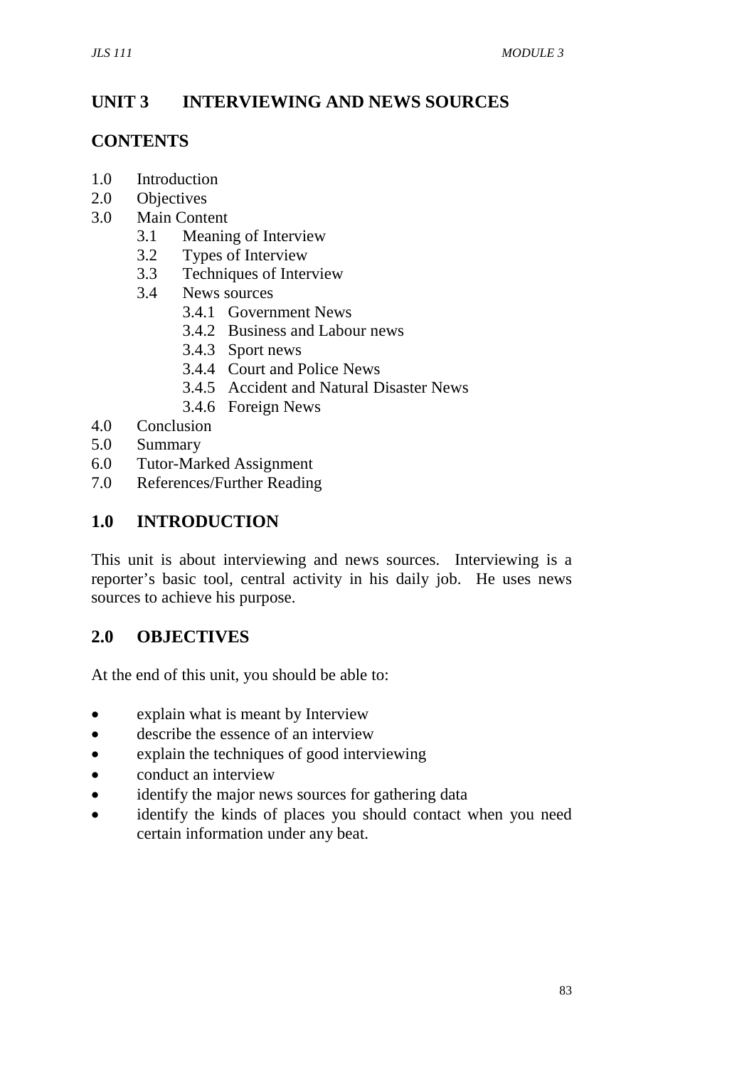# UNIT 3 INTERVIEWING AND NEWS SOURCES

## CONTENTS

1.0 Introduction
2.0 Objectives
3.0 Main Content
  - 3.1 Meaning of Interview
  - 3.2 Types of Interview
  - 3.3 Techniques of Interview
  - 3.4 News sources
    - 3.4.1 Government News
    - 3.4.2 Business and Labour news
    - 3.4.3 Sport news
    - 3.4.4 Court and Police News
    - 3.4.5 Accident and Natural Disaster News
    - 3.4.6 Foreign News

4.0 Conclusion
5.0 Summary
6.0 Tutor-Marked Assignment
7.0 References/Further Reading

## 1.0 INTRODUCTION

This unit is about interviewing and news sources. Interviewing is a reporter's basic tool, central activity in his daily job. He uses news sources to achieve his purpose.

## 2.0 OBJECTIVES

At the end of this unit, you should be able to:

- explain what is meant by Interview
- describe the essence of an interview
- explain the techniques of good interviewing
- conduct an interview
- identify the major news sources for gathering data
- identify the kinds of places you should contact when you need certain information under any beat.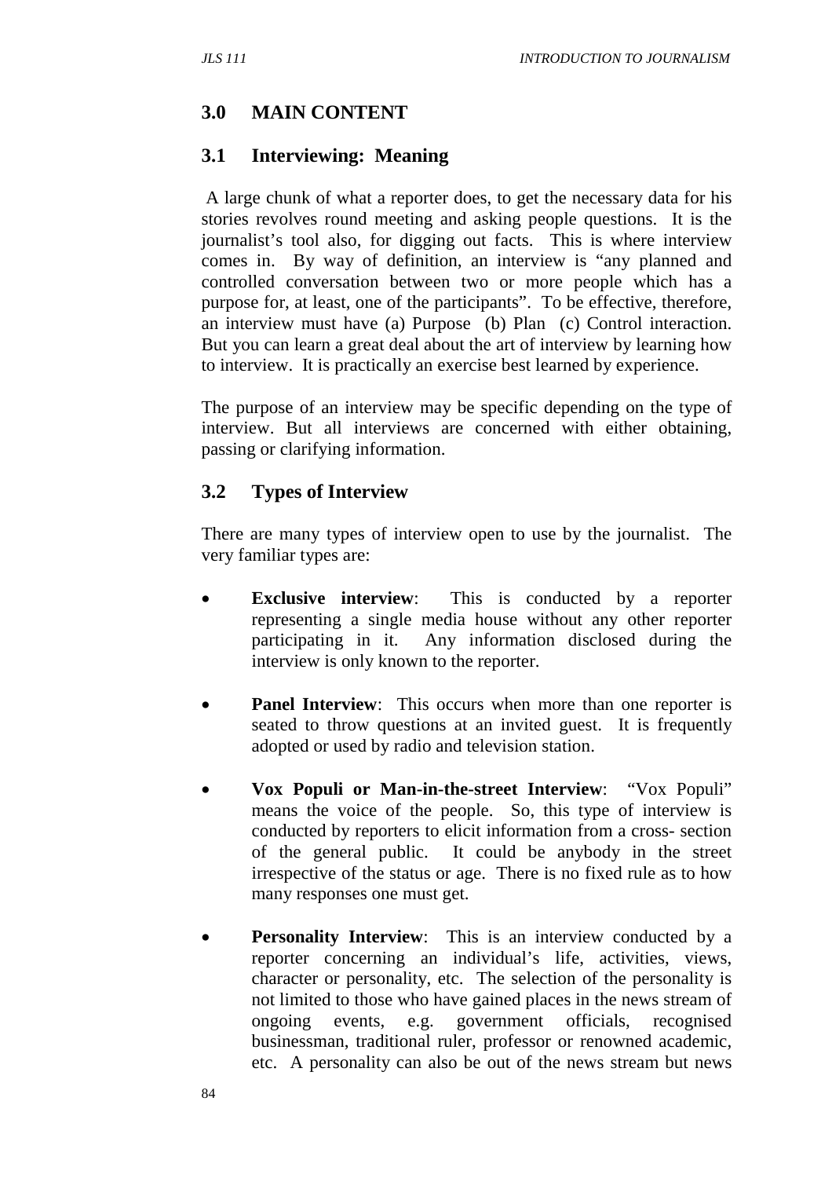## 3.0 MAIN CONTENT

### 3.1 Interviewing: Meaning

A large chunk of what a reporter does, to get the necessary data for his stories revolves round meeting and asking people questions. It is the journalist's tool also, for digging out facts. This is where interview comes in. By way of definition, an interview is "any planned and controlled conversation between two or more people which has a purpose for, at least, one of the participants". To be effective, therefore, an interview must have (a) Purpose (b) Plan (c) Control interaction. But you can learn a great deal about the art of interview by learning how to interview. It is practically an exercise best learned by experience.

The purpose of an interview may be specific depending on the type of interview. But all interviews are concerned with either obtaining, passing or clarifying information.

### 3.2 Types of Interview

There are many types of interview open to use by the journalist. The very familiar types are:

- **Exclusive interview**: This is conducted by a reporter representing a single media house without any other reporter participating in it. Any information disclosed during the interview is only known to the reporter.

- **Panel Interview**: This occurs when more than one reporter is seated to throw questions at an invited guest. It is frequently adopted or used by radio and television station.

- **Vox Populi or Man-in-the-street Interview**: "Vox Populi" means the voice of the people. So, this type of interview is conducted by reporters to elicit information from a cross- section of the general public. It could be anybody in the street irrespective of the status or age. There is no fixed rule as to how many responses one must get.

- **Personality Interview**: This is an interview conducted by a reporter concerning an individual's life, activities, views, character or personality, etc. The selection of the personality is not limited to those who have gained places in the news stream of ongoing events, e.g. government officials, recognised businessman, traditional ruler, professor or renowned academic, etc. A personality can also be out of the news stream but news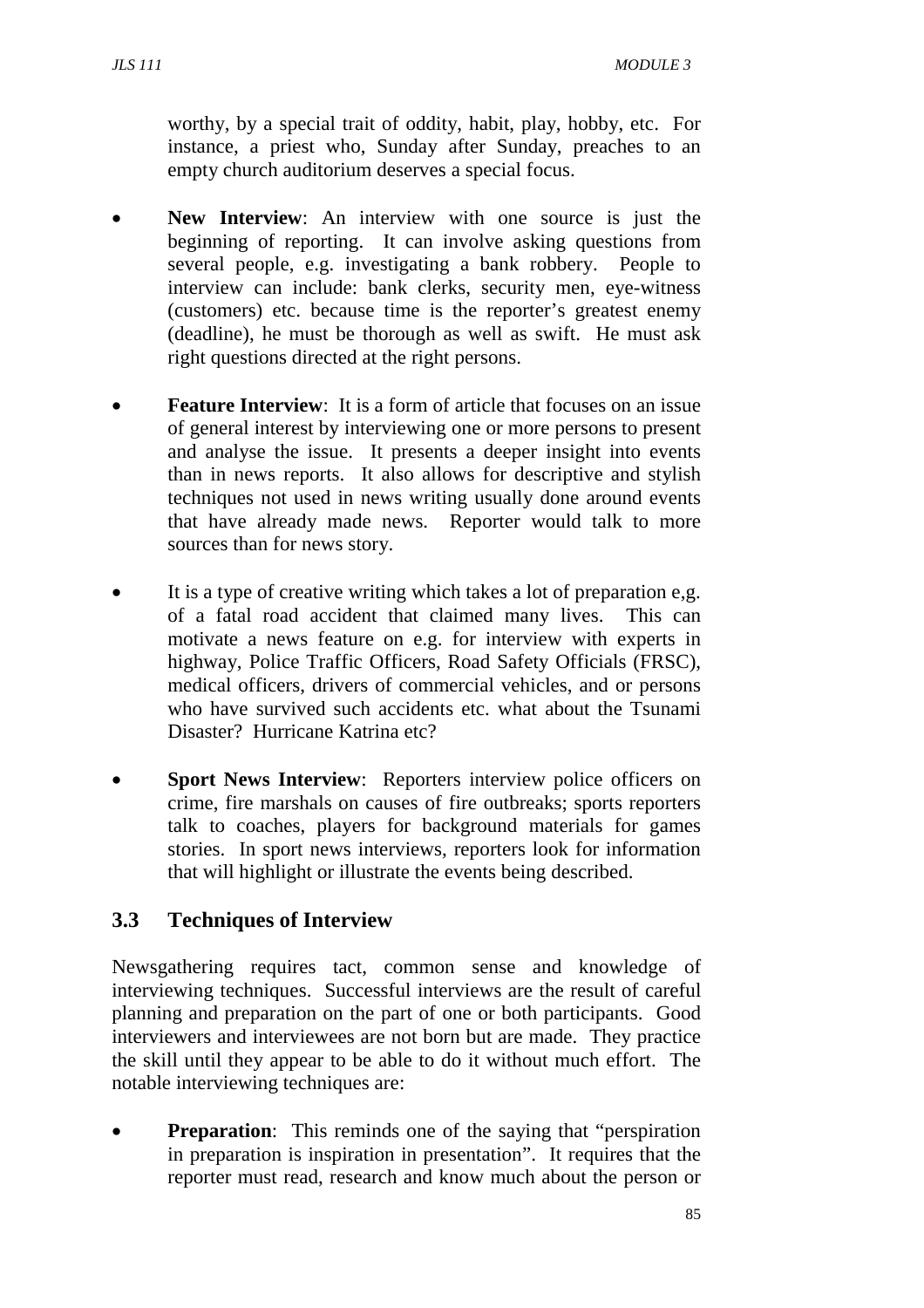worthy, by a special trait of oddity, habit, play, hobby, etc. For instance, a priest who, Sunday after Sunday, preaches to an empty church auditorium deserves a special focus.

- **New Interview**: An interview with one source is just the beginning of reporting. It can involve asking questions from several people, e.g. investigating a bank robbery. People to interview can include: bank clerks, security men, eye-witness (customers) etc. because time is the reporter's greatest enemy (deadline), he must be thorough as well as swift. He must ask right questions directed at the right persons.

- **Feature Interview**: It is a form of article that focuses on an issue of general interest by interviewing one or more persons to present and analyse the issue. It presents a deeper insight into events than in news reports. It also allows for descriptive and stylish techniques not used in news writing usually done around events that have already made news. Reporter would talk to more sources than for news story.

- It is a type of creative writing which takes a lot of preparation e,g. of a fatal road accident that claimed many lives. This can motivate a news feature on e.g. for interview with experts in highway, Police Traffic Officers, Road Safety Officials (FRSC), medical officers, drivers of commercial vehicles, and or persons who have survived such accidents etc. what about the Tsunami Disaster? Hurricane Katrina etc?

- **Sport News Interview**: Reporters interview police officers on crime, fire marshals on causes of fire outbreaks; sports reporters talk to coaches, players for background materials for games stories. In sport news interviews, reporters look for information that will highlight or illustrate the events being described.

## 3.3 Techniques of Interview

Newsgathering requires tact, common sense and knowledge of interviewing techniques. Successful interviews are the result of careful planning and preparation on the part of one or both participants. Good interviewers and interviewees are not born but are made. They practice the skill until they appear to be able to do it without much effort. The notable interviewing techniques are:

- **Preparation**: This reminds one of the saying that "perspiration in preparation is inspiration in presentation". It requires that the reporter must read, research and know much about the person or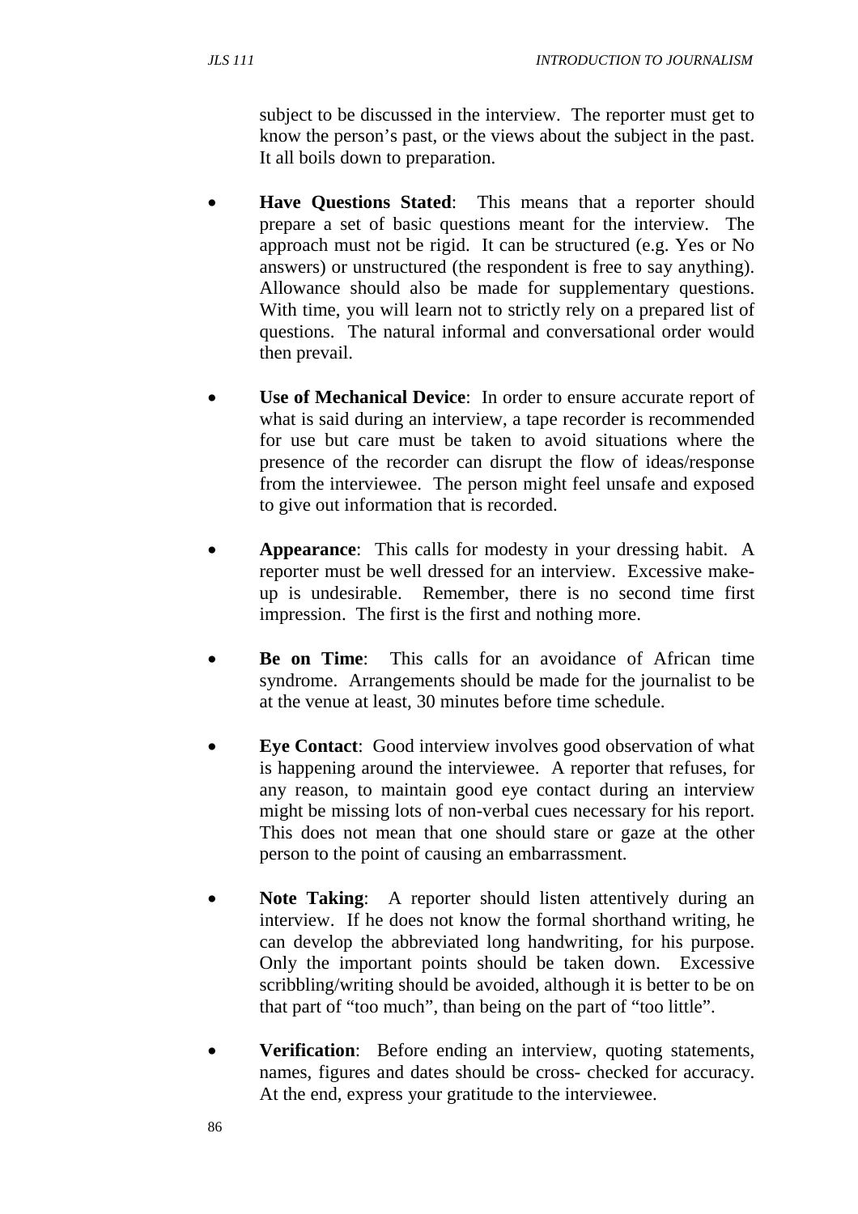subject to be discussed in the interview. The reporter must get to know the person's past, or the views about the subject in the past. It all boils down to preparation.

- **Have Questions Stated**: This means that a reporter should prepare a set of basic questions meant for the interview. The approach must not be rigid. It can be structured (e.g. Yes or No answers) or unstructured (the respondent is free to say anything). Allowance should also be made for supplementary questions. With time, you will learn not to strictly rely on a prepared list of questions. The natural informal and conversational order would then prevail.

- **Use of Mechanical Device**: In order to ensure accurate report of what is said during an interview, a tape recorder is recommended for use but care must be taken to avoid situations where the presence of the recorder can disrupt the flow of ideas/response from the interviewee. The person might feel unsafe and exposed to give out information that is recorded.

- **Appearance**: This calls for modesty in your dressing habit. A reporter must be well dressed for an interview. Excessive make-up is undesirable. Remember, there is no second time first impression. The first is the first and nothing more.

- **Be on Time**: This calls for an avoidance of African time syndrome. Arrangements should be made for the journalist to be at the venue at least, 30 minutes before time schedule.

- **Eye Contact**: Good interview involves good observation of what is happening around the interviewee. A reporter that refuses, for any reason, to maintain good eye contact during an interview might be missing lots of non-verbal cues necessary for his report. This does not mean that one should stare or gaze at the other person to the point of causing an embarrassment.

- **Note Taking**: A reporter should listen attentively during an interview. If he does not know the formal shorthand writing, he can develop the abbreviated long handwriting, for his purpose. Only the important points should be taken down. Excessive scribbling/writing should be avoided, although it is better to be on that part of "too much", than being on the part of "too little".

- **Verification**: Before ending an interview, quoting statements, names, figures and dates should be cross- checked for accuracy. At the end, express your gratitude to the interviewee.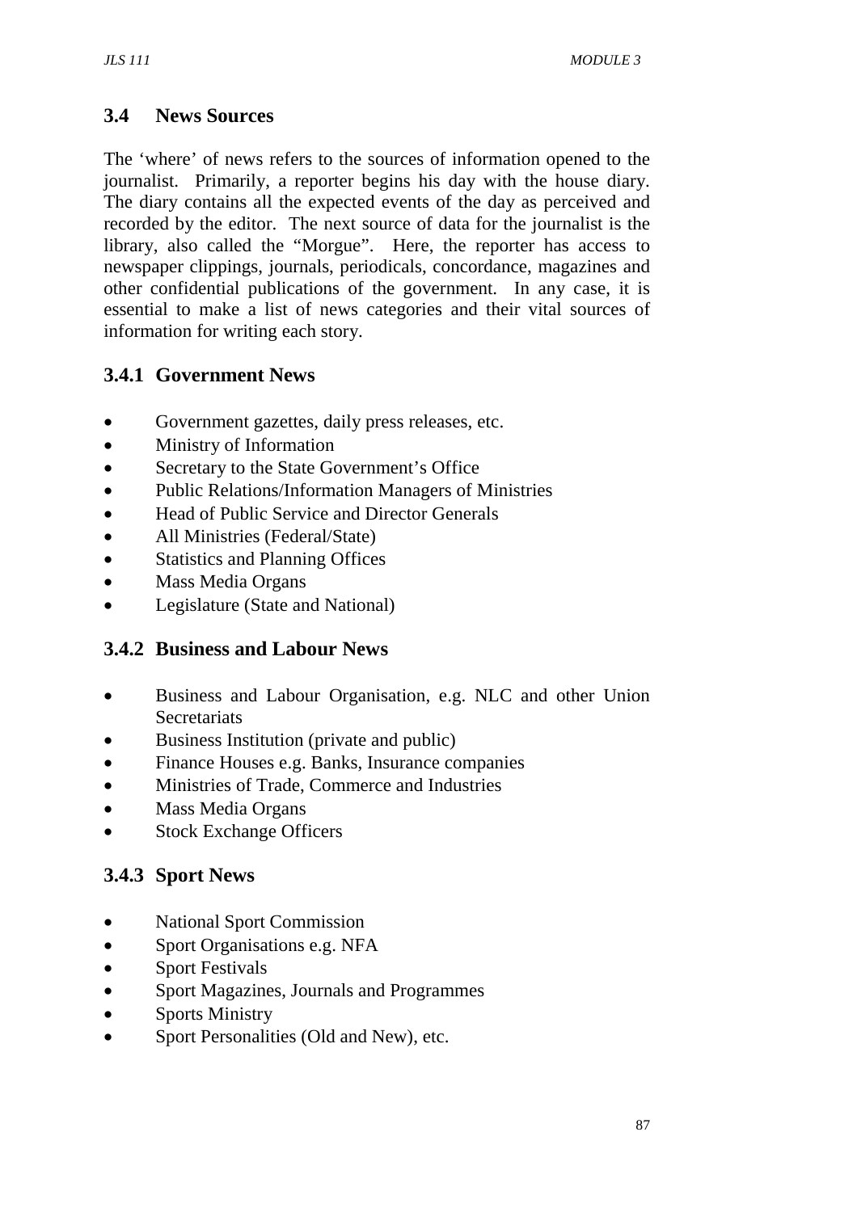## 3.4 News Sources

The 'where' of news refers to the sources of information opened to the journalist. Primarily, a reporter begins his day with the house diary. The diary contains all the expected events of the day as perceived and recorded by the editor. The next source of data for the journalist is the library, also called the "Morgue". Here, the reporter has access to newspaper clippings, journals, periodicals, concordance, magazines and other confidential publications of the government. In any case, it is essential to make a list of news categories and their vital sources of information for writing each story.

### 3.4.1 Government News

- Government gazettes, daily press releases, etc.
- Ministry of Information
- Secretary to the State Government's Office
- Public Relations/Information Managers of Ministries
- Head of Public Service and Director Generals
- All Ministries (Federal/State)
- Statistics and Planning Offices
- Mass Media Organs
- Legislature (State and National)

### 3.4.2 Business and Labour News

- Business and Labour Organisation, e.g. NLC and other Union Secretariats
- Business Institution (private and public)
- Finance Houses e.g. Banks, Insurance companies
- Ministries of Trade, Commerce and Industries
- Mass Media Organs
- Stock Exchange Officers

### 3.4.3 Sport News

- National Sport Commission
- Sport Organisations e.g. NFA
- Sport Festivals
- Sport Magazines, Journals and Programmes
- Sports Ministry
- Sport Personalities (Old and New), etc.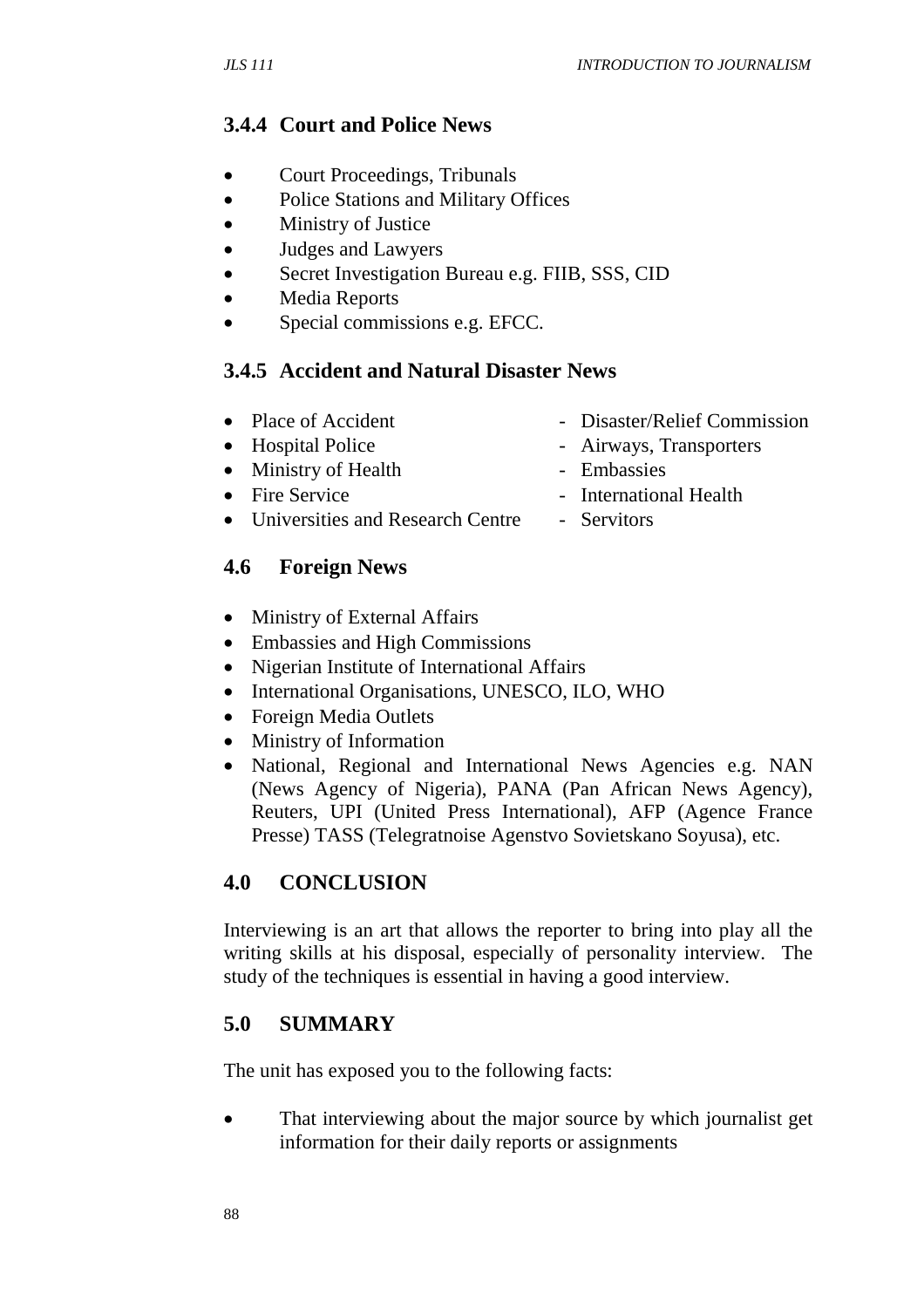### 3.4.4 Court and Police News

- Court Proceedings, Tribunals
- Police Stations and Military Offices
- Ministry of Justice
- Judges and Lawyers
- Secret Investigation Bureau e.g. FIIB, SSS, CID
- Media Reports
- Special commissions e.g. EFCC.

### 3.4.5 Accident and Natural Disaster News

- Place of Accident
- Hospital Police
- Ministry of Health
- Fire Service
- Universities and Research Centre

- Disaster/Relief Commission
- Airways, Transporters
- Embassies
- International Health
- Servitors

### 4.6 Foreign News

- Ministry of External Affairs
- Embassies and High Commissions
- Nigerian Institute of International Affairs
- International Organisations, UNESCO, ILO, WHO
- Foreign Media Outlets
- Ministry of Information
- National, Regional and International News Agencies e.g. NAN (News Agency of Nigeria), PANA (Pan African News Agency), Reuters, UPI (United Press International), AFP (Agence France Presse) TASS (Telegratnoise Agenstvo Sovietskano Soyusa), etc.

## 4.0 CONCLUSION

Interviewing is an art that allows the reporter to bring into play all the writing skills at his disposal, especially of personality interview. The study of the techniques is essential in having a good interview.

## 5.0 SUMMARY

The unit has exposed you to the following facts:

- That interviewing about the major source by which journalist get information for their daily reports or assignments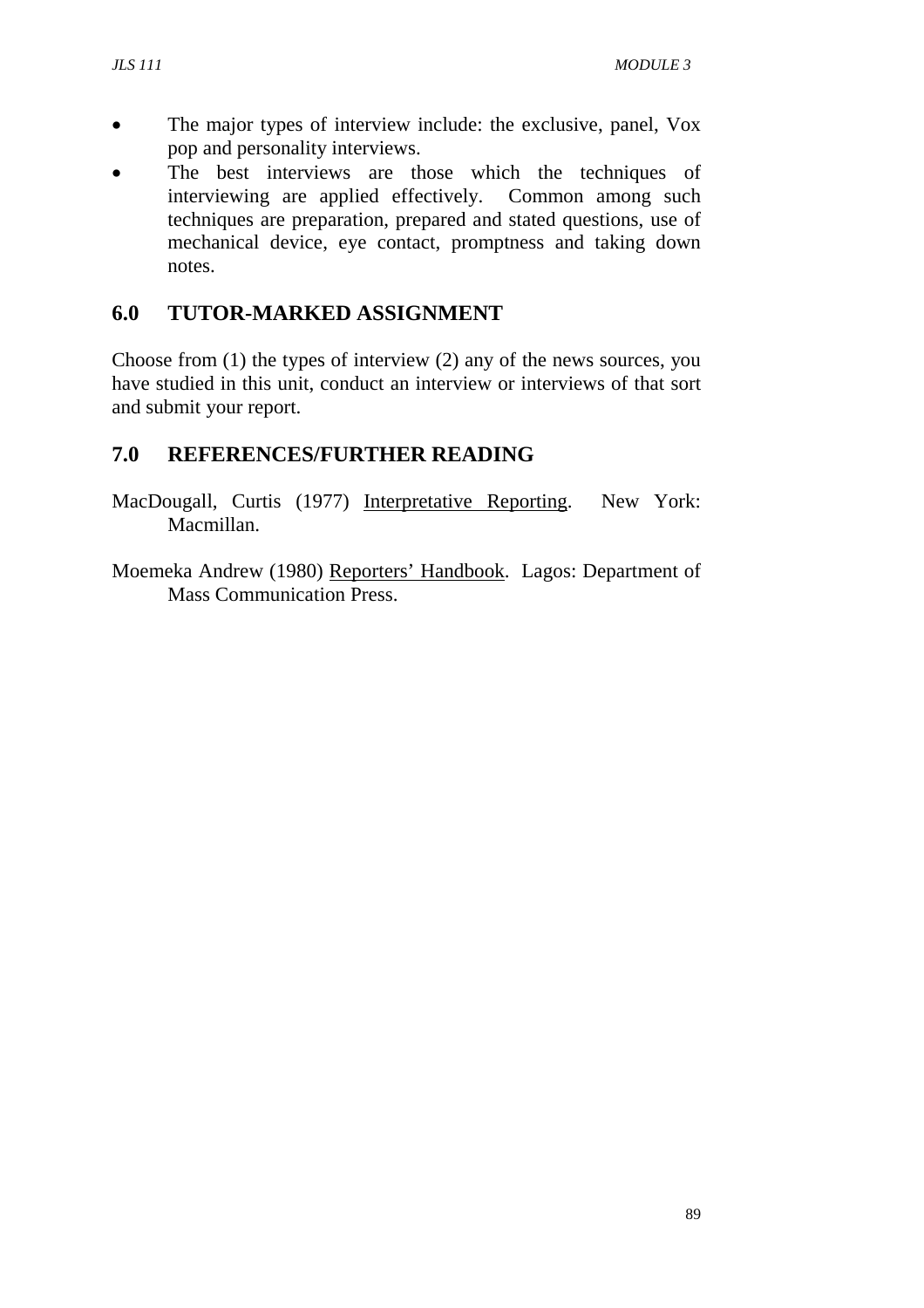- The major types of interview include: the exclusive, panel, Vox pop and personality interviews.
- The best interviews are those which the techniques of interviewing are applied effectively. Common among such techniques are preparation, prepared and stated questions, use of mechanical device, eye contact, promptness and taking down notes.

## 6.0 TUTOR-MARKED ASSIGNMENT

Choose from (1) the types of interview (2) any of the news sources, you have studied in this unit, conduct an interview or interviews of that sort and submit your report.

## 7.0 REFERENCES/FURTHER READING

MacDougall, Curtis (1977) Interpretative Reporting. New York: Macmillan.

Moemeka Andrew (1980) Reporters' Handbook. Lagos: Department of Mass Communication Press.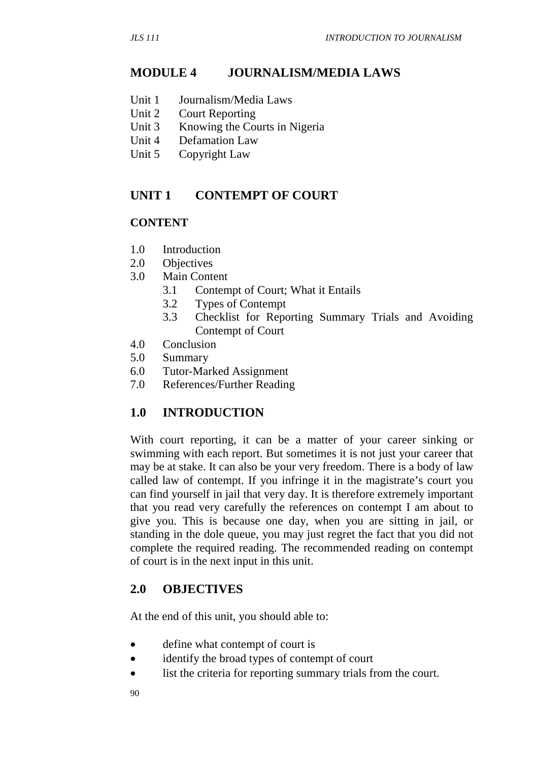# MODULE 4 JOURNALISM/MEDIA LAWS

Unit 1 Journalism/Media Laws
Unit 2 Court Reporting
Unit 3 Knowing the Courts in Nigeria
Unit 4 Defamation Law
Unit 5 Copyright Law

## UNIT 1 CONTEMPT OF COURT

### CONTENT

1.0 Introduction
2.0 Objectives
3.0 Main Content
  3.1 Contempt of Court; What it Entails
  3.2 Types of Contempt
  3.3 Checklist for Reporting Summary Trials and Avoiding Contempt of Court
4.0 Conclusion
5.0 Summary
6.0 Tutor-Marked Assignment
7.0 References/Further Reading

## 1.0 INTRODUCTION

With court reporting, it can be a matter of your career sinking or swimming with each report. But sometimes it is not just your career that may be at stake. It can also be your very freedom. There is a body of law called law of contempt. If you infringe it in the magistrate's court you can find yourself in jail that very day. It is therefore extremely important that you read very carefully the references on contempt I am about to give you. This is because one day, when you are sitting in jail, or standing in the dole queue, you may just regret the fact that you did not complete the required reading. The recommended reading on contempt of court is in the next input in this unit.

## 2.0 OBJECTIVES

At the end of this unit, you should able to:

- define what contempt of court is
- identify the broad types of contempt of court
- list the criteria for reporting summary trials from the court.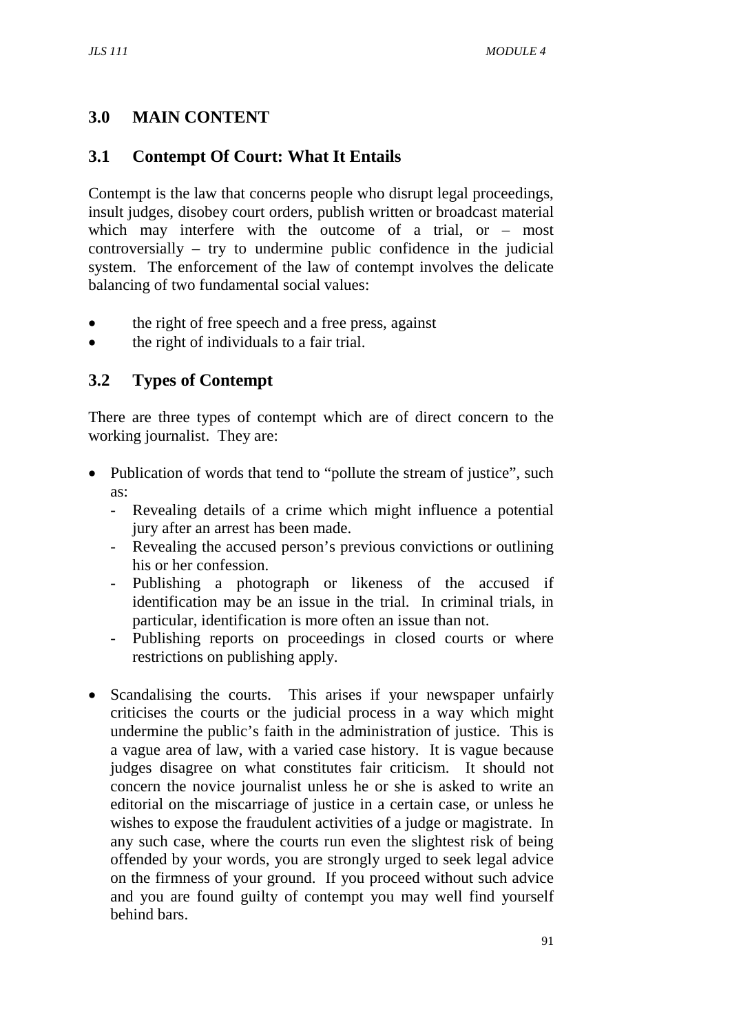## 3.0 MAIN CONTENT

### 3.1 Contempt Of Court: What It Entails

Contempt is the law that concerns people who disrupt legal proceedings, insult judges, disobey court orders, publish written or broadcast material which may interfere with the outcome of a trial, or – most controversially – try to undermine public confidence in the judicial system. The enforcement of the law of contempt involves the delicate balancing of two fundamental social values:

- the right of free speech and a free press, against
- the right of individuals to a fair trial.

### 3.2 Types of Contempt

There are three types of contempt which are of direct concern to the working journalist. They are:

- Publication of words that tend to "pollute the stream of justice", such as:
  - Revealing details of a crime which might influence a potential jury after an arrest has been made.
  - Revealing the accused person's previous convictions or outlining his or her confession.
  - Publishing a photograph or likeness of the accused if identification may be an issue in the trial. In criminal trials, in particular, identification is more often an issue than not.
  - Publishing reports on proceedings in closed courts or where restrictions on publishing apply.

- Scandalising the courts. This arises if your newspaper unfairly criticises the courts or the judicial process in a way which might undermine the public's faith in the administration of justice. This is a vague area of law, with a varied case history. It is vague because judges disagree on what constitutes fair criticism. It should not concern the novice journalist unless he or she is asked to write an editorial on the miscarriage of justice in a certain case, or unless he wishes to expose the fraudulent activities of a judge or magistrate. In any such case, where the courts run even the slightest risk of being offended by your words, you are strongly urged to seek legal advice on the firmness of your ground. If you proceed without such advice and you are found guilty of contempt you may well find yourself behind bars.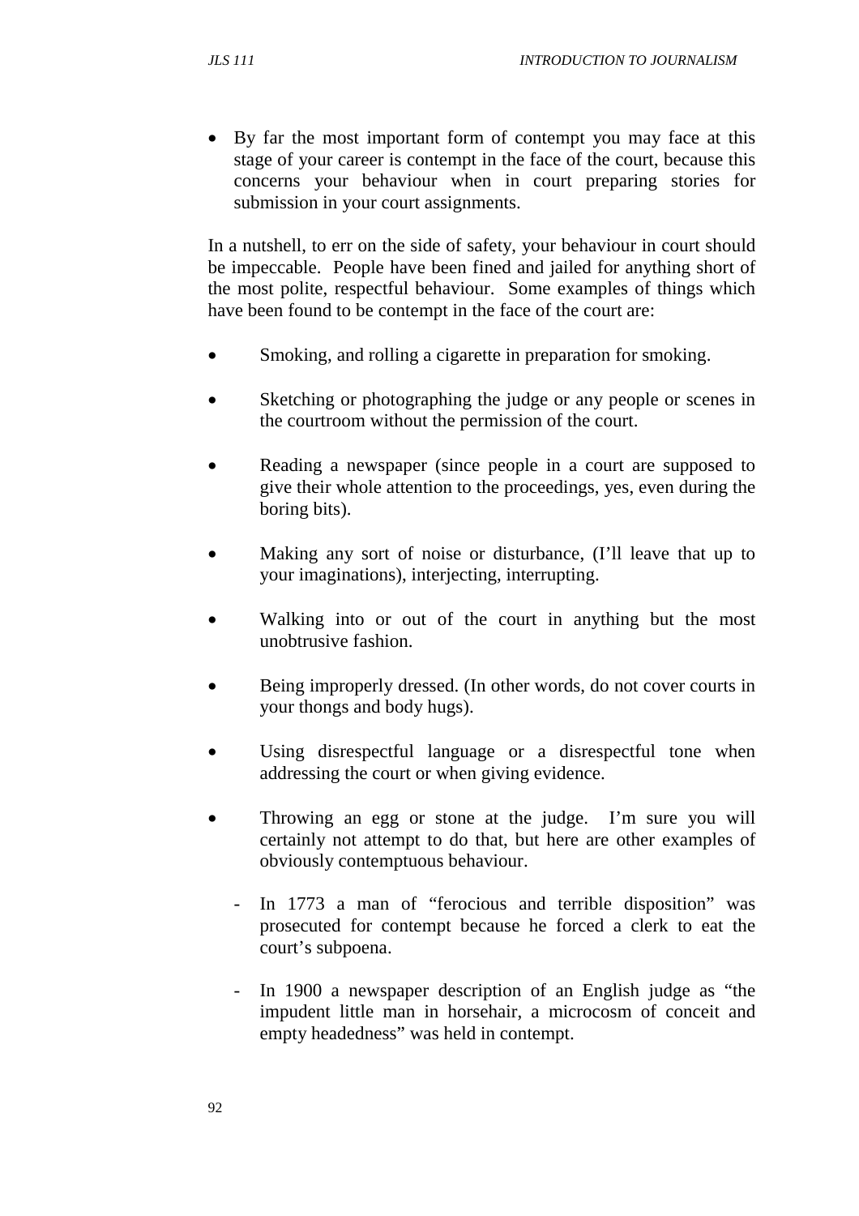- By far the most important form of contempt you may face at this stage of your career is contempt in the face of the court, because this concerns your behaviour when in court preparing stories for submission in your court assignments.

In a nutshell, to err on the side of safety, your behaviour in court should be impeccable. People have been fined and jailed for anything short of the most polite, respectful behaviour. Some examples of things which have been found to be contempt in the face of the court are:

- Smoking, and rolling a cigarette in preparation for smoking.
- Sketching or photographing the judge or any people or scenes in the courtroom without the permission of the court.
- Reading a newspaper (since people in a court are supposed to give their whole attention to the proceedings, yes, even during the boring bits).
- Making any sort of noise or disturbance, (I'll leave that up to your imaginations), interjecting, interrupting.
- Walking into or out of the court in anything but the most unobtrusive fashion.
- Being improperly dressed. (In other words, do not cover courts in your thongs and body hugs).
- Using disrespectful language or a disrespectful tone when addressing the court or when giving evidence.
- Throwing an egg or stone at the judge. I'm sure you will certainly not attempt to do that, but here are other examples of obviously contemptuous behaviour.
  - In 1773 a man of "ferocious and terrible disposition" was prosecuted for contempt because he forced a clerk to eat the court's subpoena.
  - In 1900 a newspaper description of an English judge as "the impudent little man in horsehair, a microcosm of conceit and empty headedness" was held in contempt.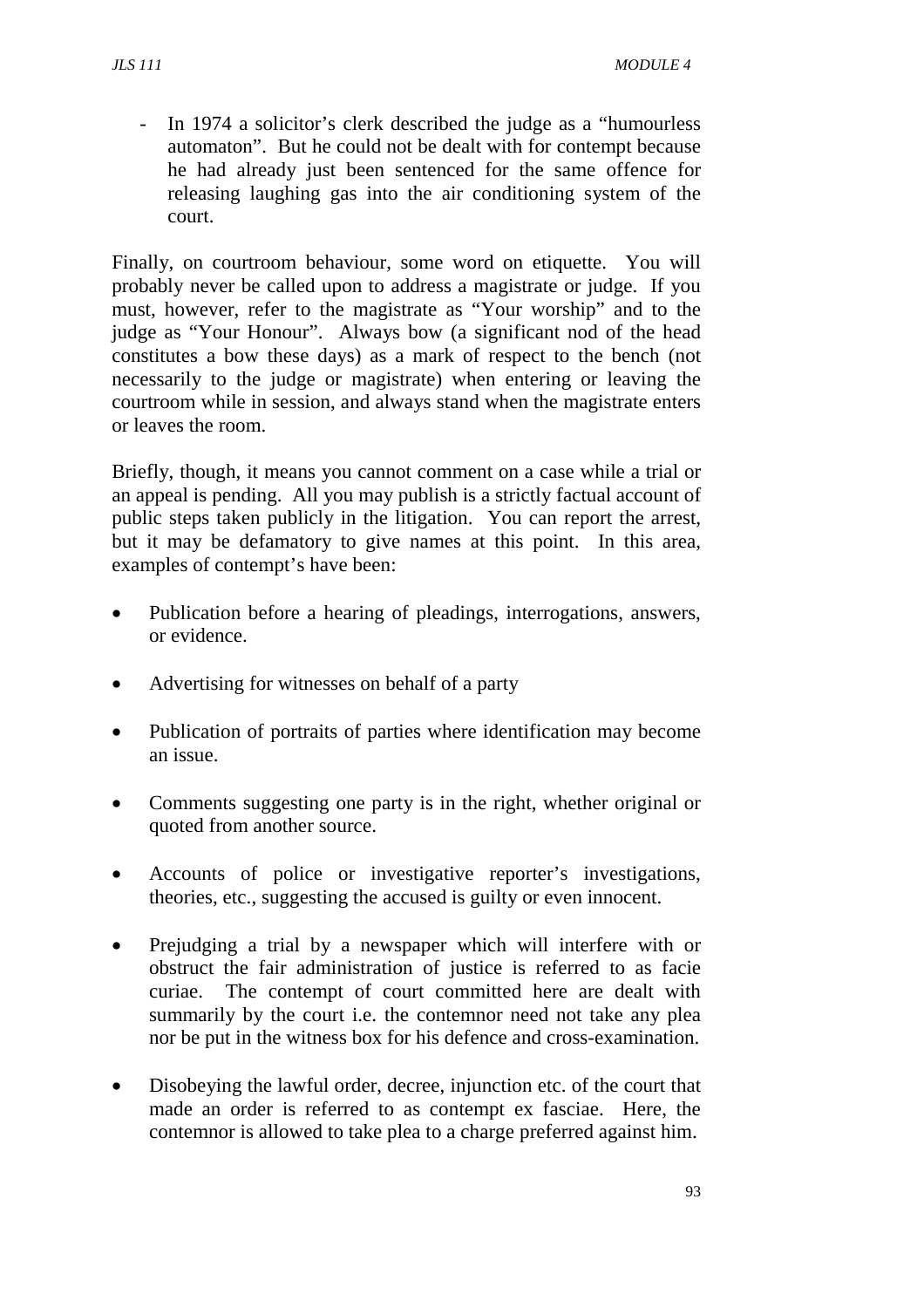- In 1974 a solicitor's clerk described the judge as a "humourless automaton". But he could not be dealt with for contempt because he had already just been sentenced for the same offence for releasing laughing gas into the air conditioning system of the court.

Finally, on courtroom behaviour, some word on etiquette. You will probably never be called upon to address a magistrate or judge. If you must, however, refer to the magistrate as "Your worship" and to the judge as "Your Honour". Always bow (a significant nod of the head constitutes a bow these days) as a mark of respect to the bench (not necessarily to the judge or magistrate) when entering or leaving the courtroom while in session, and always stand when the magistrate enters or leaves the room.

Briefly, though, it means you cannot comment on a case while a trial or an appeal is pending. All you may publish is a strictly factual account of public steps taken publicly in the litigation. You can report the arrest, but it may be defamatory to give names at this point. In this area, examples of contempt's have been:

- Publication before a hearing of pleadings, interrogations, answers, or evidence.
- Advertising for witnesses on behalf of a party
- Publication of portraits of parties where identification may become an issue.
- Comments suggesting one party is in the right, whether original or quoted from another source.
- Accounts of police or investigative reporter's investigations, theories, etc., suggesting the accused is guilty or even innocent.
- Prejudging a trial by a newspaper which will interfere with or obstruct the fair administration of justice is referred to as facie curiae. The contempt of court committed here are dealt with summarily by the court i.e. the contemnor need not take any plea nor be put in the witness box for his defence and cross-examination.
- Disobeying the lawful order, decree, injunction etc. of the court that made an order is referred to as contempt ex fasciae. Here, the contemnor is allowed to take plea to a charge preferred against him.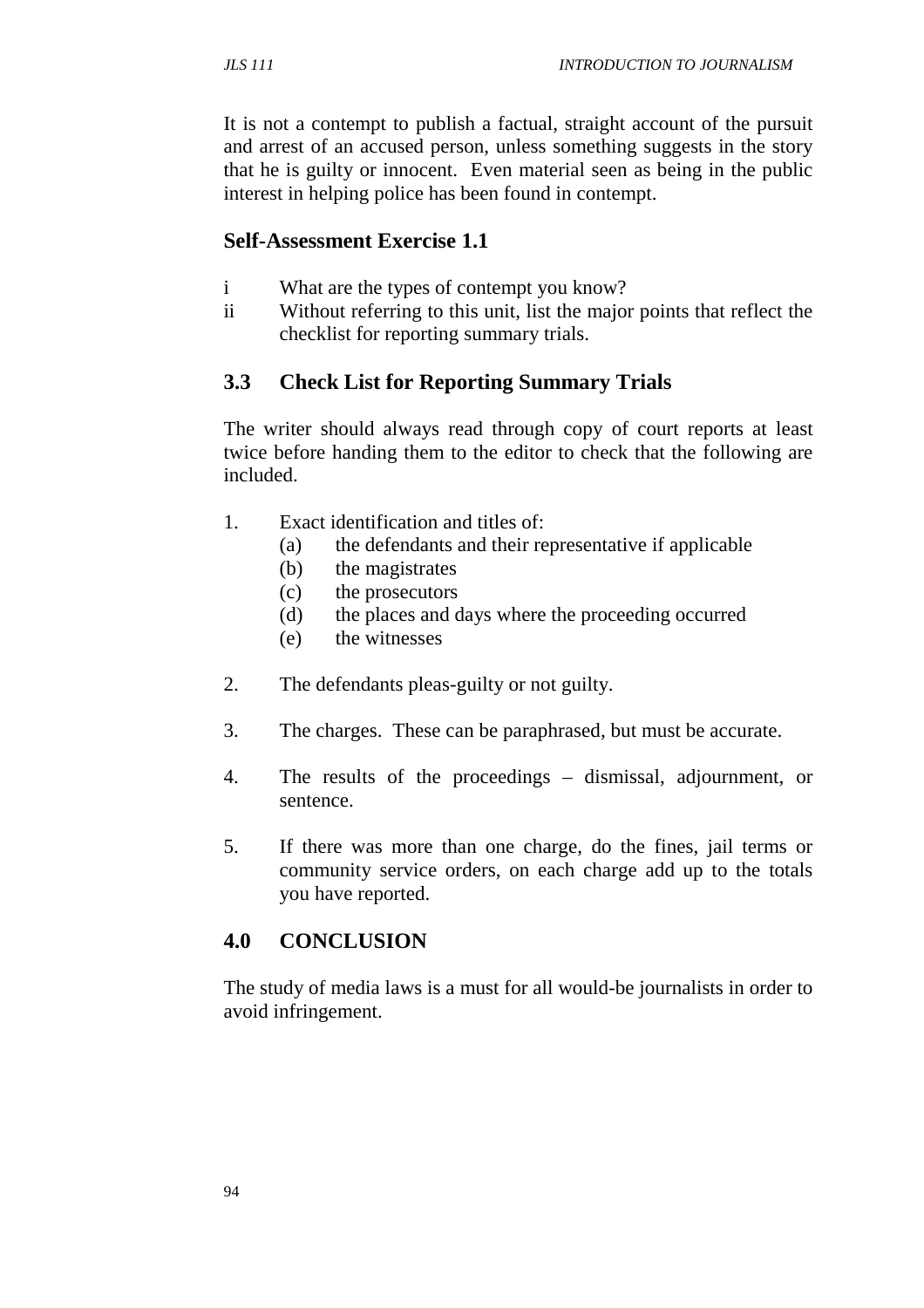It is not a contempt to publish a factual, straight account of the pursuit and arrest of an accused person, unless something suggests in the story that he is guilty or innocent. Even material seen as being in the public interest in helping police has been found in contempt.

### Self-Assessment Exercise 1.1

i What are the types of contempt you know?

ii Without referring to this unit, list the major points that reflect the checklist for reporting summary trials.

## 3.3 Check List for Reporting Summary Trials

The writer should always read through copy of court reports at least twice before handing them to the editor to check that the following are included.

1. Exact identification and titles of:
   (a) the defendants and their representative if applicable
   (b) the magistrates
   (c) the prosecutors
   (d) the places and days where the proceeding occurred
   (e) the witnesses

2. The defendants pleas-guilty or not guilty.

3. The charges. These can be paraphrased, but must be accurate.

4. The results of the proceedings – dismissal, adjournment, or sentence.

5. If there was more than one charge, do the fines, jail terms or community service orders, on each charge add up to the totals you have reported.

## 4.0 CONCLUSION

The study of media laws is a must for all would-be journalists in order to avoid infringement.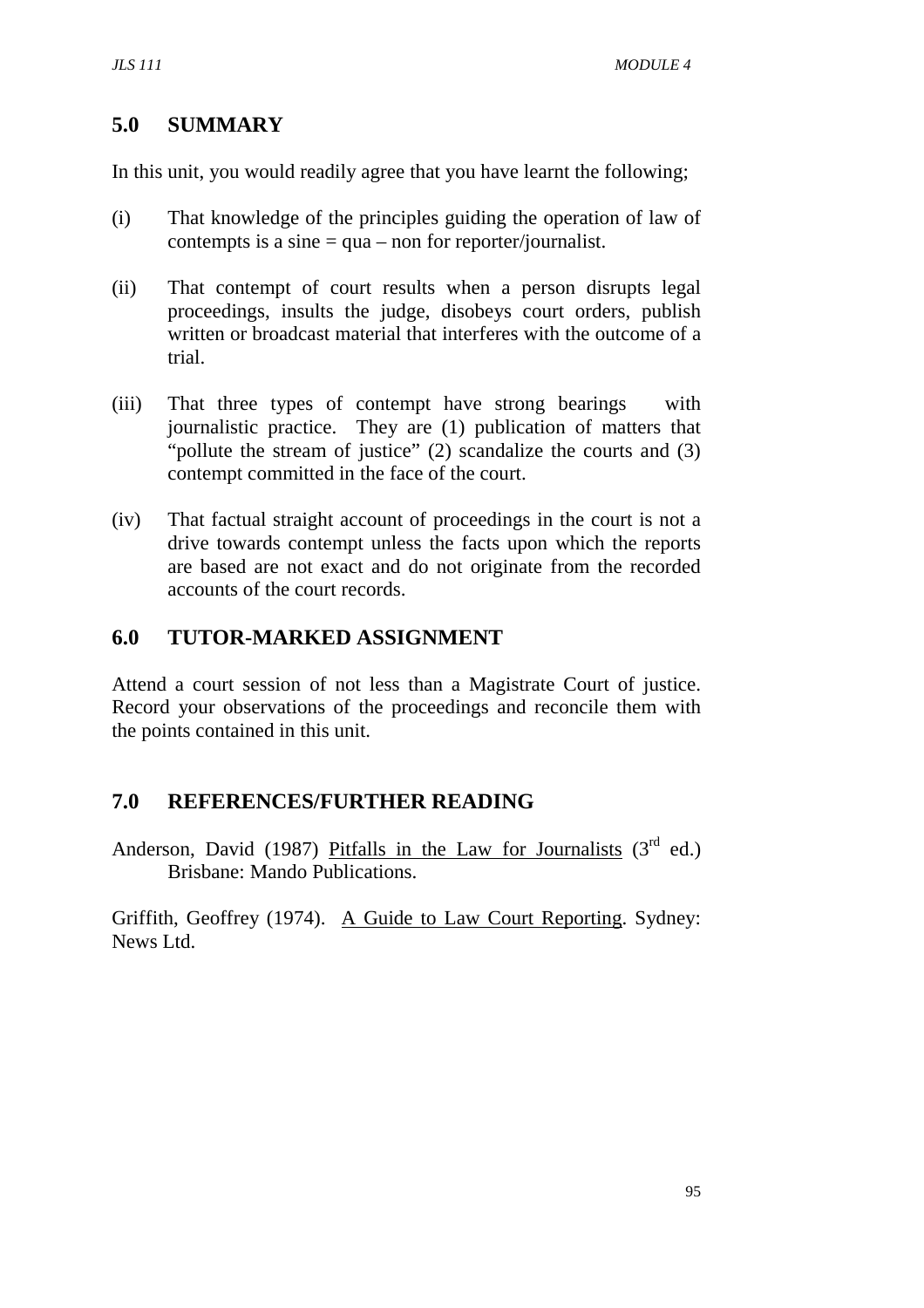## 5.0 SUMMARY

In this unit, you would readily agree that you have learnt the following;

(i) That knowledge of the principles guiding the operation of law of contempts is a sine = qua – non for reporter/journalist.

(ii) That contempt of court results when a person disrupts legal proceedings, insults the judge, disobeys court orders, publish written or broadcast material that interferes with the outcome of a trial.

(iii) That three types of contempt have strong bearings with journalistic practice. They are (1) publication of matters that "pollute the stream of justice" (2) scandalize the courts and (3) contempt committed in the face of the court.

(iv) That factual straight account of proceedings in the court is not a drive towards contempt unless the facts upon which the reports are based are not exact and do not originate from the recorded accounts of the court records.

## 6.0 TUTOR-MARKED ASSIGNMENT

Attend a court session of not less than a Magistrate Court of justice. Record your observations of the proceedings and reconcile them with the points contained in this unit.

## 7.0 REFERENCES/FURTHER READING

Anderson, David (1987) Pitfalls in the Law for Journalists (3rd ed.) Brisbane: Mando Publications.

Griffith, Geoffrey (1974). A Guide to Law Court Reporting. Sydney: News Ltd.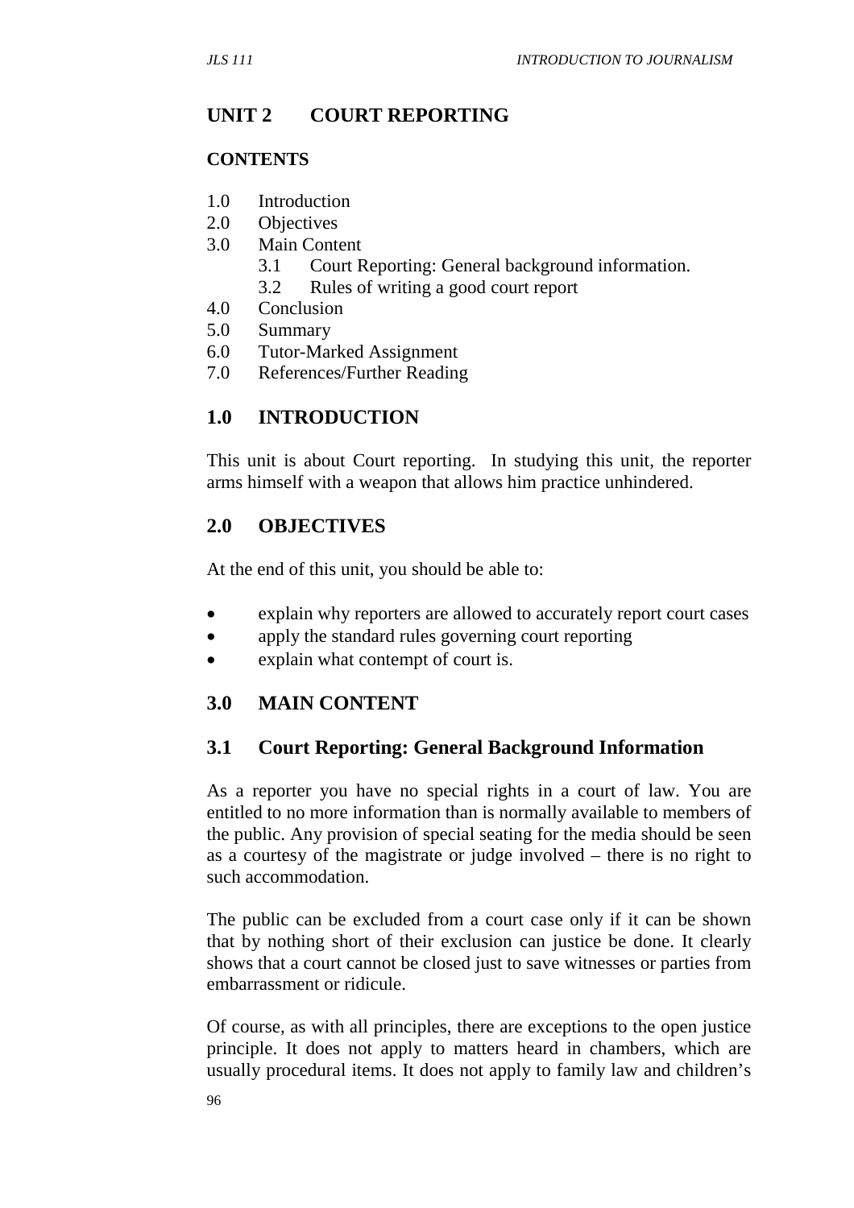## UNIT 2 COURT REPORTING

### CONTENTS

- 1.0 Introduction
- 2.0 Objectives
- 3.0 Main Content
  - 3.1 Court Reporting: General background information.
  - 3.2 Rules of writing a good court report
- 4.0 Conclusion
- 5.0 Summary
- 6.0 Tutor-Marked Assignment
- 7.0 References/Further Reading

## 1.0 INTRODUCTION

This unit is about Court reporting. In studying this unit, the reporter arms himself with a weapon that allows him practice unhindered.

## 2.0 OBJECTIVES

At the end of this unit, you should be able to:

- explain why reporters are allowed to accurately report court cases
- apply the standard rules governing court reporting
- explain what contempt of court is.

## 3.0 MAIN CONTENT

### 3.1 Court Reporting: General Background Information

As a reporter you have no special rights in a court of law. You are entitled to no more information than is normally available to members of the public. Any provision of special seating for the media should be seen as a courtesy of the magistrate or judge involved – there is no right to such accommodation.

The public can be excluded from a court case only if it can be shown that by nothing short of their exclusion can justice be done. It clearly shows that a court cannot be closed just to save witnesses or parties from embarrassment or ridicule.

Of course, as with all principles, there are exceptions to the open justice principle. It does not apply to matters heard in chambers, which are usually procedural items. It does not apply to family law and children's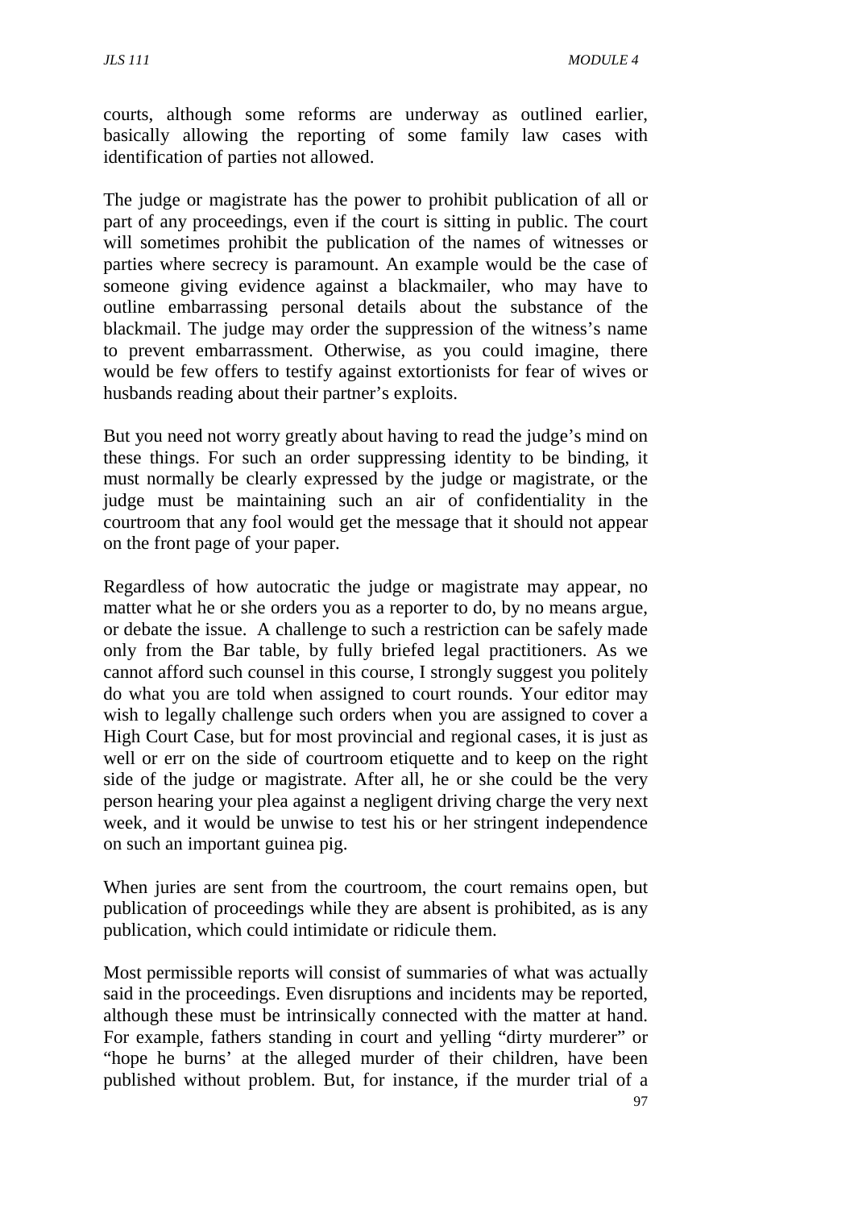courts, although some reforms are underway as outlined earlier, basically allowing the reporting of some family law cases with identification of parties not allowed.

The judge or magistrate has the power to prohibit publication of all or part of any proceedings, even if the court is sitting in public. The court will sometimes prohibit the publication of the names of witnesses or parties where secrecy is paramount. An example would be the case of someone giving evidence against a blackmailer, who may have to outline embarrassing personal details about the substance of the blackmail. The judge may order the suppression of the witness's name to prevent embarrassment. Otherwise, as you could imagine, there would be few offers to testify against extortionists for fear of wives or husbands reading about their partner's exploits.

But you need not worry greatly about having to read the judge's mind on these things. For such an order suppressing identity to be binding, it must normally be clearly expressed by the judge or magistrate, or the judge must be maintaining such an air of confidentiality in the courtroom that any fool would get the message that it should not appear on the front page of your paper.

Regardless of how autocratic the judge or magistrate may appear, no matter what he or she orders you as a reporter to do, by no means argue, or debate the issue. A challenge to such a restriction can be safely made only from the Bar table, by fully briefed legal practitioners. As we cannot afford such counsel in this course, I strongly suggest you politely do what you are told when assigned to court rounds. Your editor may wish to legally challenge such orders when you are assigned to cover a High Court Case, but for most provincial and regional cases, it is just as well or err on the side of courtroom etiquette and to keep on the right side of the judge or magistrate. After all, he or she could be the very person hearing your plea against a negligent driving charge the very next week, and it would be unwise to test his or her stringent independence on such an important guinea pig.

When juries are sent from the courtroom, the court remains open, but publication of proceedings while they are absent is prohibited, as is any publication, which could intimidate or ridicule them.

Most permissible reports will consist of summaries of what was actually said in the proceedings. Even disruptions and incidents may be reported, although these must be intrinsically connected with the matter at hand. For example, fathers standing in court and yelling "dirty murderer" or "hope he burns' at the alleged murder of their children, have been published without problem. But, for instance, if the murder trial of a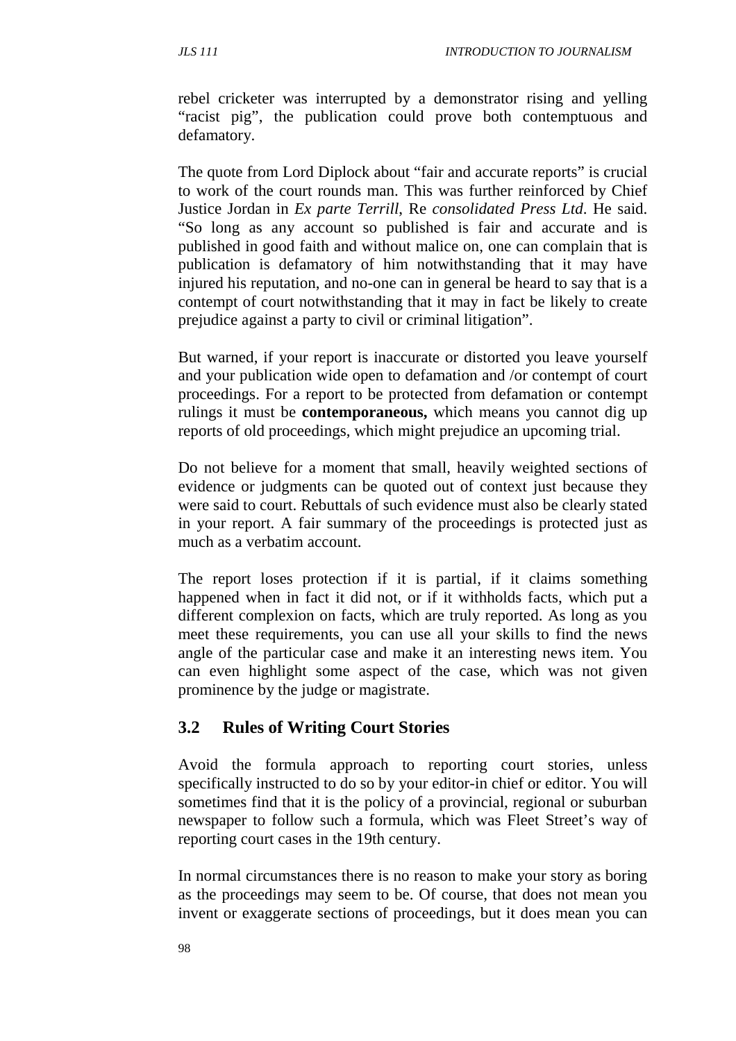rebel cricketer was interrupted by a demonstrator rising and yelling "racist pig", the publication could prove both contemptuous and defamatory.

The quote from Lord Diplock about "fair and accurate reports" is crucial to work of the court rounds man. This was further reinforced by Chief Justice Jordan in *Ex parte Terrill*, Re *consolidated Press Ltd*. He said. "So long as any account so published is fair and accurate and is published in good faith and without malice on, one can complain that is publication is defamatory of him notwithstanding that it may have injured his reputation, and no-one can in general be heard to say that is a contempt of court notwithstanding that it may in fact be likely to create prejudice against a party to civil or criminal litigation".

But warned, if your report is inaccurate or distorted you leave yourself and your publication wide open to defamation and /or contempt of court proceedings. For a report to be protected from defamation or contempt rulings it must be **contemporaneous,** which means you cannot dig up reports of old proceedings, which might prejudice an upcoming trial.

Do not believe for a moment that small, heavily weighted sections of evidence or judgments can be quoted out of context just because they were said to court. Rebuttals of such evidence must also be clearly stated in your report. A fair summary of the proceedings is protected just as much as a verbatim account.

The report loses protection if it is partial, if it claims something happened when in fact it did not, or if it withholds facts, which put a different complexion on facts, which are truly reported. As long as you meet these requirements, you can use all your skills to find the news angle of the particular case and make it an interesting news item. You can even highlight some aspect of the case, which was not given prominence by the judge or magistrate.

## 3.2 Rules of Writing Court Stories

Avoid the formula approach to reporting court stories, unless specifically instructed to do so by your editor-in chief or editor. You will sometimes find that it is the policy of a provincial, regional or suburban newspaper to follow such a formula, which was Fleet Street's way of reporting court cases in the 19th century.

In normal circumstances there is no reason to make your story as boring as the proceedings may seem to be. Of course, that does not mean you invent or exaggerate sections of proceedings, but it does mean you can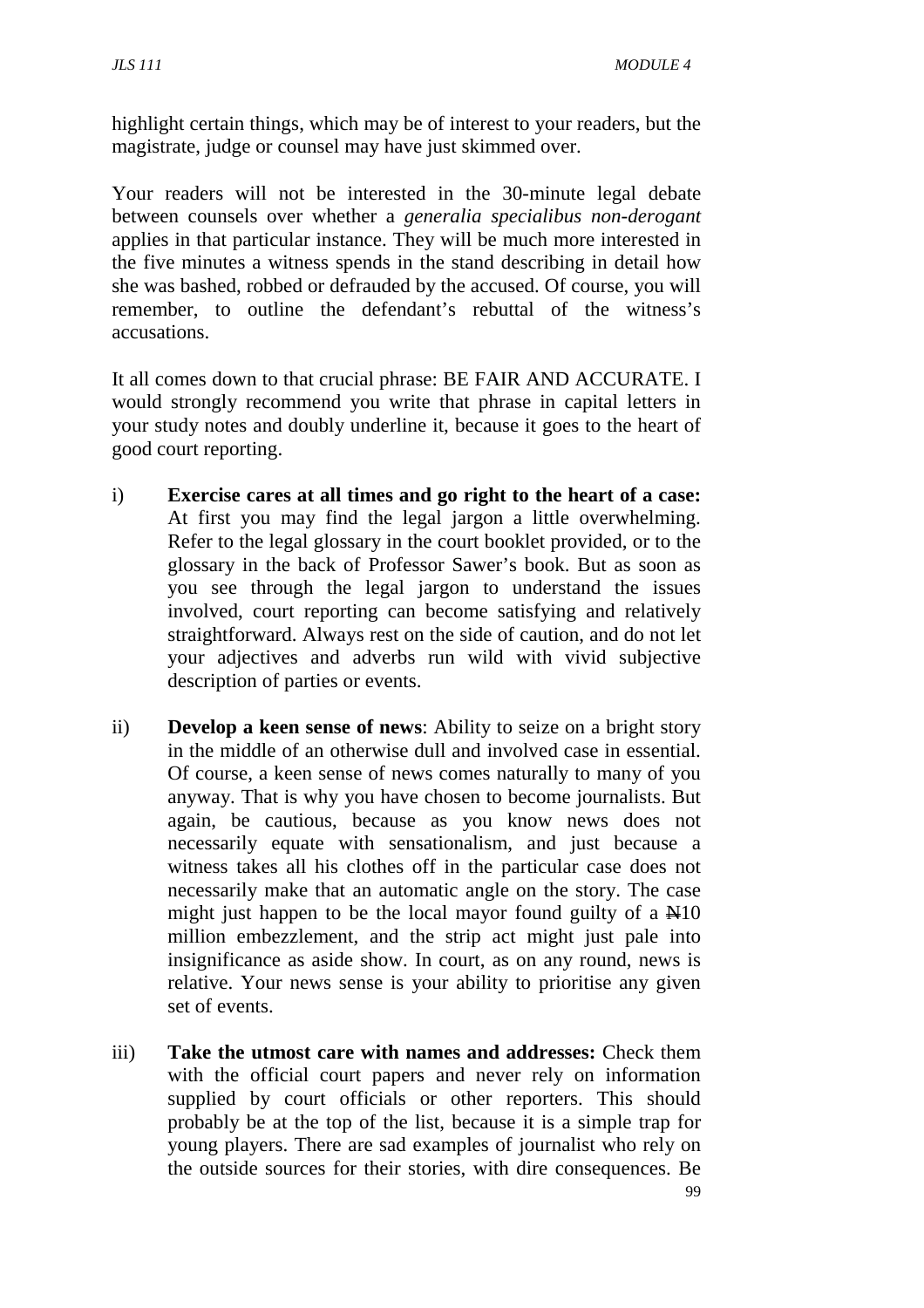highlight certain things, which may be of interest to your readers, but the magistrate, judge or counsel may have just skimmed over.

Your readers will not be interested in the 30-minute legal debate between counsels over whether a *generalia specialibus non-derogant* applies in that particular instance. They will be much more interested in the five minutes a witness spends in the stand describing in detail how she was bashed, robbed or defrauded by the accused. Of course, you will remember, to outline the defendant's rebuttal of the witness's accusations.

It all comes down to that crucial phrase: BE FAIR AND ACCURATE. I would strongly recommend you write that phrase in capital letters in your study notes and doubly underline it, because it goes to the heart of good court reporting.

i) **Exercise cares at all times and go right to the heart of a case:** At first you may find the legal jargon a little overwhelming. Refer to the legal glossary in the court booklet provided, or to the glossary in the back of Professor Sawer's book. But as soon as you see through the legal jargon to understand the issues involved, court reporting can become satisfying and relatively straightforward. Always rest on the side of caution, and do not let your adjectives and adverbs run wild with vivid subjective description of parties or events.

ii) **Develop a keen sense of news**: Ability to seize on a bright story in the middle of an otherwise dull and involved case in essential. Of course, a keen sense of news comes naturally to many of you anyway. That is why you have chosen to become journalists. But again, be cautious, because as you know news does not necessarily equate with sensationalism, and just because a witness takes all his clothes off in the particular case does not necessarily make that an automatic angle on the story. The case might just happen to be the local mayor found guilty of a ₦10 million embezzlement, and the strip act might just pale into insignificance as aside show. In court, as on any round, news is relative. Your news sense is your ability to prioritise any given set of events.

iii) **Take the utmost care with names and addresses:** Check them with the official court papers and never rely on information supplied by court officials or other reporters. This should probably be at the top of the list, because it is a simple trap for young players. There are sad examples of journalist who rely on the outside sources for their stories, with dire consequences. Be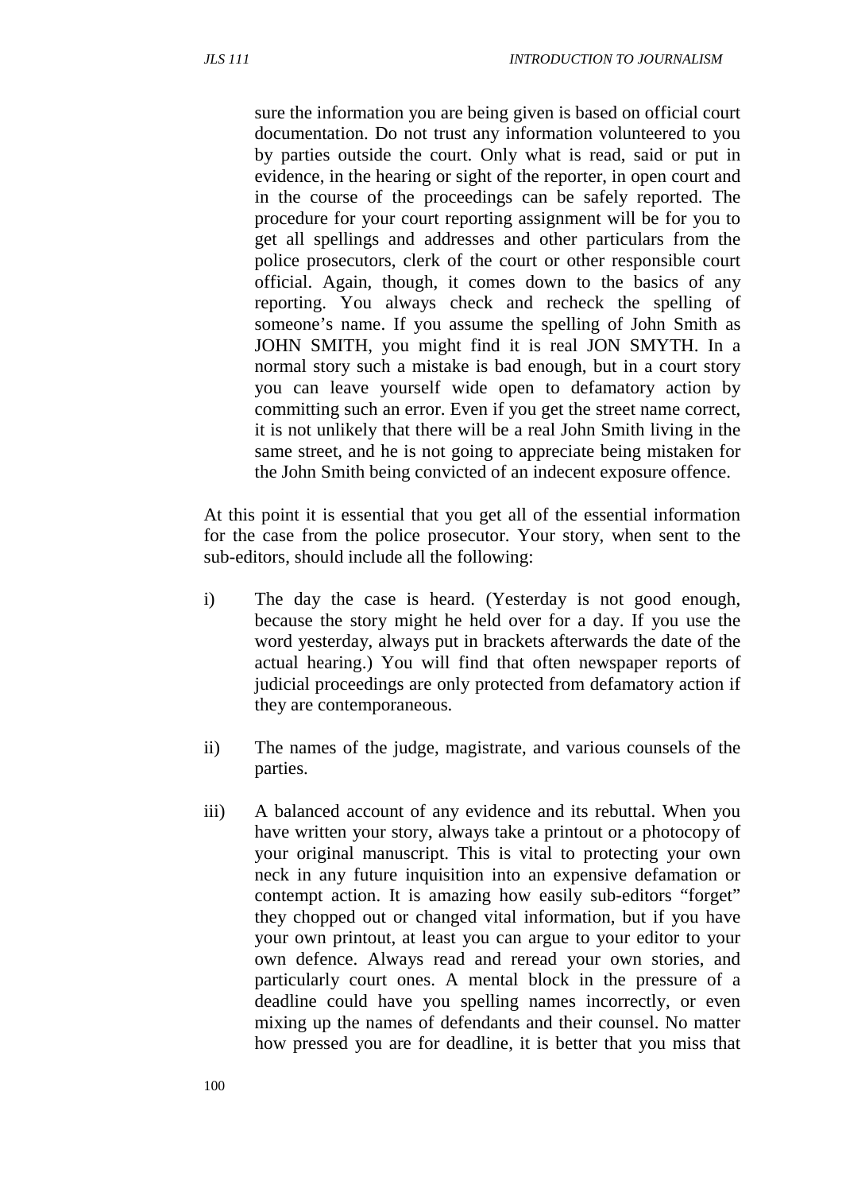sure the information you are being given is based on official court documentation. Do not trust any information volunteered to you by parties outside the court. Only what is read, said or put in evidence, in the hearing or sight of the reporter, in open court and in the course of the proceedings can be safely reported. The procedure for your court reporting assignment will be for you to get all spellings and addresses and other particulars from the police prosecutors, clerk of the court or other responsible court official. Again, though, it comes down to the basics of any reporting. You always check and recheck the spelling of someone's name. If you assume the spelling of John Smith as JOHN SMITH, you might find it is real JON SMYTH. In a normal story such a mistake is bad enough, but in a court story you can leave yourself wide open to defamatory action by committing such an error. Even if you get the street name correct, it is not unlikely that there will be a real John Smith living in the same street, and he is not going to appreciate being mistaken for the John Smith being convicted of an indecent exposure offence.

At this point it is essential that you get all of the essential information for the case from the police prosecutor. Your story, when sent to the sub-editors, should include all the following:

i) The day the case is heard. (Yesterday is not good enough, because the story might he held over for a day. If you use the word yesterday, always put in brackets afterwards the date of the actual hearing.) You will find that often newspaper reports of judicial proceedings are only protected from defamatory action if they are contemporaneous.

ii) The names of the judge, magistrate, and various counsels of the parties.

iii) A balanced account of any evidence and its rebuttal. When you have written your story, always take a printout or a photocopy of your original manuscript. This is vital to protecting your own neck in any future inquisition into an expensive defamation or contempt action. It is amazing how easily sub-editors "forget" they chopped out or changed vital information, but if you have your own printout, at least you can argue to your editor to your own defence. Always read and reread your own stories, and particularly court ones. A mental block in the pressure of a deadline could have you spelling names incorrectly, or even mixing up the names of defendants and their counsel. No matter how pressed you are for deadline, it is better that you miss that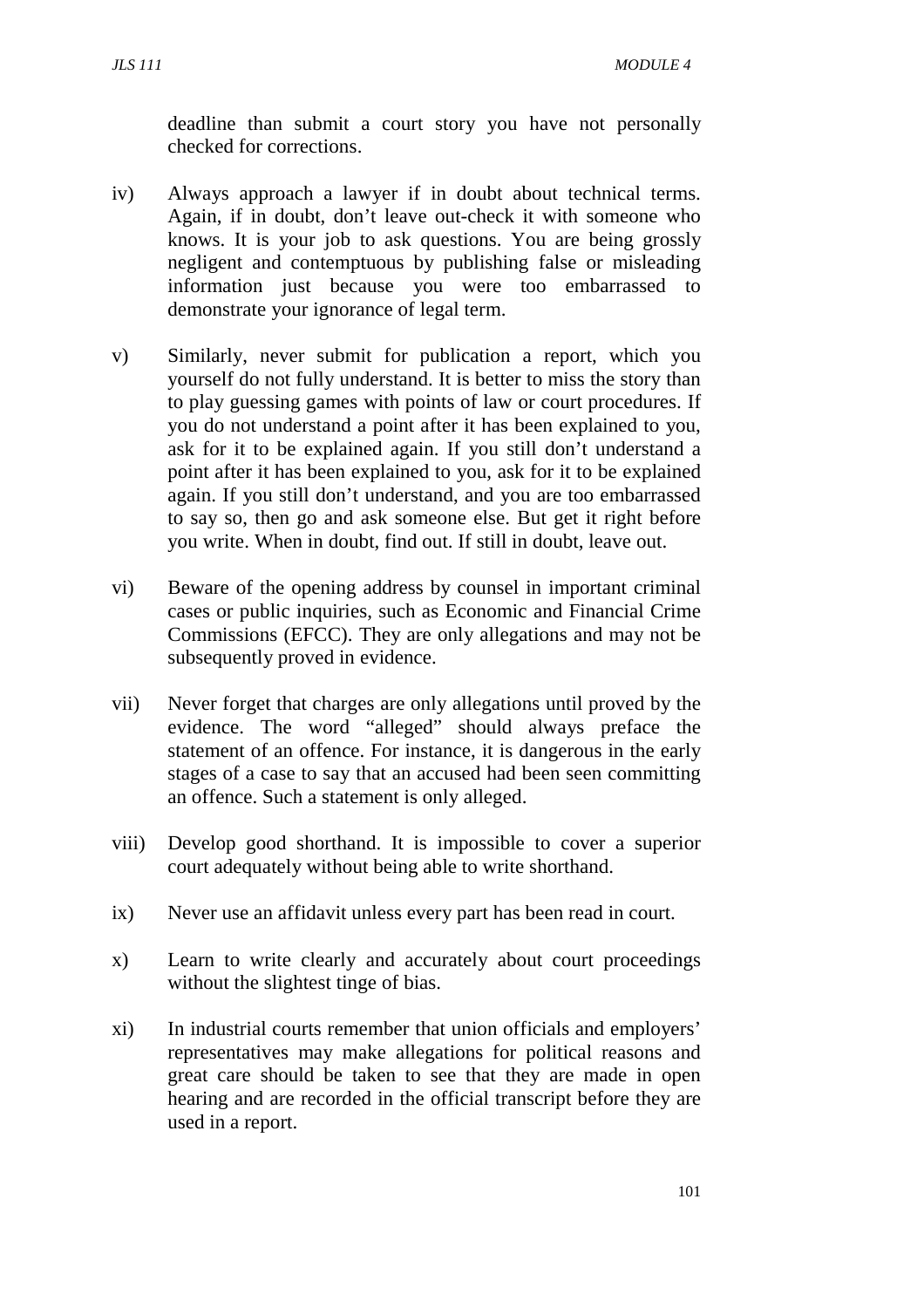deadline than submit a court story you have not personally checked for corrections.

iv) Always approach a lawyer if in doubt about technical terms. Again, if in doubt, don't leave out-check it with someone who knows. It is your job to ask questions. You are being grossly negligent and contemptuous by publishing false or misleading information just because you were too embarrassed to demonstrate your ignorance of legal term.

v) Similarly, never submit for publication a report, which you yourself do not fully understand. It is better to miss the story than to play guessing games with points of law or court procedures. If you do not understand a point after it has been explained to you, ask for it to be explained again. If you still don't understand a point after it has been explained to you, ask for it to be explained again. If you still don't understand, and you are too embarrassed to say so, then go and ask someone else. But get it right before you write. When in doubt, find out. If still in doubt, leave out.

vi) Beware of the opening address by counsel in important criminal cases or public inquiries, such as Economic and Financial Crime Commissions (EFCC). They are only allegations and may not be subsequently proved in evidence.

vii) Never forget that charges are only allegations until proved by the evidence. The word "alleged" should always preface the statement of an offence. For instance, it is dangerous in the early stages of a case to say that an accused had been seen committing an offence. Such a statement is only alleged.

viii) Develop good shorthand. It is impossible to cover a superior court adequately without being able to write shorthand.

ix) Never use an affidavit unless every part has been read in court.

x) Learn to write clearly and accurately about court proceedings without the slightest tinge of bias.

xi) In industrial courts remember that union officials and employers' representatives may make allegations for political reasons and great care should be taken to see that they are made in open hearing and are recorded in the official transcript before they are used in a report.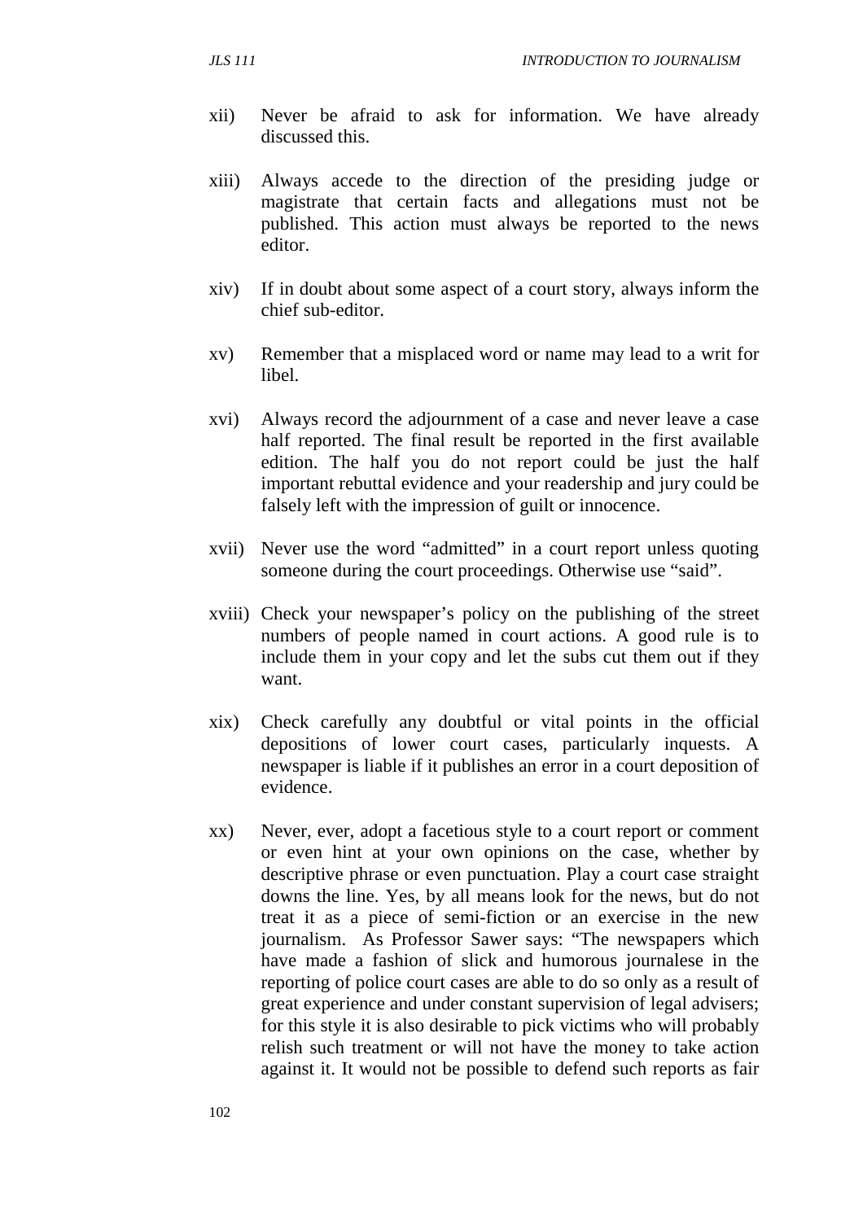xii) Never be afraid to ask for information. We have already discussed this.

xiii) Always accede to the direction of the presiding judge or magistrate that certain facts and allegations must not be published. This action must always be reported to the news editor.

xiv) If in doubt about some aspect of a court story, always inform the chief sub-editor.

xv) Remember that a misplaced word or name may lead to a writ for libel.

xvi) Always record the adjournment of a case and never leave a case half reported. The final result be reported in the first available edition. The half you do not report could be just the half important rebuttal evidence and your readership and jury could be falsely left with the impression of guilt or innocence.

xvii) Never use the word "admitted" in a court report unless quoting someone during the court proceedings. Otherwise use "said".

xviii) Check your newspaper's policy on the publishing of the street numbers of people named in court actions. A good rule is to include them in your copy and let the subs cut them out if they want.

xix) Check carefully any doubtful or vital points in the official depositions of lower court cases, particularly inquests. A newspaper is liable if it publishes an error in a court deposition of evidence.

xx) Never, ever, adopt a facetious style to a court report or comment or even hint at your own opinions on the case, whether by descriptive phrase or even punctuation. Play a court case straight downs the line. Yes, by all means look for the news, but do not treat it as a piece of semi-fiction or an exercise in the new journalism. As Professor Sawer says: "The newspapers which have made a fashion of slick and humorous journalese in the reporting of police court cases are able to do so only as a result of great experience and under constant supervision of legal advisers; for this style it is also desirable to pick victims who will probably relish such treatment or will not have the money to take action against it. It would not be possible to defend such reports as fair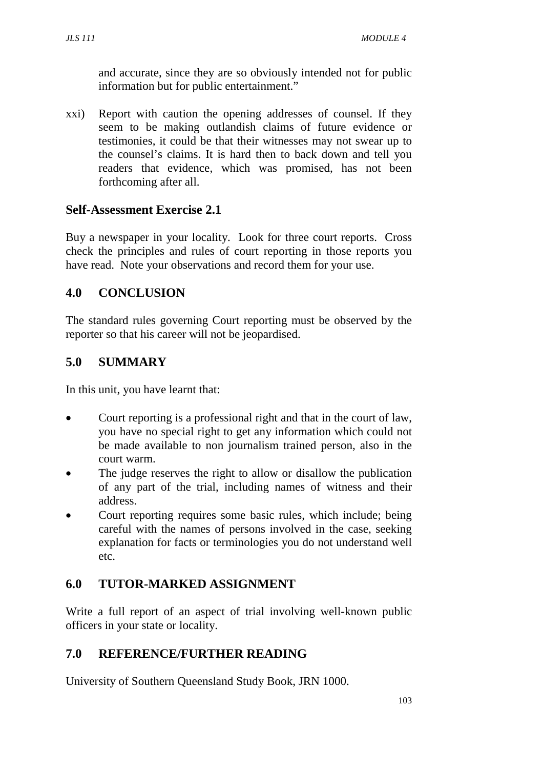and accurate, since they are so obviously intended not for public information but for public entertainment."

xxi) Report with caution the opening addresses of counsel. If they seem to be making outlandish claims of future evidence or testimonies, it could be that their witnesses may not swear up to the counsel's claims. It is hard then to back down and tell you readers that evidence, which was promised, has not been forthcoming after all.

## Self-Assessment Exercise 2.1

Buy a newspaper in your locality. Look for three court reports. Cross check the principles and rules of court reporting in those reports you have read. Note your observations and record them for your use.

## 4.0 CONCLUSION

The standard rules governing Court reporting must be observed by the reporter so that his career will not be jeopardised.

## 5.0 SUMMARY

In this unit, you have learnt that:

- Court reporting is a professional right and that in the court of law, you have no special right to get any information which could not be made available to non journalism trained person, also in the court warm.
- The judge reserves the right to allow or disallow the publication of any part of the trial, including names of witness and their address.
- Court reporting requires some basic rules, which include; being careful with the names of persons involved in the case, seeking explanation for facts or terminologies you do not understand well etc.

## 6.0 TUTOR-MARKED ASSIGNMENT

Write a full report of an aspect of trial involving well-known public officers in your state or locality.

## 7.0 REFERENCE/FURTHER READING

University of Southern Queensland Study Book, JRN 1000.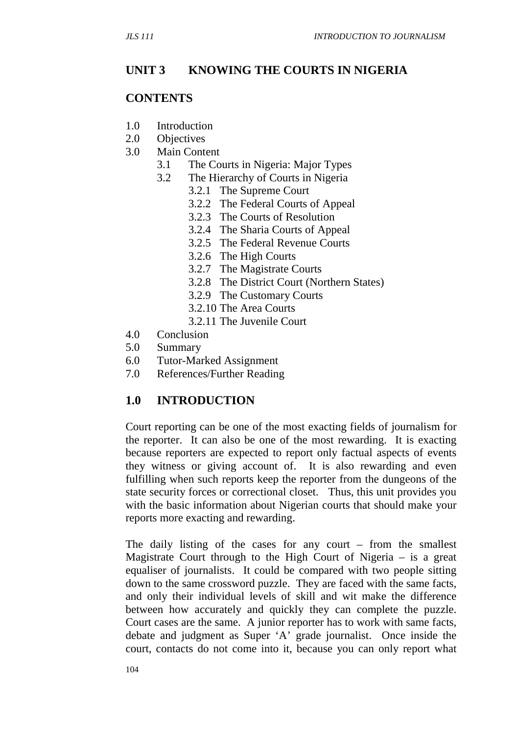## UNIT 3 KNOWING THE COURTS IN NIGERIA

### CONTENTS

1.0 Introduction
2.0 Objectives
3.0 Main Content
  3.1 The Courts in Nigeria: Major Types
  3.2 The Hierarchy of Courts in Nigeria
    3.2.1 The Supreme Court
    3.2.2 The Federal Courts of Appeal
    3.2.3 The Courts of Resolution
    3.2.4 The Sharia Courts of Appeal
    3.2.5 The Federal Revenue Courts
    3.2.6 The High Courts
    3.2.7 The Magistrate Courts
    3.2.8 The District Court (Northern States)
    3.2.9 The Customary Courts
    3.2.10 The Area Courts
    3.2.11 The Juvenile Court
4.0 Conclusion
5.0 Summary
6.0 Tutor-Marked Assignment
7.0 References/Further Reading

### 1.0 INTRODUCTION

Court reporting can be one of the most exacting fields of journalism for the reporter. It can also be one of the most rewarding. It is exacting because reporters are expected to report only factual aspects of events they witness or giving account of. It is also rewarding and even fulfilling when such reports keep the reporter from the dungeons of the state security forces or correctional closet. Thus, this unit provides you with the basic information about Nigerian courts that should make your reports more exacting and rewarding.

The daily listing of the cases for any court – from the smallest Magistrate Court through to the High Court of Nigeria – is a great equaliser of journalists. It could be compared with two people sitting down to the same crossword puzzle. They are faced with the same facts, and only their individual levels of skill and wit make the difference between how accurately and quickly they can complete the puzzle. Court cases are the same. A junior reporter has to work with same facts, debate and judgment as Super 'A' grade journalist. Once inside the court, contacts do not come into it, because you can only report what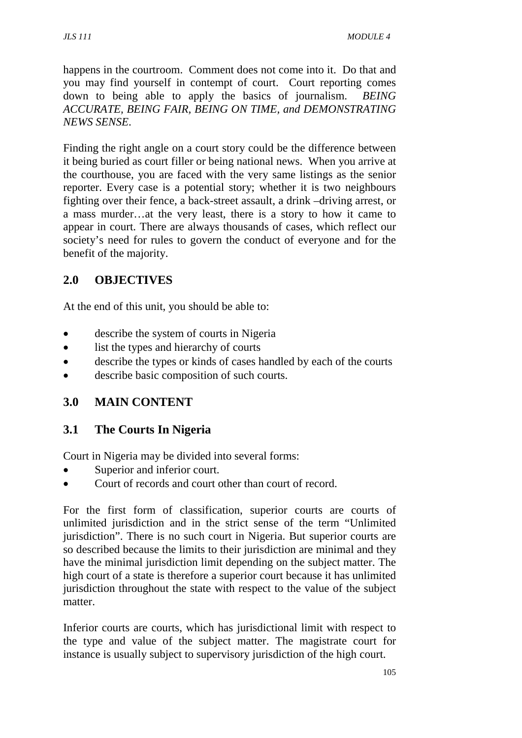happens in the courtroom. Comment does not come into it. Do that and you may find yourself in contempt of court. Court reporting comes down to being able to apply the basics of journalism. *BEING ACCURATE, BEING FAIR, BEING ON TIME, and DEMONSTRATING NEWS SENSE.*

Finding the right angle on a court story could be the difference between it being buried as court filler or being national news. When you arrive at the courthouse, you are faced with the very same listings as the senior reporter. Every case is a potential story; whether it is two neighbours fighting over their fence, a back-street assault, a drink –driving arrest, or a mass murder…at the very least, there is a story to how it came to appear in court. There are always thousands of cases, which reflect our society's need for rules to govern the conduct of everyone and for the benefit of the majority.

## 2.0 OBJECTIVES

At the end of this unit, you should be able to:

- describe the system of courts in Nigeria
- list the types and hierarchy of courts
- describe the types or kinds of cases handled by each of the courts
- describe basic composition of such courts.

## 3.0 MAIN CONTENT

### 3.1 The Courts In Nigeria

Court in Nigeria may be divided into several forms:

- Superior and inferior court.
- Court of records and court other than court of record.

For the first form of classification, superior courts are courts of unlimited jurisdiction and in the strict sense of the term "Unlimited jurisdiction". There is no such court in Nigeria. But superior courts are so described because the limits to their jurisdiction are minimal and they have the minimal jurisdiction limit depending on the subject matter. The high court of a state is therefore a superior court because it has unlimited jurisdiction throughout the state with respect to the value of the subject matter.

Inferior courts are courts, which has jurisdictional limit with respect to the type and value of the subject matter. The magistrate court for instance is usually subject to supervisory jurisdiction of the high court.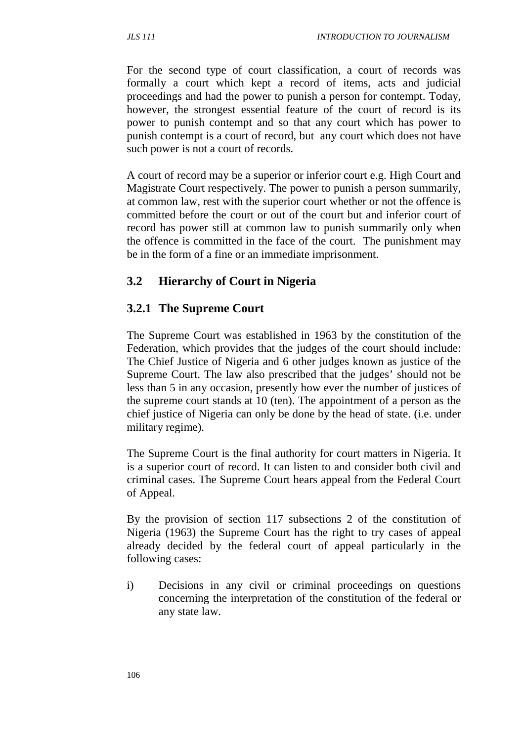For the second type of court classification, a court of records was formally a court which kept a record of items, acts and judicial proceedings and had the power to punish a person for contempt. Today, however, the strongest essential feature of the court of record is its power to punish contempt and so that any court which has power to punish contempt is a court of record, but any court which does not have such power is not a court of records.

A court of record may be a superior or inferior court e.g. High Court and Magistrate Court respectively. The power to punish a person summarily, at common law, rest with the superior court whether or not the offence is committed before the court or out of the court but and inferior court of record has power still at common law to punish summarily only when the offence is committed in the face of the court. The punishment may be in the form of a fine or an immediate imprisonment.

## 3.2 Hierarchy of Court in Nigeria

### 3.2.1 The Supreme Court

The Supreme Court was established in 1963 by the constitution of the Federation, which provides that the judges of the court should include: The Chief Justice of Nigeria and 6 other judges known as justice of the Supreme Court. The law also prescribed that the judges' should not be less than 5 in any occasion, presently how ever the number of justices of the supreme court stands at 10 (ten). The appointment of a person as the chief justice of Nigeria can only be done by the head of state. (i.e. under military regime).

The Supreme Court is the final authority for court matters in Nigeria. It is a superior court of record. It can listen to and consider both civil and criminal cases. The Supreme Court hears appeal from the Federal Court of Appeal.

By the provision of section 117 subsections 2 of the constitution of Nigeria (1963) the Supreme Court has the right to try cases of appeal already decided by the federal court of appeal particularly in the following cases:

i) Decisions in any civil or criminal proceedings on questions concerning the interpretation of the constitution of the federal or any state law.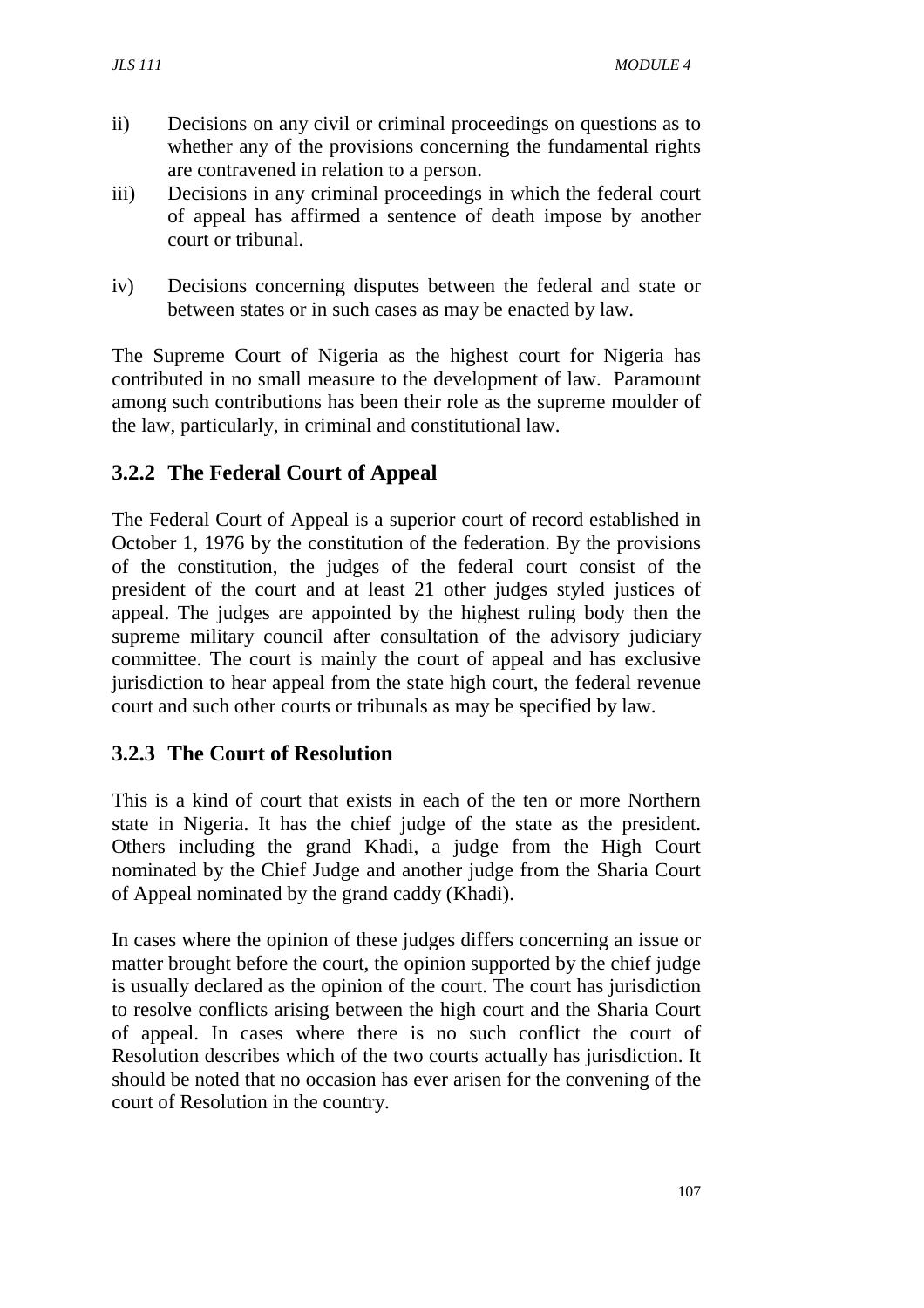ii) Decisions on any civil or criminal proceedings on questions as to whether any of the provisions concerning the fundamental rights are contravened in relation to a person.

iii) Decisions in any criminal proceedings in which the federal court of appeal has affirmed a sentence of death impose by another court or tribunal.

iv) Decisions concerning disputes between the federal and state or between states or in such cases as may be enacted by law.

The Supreme Court of Nigeria as the highest court for Nigeria has contributed in no small measure to the development of law. Paramount among such contributions has been their role as the supreme moulder of the law, particularly, in criminal and constitutional law.

### 3.2.2 The Federal Court of Appeal

The Federal Court of Appeal is a superior court of record established in October 1, 1976 by the constitution of the federation. By the provisions of the constitution, the judges of the federal court consist of the president of the court and at least 21 other judges styled justices of appeal. The judges are appointed by the highest ruling body then the supreme military council after consultation of the advisory judiciary committee. The court is mainly the court of appeal and has exclusive jurisdiction to hear appeal from the state high court, the federal revenue court and such other courts or tribunals as may be specified by law.

### 3.2.3 The Court of Resolution

This is a kind of court that exists in each of the ten or more Northern state in Nigeria. It has the chief judge of the state as the president. Others including the grand Khadi, a judge from the High Court nominated by the Chief Judge and another judge from the Sharia Court of Appeal nominated by the grand caddy (Khadi).

In cases where the opinion of these judges differs concerning an issue or matter brought before the court, the opinion supported by the chief judge is usually declared as the opinion of the court. The court has jurisdiction to resolve conflicts arising between the high court and the Sharia Court of appeal. In cases where there is no such conflict the court of Resolution describes which of the two courts actually has jurisdiction. It should be noted that no occasion has ever arisen for the convening of the court of Resolution in the country.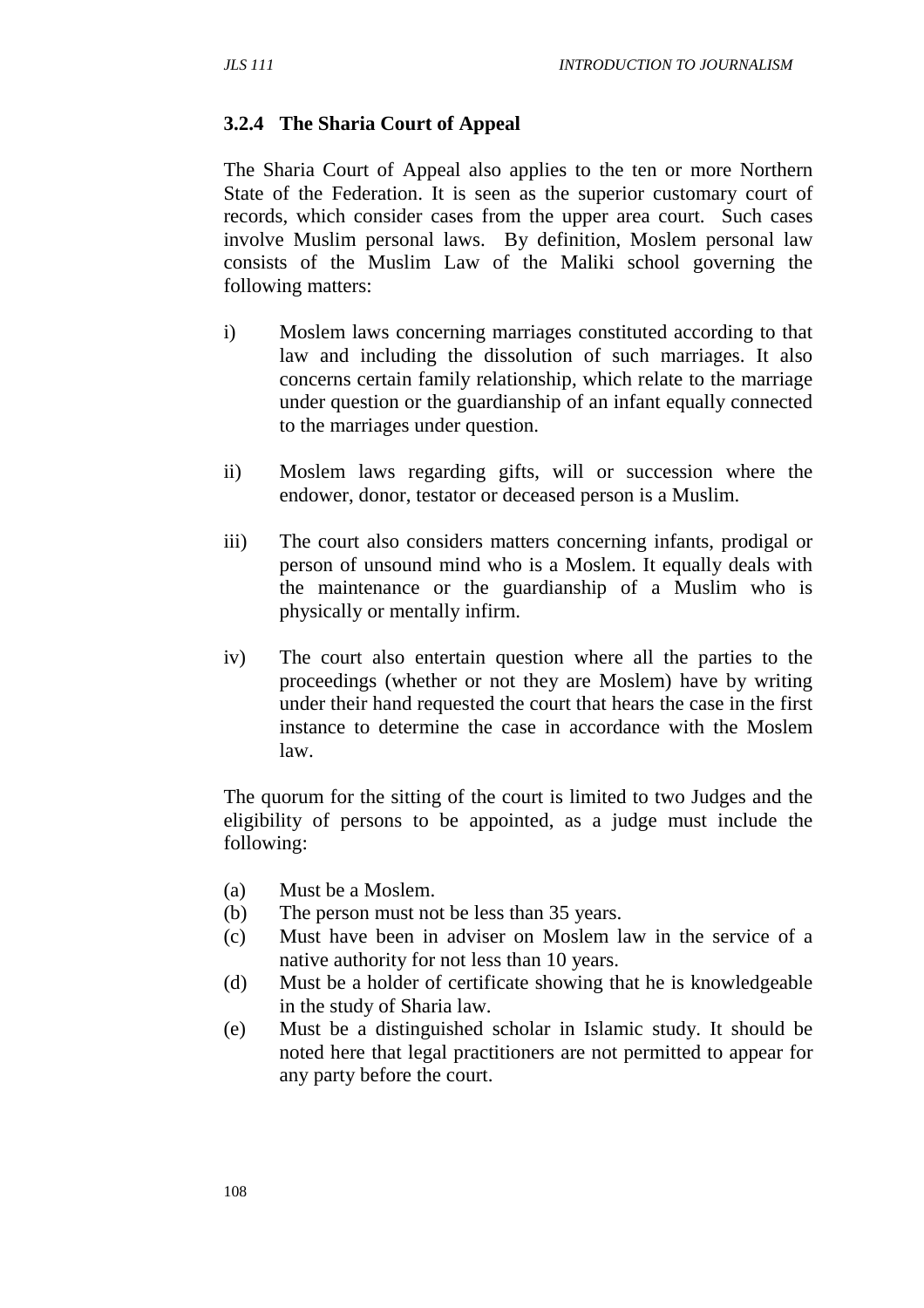### 3.2.4 The Sharia Court of Appeal

The Sharia Court of Appeal also applies to the ten or more Northern State of the Federation. It is seen as the superior customary court of records, which consider cases from the upper area court. Such cases involve Muslim personal laws. By definition, Moslem personal law consists of the Muslim Law of the Maliki school governing the following matters:

i) Moslem laws concerning marriages constituted according to that law and including the dissolution of such marriages. It also concerns certain family relationship, which relate to the marriage under question or the guardianship of an infant equally connected to the marriages under question.

ii) Moslem laws regarding gifts, will or succession where the endower, donor, testator or deceased person is a Muslim.

iii) The court also considers matters concerning infants, prodigal or person of unsound mind who is a Moslem. It equally deals with the maintenance or the guardianship of a Muslim who is physically or mentally infirm.

iv) The court also entertain question where all the parties to the proceedings (whether or not they are Moslem) have by writing under their hand requested the court that hears the case in the first instance to determine the case in accordance with the Moslem law.

The quorum for the sitting of the court is limited to two Judges and the eligibility of persons to be appointed, as a judge must include the following:

(a) Must be a Moslem.
(b) The person must not be less than 35 years.
(c) Must have been in adviser on Moslem law in the service of a native authority for not less than 10 years.
(d) Must be a holder of certificate showing that he is knowledgeable in the study of Sharia law.
(e) Must be a distinguished scholar in Islamic study. It should be noted here that legal practitioners are not permitted to appear for any party before the court.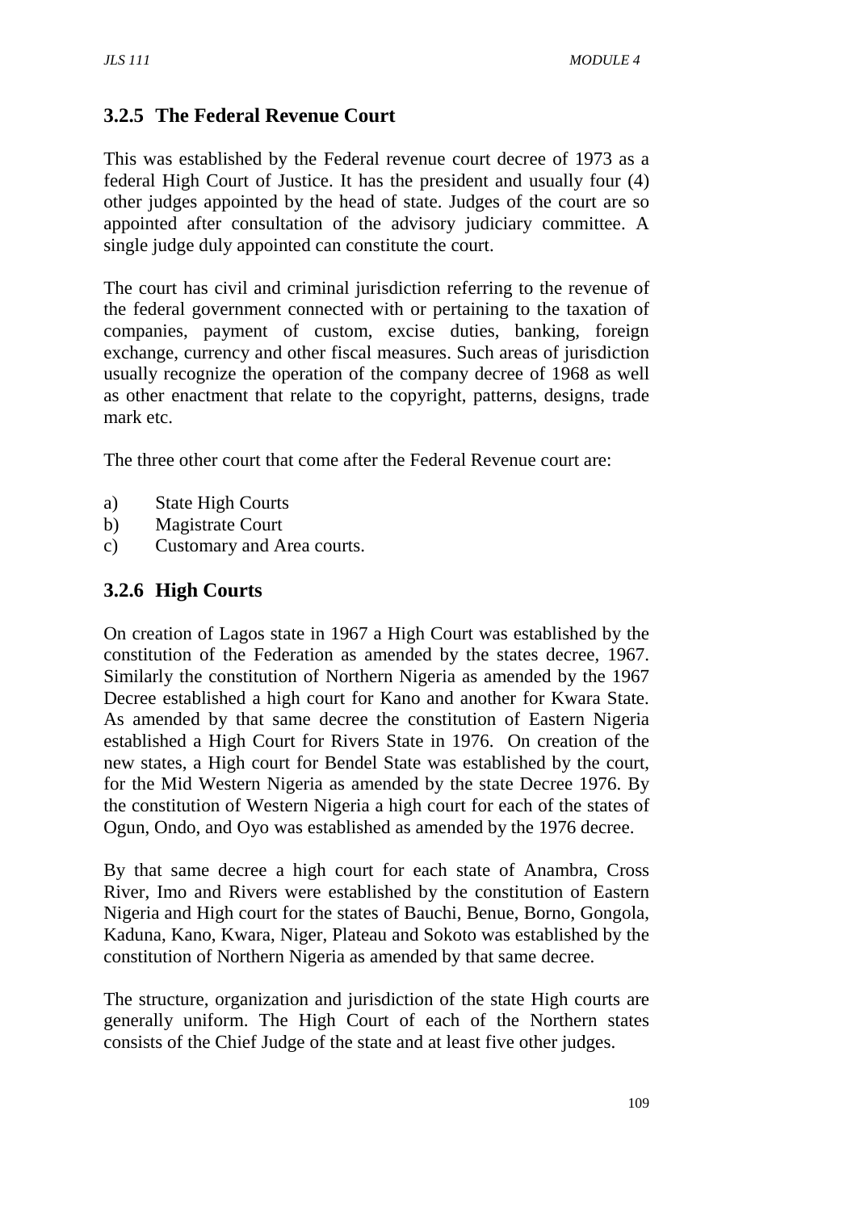### 3.2.5 The Federal Revenue Court

This was established by the Federal revenue court decree of 1973 as a federal High Court of Justice. It has the president and usually four (4) other judges appointed by the head of state. Judges of the court are so appointed after consultation of the advisory judiciary committee. A single judge duly appointed can constitute the court.

The court has civil and criminal jurisdiction referring to the revenue of the federal government connected with or pertaining to the taxation of companies, payment of custom, excise duties, banking, foreign exchange, currency and other fiscal measures. Such areas of jurisdiction usually recognize the operation of the company decree of 1968 as well as other enactment that relate to the copyright, patterns, designs, trade mark etc.

The three other court that come after the Federal Revenue court are:

a) State High Courts
b) Magistrate Court
c) Customary and Area courts.

### 3.2.6 High Courts

On creation of Lagos state in 1967 a High Court was established by the constitution of the Federation as amended by the states decree, 1967. Similarly the constitution of Northern Nigeria as amended by the 1967 Decree established a high court for Kano and another for Kwara State. As amended by that same decree the constitution of Eastern Nigeria established a High Court for Rivers State in 1976. On creation of the new states, a High court for Bendel State was established by the court, for the Mid Western Nigeria as amended by the state Decree 1976. By the constitution of Western Nigeria a high court for each of the states of Ogun, Ondo, and Oyo was established as amended by the 1976 decree.

By that same decree a high court for each state of Anambra, Cross River, Imo and Rivers were established by the constitution of Eastern Nigeria and High court for the states of Bauchi, Benue, Borno, Gongola, Kaduna, Kano, Kwara, Niger, Plateau and Sokoto was established by the constitution of Northern Nigeria as amended by that same decree.

The structure, organization and jurisdiction of the state High courts are generally uniform. The High Court of each of the Northern states consists of the Chief Judge of the state and at least five other judges.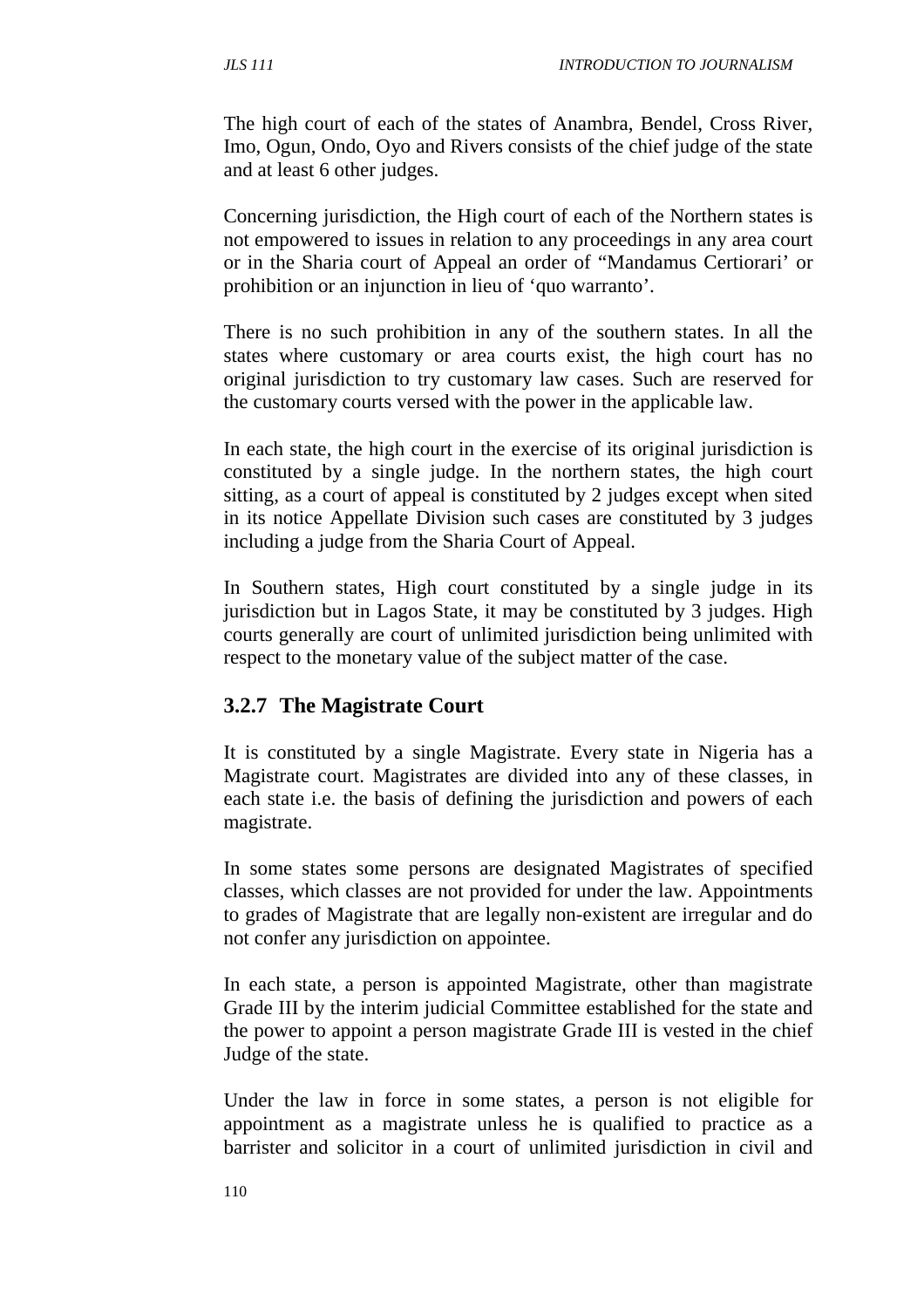The high court of each of the states of Anambra, Bendel, Cross River, Imo, Ogun, Ondo, Oyo and Rivers consists of the chief judge of the state and at least 6 other judges.

Concerning jurisdiction, the High court of each of the Northern states is not empowered to issues in relation to any proceedings in any area court or in the Sharia court of Appeal an order of "Mandamus Certiorari' or prohibition or an injunction in lieu of 'quo warranto'.

There is no such prohibition in any of the southern states. In all the states where customary or area courts exist, the high court has no original jurisdiction to try customary law cases. Such are reserved for the customary courts versed with the power in the applicable law.

In each state, the high court in the exercise of its original jurisdiction is constituted by a single judge. In the northern states, the high court sitting, as a court of appeal is constituted by 2 judges except when sited in its notice Appellate Division such cases are constituted by 3 judges including a judge from the Sharia Court of Appeal.

In Southern states, High court constituted by a single judge in its jurisdiction but in Lagos State, it may be constituted by 3 judges. High courts generally are court of unlimited jurisdiction being unlimited with respect to the monetary value of the subject matter of the case.

### 3.2.7 The Magistrate Court

It is constituted by a single Magistrate. Every state in Nigeria has a Magistrate court. Magistrates are divided into any of these classes, in each state i.e. the basis of defining the jurisdiction and powers of each magistrate.

In some states some persons are designated Magistrates of specified classes, which classes are not provided for under the law. Appointments to grades of Magistrate that are legally non-existent are irregular and do not confer any jurisdiction on appointee.

In each state, a person is appointed Magistrate, other than magistrate Grade III by the interim judicial Committee established for the state and the power to appoint a person magistrate Grade III is vested in the chief Judge of the state.

Under the law in force in some states, a person is not eligible for appointment as a magistrate unless he is qualified to practice as a barrister and solicitor in a court of unlimited jurisdiction in civil and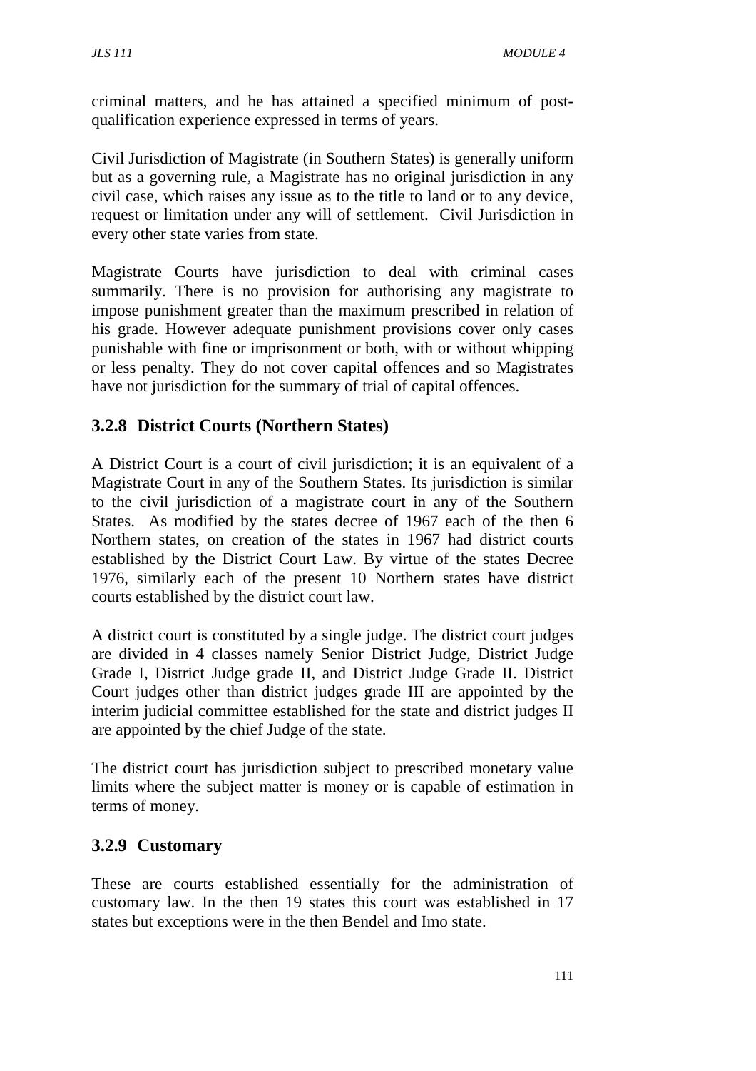criminal matters, and he has attained a specified minimum of post-qualification experience expressed in terms of years.

Civil Jurisdiction of Magistrate (in Southern States) is generally uniform but as a governing rule, a Magistrate has no original jurisdiction in any civil case, which raises any issue as to the title to land or to any device, request or limitation under any will of settlement. Civil Jurisdiction in every other state varies from state.

Magistrate Courts have jurisdiction to deal with criminal cases summarily. There is no provision for authorising any magistrate to impose punishment greater than the maximum prescribed in relation of his grade. However adequate punishment provisions cover only cases punishable with fine or imprisonment or both, with or without whipping or less penalty. They do not cover capital offences and so Magistrates have not jurisdiction for the summary of trial of capital offences.

### 3.2.8 District Courts (Northern States)

A District Court is a court of civil jurisdiction; it is an equivalent of a Magistrate Court in any of the Southern States. Its jurisdiction is similar to the civil jurisdiction of a magistrate court in any of the Southern States. As modified by the states decree of 1967 each of the then 6 Northern states, on creation of the states in 1967 had district courts established by the District Court Law. By virtue of the states Decree 1976, similarly each of the present 10 Northern states have district courts established by the district court law.

A district court is constituted by a single judge. The district court judges are divided in 4 classes namely Senior District Judge, District Judge Grade I, District Judge grade II, and District Judge Grade II. District Court judges other than district judges grade III are appointed by the interim judicial committee established for the state and district judges II are appointed by the chief Judge of the state.

The district court has jurisdiction subject to prescribed monetary value limits where the subject matter is money or is capable of estimation in terms of money.

### 3.2.9 Customary

These are courts established essentially for the administration of customary law. In the then 19 states this court was established in 17 states but exceptions were in the then Bendel and Imo state.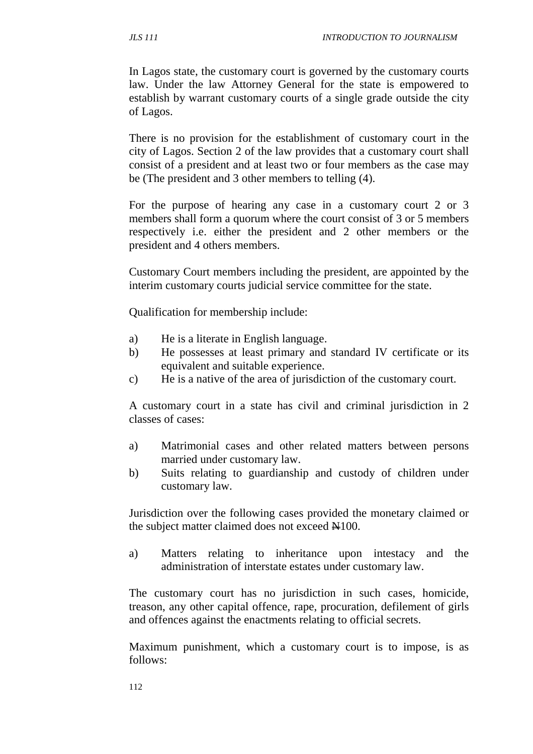In Lagos state, the customary court is governed by the customary courts law. Under the law Attorney General for the state is empowered to establish by warrant customary courts of a single grade outside the city of Lagos.

There is no provision for the establishment of customary court in the city of Lagos. Section 2 of the law provides that a customary court shall consist of a president and at least two or four members as the case may be (The president and 3 other members to telling (4).

For the purpose of hearing any case in a customary court 2 or 3 members shall form a quorum where the court consist of 3 or 5 members respectively i.e. either the president and 2 other members or the president and 4 others members.

Customary Court members including the president, are appointed by the interim customary courts judicial service committee for the state.

Qualification for membership include:

a) He is a literate in English language.
b) He possesses at least primary and standard IV certificate or its equivalent and suitable experience.
c) He is a native of the area of jurisdiction of the customary court.

A customary court in a state has civil and criminal jurisdiction in 2 classes of cases:

a) Matrimonial cases and other related matters between persons married under customary law.
b) Suits relating to guardianship and custody of children under customary law.

Jurisdiction over the following cases provided the monetary claimed or the subject matter claimed does not exceed ₦100.

a) Matters relating to inheritance upon intestacy and the administration of interstate estates under customary law.

The customary court has no jurisdiction in such cases, homicide, treason, any other capital offence, rape, procuration, defilement of girls and offences against the enactments relating to official secrets.

Maximum punishment, which a customary court is to impose, is as follows: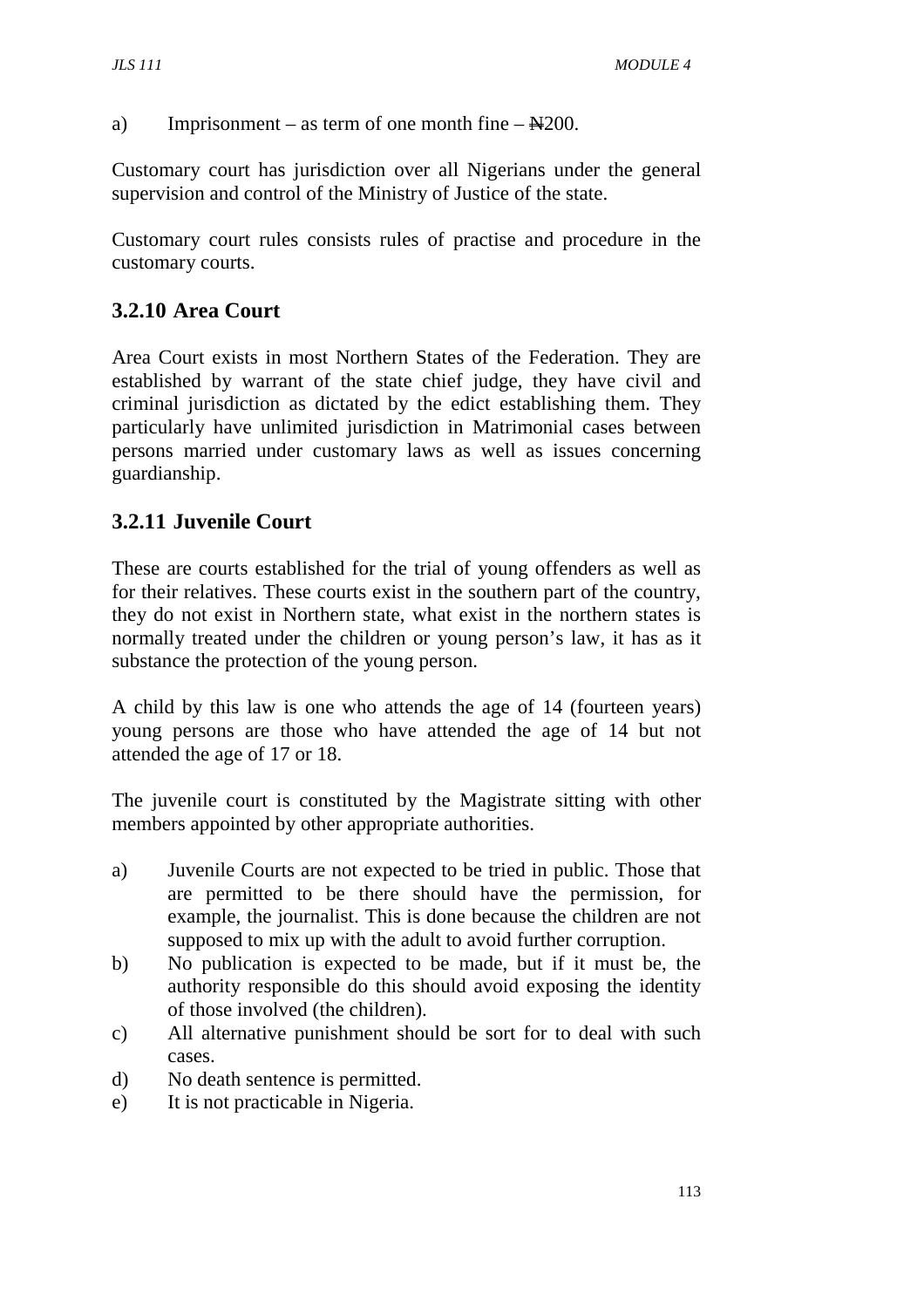a) Imprisonment – as term of one month fine – ₦200.

Customary court has jurisdiction over all Nigerians under the general supervision and control of the Ministry of Justice of the state.

Customary court rules consists rules of practise and procedure in the customary courts.

### 3.2.10 Area Court

Area Court exists in most Northern States of the Federation. They are established by warrant of the state chief judge, they have civil and criminal jurisdiction as dictated by the edict establishing them. They particularly have unlimited jurisdiction in Matrimonial cases between persons married under customary laws as well as issues concerning guardianship.

### 3.2.11 Juvenile Court

These are courts established for the trial of young offenders as well as for their relatives. These courts exist in the southern part of the country, they do not exist in Northern state, what exist in the northern states is normally treated under the children or young person's law, it has as it substance the protection of the young person.

A child by this law is one who attends the age of 14 (fourteen years) young persons are those who have attended the age of 14 but not attended the age of 17 or 18.

The juvenile court is constituted by the Magistrate sitting with other members appointed by other appropriate authorities.

a) Juvenile Courts are not expected to be tried in public. Those that are permitted to be there should have the permission, for example, the journalist. This is done because the children are not supposed to mix up with the adult to avoid further corruption.
b) No publication is expected to be made, but if it must be, the authority responsible do this should avoid exposing the identity of those involved (the children).
c) All alternative punishment should be sort for to deal with such cases.
d) No death sentence is permitted.
e) It is not practicable in Nigeria.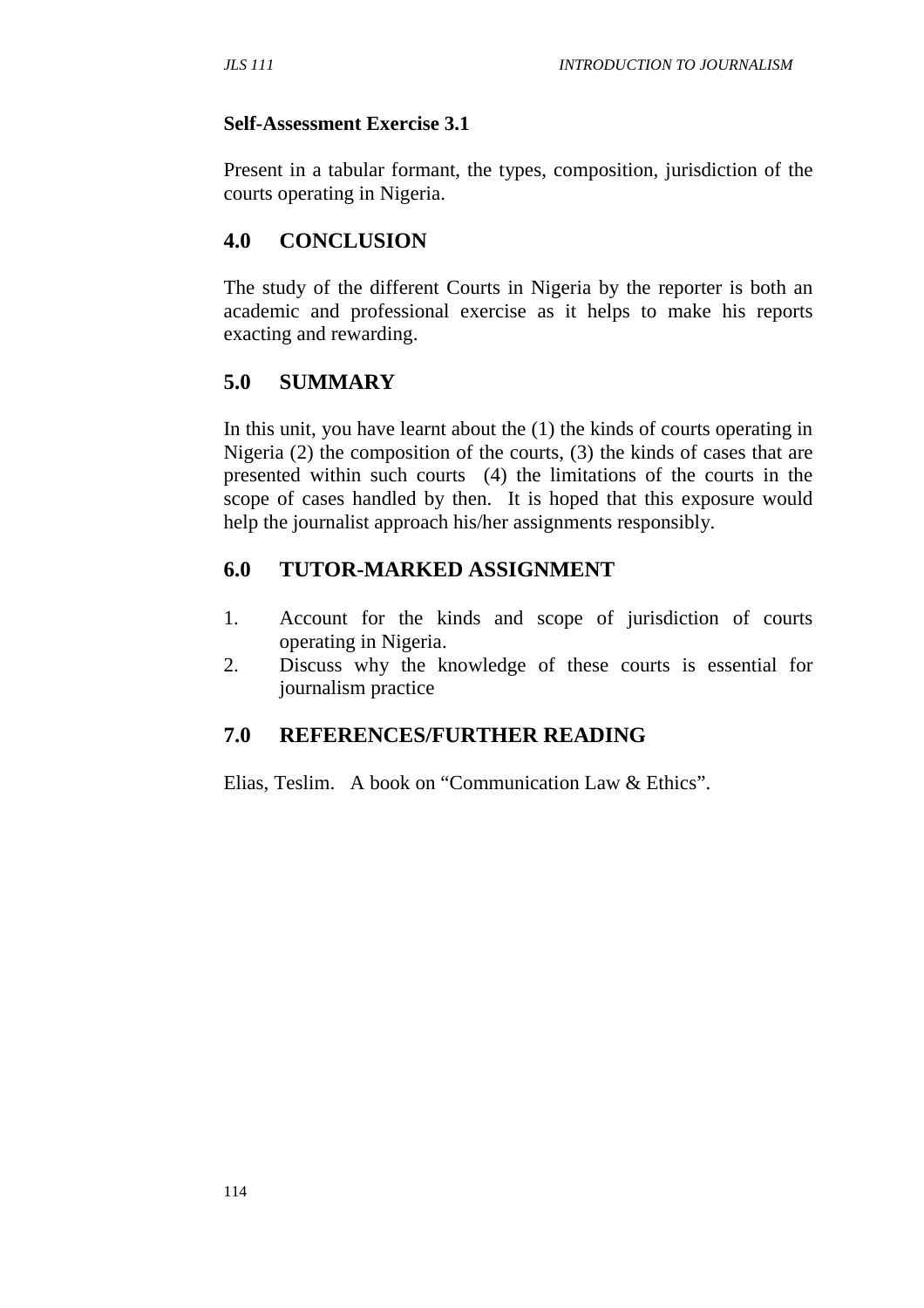**Self-Assessment Exercise 3.1**

Present in a tabular formant, the types, composition, jurisdiction of the courts operating in Nigeria.

## 4.0 CONCLUSION

The study of the different Courts in Nigeria by the reporter is both an academic and professional exercise as it helps to make his reports exacting and rewarding.

## 5.0 SUMMARY

In this unit, you have learnt about the (1) the kinds of courts operating in Nigeria (2) the composition of the courts, (3) the kinds of cases that are presented within such courts (4) the limitations of the courts in the scope of cases handled by then. It is hoped that this exposure would help the journalist approach his/her assignments responsibly.

## 6.0 TUTOR-MARKED ASSIGNMENT

1. Account for the kinds and scope of jurisdiction of courts operating in Nigeria.
2. Discuss why the knowledge of these courts is essential for journalism practice

## 7.0 REFERENCES/FURTHER READING

Elias, Teslim. A book on "Communication Law & Ethics".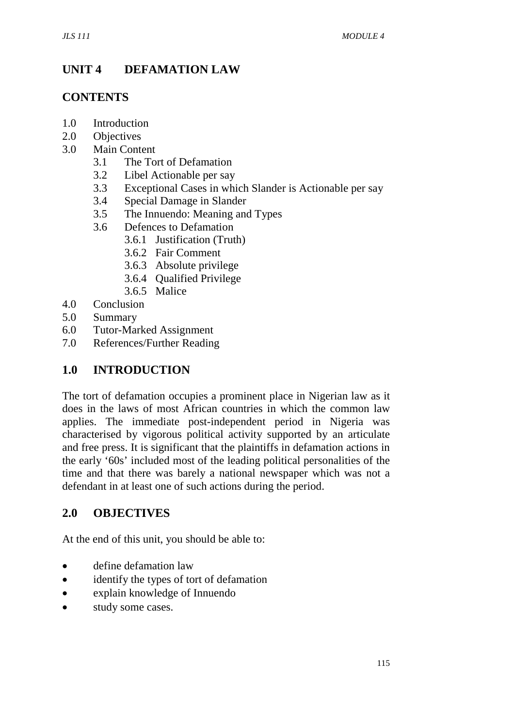# UNIT 4 DEFAMATION LAW

## CONTENTS

1.0 Introduction
2.0 Objectives
3.0 Main Content
    3.1 The Tort of Defamation
    3.2 Libel Actionable per say
    3.3 Exceptional Cases in which Slander is Actionable per say
    3.4 Special Damage in Slander
    3.5 The Innuendo: Meaning and Types
    3.6 Defences to Defamation
        3.6.1 Justification (Truth)
        3.6.2 Fair Comment
        3.6.3 Absolute privilege
        3.6.4 Qualified Privilege
        3.6.5 Malice
4.0 Conclusion
5.0 Summary
6.0 Tutor-Marked Assignment
7.0 References/Further Reading

## 1.0 INTRODUCTION

The tort of defamation occupies a prominent place in Nigerian law as it does in the laws of most African countries in which the common law applies. The immediate post-independent period in Nigeria was characterised by vigorous political activity supported by an articulate and free press. It is significant that the plaintiffs in defamation actions in the early '60s' included most of the leading political personalities of the time and that there was barely a national newspaper which was not a defendant in at least one of such actions during the period.

## 2.0 OBJECTIVES

At the end of this unit, you should be able to:

- define defamation law
- identify the types of tort of defamation
- explain knowledge of Innuendo
- study some cases.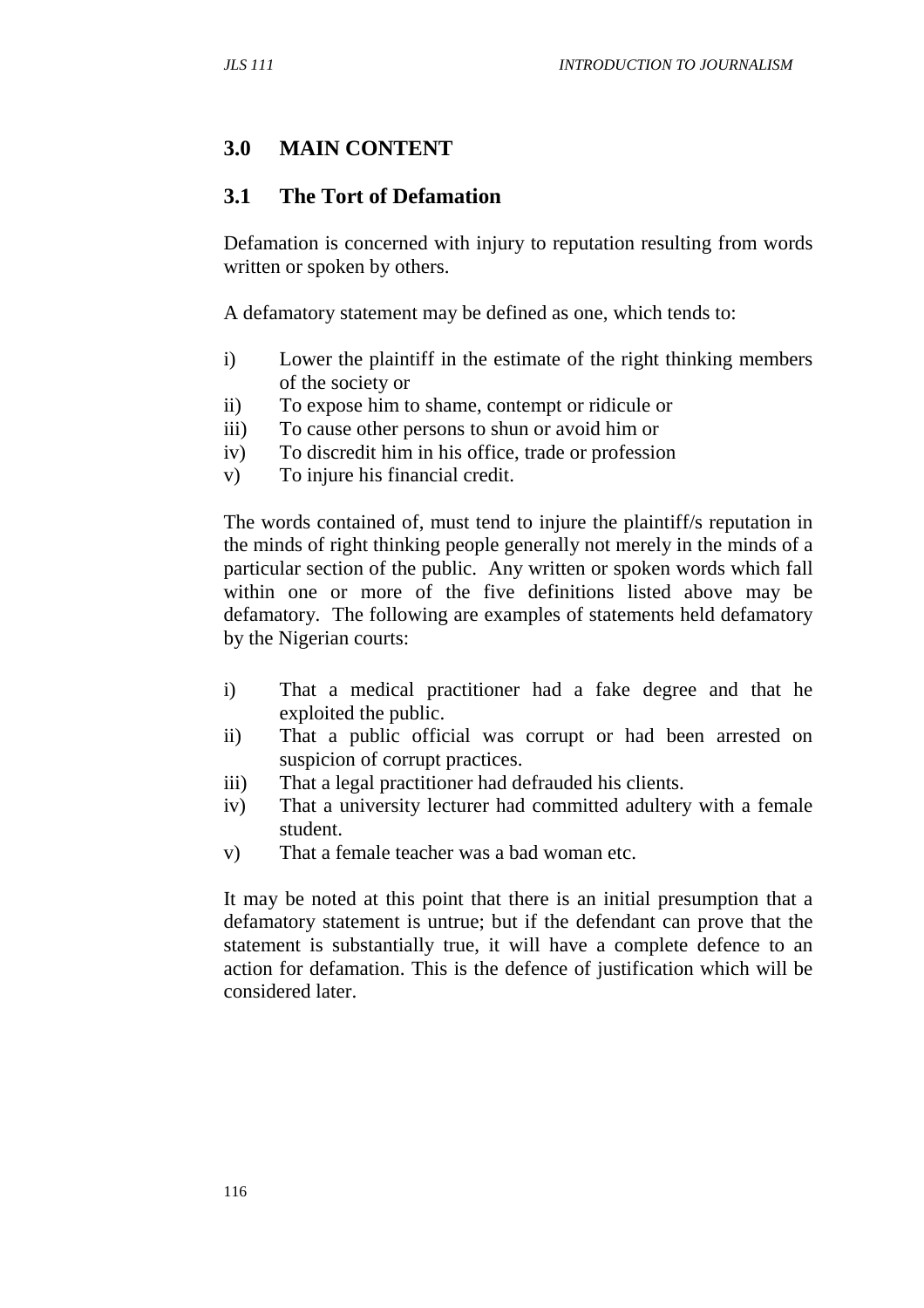## 3.0 MAIN CONTENT

### 3.1 The Tort of Defamation

Defamation is concerned with injury to reputation resulting from words written or spoken by others.

A defamatory statement may be defined as one, which tends to:

i) Lower the plaintiff in the estimate of the right thinking members of the society or
ii) To expose him to shame, contempt or ridicule or
iii) To cause other persons to shun or avoid him or
iv) To discredit him in his office, trade or profession
v) To injure his financial credit.

The words contained of, must tend to injure the plaintiff/s reputation in the minds of right thinking people generally not merely in the minds of a particular section of the public. Any written or spoken words which fall within one or more of the five definitions listed above may be defamatory. The following are examples of statements held defamatory by the Nigerian courts:

i) That a medical practitioner had a fake degree and that he exploited the public.
ii) That a public official was corrupt or had been arrested on suspicion of corrupt practices.
iii) That a legal practitioner had defrauded his clients.
iv) That a university lecturer had committed adultery with a female student.
v) That a female teacher was a bad woman etc.

It may be noted at this point that there is an initial presumption that a defamatory statement is untrue; but if the defendant can prove that the statement is substantially true, it will have a complete defence to an action for defamation. This is the defence of justification which will be considered later.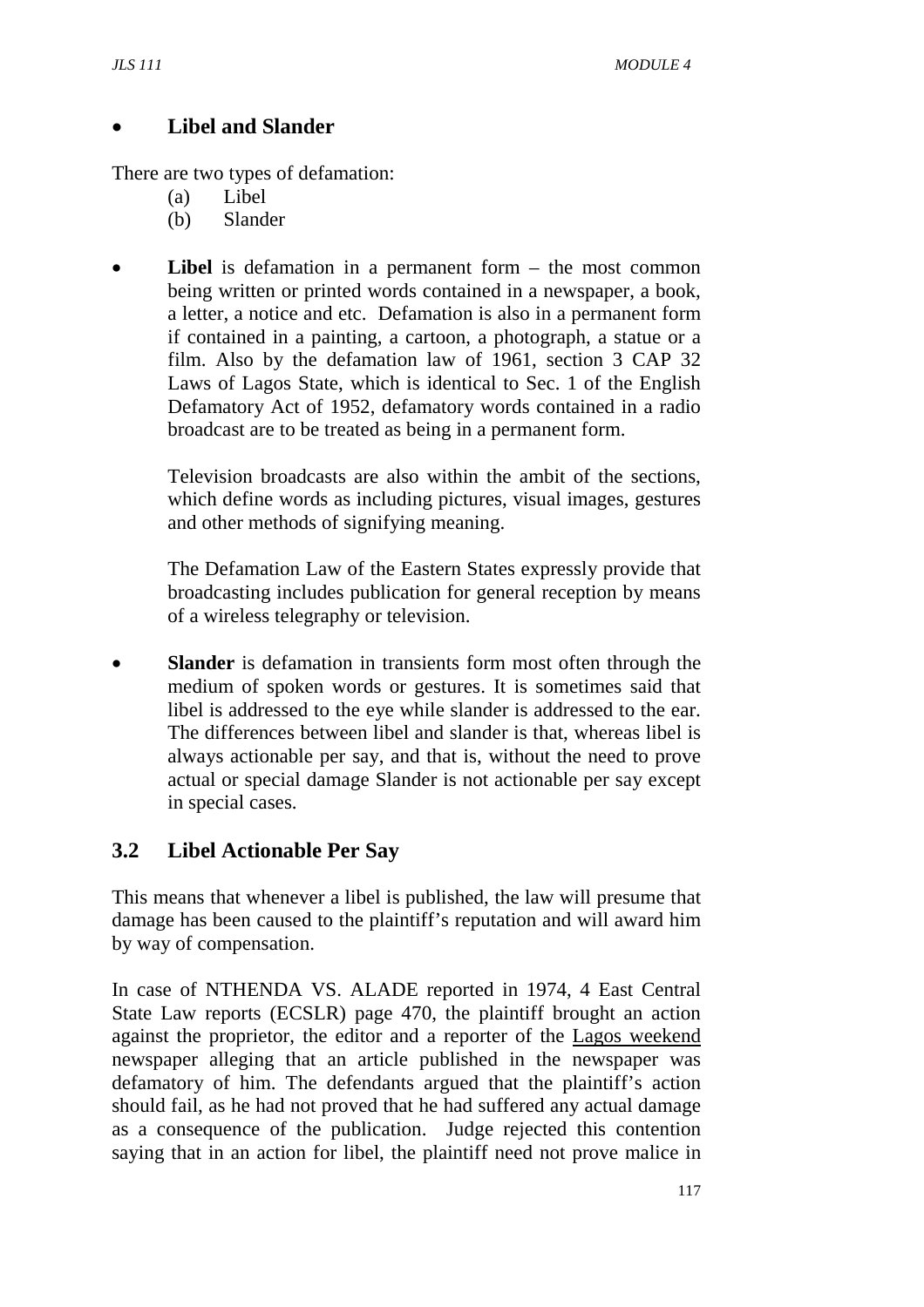- **Libel and Slander**

There are two types of defamation:

(a) Libel
(b) Slander

- **Libel** is defamation in a permanent form – the most common being written or printed words contained in a newspaper, a book, a letter, a notice and etc. Defamation is also in a permanent form if contained in a painting, a cartoon, a photograph, a statue or a film. Also by the defamation law of 1961, section 3 CAP 32 Laws of Lagos State, which is identical to Sec. 1 of the English Defamatory Act of 1952, defamatory words contained in a radio broadcast are to be treated as being in a permanent form.

  Television broadcasts are also within the ambit of the sections, which define words as including pictures, visual images, gestures and other methods of signifying meaning.

  The Defamation Law of the Eastern States expressly provide that broadcasting includes publication for general reception by means of a wireless telegraphy or television.

- **Slander** is defamation in transients form most often through the medium of spoken words or gestures. It is sometimes said that libel is addressed to the eye while slander is addressed to the ear. The differences between libel and slander is that, whereas libel is always actionable per say, and that is, without the need to prove actual or special damage Slander is not actionable per say except in special cases.

## 3.2 Libel Actionable Per Say

This means that whenever a libel is published, the law will presume that damage has been caused to the plaintiff's reputation and will award him by way of compensation.

In case of NTHENDA VS. ALADE reported in 1974, 4 East Central State Law reports (ECSLR) page 470, the plaintiff brought an action against the proprietor, the editor and a reporter of the Lagos weekend newspaper alleging that an article published in the newspaper was defamatory of him. The defendants argued that the plaintiff's action should fail, as he had not proved that he had suffered any actual damage as a consequence of the publication. Judge rejected this contention saying that in an action for libel, the plaintiff need not prove malice in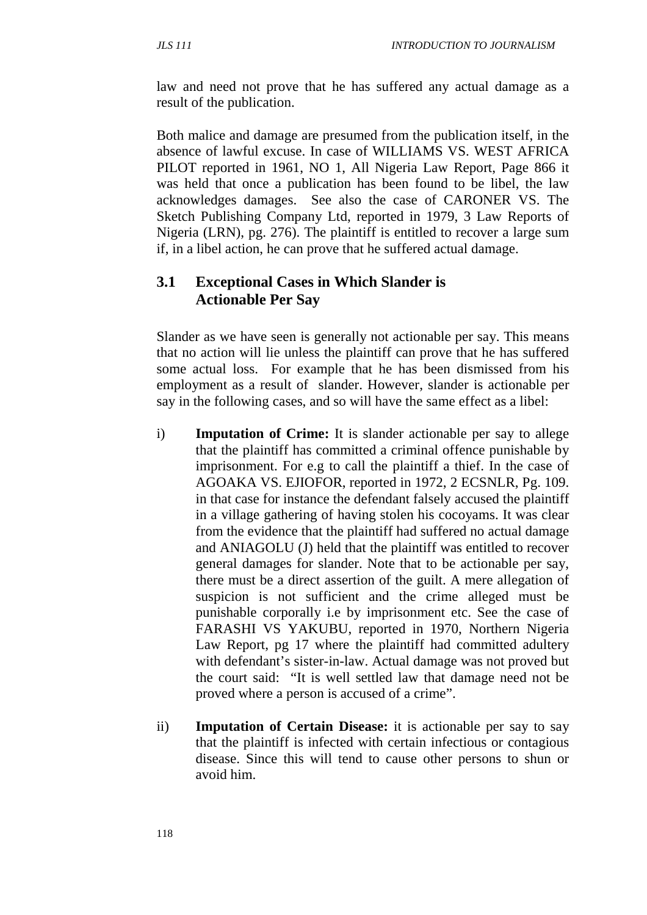law and need not prove that he has suffered any actual damage as a result of the publication.

Both malice and damage are presumed from the publication itself, in the absence of lawful excuse. In case of WILLIAMS VS. WEST AFRICA PILOT reported in 1961, NO 1, All Nigeria Law Report, Page 866 it was held that once a publication has been found to be libel, the law acknowledges damages. See also the case of CARONER VS. The Sketch Publishing Company Ltd, reported in 1979, 3 Law Reports of Nigeria (LRN), pg. 276). The plaintiff is entitled to recover a large sum if, in a libel action, he can prove that he suffered actual damage.

## 3.1 Exceptional Cases in Which Slander is Actionable Per Say

Slander as we have seen is generally not actionable per say. This means that no action will lie unless the plaintiff can prove that he has suffered some actual loss. For example that he has been dismissed from his employment as a result of slander. However, slander is actionable per say in the following cases, and so will have the same effect as a libel:

i) **Imputation of Crime:** It is slander actionable per say to allege that the plaintiff has committed a criminal offence punishable by imprisonment. For e.g to call the plaintiff a thief. In the case of AGOAKA VS. EJIOFOR, reported in 1972, 2 ECSNLR, Pg. 109. in that case for instance the defendant falsely accused the plaintiff in a village gathering of having stolen his cocoyams. It was clear from the evidence that the plaintiff had suffered no actual damage and ANIAGOLU (J) held that the plaintiff was entitled to recover general damages for slander. Note that to be actionable per say, there must be a direct assertion of the guilt. A mere allegation of suspicion is not sufficient and the crime alleged must be punishable corporally i.e by imprisonment etc. See the case of FARASHI VS YAKUBU, reported in 1970, Northern Nigeria Law Report, pg 17 where the plaintiff had committed adultery with defendant's sister-in-law. Actual damage was not proved but the court said: "It is well settled law that damage need not be proved where a person is accused of a crime".

ii) **Imputation of Certain Disease:** it is actionable per say to say that the plaintiff is infected with certain infectious or contagious disease. Since this will tend to cause other persons to shun or avoid him.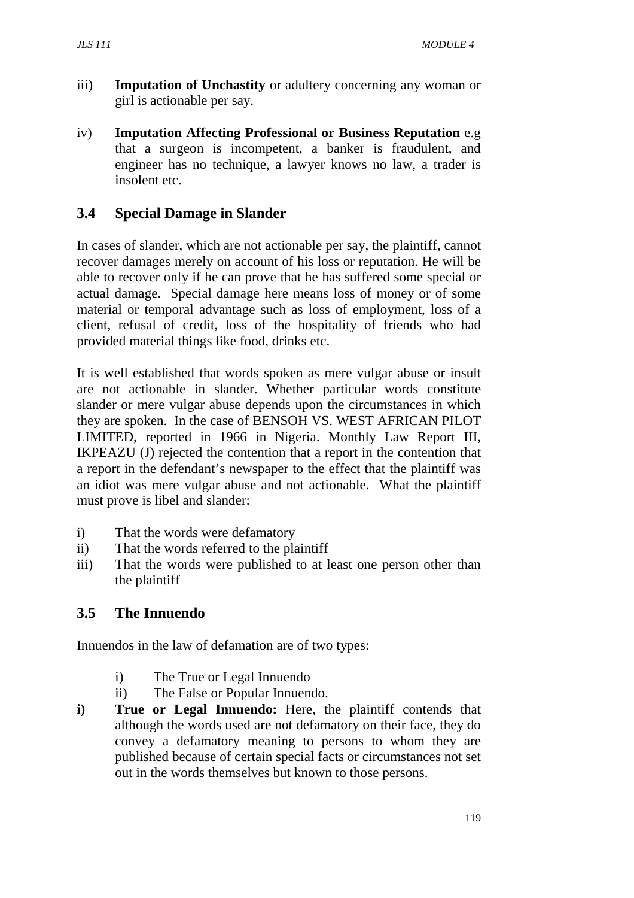iii) **Imputation of Unchastity** or adultery concerning any woman or girl is actionable per say.

iv) **Imputation Affecting Professional or Business Reputation** e.g that a surgeon is incompetent, a banker is fraudulent, and engineer has no technique, a lawyer knows no law, a trader is insolent etc.

## 3.4 Special Damage in Slander

In cases of slander, which are not actionable per say, the plaintiff, cannot recover damages merely on account of his loss or reputation. He will be able to recover only if he can prove that he has suffered some special or actual damage. Special damage here means loss of money or of some material or temporal advantage such as loss of employment, loss of a client, refusal of credit, loss of the hospitality of friends who had provided material things like food, drinks etc.

It is well established that words spoken as mere vulgar abuse or insult are not actionable in slander. Whether particular words constitute slander or mere vulgar abuse depends upon the circumstances in which they are spoken. In the case of BENSOH VS. WEST AFRICAN PILOT LIMITED, reported in 1966 in Nigeria. Monthly Law Report III, IKPEAZU (J) rejected the contention that a report in the contention that a report in the defendant's newspaper to the effect that the plaintiff was an idiot was mere vulgar abuse and not actionable. What the plaintiff must prove is libel and slander:

i) That the words were defamatory
ii) That the words referred to the plaintiff
iii) That the words were published to at least one person other than the plaintiff

## 3.5 The Innuendo

Innuendos in the law of defamation are of two types:

i) The True or Legal Innuendo
ii) The False or Popular Innuendo.

**i) True or Legal Innuendo:** Here, the plaintiff contends that although the words used are not defamatory on their face, they do convey a defamatory meaning to persons to whom they are published because of certain special facts or circumstances not set out in the words themselves but known to those persons.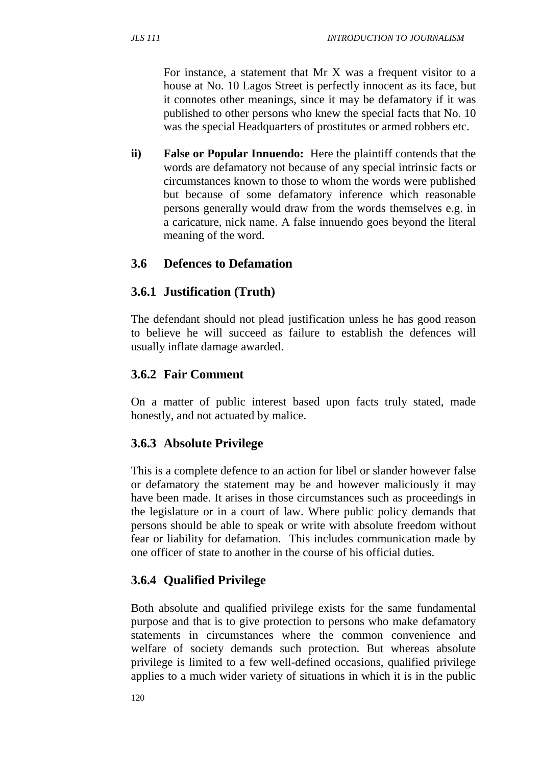For instance, a statement that Mr X was a frequent visitor to a house at No. 10 Lagos Street is perfectly innocent as its face, but it connotes other meanings, since it may be defamatory if it was published to other persons who knew the special facts that No. 10 was the special Headquarters of prostitutes or armed robbers etc.

ii) **False or Popular Innuendo:** Here the plaintiff contends that the words are defamatory not because of any special intrinsic facts or circumstances known to those to whom the words were published but because of some defamatory inference which reasonable persons generally would draw from the words themselves e.g. in a caricature, nick name. A false innuendo goes beyond the literal meaning of the word.

## 3.6 Defences to Defamation

### 3.6.1 Justification (Truth)

The defendant should not plead justification unless he has good reason to believe he will succeed as failure to establish the defences will usually inflate damage awarded.

### 3.6.2 Fair Comment

On a matter of public interest based upon facts truly stated, made honestly, and not actuated by malice.

### 3.6.3 Absolute Privilege

This is a complete defence to an action for libel or slander however false or defamatory the statement may be and however maliciously it may have been made. It arises in those circumstances such as proceedings in the legislature or in a court of law. Where public policy demands that persons should be able to speak or write with absolute freedom without fear or liability for defamation. This includes communication made by one officer of state to another in the course of his official duties.

### 3.6.4 Qualified Privilege

Both absolute and qualified privilege exists for the same fundamental purpose and that is to give protection to persons who make defamatory statements in circumstances where the common convenience and welfare of society demands such protection. But whereas absolute privilege is limited to a few well-defined occasions, qualified privilege applies to a much wider variety of situations in which it is in the public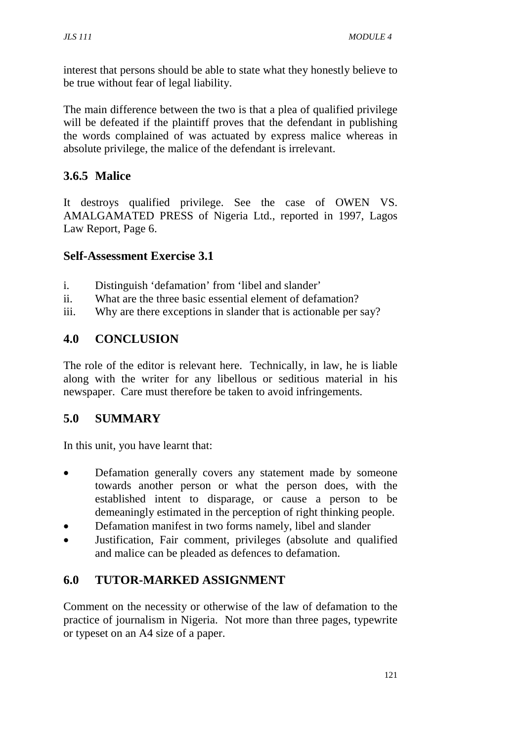interest that persons should be able to state what they honestly believe to be true without fear of legal liability.

The main difference between the two is that a plea of qualified privilege will be defeated if the plaintiff proves that the defendant in publishing the words complained of was actuated by express malice whereas in absolute privilege, the malice of the defendant is irrelevant.

### 3.6.5 Malice

It destroys qualified privilege. See the case of OWEN VS. AMALGAMATED PRESS of Nigeria Ltd., reported in 1997, Lagos Law Report, Page 6.

### Self-Assessment Exercise 3.1

i. Distinguish 'defamation' from 'libel and slander'
ii. What are the three basic essential element of defamation?
iii. Why are there exceptions in slander that is actionable per say?

## 4.0 CONCLUSION

The role of the editor is relevant here. Technically, in law, he is liable along with the writer for any libellous or seditious material in his newspaper. Care must therefore be taken to avoid infringements.

## 5.0 SUMMARY

In this unit, you have learnt that:

- Defamation generally covers any statement made by someone towards another person or what the person does, with the established intent to disparage, or cause a person to be demeaningly estimated in the perception of right thinking people.
- Defamation manifest in two forms namely, libel and slander
- Justification, Fair comment, privileges (absolute and qualified and malice can be pleaded as defences to defamation.

## 6.0 TUTOR-MARKED ASSIGNMENT

Comment on the necessity or otherwise of the law of defamation to the practice of journalism in Nigeria. Not more than three pages, typewrite or typeset on an A4 size of a paper.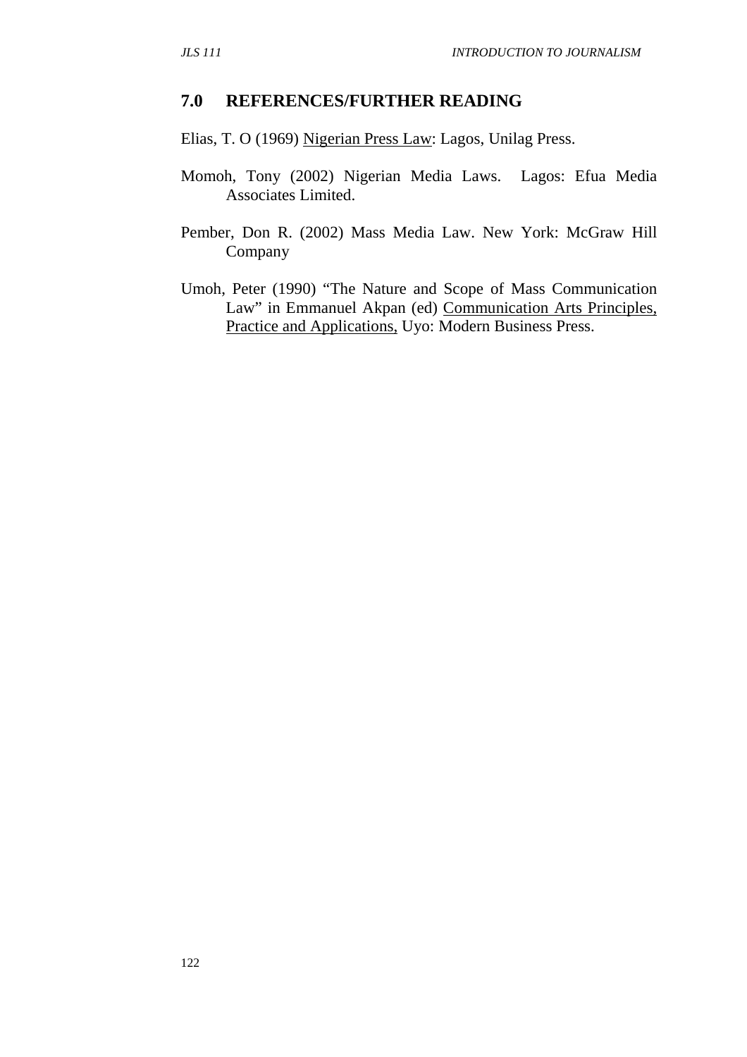## 7.0 REFERENCES/FURTHER READING

Elias, T. O (1969) Nigerian Press Law: Lagos, Unilag Press.

Momoh, Tony (2002) Nigerian Media Laws. Lagos: Efua Media Associates Limited.

Pember, Don R. (2002) Mass Media Law. New York: McGraw Hill Company

Umoh, Peter (1990) "The Nature and Scope of Mass Communication Law" in Emmanuel Akpan (ed) Communication Arts Principles, Practice and Applications, Uyo: Modern Business Press.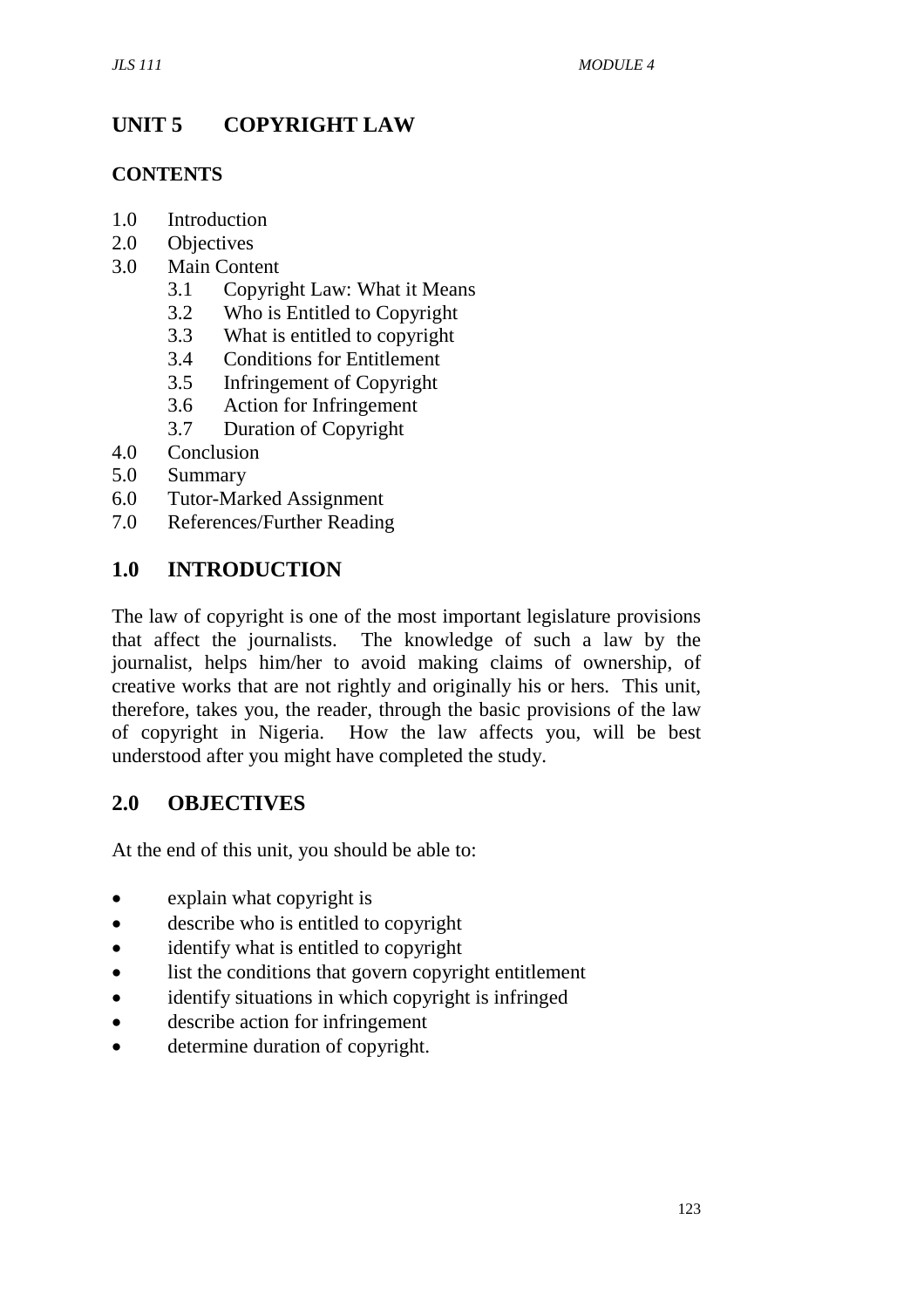# UNIT 5 COPYRIGHT LAW

**CONTENTS**

1.0 Introduction
2.0 Objectives
3.0 Main Content
  3.1 Copyright Law: What it Means
  3.2 Who is Entitled to Copyright
  3.3 What is entitled to copyright
  3.4 Conditions for Entitlement
  3.5 Infringement of Copyright
  3.6 Action for Infringement
  3.7 Duration of Copyright
4.0 Conclusion
5.0 Summary
6.0 Tutor-Marked Assignment
7.0 References/Further Reading

## 1.0 INTRODUCTION

The law of copyright is one of the most important legislature provisions that affect the journalists. The knowledge of such a law by the journalist, helps him/her to avoid making claims of ownership, of creative works that are not rightly and originally his or hers. This unit, therefore, takes you, the reader, through the basic provisions of the law of copyright in Nigeria. How the law affects you, will be best understood after you might have completed the study.

## 2.0 OBJECTIVES

At the end of this unit, you should be able to:

- explain what copyright is
- describe who is entitled to copyright
- identify what is entitled to copyright
- list the conditions that govern copyright entitlement
- identify situations in which copyright is infringed
- describe action for infringement
- determine duration of copyright.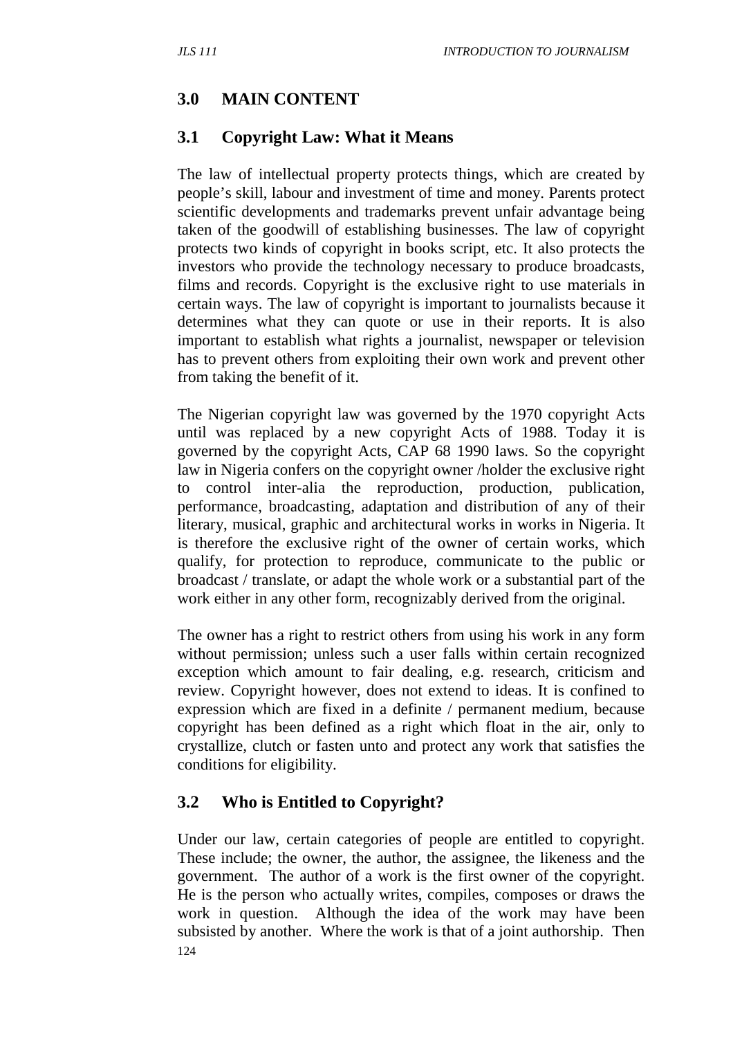## 3.0 MAIN CONTENT

### 3.1 Copyright Law: What it Means

The law of intellectual property protects things, which are created by people's skill, labour and investment of time and money. Parents protect scientific developments and trademarks prevent unfair advantage being taken of the goodwill of establishing businesses. The law of copyright protects two kinds of copyright in books script, etc. It also protects the investors who provide the technology necessary to produce broadcasts, films and records. Copyright is the exclusive right to use materials in certain ways. The law of copyright is important to journalists because it determines what they can quote or use in their reports. It is also important to establish what rights a journalist, newspaper or television has to prevent others from exploiting their own work and prevent other from taking the benefit of it.

The Nigerian copyright law was governed by the 1970 copyright Acts until was replaced by a new copyright Acts of 1988. Today it is governed by the copyright Acts, CAP 68 1990 laws. So the copyright law in Nigeria confers on the copyright owner /holder the exclusive right to control inter-alia the reproduction, production, publication, performance, broadcasting, adaptation and distribution of any of their literary, musical, graphic and architectural works in works in Nigeria. It is therefore the exclusive right of the owner of certain works, which qualify, for protection to reproduce, communicate to the public or broadcast / translate, or adapt the whole work or a substantial part of the work either in any other form, recognizably derived from the original.

The owner has a right to restrict others from using his work in any form without permission; unless such a user falls within certain recognized exception which amount to fair dealing, e.g. research, criticism and review. Copyright however, does not extend to ideas. It is confined to expression which are fixed in a definite / permanent medium, because copyright has been defined as a right which float in the air, only to crystallize, clutch or fasten unto and protect any work that satisfies the conditions for eligibility.

### 3.2 Who is Entitled to Copyright?

Under our law, certain categories of people are entitled to copyright. These include; the owner, the author, the assignee, the likeness and the government. The author of a work is the first owner of the copyright. He is the person who actually writes, compiles, composes or draws the work in question. Although the idea of the work may have been subsisted by another. Where the work is that of a joint authorship. Then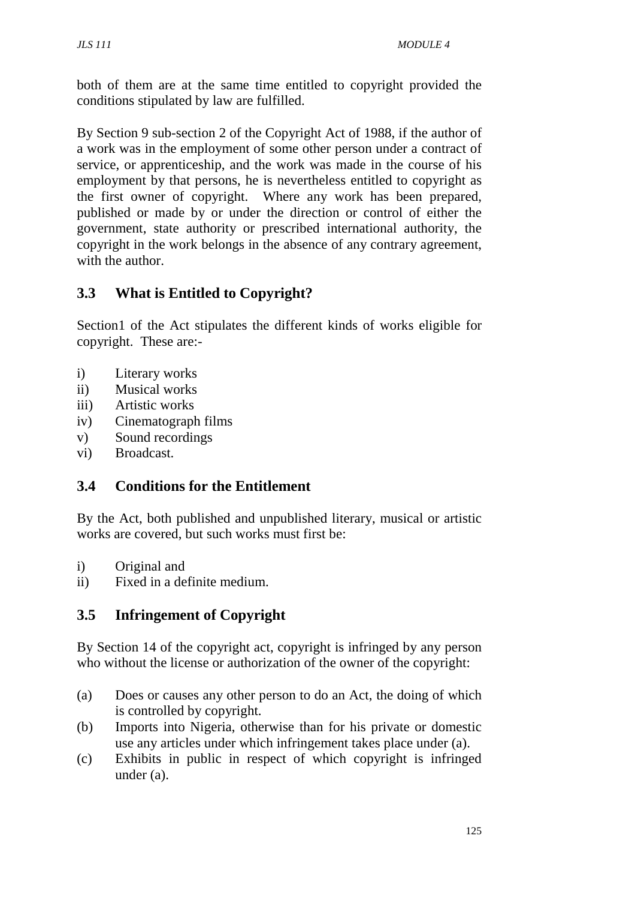both of them are at the same time entitled to copyright provided the conditions stipulated by law are fulfilled.

By Section 9 sub-section 2 of the Copyright Act of 1988, if the author of a work was in the employment of some other person under a contract of service, or apprenticeship, and the work was made in the course of his employment by that persons, he is nevertheless entitled to copyright as the first owner of copyright. Where any work has been prepared, published or made by or under the direction or control of either the government, state authority or prescribed international authority, the copyright in the work belongs in the absence of any contrary agreement, with the author.

## 3.3 What is Entitled to Copyright?

Section1 of the Act stipulates the different kinds of works eligible for copyright. These are:-

i) Literary works
ii) Musical works
iii) Artistic works
iv) Cinematograph films
v) Sound recordings
vi) Broadcast.

## 3.4 Conditions for the Entitlement

By the Act, both published and unpublished literary, musical or artistic works are covered, but such works must first be:

i) Original and
ii) Fixed in a definite medium.

## 3.5 Infringement of Copyright

By Section 14 of the copyright act, copyright is infringed by any person who without the license or authorization of the owner of the copyright:

(a) Does or causes any other person to do an Act, the doing of which is controlled by copyright.
(b) Imports into Nigeria, otherwise than for his private or domestic use any articles under which infringement takes place under (a).
(c) Exhibits in public in respect of which copyright is infringed under (a).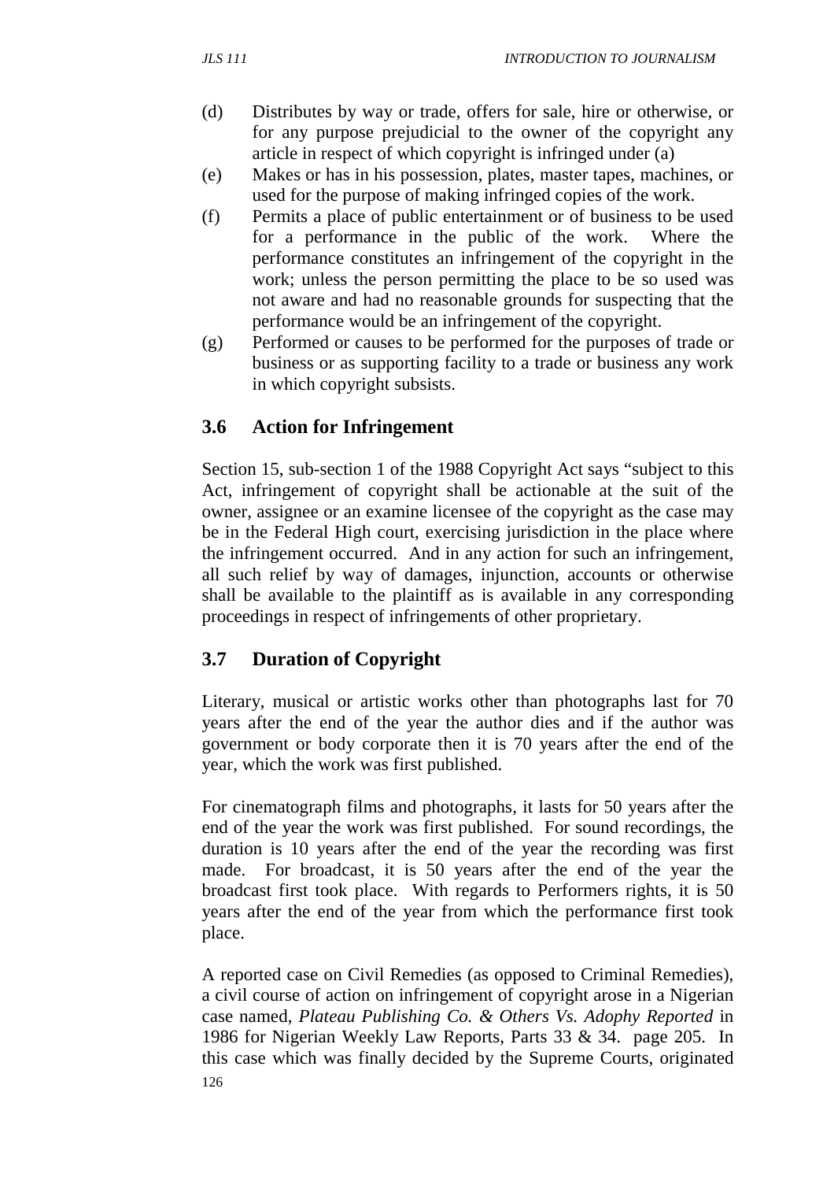(d) Distributes by way or trade, offers for sale, hire or otherwise, or for any purpose prejudicial to the owner of the copyright any article in respect of which copyright is infringed under (a)

(e) Makes or has in his possession, plates, master tapes, machines, or used for the purpose of making infringed copies of the work.

(f) Permits a place of public entertainment or of business to be used for a performance in the public of the work. Where the performance constitutes an infringement of the copyright in the work; unless the person permitting the place to be so used was not aware and had no reasonable grounds for suspecting that the performance would be an infringement of the copyright.

(g) Performed or causes to be performed for the purposes of trade or business or as supporting facility to a trade or business any work in which copyright subsists.

## 3.6 Action for Infringement

Section 15, sub-section 1 of the 1988 Copyright Act says "subject to this Act, infringement of copyright shall be actionable at the suit of the owner, assignee or an examine licensee of the copyright as the case may be in the Federal High court, exercising jurisdiction in the place where the infringement occurred. And in any action for such an infringement, all such relief by way of damages, injunction, accounts or otherwise shall be available to the plaintiff as is available in any corresponding proceedings in respect of infringements of other proprietary.

## 3.7 Duration of Copyright

Literary, musical or artistic works other than photographs last for 70 years after the end of the year the author dies and if the author was government or body corporate then it is 70 years after the end of the year, which the work was first published.

For cinematograph films and photographs, it lasts for 50 years after the end of the year the work was first published. For sound recordings, the duration is 10 years after the end of the year the recording was first made. For broadcast, it is 50 years after the end of the year the broadcast first took place. With regards to Performers rights, it is 50 years after the end of the year from which the performance first took place.

A reported case on Civil Remedies (as opposed to Criminal Remedies), a civil course of action on infringement of copyright arose in a Nigerian case named, *Plateau Publishing Co. & Others Vs. Adophy Reported* in 1986 for Nigerian Weekly Law Reports, Parts 33 & 34. page 205. In this case which was finally decided by the Supreme Courts, originated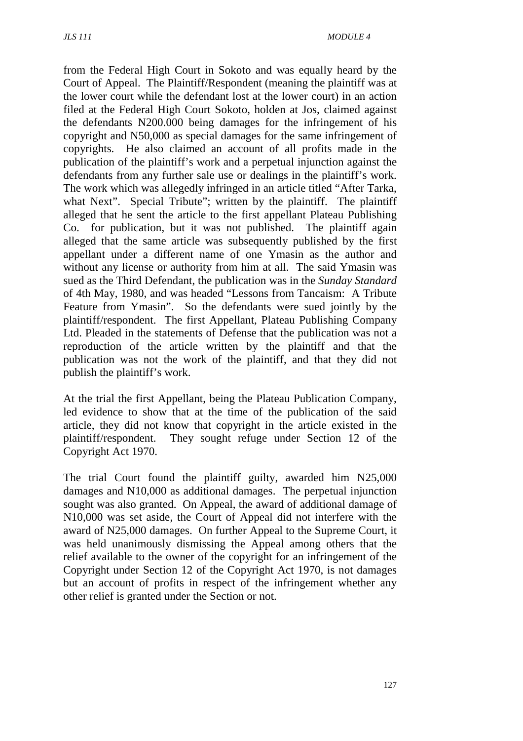from the Federal High Court in Sokoto and was equally heard by the Court of Appeal. The Plaintiff/Respondent (meaning the plaintiff was at the lower court while the defendant lost at the lower court) in an action filed at the Federal High Court Sokoto, holden at Jos, claimed against the defendants N200.000 being damages for the infringement of his copyright and N50,000 as special damages for the same infringement of copyrights. He also claimed an account of all profits made in the publication of the plaintiff's work and a perpetual injunction against the defendants from any further sale use or dealings in the plaintiff's work. The work which was allegedly infringed in an article titled "After Tarka, what Next". Special Tribute"; written by the plaintiff. The plaintiff alleged that he sent the article to the first appellant Plateau Publishing Co. for publication, but it was not published. The plaintiff again alleged that the same article was subsequently published by the first appellant under a different name of one Ymasin as the author and without any license or authority from him at all. The said Ymasin was sued as the Third Defendant, the publication was in the *Sunday Standard* of 4th May, 1980, and was headed "Lessons from Tancaism: A Tribute Feature from Ymasin". So the defendants were sued jointly by the plaintiff/respondent. The first Appellant, Plateau Publishing Company Ltd. Pleaded in the statements of Defense that the publication was not a reproduction of the article written by the plaintiff and that the publication was not the work of the plaintiff, and that they did not publish the plaintiff's work.

At the trial the first Appellant, being the Plateau Publication Company, led evidence to show that at the time of the publication of the said article, they did not know that copyright in the article existed in the plaintiff/respondent. They sought refuge under Section 12 of the Copyright Act 1970.

The trial Court found the plaintiff guilty, awarded him N25,000 damages and N10,000 as additional damages. The perpetual injunction sought was also granted. On Appeal, the award of additional damage of N10,000 was set aside, the Court of Appeal did not interfere with the award of N25,000 damages. On further Appeal to the Supreme Court, it was held unanimously dismissing the Appeal among others that the relief available to the owner of the copyright for an infringement of the Copyright under Section 12 of the Copyright Act 1970, is not damages but an account of profits in respect of the infringement whether any other relief is granted under the Section or not.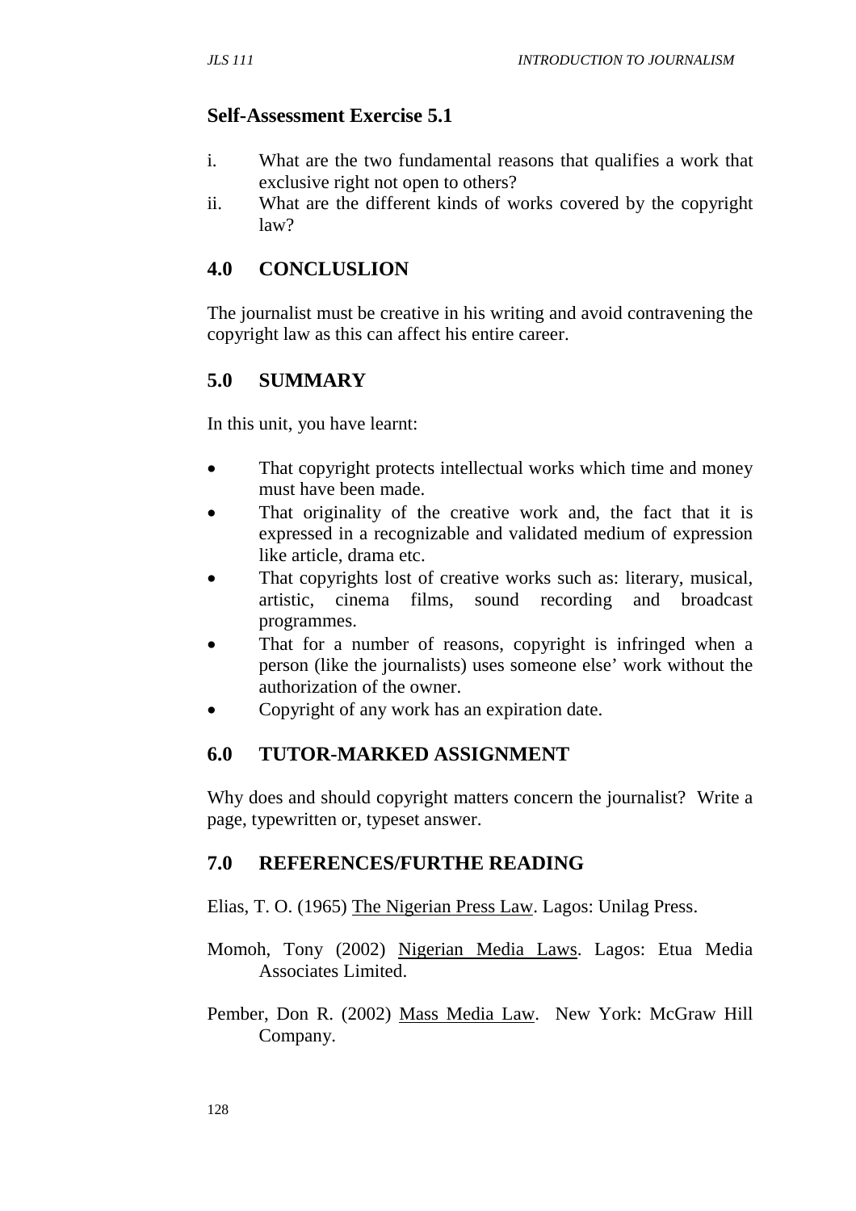## Self-Assessment Exercise 5.1

i. What are the two fundamental reasons that qualifies a work that exclusive right not open to others?

ii. What are the different kinds of works covered by the copyright law?

## 4.0 CONCLUSLION

The journalist must be creative in his writing and avoid contravening the copyright law as this can affect his entire career.

## 5.0 SUMMARY

In this unit, you have learnt:

- That copyright protects intellectual works which time and money must have been made.
- That originality of the creative work and, the fact that it is expressed in a recognizable and validated medium of expression like article, drama etc.
- That copyrights lost of creative works such as: literary, musical, artistic, cinema films, sound recording and broadcast programmes.
- That for a number of reasons, copyright is infringed when a person (like the journalists) uses someone else' work without the authorization of the owner.
- Copyright of any work has an expiration date.

## 6.0 TUTOR-MARKED ASSIGNMENT

Why does and should copyright matters concern the journalist? Write a page, typewritten or, typeset answer.

## 7.0 REFERENCES/FURTHE READING

Elias, T. O. (1965) The Nigerian Press Law. Lagos: Unilag Press.

Momoh, Tony (2002) Nigerian Media Laws. Lagos: Etua Media Associates Limited.

Pember, Don R. (2002) Mass Media Law. New York: McGraw Hill Company.